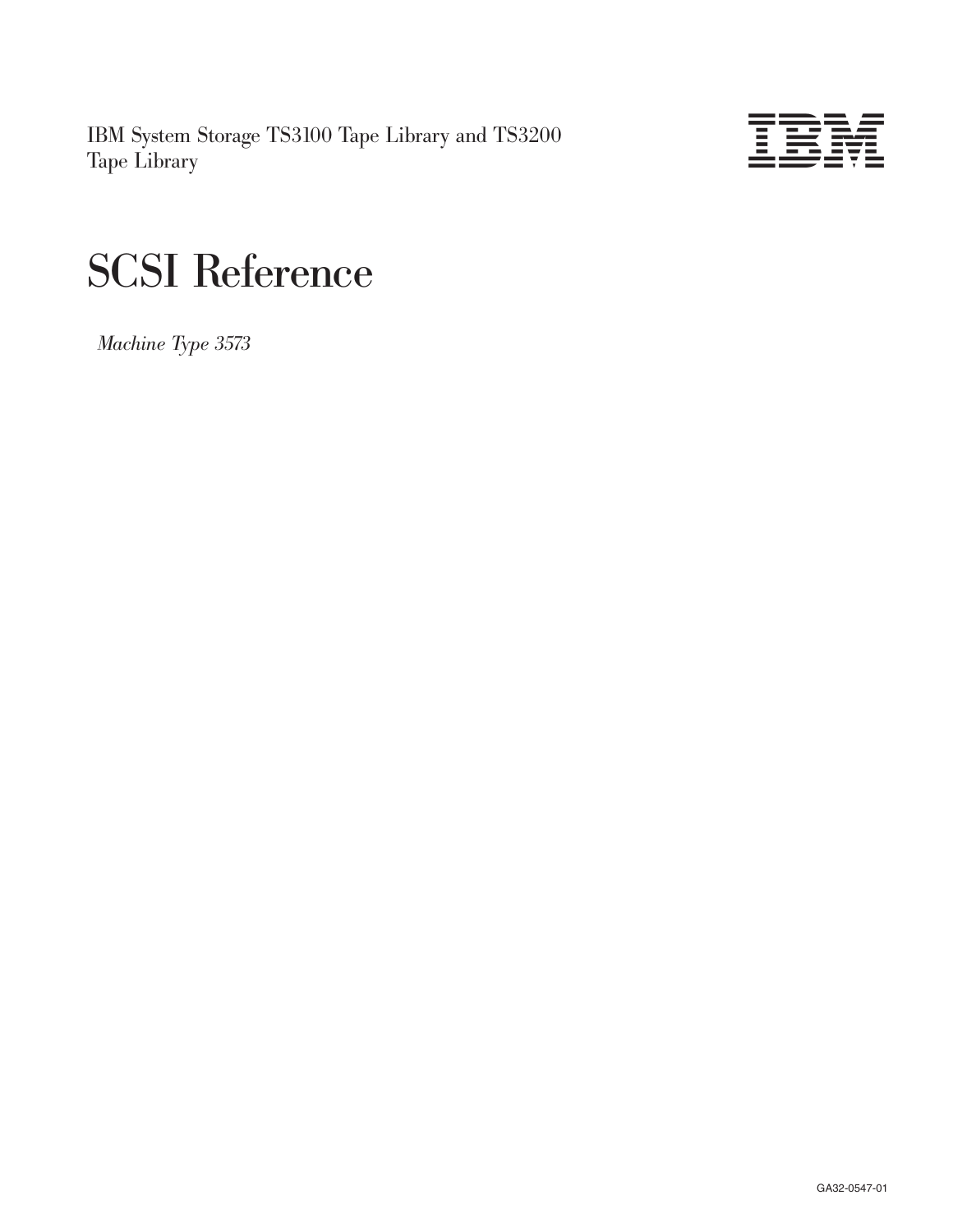IBM System Storage TS3100 Tape Library and TS3200 Tape Library

# SCSI Reference

*Machine Type 3573*

GA32-0547-01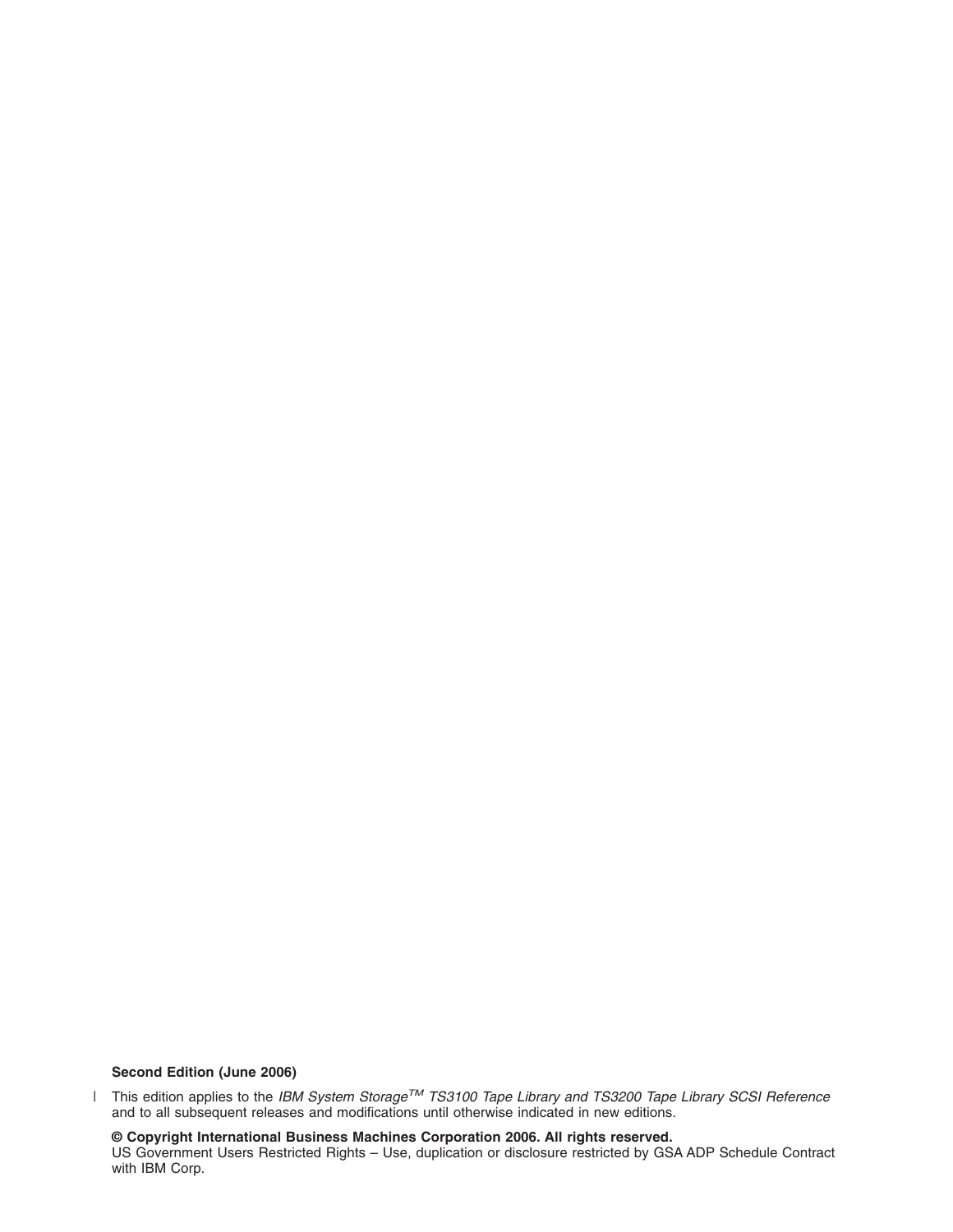**Second Edition (June 2006)**

This edition applies to the *IBM System Storage*TM *TS3100 Tape Library and TS3200 Tape Library SCSI Reference* and to all subsequent releases and modifications until otherwise indicated in new editions.

**© Copyright International Business Machines Corporation 2006. All rights reserved.**
US Government Users Restricted Rights – Use, duplication or disclosure restricted by GSA ADP Schedule Contract with IBM Corp.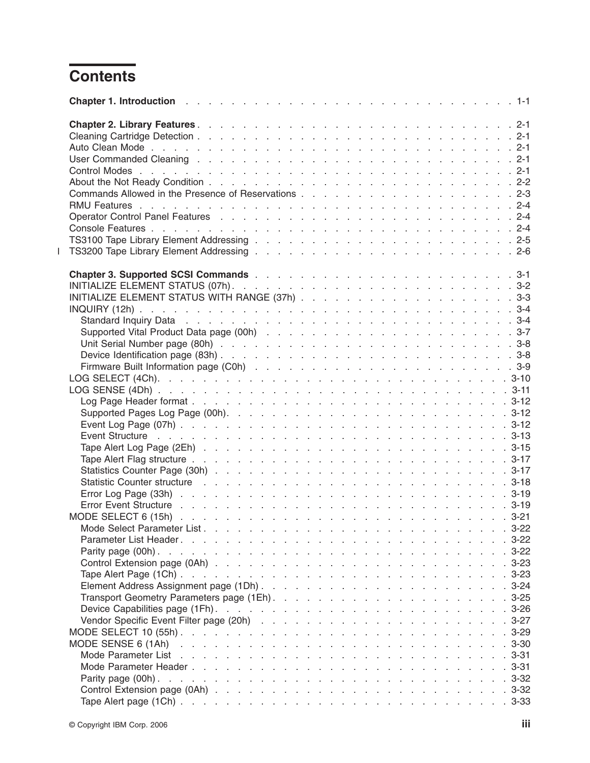# Contents

**Chapter 1. Introduction** . . . 1-1

**Chapter 2. Library Features** . . . 2-1
Cleaning Cartridge Detection . . . 2-1
Auto Clean Mode . . . 2-1
User Commanded Cleaning . . . 2-1
Control Modes . . . 2-1
About the Not Ready Condition . . . 2-2
Commands Allowed in the Presence of Reservations . . . 2-3
RMU Features . . . 2-4
Operator Control Panel Features . . . 2-4
Console Features . . . 2-4
TS3100 Tape Library Element Addressing . . . 2-5
TS3200 Tape Library Element Addressing . . . 2-6

**Chapter 3. Supported SCSI Commands** . . . 3-1
INITIALIZE ELEMENT STATUS (07h) . . . 3-2
INITIALIZE ELEMENT STATUS WITH RANGE (37h) . . . 3-3
INQUIRY (12h) . . . 3-4
  Standard Inquiry Data . . . 3-4
  Supported Vital Product Data page (00h) . . . 3-7
  Unit Serial Number page (80h) . . . 3-8
  Device Identification page (83h) . . . 3-8
  Firmware Built Information page (C0h) . . . 3-9
LOG SELECT (4Ch) . . . 3-10
LOG SENSE (4Dh) . . . 3-11
  Log Page Header format . . . 3-12
  Supported Pages Log Page (00h) . . . 3-12
  Event Log Page (07h) . . . 3-12
  Event Structure . . . 3-13
  Tape Alert Log Page (2Eh) . . . 3-15
  Tape Alert Flag structure . . . 3-17
  Statistics Counter Page (30h) . . . 3-17
  Statistic Counter structure . . . 3-18
  Error Log Page (33h) . . . 3-19
  Error Event Structure . . . 3-19
MODE SELECT 6 (15h) . . . 3-21
  Mode Select Parameter List . . . 3-22
  Parameter List Header . . . 3-22
  Parity page (00h) . . . 3-22
  Control Extension page (0Ah) . . . 3-23
  Tape Alert Page (1Ch) . . . 3-23
  Element Address Assignment page (1Dh) . . . 3-24
  Transport Geometry Parameters page (1Eh) . . . 3-25
  Device Capabilities page (1Fh) . . . 3-26
  Vendor Specific Event Filter page (20h) . . . 3-27
MODE SELECT 10 (55h) . . . 3-29
MODE SENSE 6 (1Ah) . . . 3-30
  Mode Parameter List . . . 3-31
  Mode Parameter Header . . . 3-31
  Parity page (00h) . . . 3-32
  Control Extension page (0Ah) . . . 3-32
  Tape Alert page (1Ch) . . . 3-33

© Copyright IBM Corp. 2006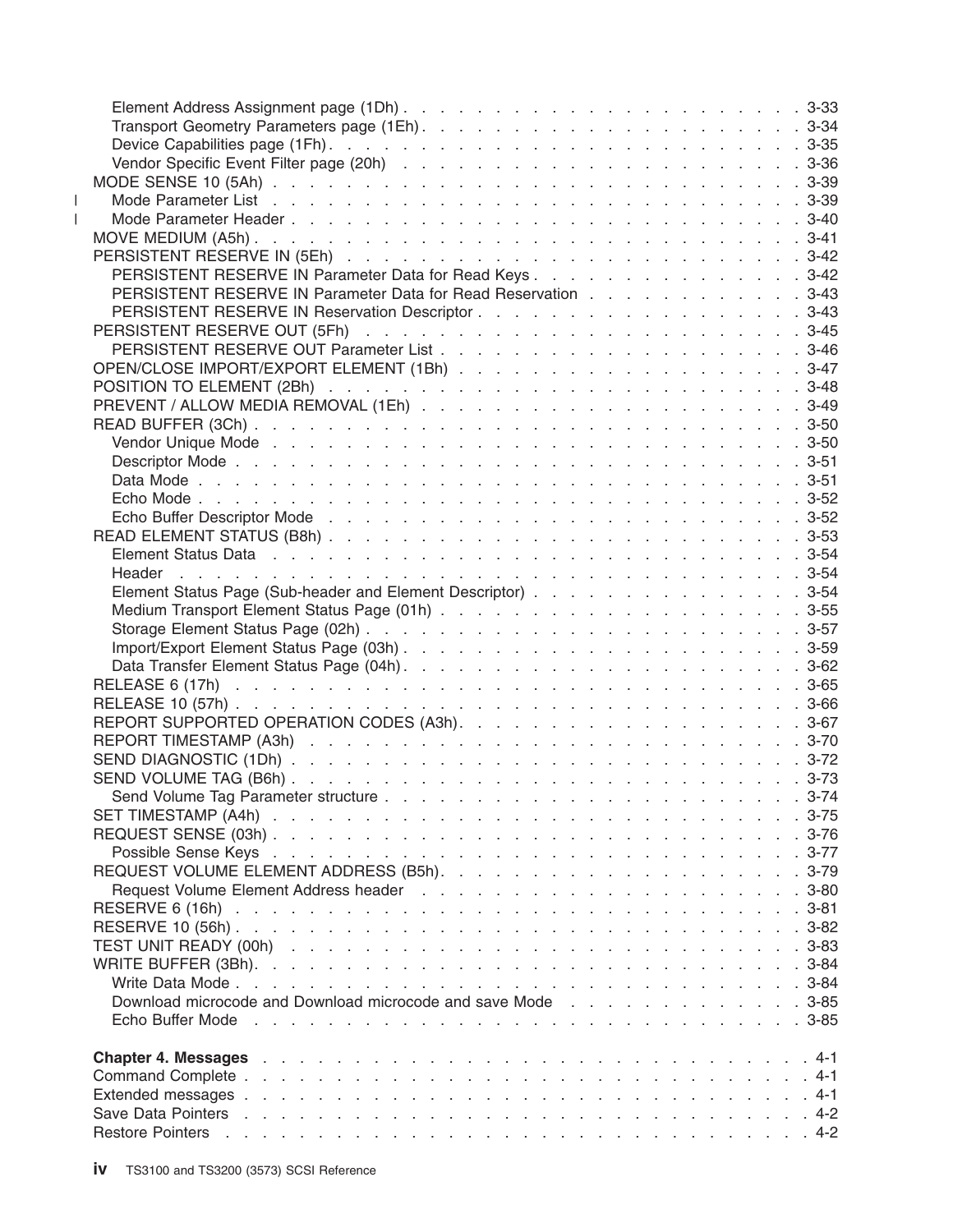- Element Address Assignment page (1Dh) . . . . . . . . . . . . . . . . . . . . . . 3-33
- Transport Geometry Parameters page (1Eh) . . . . . . . . . . . . . . . . . . . . . 3-34
- Device Capabilities page (1Fh) . . . . . . . . . . . . . . . . . . . . . . . . . 3-35
- Vendor Specific Event Filter page (20h) . . . . . . . . . . . . . . . . . . . . . 3-36

MODE SENSE 10 (5Ah) . . . . . . . . . . . . . . . . . . . . . . . . . . . . . 3-39

- Mode Parameter List . . . . . . . . . . . . . . . . . . . . . . . . . . . . 3-39
- Mode Parameter Header . . . . . . . . . . . . . . . . . . . . . . . . . . . 3-40

MOVE MEDIUM (A5h) . . . . . . . . . . . . . . . . . . . . . . . . . . . . . . 3-41

PERSISTENT RESERVE IN (5Eh) . . . . . . . . . . . . . . . . . . . . . . . . . 3-42

- PERSISTENT RESERVE IN Parameter Data for Read Keys . . . . . . . . . . . . . 3-42
- PERSISTENT RESERVE IN Parameter Data for Read Reservation . . . . . . . . . . 3-43
- PERSISTENT RESERVE IN Reservation Descriptor . . . . . . . . . . . . . . . . 3-43

PERSISTENT RESERVE OUT (5Fh) . . . . . . . . . . . . . . . . . . . . . . . . 3-45

- PERSISTENT RESERVE OUT Parameter List . . . . . . . . . . . . . . . . . . . 3-46

OPEN/CLOSE IMPORT/EXPORT ELEMENT (1Bh) . . . . . . . . . . . . . . . . . . 3-47

POSITION TO ELEMENT (2Bh) . . . . . . . . . . . . . . . . . . . . . . . . . . 3-48

PREVENT / ALLOW MEDIA REMOVAL (1Eh) . . . . . . . . . . . . . . . . . . . . 3-49

READ BUFFER (3Ch) . . . . . . . . . . . . . . . . . . . . . . . . . . . . . . 3-50

- Vendor Unique Mode . . . . . . . . . . . . . . . . . . . . . . . . . . . . 3-50
- Descriptor Mode . . . . . . . . . . . . . . . . . . . . . . . . . . . . . . 3-51
- Data Mode . . . . . . . . . . . . . . . . . . . . . . . . . . . . . . . . 3-51
- Echo Mode . . . . . . . . . . . . . . . . . . . . . . . . . . . . . . . . 3-52
- Echo Buffer Descriptor Mode . . . . . . . . . . . . . . . . . . . . . . . . 3-52

READ ELEMENT STATUS (B8h) . . . . . . . . . . . . . . . . . . . . . . . . . . 3-53

- Element Status Data . . . . . . . . . . . . . . . . . . . . . . . . . . . . 3-54
- Header . . . . . . . . . . . . . . . . . . . . . . . . . . . . . . . . . . 3-54
- Element Status Page (Sub-header and Element Descriptor) . . . . . . . . . . . . 3-54
- Medium Transport Element Status Page (01h) . . . . . . . . . . . . . . . . . . 3-55
- Storage Element Status Page (02h) . . . . . . . . . . . . . . . . . . . . . . 3-57
- Import/Export Element Status Page (03h) . . . . . . . . . . . . . . . . . . . 3-59
- Data Transfer Element Status Page (04h) . . . . . . . . . . . . . . . . . . . 3-62

RELEASE 6 (17h) . . . . . . . . . . . . . . . . . . . . . . . . . . . . . . . 3-65

RELEASE 10 (57h) . . . . . . . . . . . . . . . . . . . . . . . . . . . . . . . 3-66

REPORT SUPPORTED OPERATION CODES (A3h) . . . . . . . . . . . . . . . . . . 3-67

REPORT TIMESTAMP (A3h) . . . . . . . . . . . . . . . . . . . . . . . . . . . 3-70

SEND DIAGNOSTIC (1Dh) . . . . . . . . . . . . . . . . . . . . . . . . . . . . 3-72

SEND VOLUME TAG (B6h) . . . . . . . . . . . . . . . . . . . . . . . . . . . . 3-73

- Send Volume Tag Parameter structure . . . . . . . . . . . . . . . . . . . . . 3-74

SET TIMESTAMP (A4h) . . . . . . . . . . . . . . . . . . . . . . . . . . . . . 3-75

REQUEST SENSE (03h) . . . . . . . . . . . . . . . . . . . . . . . . . . . . . 3-76

- Possible Sense Keys . . . . . . . . . . . . . . . . . . . . . . . . . . . . 3-77

REQUEST VOLUME ELEMENT ADDRESS (B5h) . . . . . . . . . . . . . . . . . . . 3-79

- Request Volume Element Address header . . . . . . . . . . . . . . . . . . . . 3-80

RESERVE 6 (16h) . . . . . . . . . . . . . . . . . . . . . . . . . . . . . . . 3-81

RESERVE 10 (56h) . . . . . . . . . . . . . . . . . . . . . . . . . . . . . . . 3-82

TEST UNIT READY (00h) . . . . . . . . . . . . . . . . . . . . . . . . . . . . 3-83

WRITE BUFFER (3Bh) . . . . . . . . . . . . . . . . . . . . . . . . . . . . . . 3-84

- Write Data Mode . . . . . . . . . . . . . . . . . . . . . . . . . . . . . . 3-84
- Download microcode and Download microcode and save Mode . . . . . . . . . . . 3-85
- Echo Buffer Mode . . . . . . . . . . . . . . . . . . . . . . . . . . . . . 3-85

**Chapter 4. Messages** . . . . . . . . . . . . . . . . . . . . . . . . . . . . . 4-1

Command Complete . . . . . . . . . . . . . . . . . . . . . . . . . . . . . . . 4-1

Extended messages . . . . . . . . . . . . . . . . . . . . . . . . . . . . . . . 4-1

Save Data Pointers . . . . . . . . . . . . . . . . . . . . . . . . . . . . . . 4-2

Restore Pointers . . . . . . . . . . . . . . . . . . . . . . . . . . . . . . . 4-2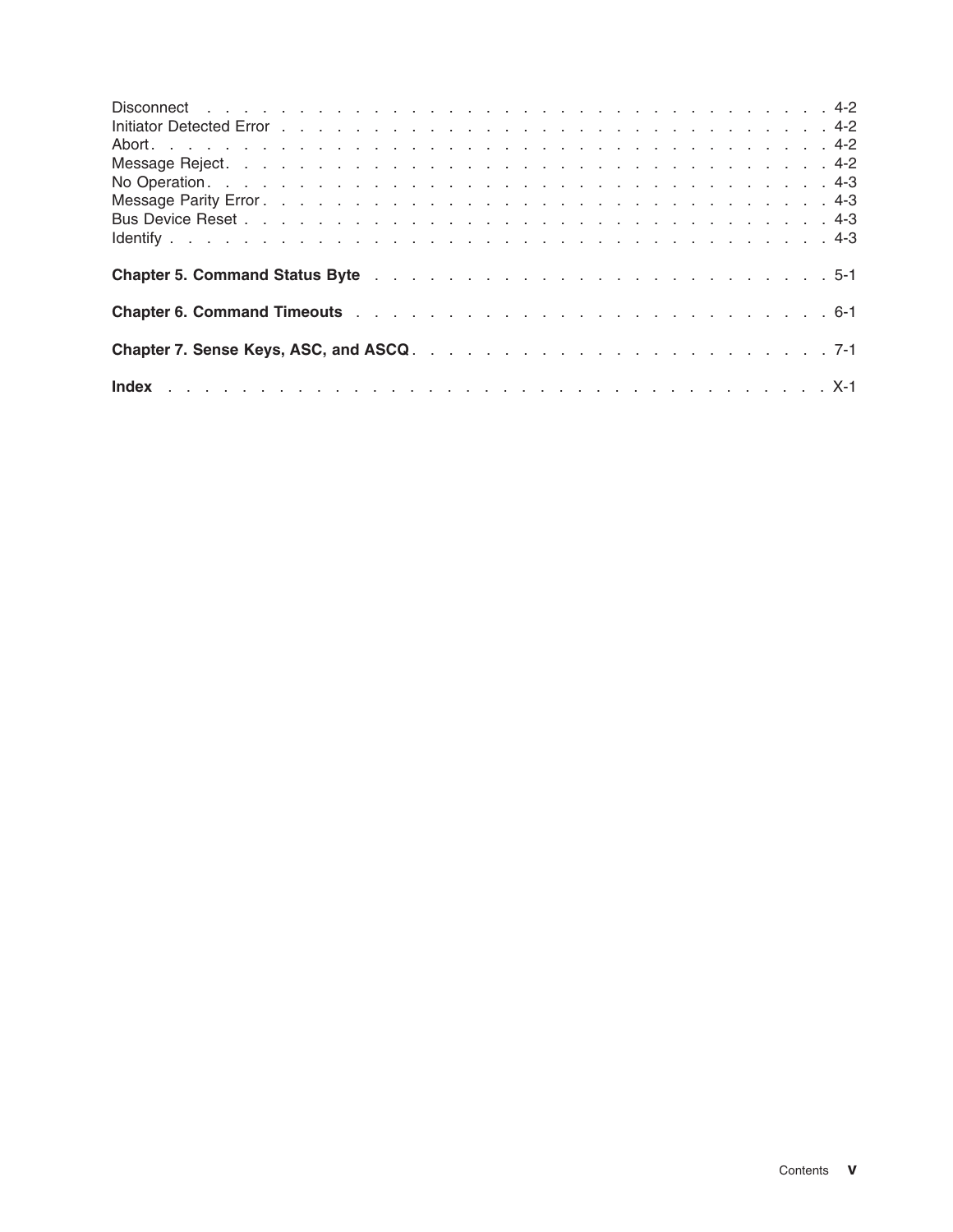Disconnect . . . . . . . . . . . . . . . . . . . . . . . . . . . . . . . . . . 4-2
Initiator Detected Error . . . . . . . . . . . . . . . . . . . . . . . . . . . . 4-2
Abort . . . . . . . . . . . . . . . . . . . . . . . . . . . . . . . . . . . . 4-2
Message Reject . . . . . . . . . . . . . . . . . . . . . . . . . . . . . . . . 4-2
No Operation . . . . . . . . . . . . . . . . . . . . . . . . . . . . . . . . . 4-3
Message Parity Error . . . . . . . . . . . . . . . . . . . . . . . . . . . . . 4-3
Bus Device Reset . . . . . . . . . . . . . . . . . . . . . . . . . . . . . . . 4-3
Identify . . . . . . . . . . . . . . . . . . . . . . . . . . . . . . . . . . . 4-3

**Chapter 5. Command Status Byte** . . . . . . . . . . . . . . . . . . . . . . 5-1

**Chapter 6. Command Timeouts** . . . . . . . . . . . . . . . . . . . . . . . 6-1

**Chapter 7. Sense Keys, ASC, and ASCQ** . . . . . . . . . . . . . . . . . . . 7-1

**Index** . . . . . . . . . . . . . . . . . . . . . . . . . . . . . . . . . . . X-1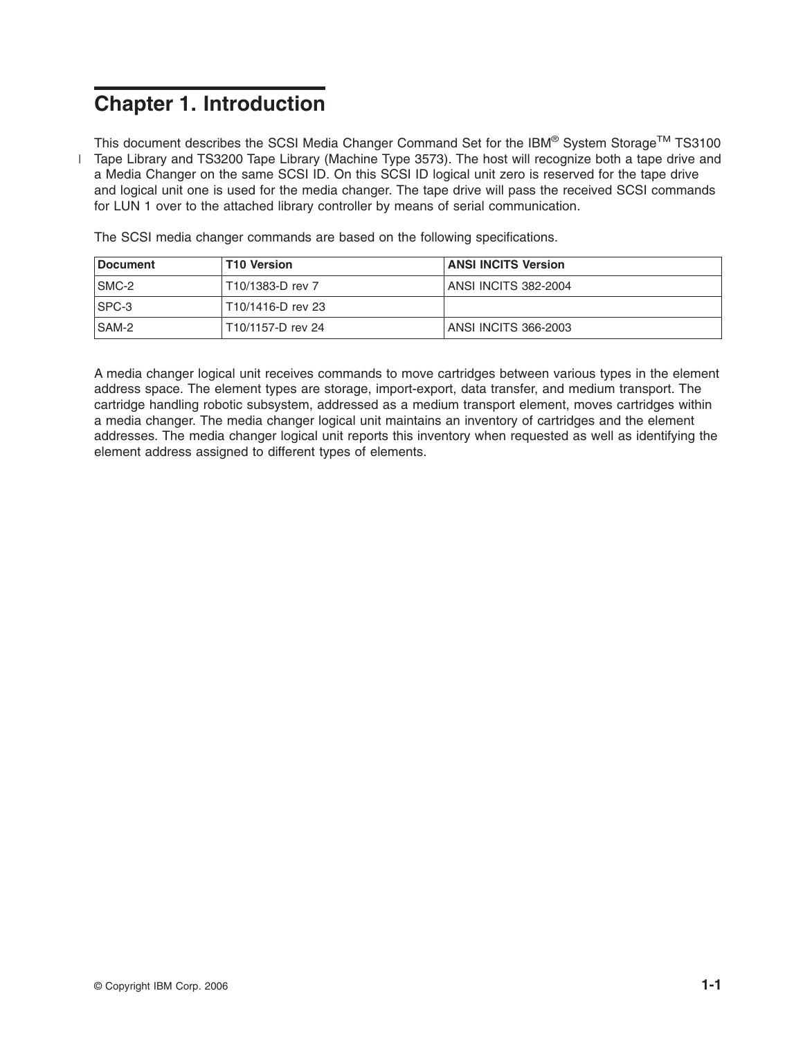# Chapter 1. Introduction

This document describes the SCSI Media Changer Command Set for the IBM® System Storage™ TS3100 Tape Library and TS3200 Tape Library (Machine Type 3573). The host will recognize both a tape drive and a Media Changer on the same SCSI ID. On this SCSI ID logical unit zero is reserved for the tape drive and logical unit one is used for the media changer. The tape drive will pass the received SCSI commands for LUN 1 over to the attached library controller by means of serial communication.

The SCSI media changer commands are based on the following specifications.

| Document | T10 Version | ANSI INCITS Version |
| --- | --- | --- |
| SMC-2 | T10/1383-D rev 7 | ANSI INCITS 382-2004 |
| SPC-3 | T10/1416-D rev 23 | |
| SAM-2 | T10/1157-D rev 24 | ANSI INCITS 366-2003 |

A media changer logical unit receives commands to move cartridges between various types in the element address space. The element types are storage, import-export, data transfer, and medium transport. The cartridge handling robotic subsystem, addressed as a medium transport element, moves cartridges within a media changer. The media changer logical unit maintains an inventory of cartridges and the element addresses. The media changer logical unit reports this inventory when requested as well as identifying the element address assigned to different types of elements.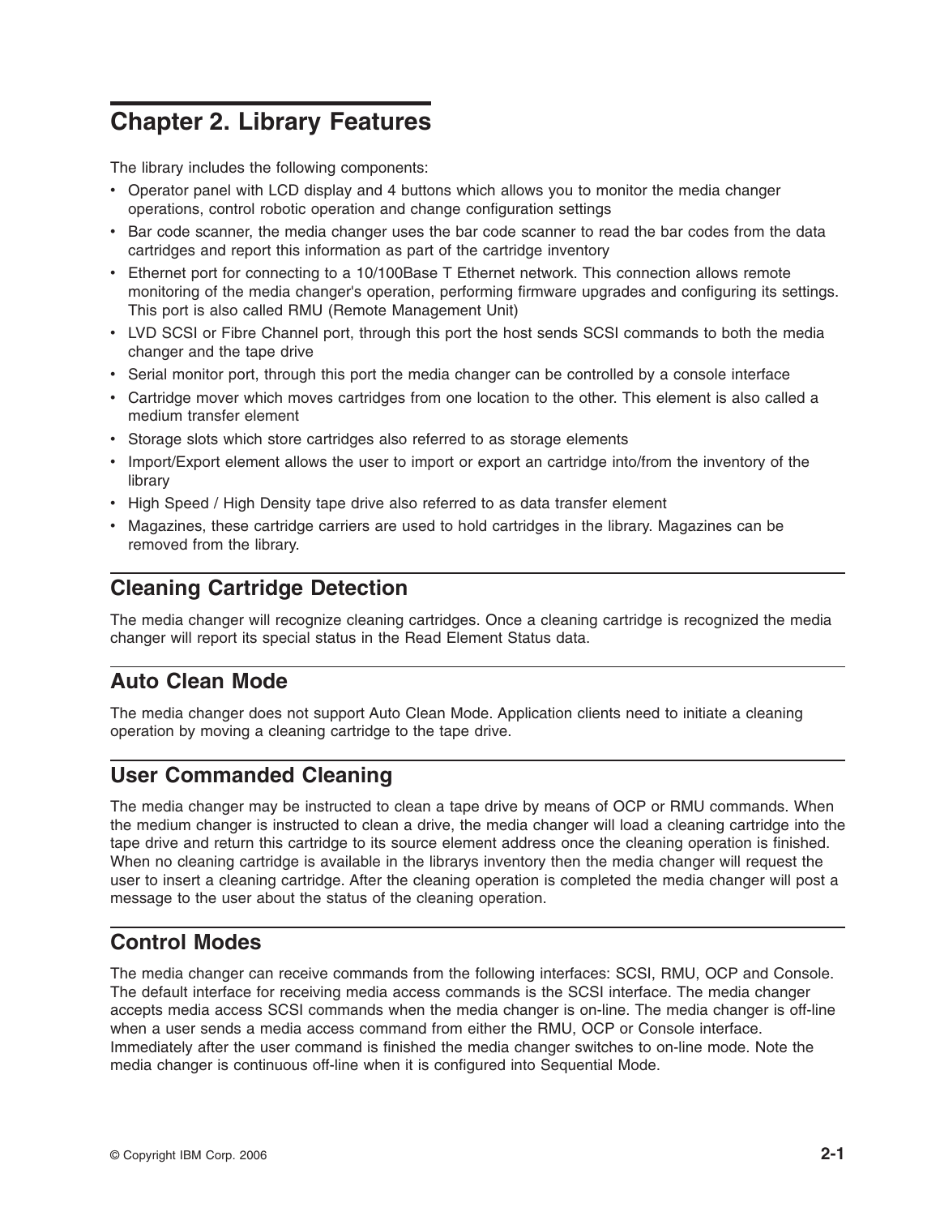# Chapter 2. Library Features

The library includes the following components:

- Operator panel with LCD display and 4 buttons which allows you to monitor the media changer operations, control robotic operation and change configuration settings
- Bar code scanner, the media changer uses the bar code scanner to read the bar codes from the data cartridges and report this information as part of the cartridge inventory
- Ethernet port for connecting to a 10/100Base T Ethernet network. This connection allows remote monitoring of the media changer's operation, performing firmware upgrades and configuring its settings. This port is also called RMU (Remote Management Unit)
- LVD SCSI or Fibre Channel port, through this port the host sends SCSI commands to both the media changer and the tape drive
- Serial monitor port, through this port the media changer can be controlled by a console interface
- Cartridge mover which moves cartridges from one location to the other. This element is also called a medium transfer element
- Storage slots which store cartridges also referred to as storage elements
- Import/Export element allows the user to import or export an cartridge into/from the inventory of the library
- High Speed / High Density tape drive also referred to as data transfer element
- Magazines, these cartridge carriers are used to hold cartridges in the library. Magazines can be removed from the library.

## Cleaning Cartridge Detection

The media changer will recognize cleaning cartridges. Once a cleaning cartridge is recognized the media changer will report its special status in the Read Element Status data.

## Auto Clean Mode

The media changer does not support Auto Clean Mode. Application clients need to initiate a cleaning operation by moving a cleaning cartridge to the tape drive.

## User Commanded Cleaning

The media changer may be instructed to clean a tape drive by means of OCP or RMU commands. When the medium changer is instructed to clean a drive, the media changer will load a cleaning cartridge into the tape drive and return this cartridge to its source element address once the cleaning operation is finished. When no cleaning cartridge is available in the librarys inventory then the media changer will request the user to insert a cleaning cartridge. After the cleaning operation is completed the media changer will post a message to the user about the status of the cleaning operation.

## Control Modes

The media changer can receive commands from the following interfaces: SCSI, RMU, OCP and Console. The default interface for receiving media access commands is the SCSI interface. The media changer accepts media access SCSI commands when the media changer is on-line. The media changer is off-line when a user sends a media access command from either the RMU, OCP or Console interface. Immediately after the user command is finished the media changer switches to on-line mode. Note the media changer is continuous off-line when it is configured into Sequential Mode.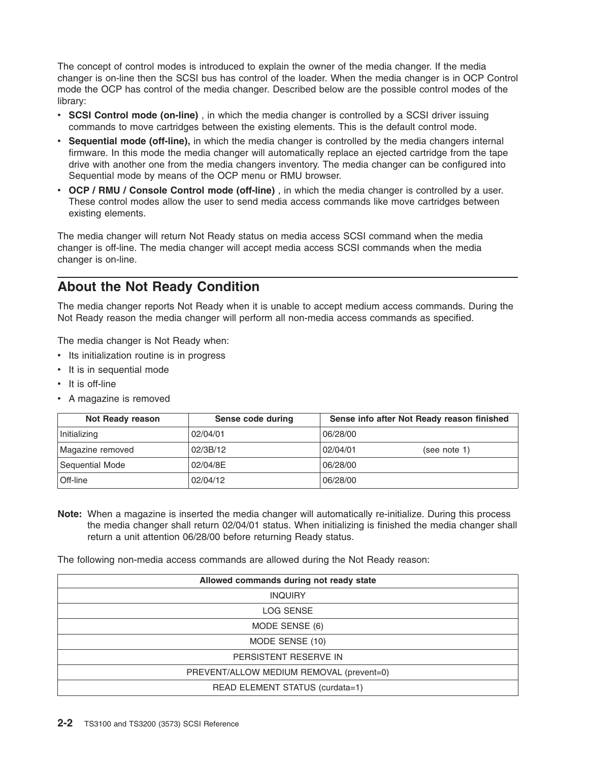The concept of control modes is introduced to explain the owner of the media changer. If the media changer is on-line then the SCSI bus has control of the loader. When the media changer is in OCP Control mode the OCP has control of the media changer. Described below are the possible control modes of the library:

- **SCSI Control mode (on-line)** , in which the media changer is controlled by a SCSI driver issuing commands to move cartridges between the existing elements. This is the default control mode.
- **Sequential mode (off-line),** in which the media changer is controlled by the media changers internal firmware. In this mode the media changer will automatically replace an ejected cartridge from the tape drive with another one from the media changers inventory. The media changer can be configured into Sequential mode by means of the OCP menu or RMU browser.
- **OCP / RMU / Console Control mode (off-line)** , in which the media changer is controlled by a user. These control modes allow the user to send media access commands like move cartridges between existing elements.

The media changer will return Not Ready status on media access SCSI command when the media changer is off-line. The media changer will accept media access SCSI commands when the media changer is on-line.

## About the Not Ready Condition

The media changer reports Not Ready when it is unable to accept medium access commands. During the Not Ready reason the media changer will perform all non-media access commands as specified.

The media changer is Not Ready when:

- Its initialization routine is in progress
- It is in sequential mode
- It is off-line
- A magazine is removed

| Not Ready reason | Sense code during | Sense info after Not Ready reason finished |
|---|---|---|
| Initializing | 02/04/01 | 06/28/00 |
| Magazine removed | 02/3B/12 | 02/04/01 (see note 1) |
| Sequential Mode | 02/04/8E | 06/28/00 |
| Off-line | 02/04/12 | 06/28/00 |

**Note:** When a magazine is inserted the media changer will automatically re-initialize. During this process the media changer shall return 02/04/01 status. When initializing is finished the media changer shall return a unit attention 06/28/00 before returning Ready status.

The following non-media access commands are allowed during the Not Ready reason:

| Allowed commands during not ready state |
|---|
| INQUIRY |
| LOG SENSE |
| MODE SENSE (6) |
| MODE SENSE (10) |
| PERSISTENT RESERVE IN |
| PREVENT/ALLOW MEDIUM REMOVAL (prevent=0) |
| READ ELEMENT STATUS (curdata=1) |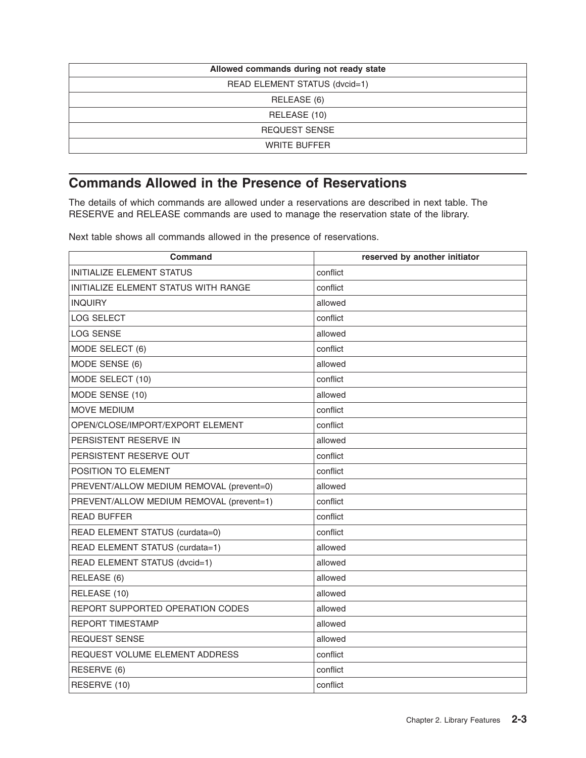| Allowed commands during not ready state |
| --- |
| READ ELEMENT STATUS (dvcid=1) |
| RELEASE (6) |
| RELEASE (10) |
| REQUEST SENSE |
| WRITE BUFFER |

## Commands Allowed in the Presence of Reservations

The details of which commands are allowed under a reservations are described in next table. The RESERVE and RELEASE commands are used to manage the reservation state of the library.

Next table shows all commands allowed in the presence of reservations.

| Command | reserved by another initiator |
| --- | --- |
| INITIALIZE ELEMENT STATUS | conflict |
| INITIALIZE ELEMENT STATUS WITH RANGE | conflict |
| INQUIRY | allowed |
| LOG SELECT | conflict |
| LOG SENSE | allowed |
| MODE SELECT (6) | conflict |
| MODE SENSE (6) | allowed |
| MODE SELECT (10) | conflict |
| MODE SENSE (10) | allowed |
| MOVE MEDIUM | conflict |
| OPEN/CLOSE/IMPORT/EXPORT ELEMENT | conflict |
| PERSISTENT RESERVE IN | allowed |
| PERSISTENT RESERVE OUT | conflict |
| POSITION TO ELEMENT | conflict |
| PREVENT/ALLOW MEDIUM REMOVAL (prevent=0) | allowed |
| PREVENT/ALLOW MEDIUM REMOVAL (prevent=1) | conflict |
| READ BUFFER | conflict |
| READ ELEMENT STATUS (curdata=0) | conflict |
| READ ELEMENT STATUS (curdata=1) | allowed |
| READ ELEMENT STATUS (dvcid=1) | allowed |
| RELEASE (6) | allowed |
| RELEASE (10) | allowed |
| REPORT SUPPORTED OPERATION CODES | allowed |
| REPORT TIMESTAMP | allowed |
| REQUEST SENSE | allowed |
| REQUEST VOLUME ELEMENT ADDRESS | conflict |
| RESERVE (6) | conflict |
| RESERVE (10) | conflict |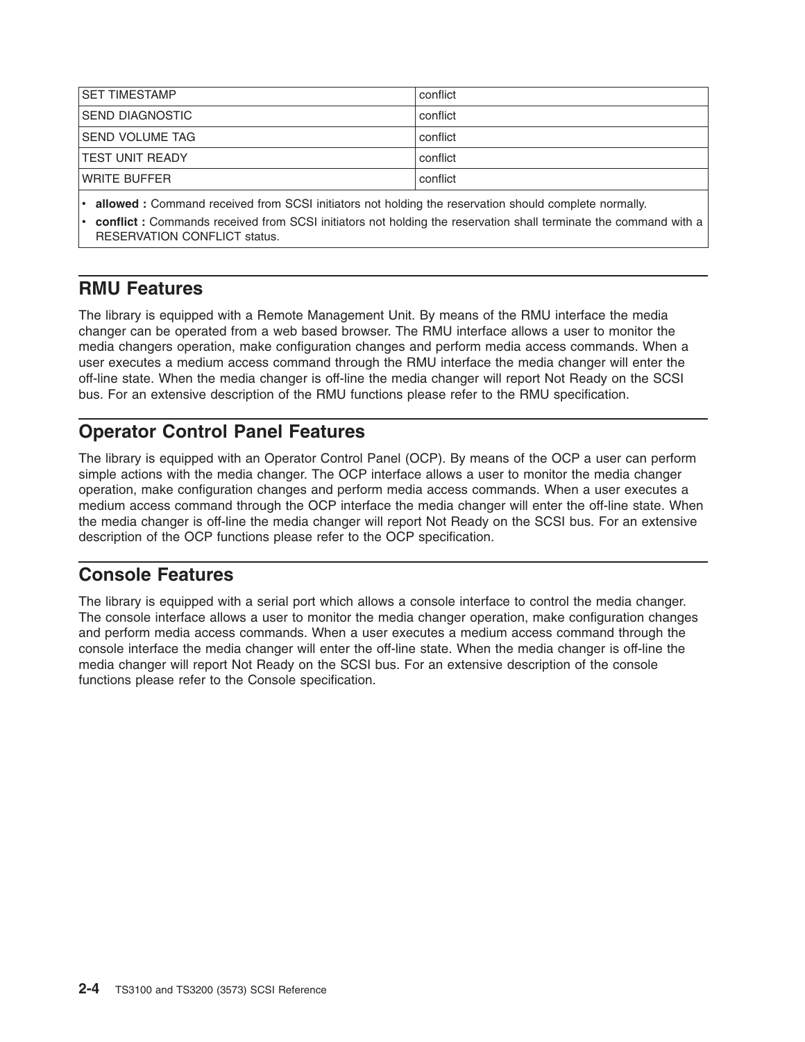| | |
|---|---|
| SET TIMESTAMP | conflict |
| SEND DIAGNOSTIC | conflict |
| SEND VOLUME TAG | conflict |
| TEST UNIT READY | conflict |
| WRITE BUFFER | conflict |

- **allowed :** Command received from SCSI initiators not holding the reservation should complete normally.
- **conflict :** Commands received from SCSI initiators not holding the reservation shall terminate the command with a RESERVATION CONFLICT status.

## RMU Features

The library is equipped with a Remote Management Unit. By means of the RMU interface the media changer can be operated from a web based browser. The RMU interface allows a user to monitor the media changers operation, make configuration changes and perform media access commands. When a user executes a medium access command through the RMU interface the media changer will enter the off-line state. When the media changer is off-line the media changer will report Not Ready on the SCSI bus. For an extensive description of the RMU functions please refer to the RMU specification.

## Operator Control Panel Features

The library is equipped with an Operator Control Panel (OCP). By means of the OCP a user can perform simple actions with the media changer. The OCP interface allows a user to monitor the media changer operation, make configuration changes and perform media access commands. When a user executes a medium access command through the OCP interface the media changer will enter the off-line state. When the media changer is off-line the media changer will report Not Ready on the SCSI bus. For an extensive description of the OCP functions please refer to the OCP specification.

## Console Features

The library is equipped with a serial port which allows a console interface to control the media changer. The console interface allows a user to monitor the media changer operation, make configuration changes and perform media access commands. When a user executes a medium access command through the console interface the media changer will enter the off-line state. When the media changer is off-line the media changer will report Not Ready on the SCSI bus. For an extensive description of the console functions please refer to the Console specification.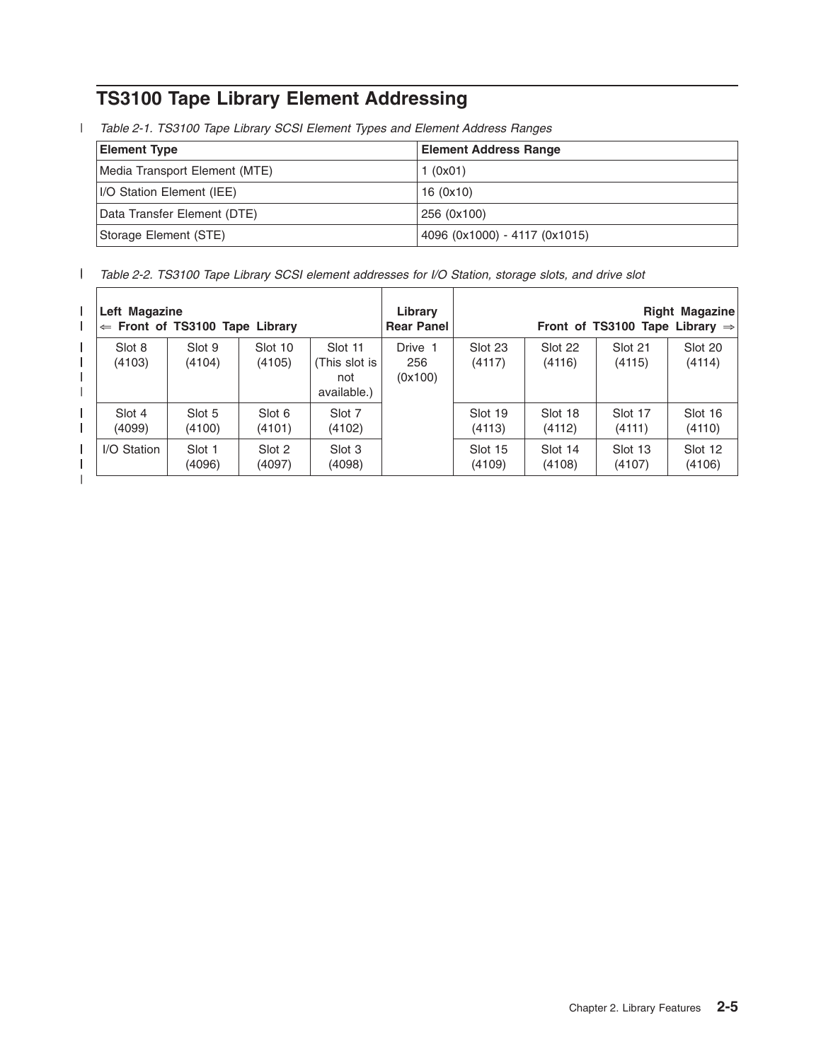## TS3100 Tape Library Element Addressing

*Table 2-1. TS3100 Tape Library SCSI Element Types and Element Address Ranges*

| Element Type | Element Address Range |
| --- | --- |
| Media Transport Element (MTE) | 1 (0x01) |
| I/O Station Element (IEE) | 16 (0x10) |
| Data Transfer Element (DTE) | 256 (0x100) |
| Storage Element (STE) | 4096 (0x1000) - 4117 (0x1015) |

*Table 2-2. TS3100 Tape Library SCSI element addresses for I/O Station, storage slots, and drive slot*

| **Left Magazine** ⇐ **Front of TS3100 Tape Library** | | | | **Library Rear Panel** | **Right Magazine** **Front of TS3100 Tape Library** ⇒ | | | |
| --- | --- | --- | --- | --- | --- | --- | --- | --- |
| Slot 8 (4103) | Slot 9 (4104) | Slot 10 (4105) | Slot 11 (This slot is not available.) | Drive 1 256 (0x100) | Slot 23 (4117) | Slot 22 (4116) | Slot 21 (4115) | Slot 20 (4114) |
| Slot 4 (4099) | Slot 5 (4100) | Slot 6 (4101) | Slot 7 (4102) | | Slot 19 (4113) | Slot 18 (4112) | Slot 17 (4111) | Slot 16 (4110) |
| I/O Station | Slot 1 (4096) | Slot 2 (4097) | Slot 3 (4098) | | Slot 15 (4109) | Slot 14 (4108) | Slot 13 (4107) | Slot 12 (4106) |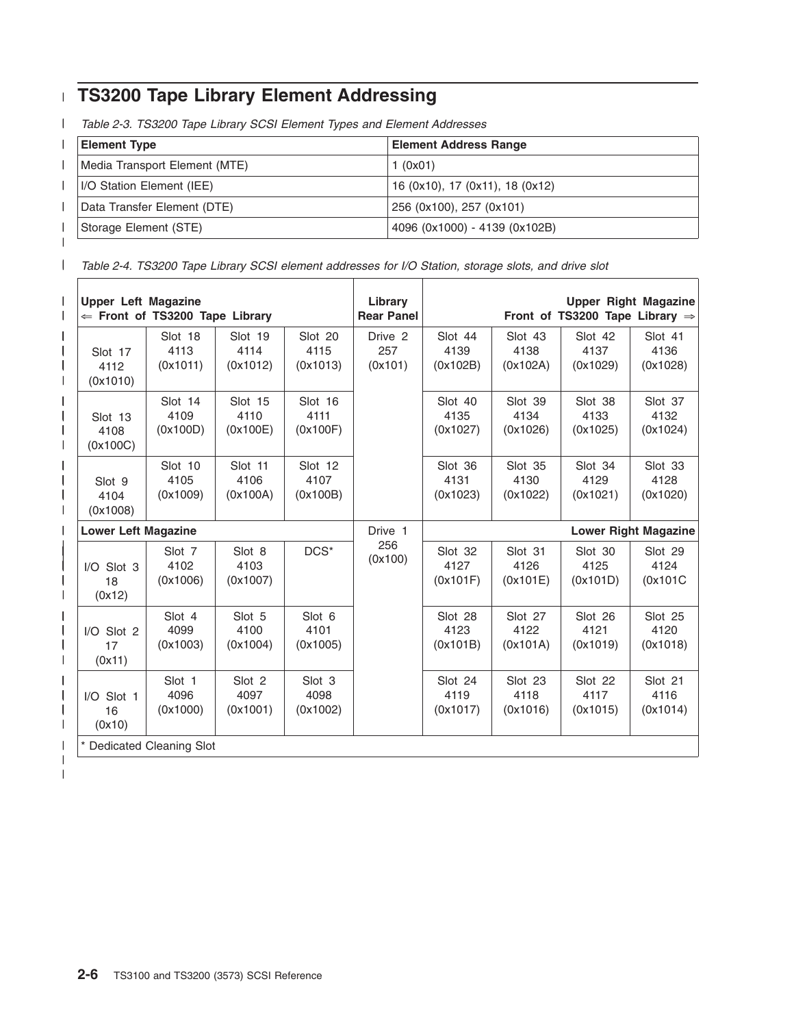# TS3200 Tape Library Element Addressing

*Table 2-3. TS3200 Tape Library SCSI Element Types and Element Addresses*

| Element Type | Element Address Range |
| --- | --- |
| Media Transport Element (MTE) | 1 (0x01) |
| I/O Station Element (IEE) | 16 (0x10), 17 (0x11), 18 (0x12) |
| Data Transfer Element (DTE) | 256 (0x100), 257 (0x101) |
| Storage Element (STE) | 4096 (0x1000) - 4139 (0x102B) |

*Table 2-4. TS3200 Tape Library SCSI element addresses for I/O Station, storage slots, and drive slot*

| **Upper Left Magazine** ⇐ **Front of TS3200 Tape Library** | | | | **Library Rear Panel** | **Upper Right Magazine** **Front of TS3200 Tape Library** ⇒ | | | |
| --- | --- | --- | --- | --- | --- | --- | --- | --- |
| Slot 17 4112 (0x1010) | Slot 18 4113 (0x1011) | Slot 19 4114 (0x1012) | Slot 20 4115 (0x1013) | Drive 2 257 (0x101) | Slot 44 4139 (0x102B) | Slot 43 4138 (0x102A) | Slot 42 4137 (0x1029) | Slot 41 4136 (0x1028) |
| Slot 13 4108 (0x100C) | Slot 14 4109 (0x100D) | Slot 15 4110 (0x100E) | Slot 16 4111 (0x100F) | | Slot 40 4135 (0x1027) | Slot 39 4134 (0x1026) | Slot 38 4133 (0x1025) | Slot 37 4132 (0x1024) |
| Slot 9 4104 (0x1008) | Slot 10 4105 (0x1009) | Slot 11 4106 (0x100A) | Slot 12 4107 (0x100B) | | Slot 36 4131 (0x1023) | Slot 35 4130 (0x1022) | Slot 34 4129 (0x1021) | Slot 33 4128 (0x1020) |
| **Lower Left Magazine** | | | | Drive 1 256 (0x100) | **Lower Right Magazine** | | | |
| I/O Slot 3 18 (0x12) | Slot 7 4102 (0x1006) | Slot 8 4103 (0x1007) | DCS* | | Slot 32 4127 (0x101F) | Slot 31 4126 (0x101E) | Slot 30 4125 (0x101D) | Slot 29 4124 (0x101C |
| I/O Slot 2 17 (0x11) | Slot 4 4099 (0x1003) | Slot 5 4100 (0x1004) | Slot 6 4101 (0x1005) | | Slot 28 4123 (0x101B) | Slot 27 4122 (0x101A) | Slot 26 4121 (0x1019) | Slot 25 4120 (0x1018) |
| I/O Slot 1 16 (0x10) | Slot 1 4096 (0x1000) | Slot 2 4097 (0x1001) | Slot 3 4098 (0x1002) | | Slot 24 4119 (0x1017) | Slot 23 4118 (0x1016) | Slot 22 4117 (0x1015) | Slot 21 4116 (0x1014) |

\* Dedicated Cleaning Slot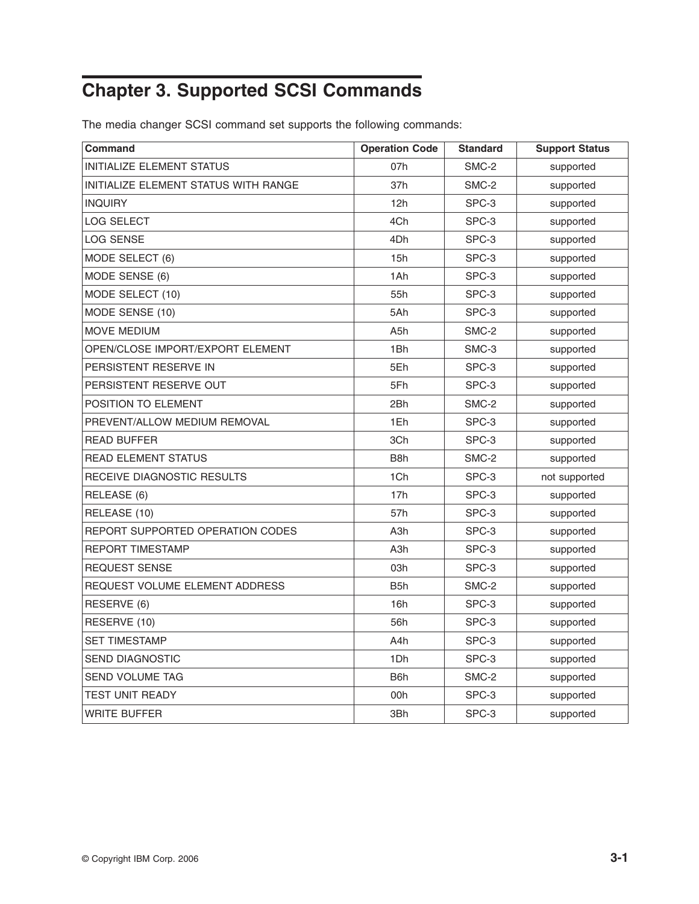# Chapter 3. Supported SCSI Commands

The media changer SCSI command set supports the following commands:

| Command | Operation Code | Standard | Support Status |
|---|---|---|---|
| INITIALIZE ELEMENT STATUS | 07h | SMC-2 | supported |
| INITIALIZE ELEMENT STATUS WITH RANGE | 37h | SMC-2 | supported |
| INQUIRY | 12h | SPC-3 | supported |
| LOG SELECT | 4Ch | SPC-3 | supported |
| LOG SENSE | 4Dh | SPC-3 | supported |
| MODE SELECT (6) | 15h | SPC-3 | supported |
| MODE SENSE (6) | 1Ah | SPC-3 | supported |
| MODE SELECT (10) | 55h | SPC-3 | supported |
| MODE SENSE (10) | 5Ah | SPC-3 | supported |
| MOVE MEDIUM | A5h | SMC-2 | supported |
| OPEN/CLOSE IMPORT/EXPORT ELEMENT | 1Bh | SMC-3 | supported |
| PERSISTENT RESERVE IN | 5Eh | SPC-3 | supported |
| PERSISTENT RESERVE OUT | 5Fh | SPC-3 | supported |
| POSITION TO ELEMENT | 2Bh | SMC-2 | supported |
| PREVENT/ALLOW MEDIUM REMOVAL | 1Eh | SPC-3 | supported |
| READ BUFFER | 3Ch | SPC-3 | supported |
| READ ELEMENT STATUS | B8h | SMC-2 | supported |
| RECEIVE DIAGNOSTIC RESULTS | 1Ch | SPC-3 | not supported |
| RELEASE (6) | 17h | SPC-3 | supported |
| RELEASE (10) | 57h | SPC-3 | supported |
| REPORT SUPPORTED OPERATION CODES | A3h | SPC-3 | supported |
| REPORT TIMESTAMP | A3h | SPC-3 | supported |
| REQUEST SENSE | 03h | SPC-3 | supported |
| REQUEST VOLUME ELEMENT ADDRESS | B5h | SMC-2 | supported |
| RESERVE (6) | 16h | SPC-3 | supported |
| RESERVE (10) | 56h | SPC-3 | supported |
| SET TIMESTAMP | A4h | SPC-3 | supported |
| SEND DIAGNOSTIC | 1Dh | SPC-3 | supported |
| SEND VOLUME TAG | B6h | SMC-2 | supported |
| TEST UNIT READY | 00h | SPC-3 | supported |
| WRITE BUFFER | 3Bh | SPC-3 | supported |

© Copyright IBM Corp. 2006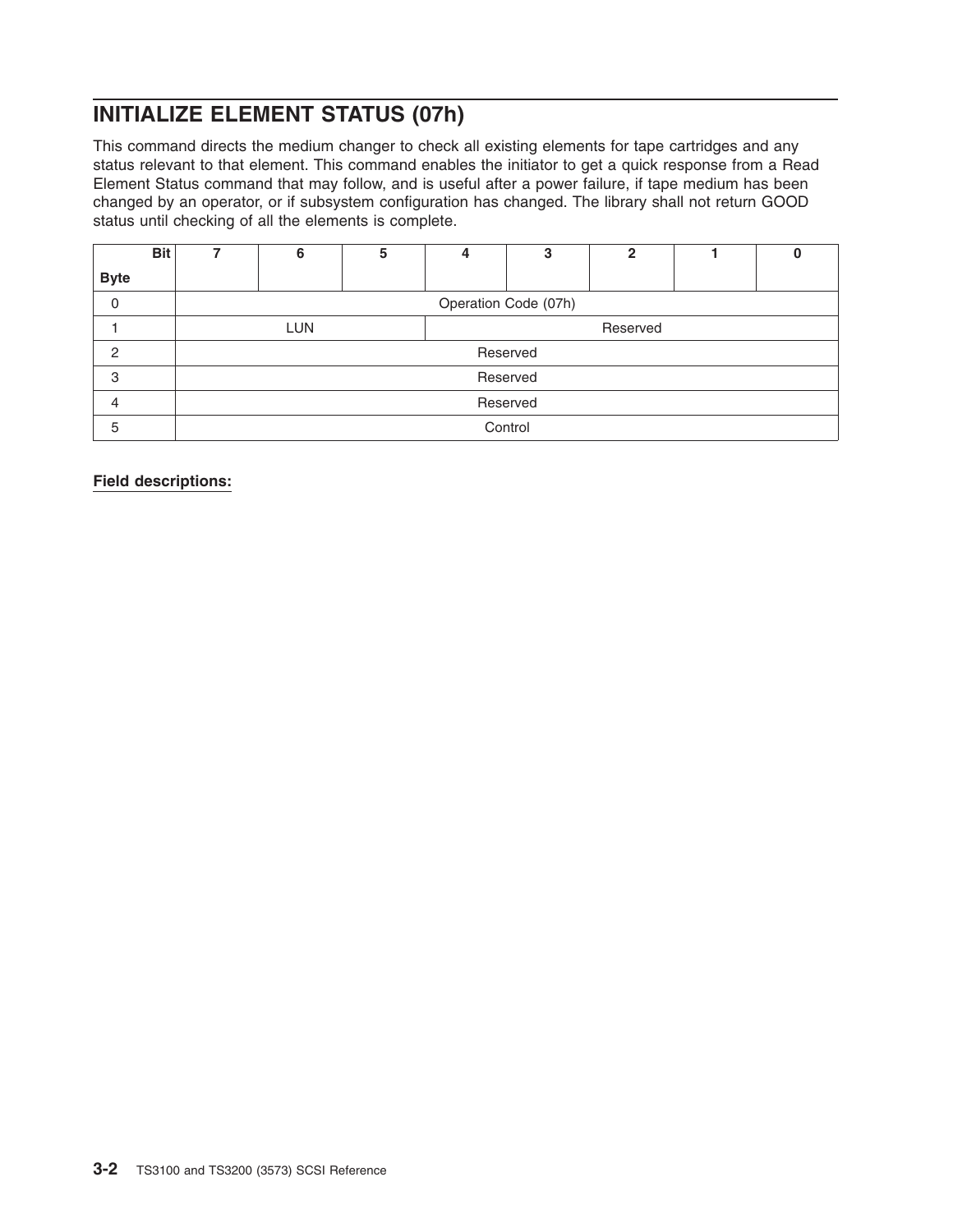## INITIALIZE ELEMENT STATUS (07h)

This command directs the medium changer to check all existing elements for tape cartridges and any status relevant to that element. This command enables the initiator to get a quick response from a Read Element Status command that may follow, and is useful after a power failure, if tape medium has been changed by an operator, or if subsystem configuration has changed. The library shall not return GOOD status until checking of all the elements is complete.

| Byte \ Bit | 7 | 6 | 5 | 4 | 3 | 2 | 1 | 0 |
|---|---|---|---|---|---|---|---|---|
| 0 | Operation Code (07h) | | | | | | | |
| 1 | LUN | | | Reserved | | | | |
| 2 | Reserved | | | | | | | |
| 3 | Reserved | | | | | | | |
| 4 | Reserved | | | | | | | |
| 5 | Control | | | | | | | |

**Field descriptions:**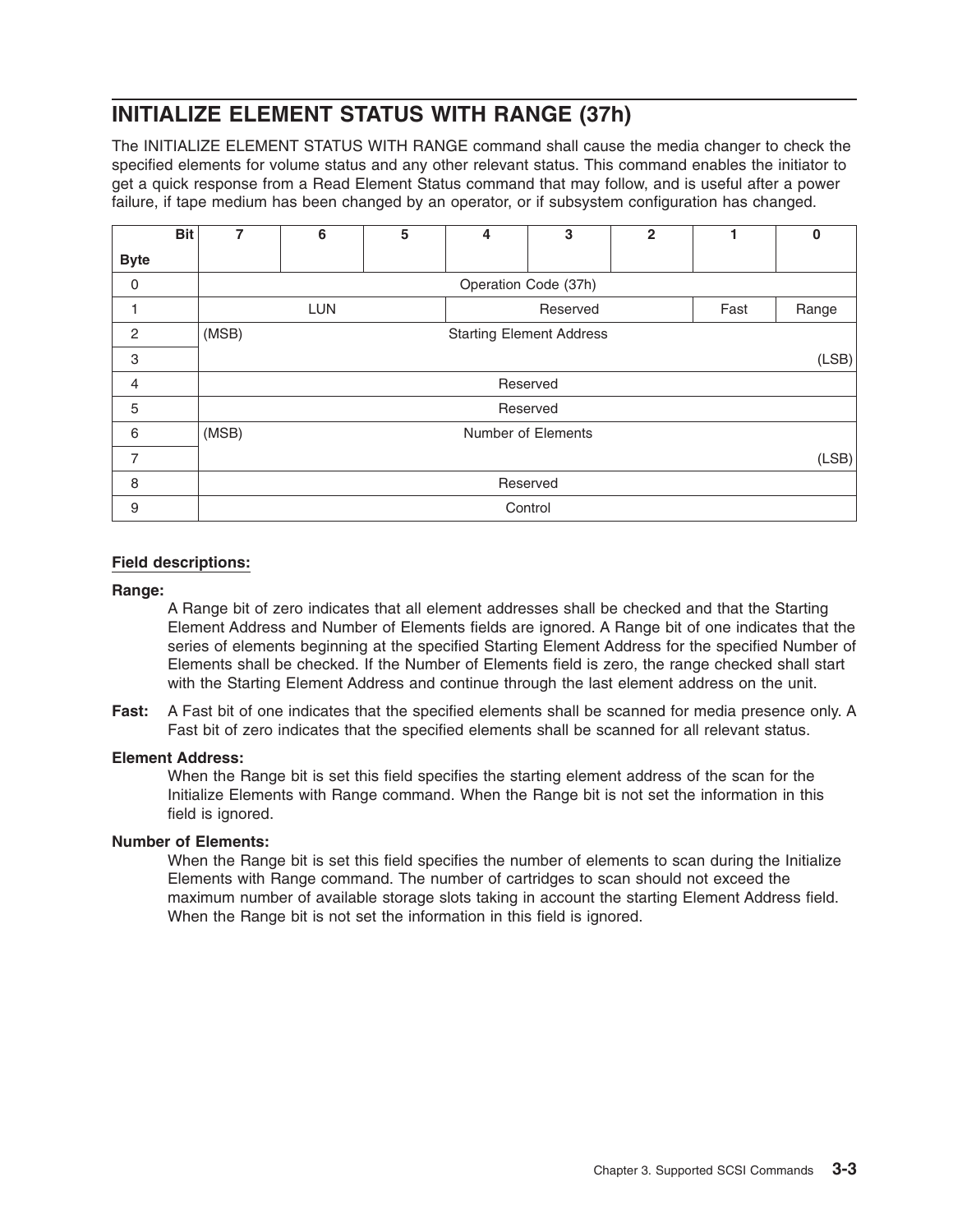## INITIALIZE ELEMENT STATUS WITH RANGE (37h)

The INITIALIZE ELEMENT STATUS WITH RANGE command shall cause the media changer to check the specified elements for volume status and any other relevant status. This command enables the initiator to get a quick response from a Read Element Status command that may follow, and is useful after a power failure, if tape medium has been changed by an operator, or if subsystem configuration has changed.

| Byte \ Bit | 7 | 6 | 5 | 4 | 3 | 2 | 1 | 0 |
|---|---|---|---|---|---|---|---|---|
| 0 | Operation Code (37h) | | | | | | | |
| 1 | LUN | | | Reserved | | | Fast | Range |
| 2 | (MSB) Starting Element Address | | | | | | | |
| 3 | | | | | | | | (LSB) |
| 4 | Reserved | | | | | | | |
| 5 | Reserved | | | | | | | |
| 6 | (MSB) Number of Elements | | | | | | | |
| 7 | | | | | | | | (LSB) |
| 8 | Reserved | | | | | | | |
| 9 | Control | | | | | | | |

**Field descriptions:**

**Range:**
A Range bit of zero indicates that all element addresses shall be checked and that the Starting Element Address and Number of Elements fields are ignored. A Range bit of one indicates that the series of elements beginning at the specified Starting Element Address for the specified Number of Elements shall be checked. If the Number of Elements field is zero, the range checked shall start with the Starting Element Address and continue through the last element address on the unit.

**Fast:** A Fast bit of one indicates that the specified elements shall be scanned for media presence only. A Fast bit of zero indicates that the specified elements shall be scanned for all relevant status.

**Element Address:**
When the Range bit is set this field specifies the starting element address of the scan for the Initialize Elements with Range command. When the Range bit is not set the information in this field is ignored.

**Number of Elements:**
When the Range bit is set this field specifies the number of elements to scan during the Initialize Elements with Range command. The number of cartridges to scan should not exceed the maximum number of available storage slots taking in account the starting Element Address field. When the Range bit is not set the information in this field is ignored.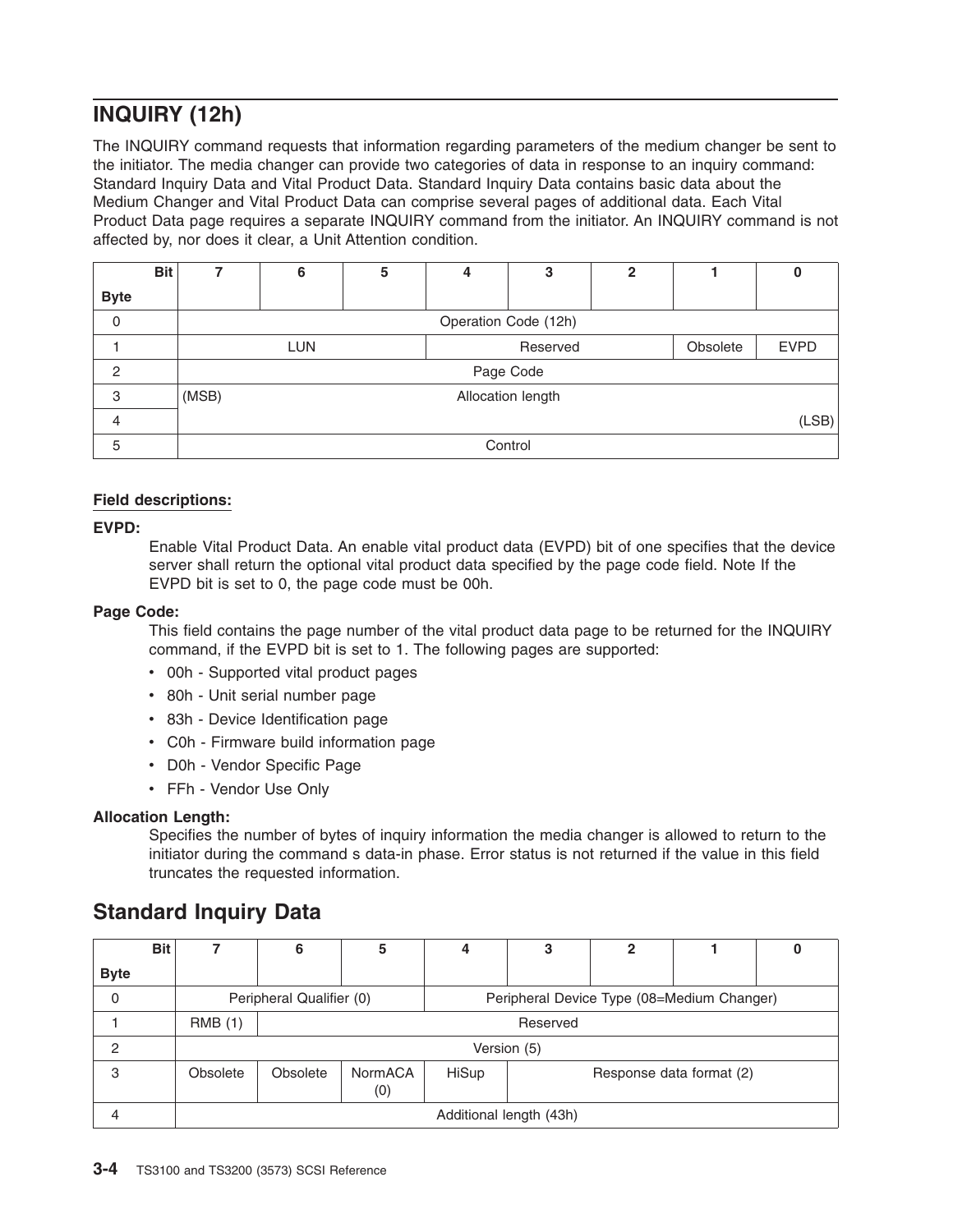## INQUIRY (12h)

The INQUIRY command requests that information regarding parameters of the medium changer be sent to the initiator. The media changer can provide two categories of data in response to an inquiry command: Standard Inquiry Data and Vital Product Data. Standard Inquiry Data contains basic data about the Medium Changer and Vital Product Data can comprise several pages of additional data. Each Vital Product Data page requires a separate INQUIRY command from the initiator. An INQUIRY command is not affected by, nor does it clear, a Unit Attention condition.

| Byte \ Bit | 7 | 6 | 5 | 4 | 3 | 2 | 1 | 0 |
|---|---|---|---|---|---|---|---|---|
| 0 | Operation Code (12h) | | | | | | | |
| 1 | LUN | | | Reserved | | | Obsolete | EVPD |
| 2 | Page Code | | | | | | | |
| 3 | (MSB) Allocation length | | | | | | | |
| 4 | (LSB) | | | | | | | |
| 5 | Control | | | | | | | |

**Field descriptions:**

**EVPD:**
Enable Vital Product Data. An enable vital product data (EVPD) bit of one specifies that the device server shall return the optional vital product data specified by the page code field. Note If the EVPD bit is set to 0, the page code must be 00h.

**Page Code:**
This field contains the page number of the vital product data page to be returned for the INQUIRY command, if the EVPD bit is set to 1. The following pages are supported:

- 00h - Supported vital product pages
- 80h - Unit serial number page
- 83h - Device Identification page
- C0h - Firmware build information page
- D0h - Vendor Specific Page
- FFh - Vendor Use Only

**Allocation Length:**
Specifies the number of bytes of inquiry information the media changer is allowed to return to the initiator during the command s data-in phase. Error status is not returned if the value in this field truncates the requested information.

## Standard Inquiry Data

| Byte \ Bit | 7 | 6 | 5 | 4 | 3 | 2 | 1 | 0 |
|---|---|---|---|---|---|---|---|---|
| 0 | Peripheral Qualifier (0) | | | Peripheral Device Type (08=Medium Changer) | | | | |
| 1 | RMB (1) | Reserved | | | | | | |
| 2 | Version (5) | | | | | | | |
| 3 | Obsolete | Obsolete | NormACA (0) | HiSup | Response data format (2) | | | |
| 4 | Additional length (43h) | | | | | | | |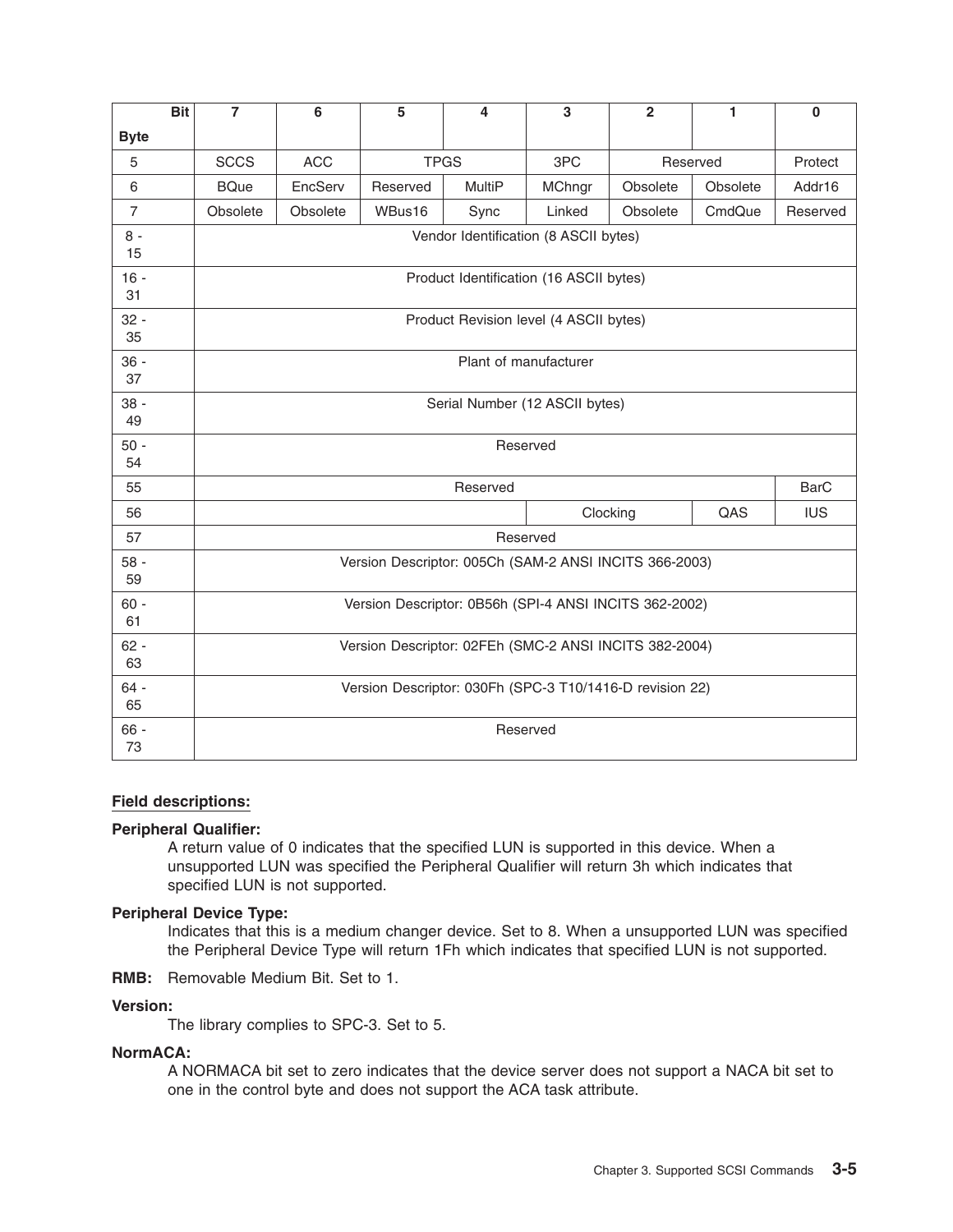| Byte \ Bit | 7 | 6 | 5 | 4 | 3 | 2 | 1 | 0 |
|---|---|---|---|---|---|---|---|---|
| 5 | SCCS | ACC | TPGS | | 3PC | Reserved | | Protect |
| 6 | BQue | EncServ | Reserved | MultiP | MChngr | Obsolete | Obsolete | Addr16 |
| 7 | Obsolete | Obsolete | WBus16 | Sync | Linked | Obsolete | CmdQue | Reserved |
| 8 - 15 | Vendor Identification (8 ASCII bytes) | | | | | | | |
| 16 - 31 | Product Identification (16 ASCII bytes) | | | | | | | |
| 32 - 35 | Product Revision level (4 ASCII bytes) | | | | | | | |
| 36 - 37 | Plant of manufacturer | | | | | | | |
| 38 - 49 | Serial Number (12 ASCII bytes) | | | | | | | |
| 50 - 54 | Reserved | | | | | | | |
| 55 | Reserved | | | | | | | BarC |
| 56 | | | | | Clocking | | QAS | IUS |
| 57 | Reserved | | | | | | | |
| 58 - 59 | Version Descriptor: 005Ch (SAM-2 ANSI INCITS 366-2003) | | | | | | | |
| 60 - 61 | Version Descriptor: 0B56h (SPI-4 ANSI INCITS 362-2002) | | | | | | | |
| 62 - 63 | Version Descriptor: 02FEh (SMC-2 ANSI INCITS 382-2004) | | | | | | | |
| 64 - 65 | Version Descriptor: 030Fh (SPC-3 T10/1416-D revision 22) | | | | | | | |
| 66 - 73 | Reserved | | | | | | | |

**Field descriptions:**

**Peripheral Qualifier:**
A return value of 0 indicates that the specified LUN is supported in this device. When a unsupported LUN was specified the Peripheral Qualifier will return 3h which indicates that specified LUN is not supported.

**Peripheral Device Type:**
Indicates that this is a medium changer device. Set to 8. When a unsupported LUN was specified the Peripheral Device Type will return 1Fh which indicates that specified LUN is not supported.

**RMB:** Removable Medium Bit. Set to 1.

**Version:**
The library complies to SPC-3. Set to 5.

**NormACA:**
A NORMACA bit set to zero indicates that the device server does not support a NACA bit set to one in the control byte and does not support the ACA task attribute.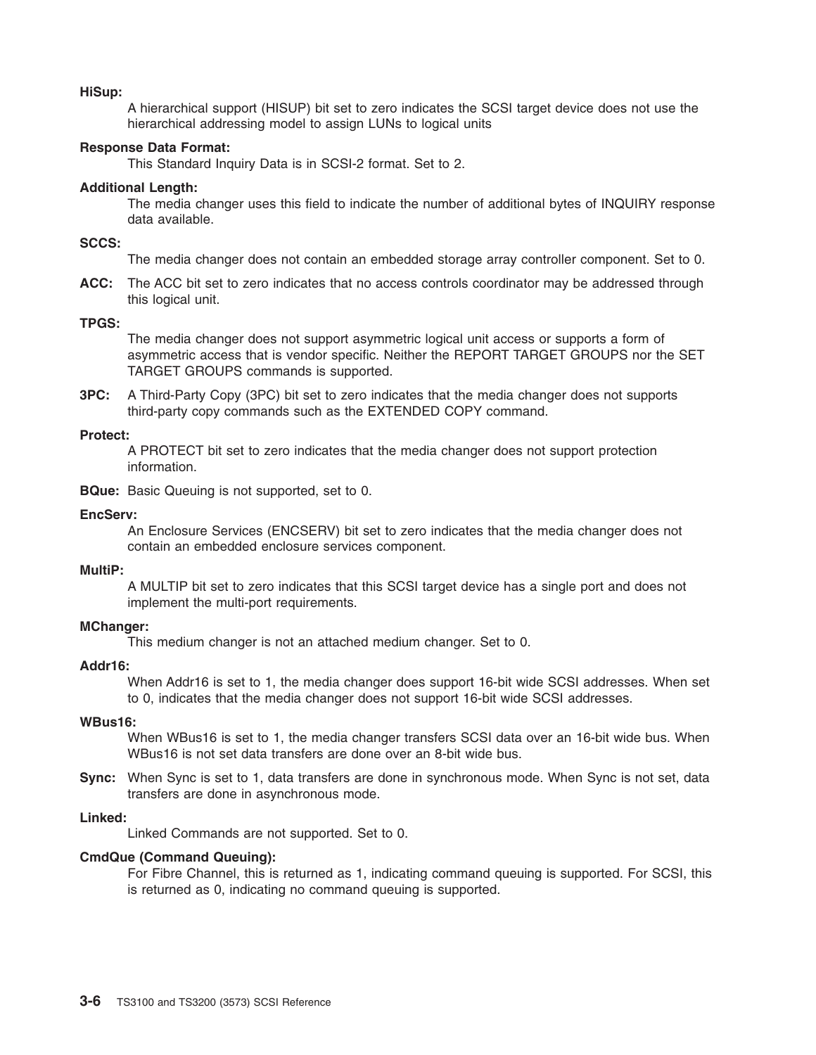**HiSup:**
A hierarchical support (HISUP) bit set to zero indicates the SCSI target device does not use the hierarchical addressing model to assign LUNs to logical units

**Response Data Format:**
This Standard Inquiry Data is in SCSI-2 format. Set to 2.

**Additional Length:**
The media changer uses this field to indicate the number of additional bytes of INQUIRY response data available.

**SCCS:**
The media changer does not contain an embedded storage array controller component. Set to 0.

**ACC:** The ACC bit set to zero indicates that no access controls coordinator may be addressed through this logical unit.

**TPGS:**
The media changer does not support asymmetric logical unit access or supports a form of asymmetric access that is vendor specific. Neither the REPORT TARGET GROUPS nor the SET TARGET GROUPS commands is supported.

**3PC:** A Third-Party Copy (3PC) bit set to zero indicates that the media changer does not supports third-party copy commands such as the EXTENDED COPY command.

**Protect:**
A PROTECT bit set to zero indicates that the media changer does not support protection information.

**BQue:** Basic Queuing is not supported, set to 0.

**EncServ:**
An Enclosure Services (ENCSERV) bit set to zero indicates that the media changer does not contain an embedded enclosure services component.

**MultiP:**
A MULTIP bit set to zero indicates that this SCSI target device has a single port and does not implement the multi-port requirements.

**MChanger:**
This medium changer is not an attached medium changer. Set to 0.

**Addr16:**
When Addr16 is set to 1, the media changer does support 16-bit wide SCSI addresses. When set to 0, indicates that the media changer does not support 16-bit wide SCSI addresses.

**WBus16:**
When WBus16 is set to 1, the media changer transfers SCSI data over an 16-bit wide bus. When WBus16 is not set data transfers are done over an 8-bit wide bus.

**Sync:** When Sync is set to 1, data transfers are done in synchronous mode. When Sync is not set, data transfers are done in asynchronous mode.

**Linked:**
Linked Commands are not supported. Set to 0.

**CmdQue (Command Queuing):**
For Fibre Channel, this is returned as 1, indicating command queuing is supported. For SCSI, this is returned as 0, indicating no command queuing is supported.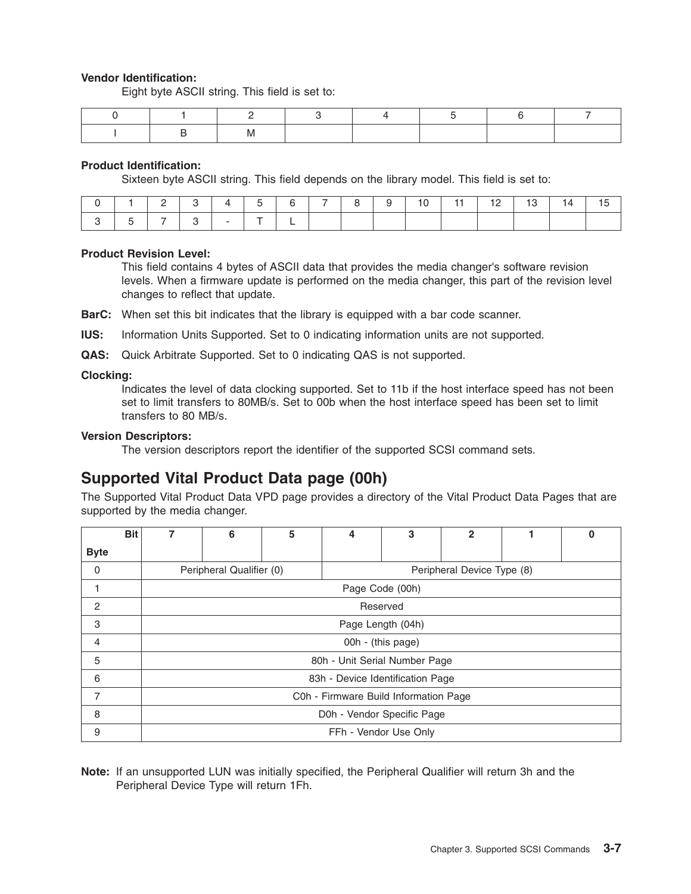**Vendor Identification:**
Eight byte ASCII string. This field is set to:

| 0 | 1 | 2 | 3 | 4 | 5 | 6 | 7 |
|---|---|---|---|---|---|---|---|
| I | B | M | | | | | |

**Product Identification:**
Sixteen byte ASCII string. This field depends on the library model. This field is set to:

| 0 | 1 | 2 | 3 | 4 | 5 | 6 | 7 | 8 | 9 | 10 | 11 | 12 | 13 | 14 | 15 |
|---|---|---|---|---|---|---|---|---|---|---|---|---|---|---|---|
| 3 | 5 | 7 | 3 | - | T | L | | | | | | | | | |

**Product Revision Level:**
This field contains 4 bytes of ASCII data that provides the media changer's software revision levels. When a firmware update is performed on the media changer, this part of the revision level changes to reflect that update.

**BarC:** When set this bit indicates that the library is equipped with a bar code scanner.

**IUS:** Information Units Supported. Set to 0 indicating information units are not supported.

**QAS:** Quick Arbitrate Supported. Set to 0 indicating QAS is not supported.

**Clocking:**
Indicates the level of data clocking supported. Set to 11b if the host interface speed has not been set to limit transfers to 80MB/s. Set to 00b when the host interface speed has been set to limit transfers to 80 MB/s.

**Version Descriptors:**
The version descriptors report the identifier of the supported SCSI command sets.

## Supported Vital Product Data page (00h)

The Supported Vital Product Data VPD page provides a directory of the Vital Product Data Pages that are supported by the media changer.

| Byte \ Bit | 7 | 6 | 5 | 4 | 3 | 2 | 1 | 0 |
|---|---|---|---|---|---|---|---|---|
| 0 | Peripheral Qualifier (0) | | | Peripheral Device Type (8) | | | | |
| 1 | Page Code (00h) | | | | | | | |
| 2 | Reserved | | | | | | | |
| 3 | Page Length (04h) | | | | | | | |
| 4 | 00h - (this page) | | | | | | | |
| 5 | 80h - Unit Serial Number Page | | | | | | | |
| 6 | 83h - Device Identification Page | | | | | | | |
| 7 | C0h - Firmware Build Information Page | | | | | | | |
| 8 | D0h - Vendor Specific Page | | | | | | | |
| 9 | FFh - Vendor Use Only | | | | | | | |

**Note:** If an unsupported LUN was initially specified, the Peripheral Qualifier will return 3h and the Peripheral Device Type will return 1Fh.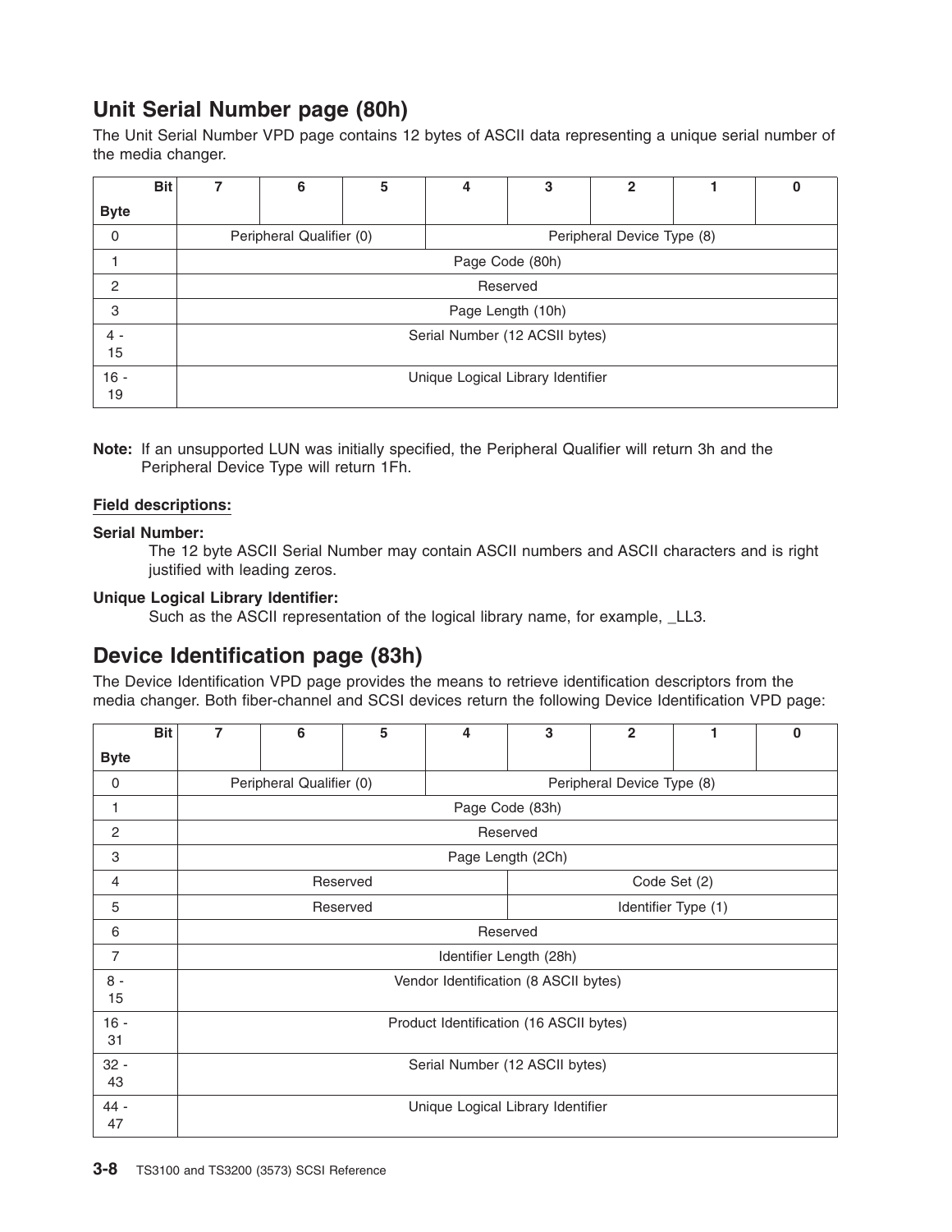## Unit Serial Number page (80h)

The Unit Serial Number VPD page contains 12 bytes of ASCII data representing a unique serial number of the media changer.

| Bit / Byte | 7 | 6 | 5 | 4 | 3 | 2 | 1 | 0 |
|---|---|---|---|---|---|---|---|---|
| 0 | Peripheral Qualifier (0) | | | Peripheral Device Type (8) | | | | |
| 1 | Page Code (80h) | | | | | | | |
| 2 | Reserved | | | | | | | |
| 3 | Page Length (10h) | | | | | | | |
| 4 - 15 | Serial Number (12 ACSII bytes) | | | | | | | |
| 16 - 19 | Unique Logical Library Identifier | | | | | | | |

**Note:** If an unsupported LUN was initially specified, the Peripheral Qualifier will return 3h and the Peripheral Device Type will return 1Fh.

**Field descriptions:**

**Serial Number:**
The 12 byte ASCII Serial Number may contain ASCII numbers and ASCII characters and is right justified with leading zeros.

**Unique Logical Library Identifier:**
Such as the ASCII representation of the logical library name, for example, _LL3.

## Device Identification page (83h)

The Device Identification VPD page provides the means to retrieve identification descriptors from the media changer. Both fiber-channel and SCSI devices return the following Device Identification VPD page:

| Bit / Byte | 7 | 6 | 5 | 4 | 3 | 2 | 1 | 0 |
|---|---|---|---|---|---|---|---|---|
| 0 | Peripheral Qualifier (0) | | | Peripheral Device Type (8) | | | | |
| 1 | Page Code (83h) | | | | | | | |
| 2 | Reserved | | | | | | | |
| 3 | Page Length (2Ch) | | | | | | | |
| 4 | Reserved | | | | Code Set (2) | | | |
| 5 | Reserved | | | | Identifier Type (1) | | | |
| 6 | Reserved | | | | | | | |
| 7 | Identifier Length (28h) | | | | | | | |
| 8 - 15 | Vendor Identification (8 ASCII bytes) | | | | | | | |
| 16 - 31 | Product Identification (16 ASCII bytes) | | | | | | | |
| 32 - 43 | Serial Number (12 ASCII bytes) | | | | | | | |
| 44 - 47 | Unique Logical Library Identifier | | | | | | | |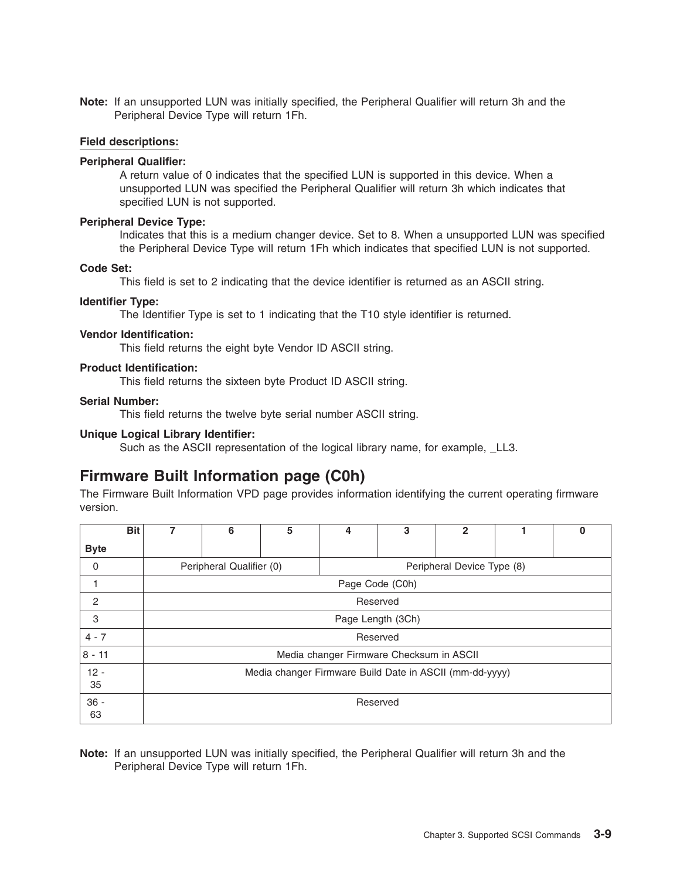**Note:** If an unsupported LUN was initially specified, the Peripheral Qualifier will return 3h and the Peripheral Device Type will return 1Fh.

**Field descriptions:**

**Peripheral Qualifier:**
A return value of 0 indicates that the specified LUN is supported in this device. When a unsupported LUN was specified the Peripheral Qualifier will return 3h which indicates that specified LUN is not supported.

**Peripheral Device Type:**
Indicates that this is a medium changer device. Set to 8. When a unsupported LUN was specified the Peripheral Device Type will return 1Fh which indicates that specified LUN is not supported.

**Code Set:**
This field is set to 2 indicating that the device identifier is returned as an ASCII string.

**Identifier Type:**
The Identifier Type is set to 1 indicating that the T10 style identifier is returned.

**Vendor Identification:**
This field returns the eight byte Vendor ID ASCII string.

**Product Identification:**
This field returns the sixteen byte Product ID ASCII string.

**Serial Number:**
This field returns the twelve byte serial number ASCII string.

**Unique Logical Library Identifier:**
Such as the ASCII representation of the logical library name, for example, _LL3.

## Firmware Built Information page (C0h)

The Firmware Built Information VPD page provides information identifying the current operating firmware version.

| Byte \ Bit | 7 | 6 | 5 | 4 | 3 | 2 | 1 | 0 |
|---|---|---|---|---|---|---|---|---|
| 0 | Peripheral Qualifier (0) | | | Peripheral Device Type (8) | | | | |
| 1 | Page Code (C0h) | | | | | | | |
| 2 | Reserved | | | | | | | |
| 3 | Page Length (3Ch) | | | | | | | |
| 4 - 7 | Reserved | | | | | | | |
| 8 - 11 | Media changer Firmware Checksum in ASCII | | | | | | | |
| 12 - 35 | Media changer Firmware Build Date in ASCII (mm-dd-yyyy) | | | | | | | |
| 36 - 63 | Reserved | | | | | | | |

**Note:** If an unsupported LUN was initially specified, the Peripheral Qualifier will return 3h and the Peripheral Device Type will return 1Fh.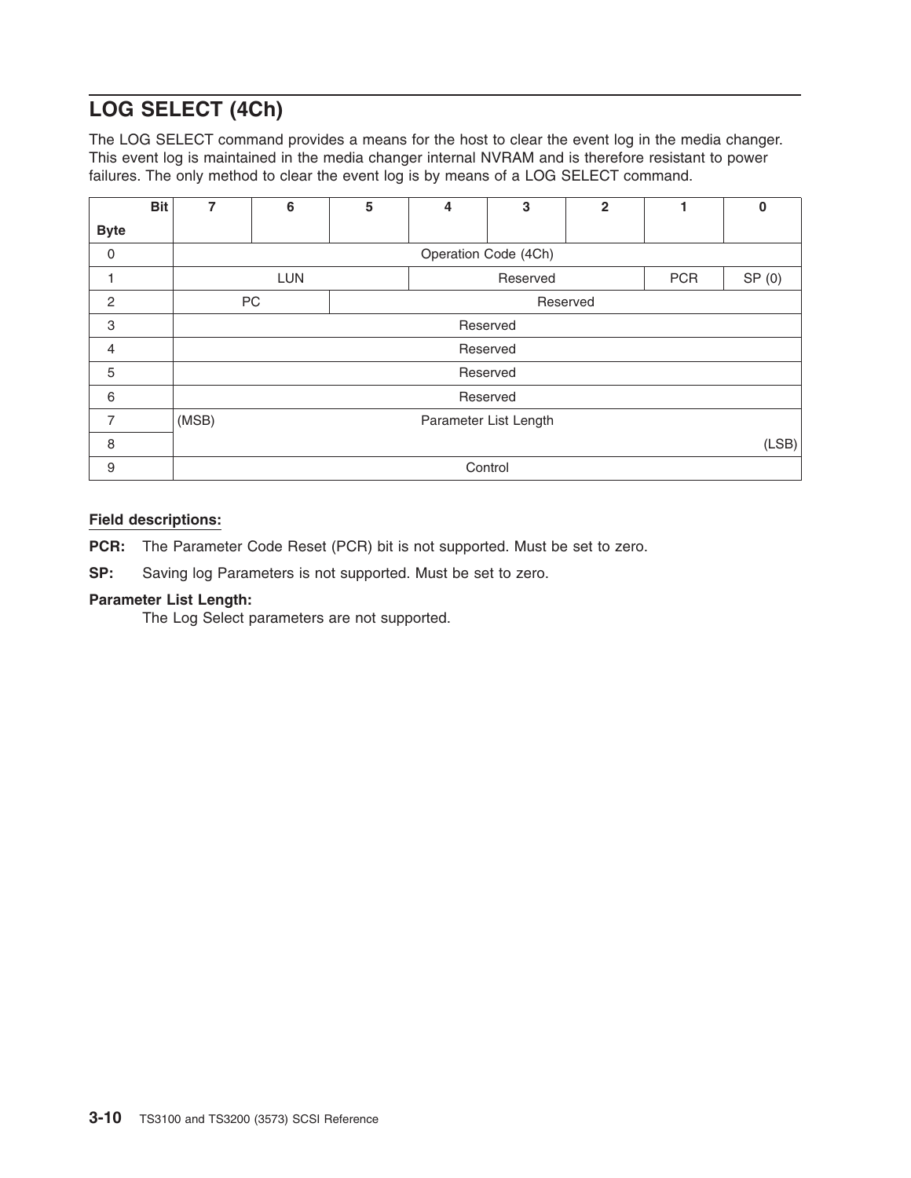## LOG SELECT (4Ch)

The LOG SELECT command provides a means for the host to clear the event log in the media changer. This event log is maintained in the media changer internal NVRAM and is therefore resistant to power failures. The only method to clear the event log is by means of a LOG SELECT command.

| Byte \ Bit | 7 | 6 | 5 | 4 | 3 | 2 | 1 | 0 |
|---|---|---|---|---|---|---|---|---|
| 0 | Operation Code (4Ch) | | | | | | | |
| 1 | LUN | | | Reserved | | | PCR | SP (0) |
| 2 | PC | | Reserved | | | | | |
| 3 | Reserved | | | | | | | |
| 4 | Reserved | | | | | | | |
| 5 | Reserved | | | | | | | |
| 6 | Reserved | | | | | | | |
| 7 | (MSB) Parameter List Length | | | | | | | |
| 8 | (LSB) | | | | | | | |
| 9 | Control | | | | | | | |

**Field descriptions:**

**PCR:** The Parameter Code Reset (PCR) bit is not supported. Must be set to zero.

**SP:** Saving log Parameters is not supported. Must be set to zero.

**Parameter List Length:**
The Log Select parameters are not supported.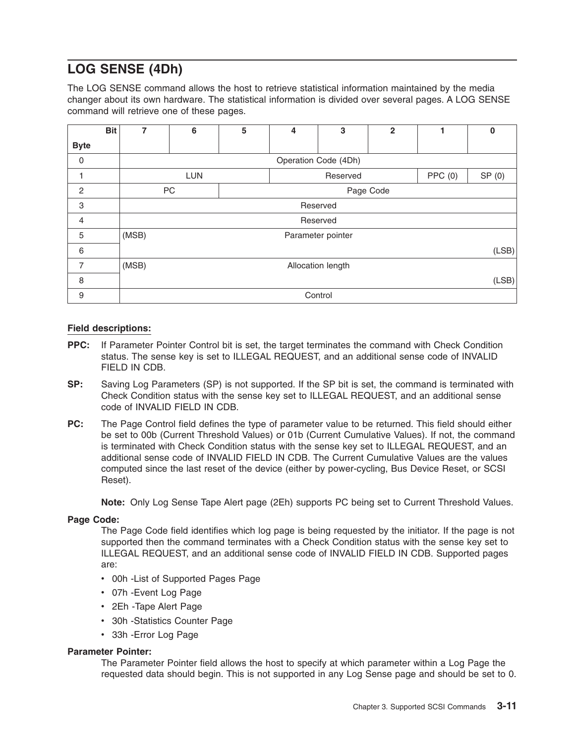## LOG SENSE (4Dh)

The LOG SENSE command allows the host to retrieve statistical information maintained by the media changer about its own hardware. The statistical information is divided over several pages. A LOG SENSE command will retrieve one of these pages.

| Byte \ Bit | 7 | 6 | 5 | 4 | 3 | 2 | 1 | 0 |
|---|---|---|---|---|---|---|---|---|
| 0 | Operation Code (4Dh) | | | | | | | |
| 1 | LUN | | | Reserved | | | PPC (0) | SP (0) |
| 2 | PC | | Page Code | | | | | |
| 3 | Reserved | | | | | | | |
| 4 | Reserved | | | | | | | |
| 5 | (MSB) | | | Parameter pointer | | | | |
| 6 | | | | | | | | (LSB) |
| 7 | (MSB) | | | Allocation length | | | | |
| 8 | | | | | | | | (LSB) |
| 9 | Control | | | | | | | |

**Field descriptions:**

**PPC:** If Parameter Pointer Control bit is set, the target terminates the command with Check Condition status. The sense key is set to ILLEGAL REQUEST, and an additional sense code of INVALID FIELD IN CDB.

**SP:** Saving Log Parameters (SP) is not supported. If the SP bit is set, the command is terminated with Check Condition status with the sense key set to ILLEGAL REQUEST, and an additional sense code of INVALID FIELD IN CDB.

**PC:** The Page Control field defines the type of parameter value to be returned. This field should either be set to 00b (Current Threshold Values) or 01b (Current Cumulative Values). If not, the command is terminated with Check Condition status with the sense key set to ILLEGAL REQUEST, and an additional sense code of INVALID FIELD IN CDB. The Current Cumulative Values are the values computed since the last reset of the device (either by power-cycling, Bus Device Reset, or SCSI Reset).

**Note:** Only Log Sense Tape Alert page (2Eh) supports PC being set to Current Threshold Values.

**Page Code:**
The Page Code field identifies which log page is being requested by the initiator. If the page is not supported then the command terminates with a Check Condition status with the sense key set to ILLEGAL REQUEST, and an additional sense code of INVALID FIELD IN CDB. Supported pages are:

- 00h -List of Supported Pages Page
- 07h -Event Log Page
- 2Eh -Tape Alert Page
- 30h -Statistics Counter Page
- 33h -Error Log Page

**Parameter Pointer:**
The Parameter Pointer field allows the host to specify at which parameter within a Log Page the requested data should begin. This is not supported in any Log Sense page and should be set to 0.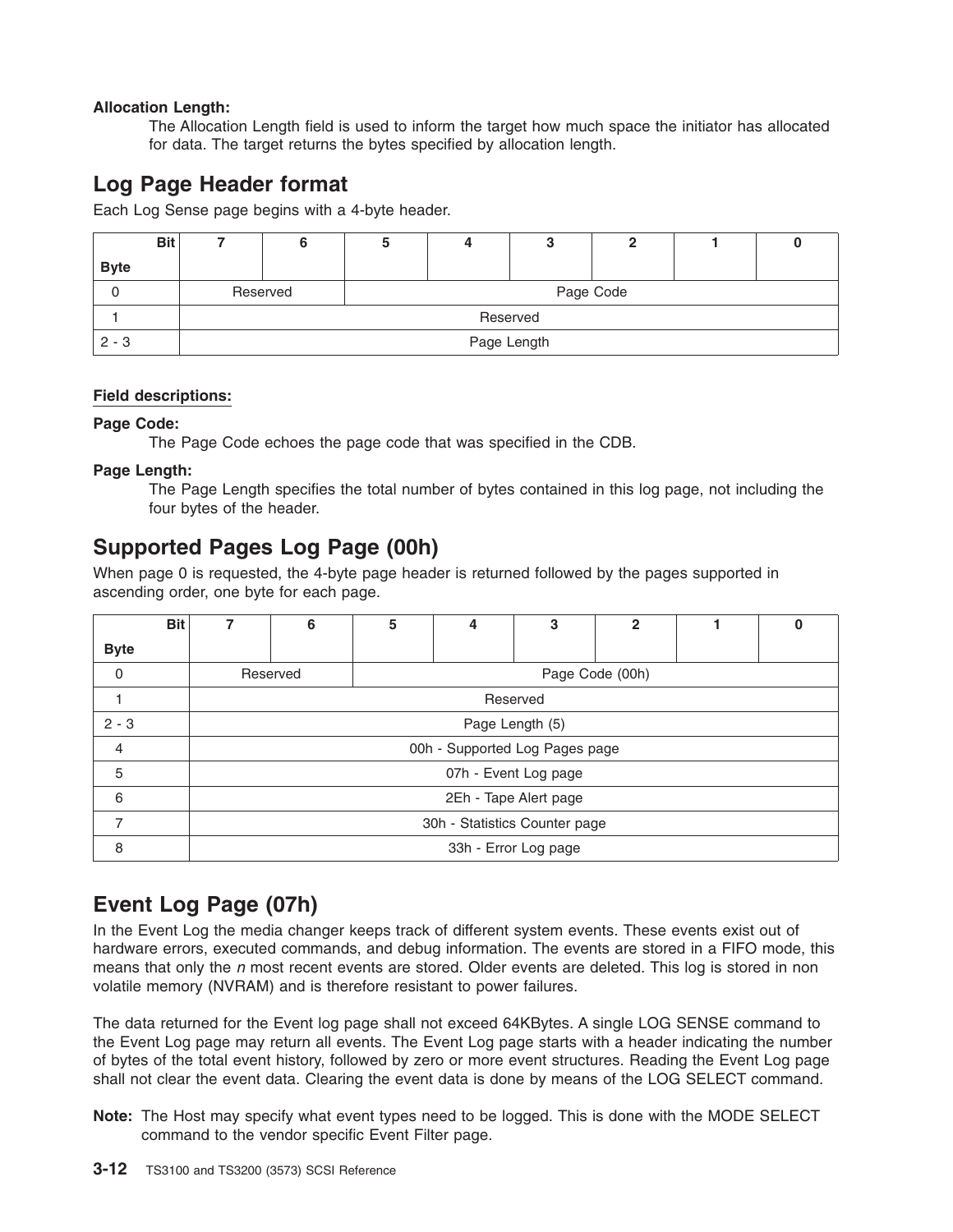**Allocation Length:**

The Allocation Length field is used to inform the target how much space the initiator has allocated for data. The target returns the bytes specified by allocation length.

## Log Page Header format

Each Log Sense page begins with a 4-byte header.

| Byte \ Bit | 7 | 6 | 5 | 4 | 3 | 2 | 1 | 0 |
|---|---|---|---|---|---|---|---|---|
| 0 | Reserved | | Page Code | | | | | |
| 1 | Reserved | | | | | | | |
| 2 - 3 | Page Length | | | | | | | |

**Field descriptions:**

**Page Code:**

The Page Code echoes the page code that was specified in the CDB.

**Page Length:**

The Page Length specifies the total number of bytes contained in this log page, not including the four bytes of the header.

## Supported Pages Log Page (00h)

When page 0 is requested, the 4-byte page header is returned followed by the pages supported in ascending order, one byte for each page.

| Byte \ Bit | 7 | 6 | 5 | 4 | 3 | 2 | 1 | 0 |
|---|---|---|---|---|---|---|---|---|
| 0 | Reserved | | Page Code (00h) | | | | | |
| 1 | Reserved | | | | | | | |
| 2 - 3 | Page Length (5) | | | | | | | |
| 4 | 00h - Supported Log Pages page | | | | | | | |
| 5 | 07h - Event Log page | | | | | | | |
| 6 | 2Eh - Tape Alert page | | | | | | | |
| 7 | 30h - Statistics Counter page | | | | | | | |
| 8 | 33h - Error Log page | | | | | | | |

## Event Log Page (07h)

In the Event Log the media changer keeps track of different system events. These events exist out of hardware errors, executed commands, and debug information. The events are stored in a FIFO mode, this means that only the *n* most recent events are stored. Older events are deleted. This log is stored in non volatile memory (NVRAM) and is therefore resistant to power failures.

The data returned for the Event log page shall not exceed 64KBytes. A single LOG SENSE command to the Event Log page may return all events. The Event Log page starts with a header indicating the number of bytes of the total event history, followed by zero or more event structures. Reading the Event Log page shall not clear the event data. Clearing the event data is done by means of the LOG SELECT command.

**Note:** The Host may specify what event types need to be logged. This is done with the MODE SELECT command to the vendor specific Event Filter page.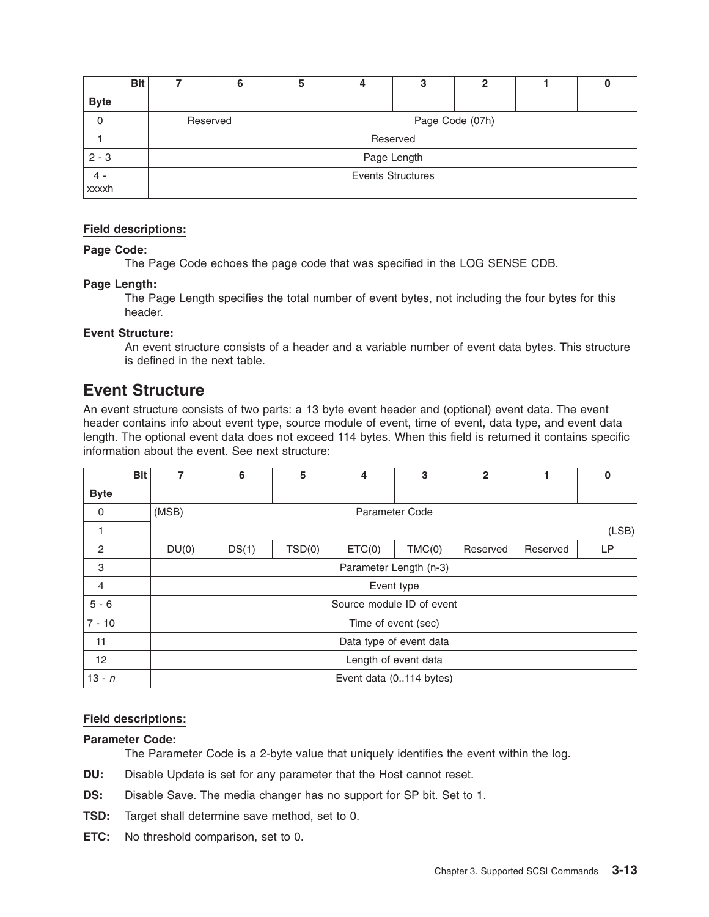| Bit / Byte | 7 | 6 | 5 | 4 | 3 | 2 | 1 | 0 |
|---|---|---|---|---|---|---|---|---|
| 0 | Reserved | | Page Code (07h) | | | | | |
| 1 | Reserved | | | | | | | |
| 2 - 3 | Page Length | | | | | | | |
| 4 - xxxxh | Events Structures | | | | | | | |

**Field descriptions:**

**Page Code:**
The Page Code echoes the page code that was specified in the LOG SENSE CDB.

**Page Length:**
The Page Length specifies the total number of event bytes, not including the four bytes for this header.

**Event Structure:**
An event structure consists of a header and a variable number of event data bytes. This structure is defined in the next table.

## Event Structure

An event structure consists of two parts: a 13 byte event header and (optional) event data. The event header contains info about event type, source module of event, time of event, data type, and event data length. The optional event data does not exceed 114 bytes. When this field is returned it contains specific information about the event. See next structure:

| Bit / Byte | 7 | 6 | 5 | 4 | 3 | 2 | 1 | 0 |
|---|---|---|---|---|---|---|---|---|
| 0 | (MSB) | | | Parameter Code | | | | |
| 1 | | | | | | | | (LSB) |
| 2 | DU(0) | DS(1) | TSD(0) | ETC(0) | TMC(0) | Reserved | Reserved | LP |
| 3 | Parameter Length (n-3) | | | | | | | |
| 4 | Event type | | | | | | | |
| 5 - 6 | Source module ID of event | | | | | | | |
| 7 - 10 | Time of event (sec) | | | | | | | |
| 11 | Data type of event data | | | | | | | |
| 12 | Length of event data | | | | | | | |
| 13 - *n* | Event data (0..114 bytes) | | | | | | | |

**Field descriptions:**

**Parameter Code:**
The Parameter Code is a 2-byte value that uniquely identifies the event within the log.

**DU:** Disable Update is set for any parameter that the Host cannot reset.

**DS:** Disable Save. The media changer has no support for SP bit. Set to 1.

**TSD:** Target shall determine save method, set to 0.

**ETC:** No threshold comparison, set to 0.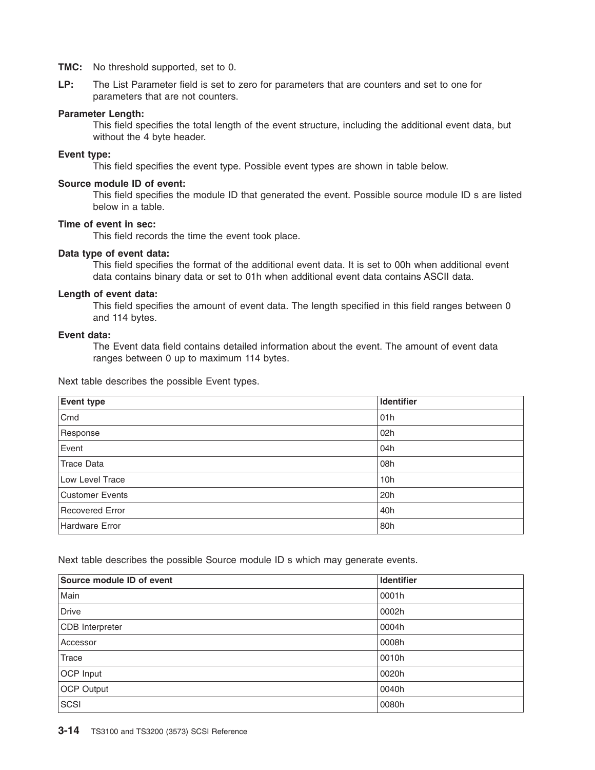**TMC:** No threshold supported, set to 0.

**LP:** The List Parameter field is set to zero for parameters that are counters and set to one for parameters that are not counters.

**Parameter Length:**
This field specifies the total length of the event structure, including the additional event data, but without the 4 byte header.

**Event type:**
This field specifies the event type. Possible event types are shown in table below.

**Source module ID of event:**
This field specifies the module ID that generated the event. Possible source module ID s are listed below in a table.

**Time of event in sec:**
This field records the time the event took place.

**Data type of event data:**
This field specifies the format of the additional event data. It is set to 00h when additional event data contains binary data or set to 01h when additional event data contains ASCII data.

**Length of event data:**
This field specifies the amount of event data. The length specified in this field ranges between 0 and 114 bytes.

**Event data:**
The Event data field contains detailed information about the event. The amount of event data ranges between 0 up to maximum 114 bytes.

Next table describes the possible Event types.

| Event type | Identifier |
| --- | --- |
| Cmd | 01h |
| Response | 02h |
| Event | 04h |
| Trace Data | 08h |
| Low Level Trace | 10h |
| Customer Events | 20h |
| Recovered Error | 40h |
| Hardware Error | 80h |

Next table describes the possible Source module ID s which may generate events.

| Source module ID of event | Identifier |
| --- | --- |
| Main | 0001h |
| Drive | 0002h |
| CDB Interpreter | 0004h |
| Accessor | 0008h |
| Trace | 0010h |
| OCP Input | 0020h |
| OCP Output | 0040h |
| SCSI | 0080h |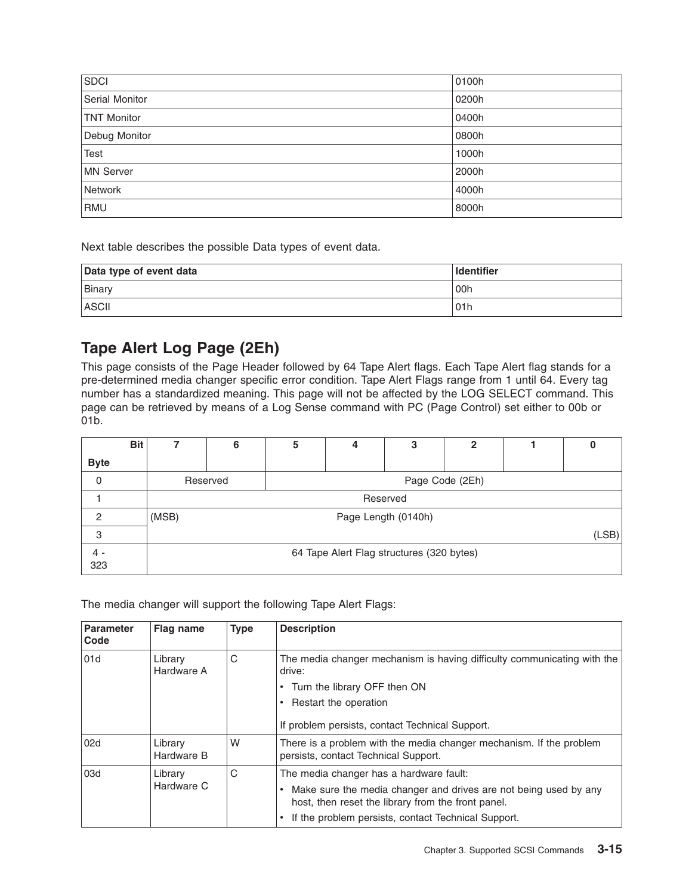| SDCI | 0100h |
|---|---|
| Serial Monitor | 0200h |
| TNT Monitor | 0400h |
| Debug Monitor | 0800h |
| Test | 1000h |
| MN Server | 2000h |
| Network | 4000h |
| RMU | 8000h |

Next table describes the possible Data types of event data.

| Data type of event data | Identifier |
|---|---|
| Binary | 00h |
| ASCII | 01h |

## Tape Alert Log Page (2Eh)

This page consists of the Page Header followed by 64 Tape Alert flags. Each Tape Alert flag stands for a pre-determined media changer specific error condition. Tape Alert Flags range from 1 until 64. Every tag number has a standardized meaning. This page will not be affected by the LOG SELECT command. This page can be retrieved by means of a Log Sense command with PC (Page Control) set either to 00b or 01b.

| Byte \ Bit | 7 | 6 | 5 | 4 | 3 | 2 | 1 | 0 |
|---|---|---|---|---|---|---|---|---|
| 0 | Reserved | | Page Code (2Eh) | | | | | |
| 1 | Reserved | | | | | | | |
| 2 | (MSB) | Page Length (0140h) | | | | | | |
| 3 | | | | | | | | (LSB) |
| 4 - 323 | 64 Tape Alert Flag structures (320 bytes) | | | | | | | |

The media changer will support the following Tape Alert Flags:

| Parameter Code | Flag name | Type | Description |
|---|---|---|---|
| 01d | Library Hardware A | C | The media changer mechanism is having difficulty communicating with the drive:<br>• Turn the library OFF then ON<br>• Restart the operation<br><br>If problem persists, contact Technical Support. |
| 02d | Library Hardware B | W | There is a problem with the media changer mechanism. If the problem persists, contact Technical Support. |
| 03d | Library Hardware C | C | The media changer has a hardware fault:<br>• Make sure the media changer and drives are not being used by any host, then reset the library from the front panel.<br>• If the problem persists, contact Technical Support. |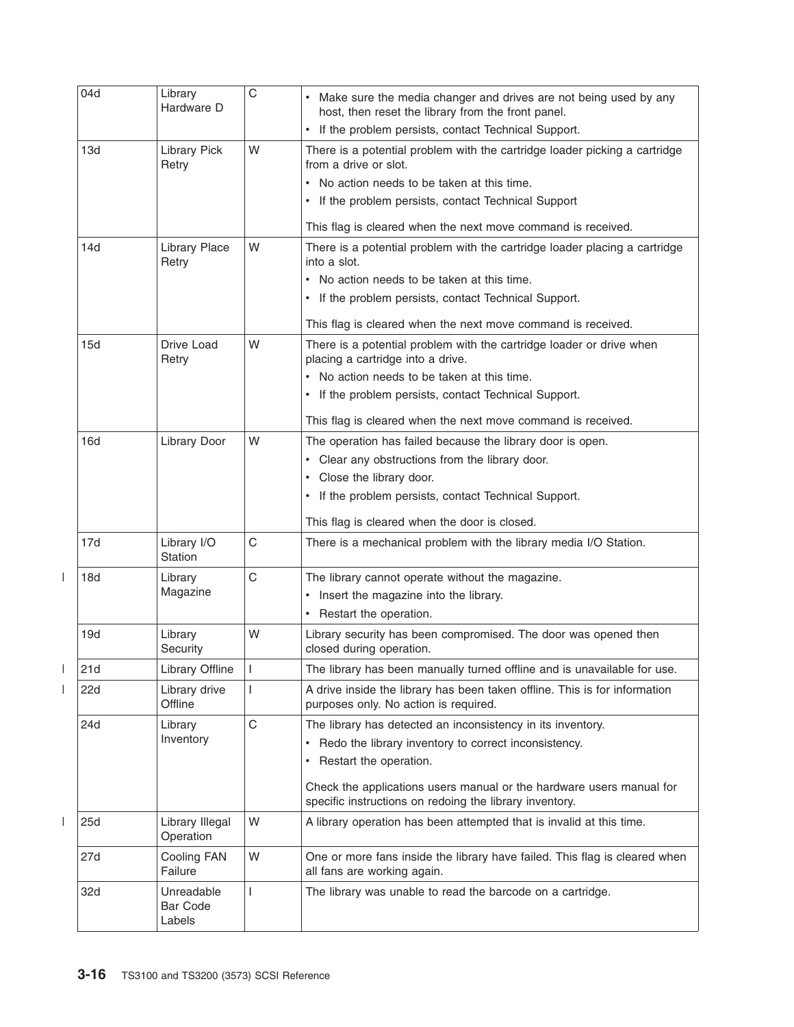| | | | |
|---|---|---|---|
| 04d | Library Hardware D | C | • Make sure the media changer and drives are not being used by any host, then reset the library from the front panel.<br>• If the problem persists, contact Technical Support. |
| 13d | Library Pick Retry | W | There is a potential problem with the cartridge loader picking a cartridge from a drive or slot.<br>• No action needs to be taken at this time.<br>• If the problem persists, contact Technical Support<br><br>This flag is cleared when the next move command is received. |
| 14d | Library Place Retry | W | There is a potential problem with the cartridge loader placing a cartridge into a slot.<br>• No action needs to be taken at this time.<br>• If the problem persists, contact Technical Support.<br><br>This flag is cleared when the next move command is received. |
| 15d | Drive Load Retry | W | There is a potential problem with the cartridge loader or drive when placing a cartridge into a drive.<br>• No action needs to be taken at this time.<br>• If the problem persists, contact Technical Support.<br><br>This flag is cleared when the next move command is received. |
| 16d | Library Door | W | The operation has failed because the library door is open.<br>• Clear any obstructions from the library door.<br>• Close the library door.<br>• If the problem persists, contact Technical Support.<br><br>This flag is cleared when the door is closed. |
| 17d | Library I/O Station | C | There is a mechanical problem with the library media I/O Station. |
| 18d | Library Magazine | C | The library cannot operate without the magazine.<br>• Insert the magazine into the library.<br>• Restart the operation. |
| 19d | Library Security | W | Library security has been compromised. The door was opened then closed during operation. |
| 21d | Library Offline | I | The library has been manually turned offline and is unavailable for use. |
| 22d | Library drive Offline | I | A drive inside the library has been taken offline. This is for information purposes only. No action is required. |
| 24d | Library Inventory | C | The library has detected an inconsistency in its inventory.<br>• Redo the library inventory to correct inconsistency.<br>• Restart the operation.<br><br>Check the applications users manual or the hardware users manual for specific instructions on redoing the library inventory. |
| 25d | Library Illegal Operation | W | A library operation has been attempted that is invalid at this time. |
| 27d | Cooling FAN Failure | W | One or more fans inside the library have failed. This flag is cleared when all fans are working again. |
| 32d | Unreadable Bar Code Labels | I | The library was unable to read the barcode on a cartridge. |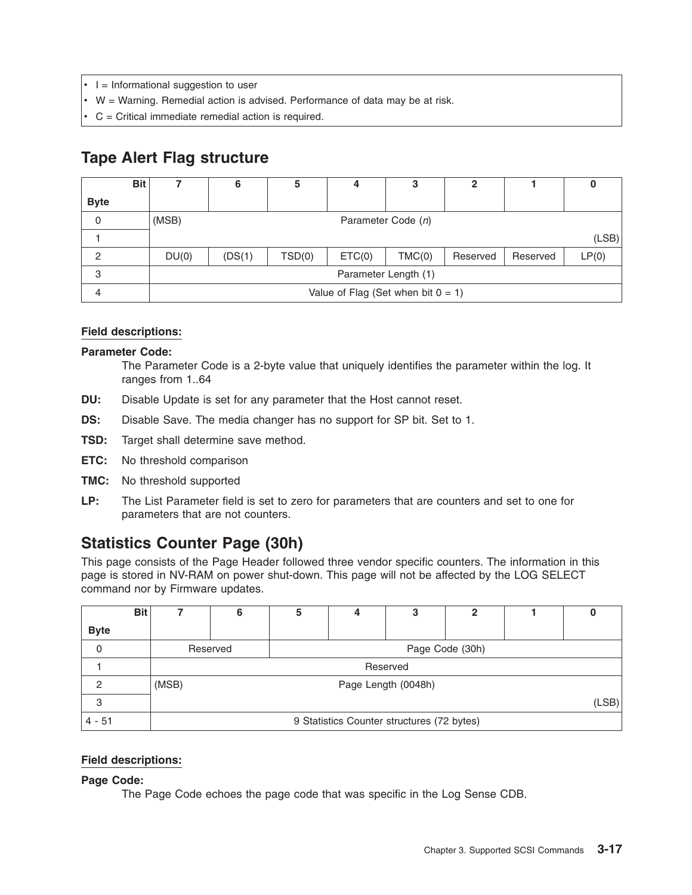- I = Informational suggestion to user
- W = Warning. Remedial action is advised. Performance of data may be at risk.
- C = Critical immediate remedial action is required.

## Tape Alert Flag structure

| Byte \ Bit | 7 | 6 | 5 | 4 | 3 | 2 | 1 | 0 |
|---|---|---|---|---|---|---|---|---|
| 0 | (MSB) | | | Parameter Code (*n*) | | | | |
| 1 | | | | | | | | (LSB) |
| 2 | DU(0) | (DS(1) | TSD(0) | ETC(0) | TMC(0) | Reserved | Reserved | LP(0) |
| 3 | | | | Parameter Length (1) | | | | |
| 4 | | | | Value of Flag (Set when bit 0 = 1) | | | | |

### Field descriptions:

**Parameter Code:**
The Parameter Code is a 2-byte value that uniquely identifies the parameter within the log. It ranges from 1..64

**DU:** Disable Update is set for any parameter that the Host cannot reset.

**DS:** Disable Save. The media changer has no support for SP bit. Set to 1.

**TSD:** Target shall determine save method.

**ETC:** No threshold comparison

**TMC:** No threshold supported

**LP:** The List Parameter field is set to zero for parameters that are counters and set to one for parameters that are not counters.

## Statistics Counter Page (30h)

This page consists of the Page Header followed three vendor specific counters. The information in this page is stored in NV-RAM on power shut-down. This page will not be affected by the LOG SELECT command nor by Firmware updates.

| Byte \ Bit | 7 | 6 | 5 | 4 | 3 | 2 | 1 | 0 |
|---|---|---|---|---|---|---|---|---|
| 0 | Reserved | | Page Code (30h) | | | | | |
| 1 | | | | Reserved | | | | |
| 2 | (MSB) | | | Page Length (0048h) | | | | |
| 3 | | | | | | | | (LSB) |
| 4 - 51 | | | | 9 Statistics Counter structures (72 bytes) | | | | |

### Field descriptions:

**Page Code:**
The Page Code echoes the page code that was specific in the Log Sense CDB.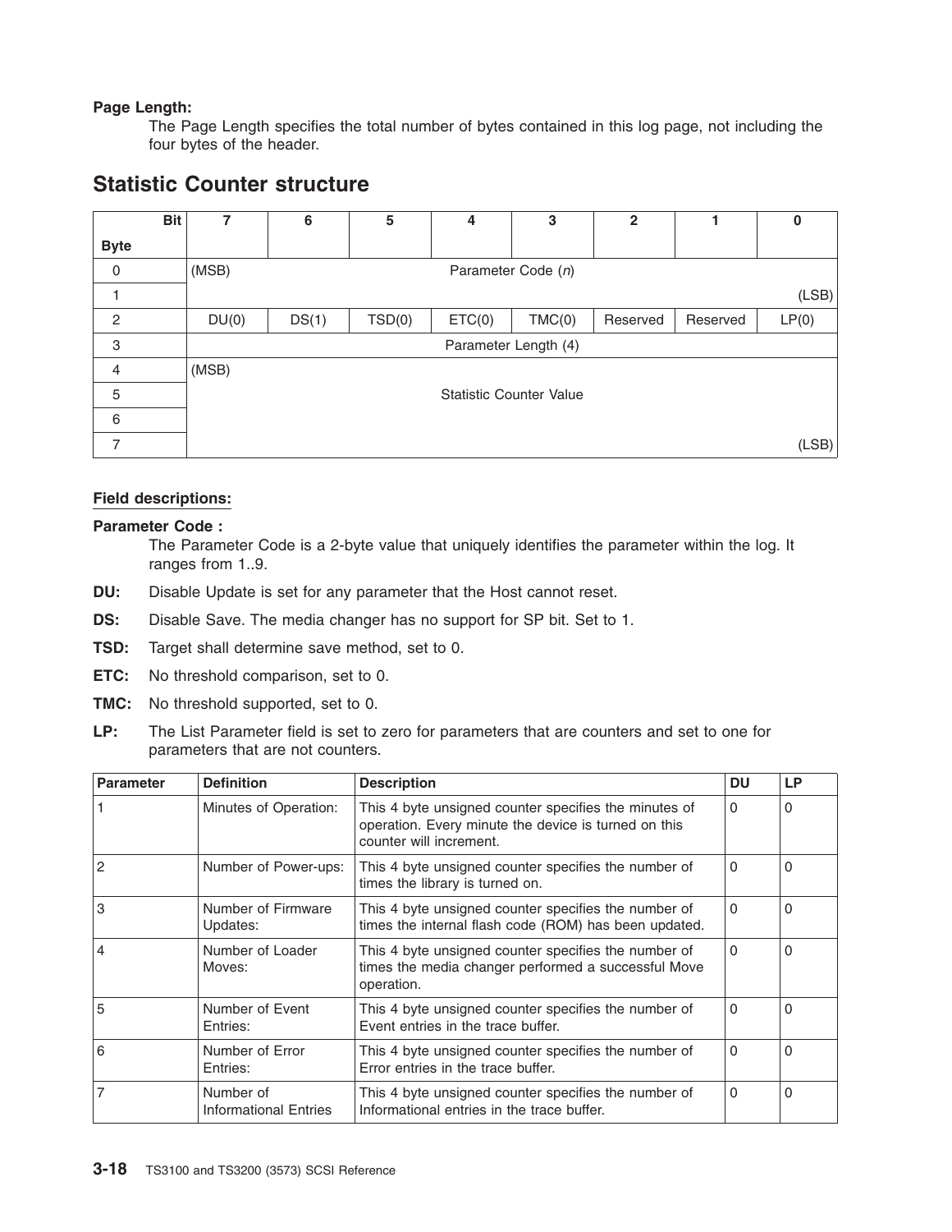**Page Length:**

The Page Length specifies the total number of bytes contained in this log page, not including the four bytes of the header.

## Statistic Counter structure

| Bit / Byte | 7 | 6 | 5 | 4 | 3 | 2 | 1 | 0 |
|---|---|---|---|---|---|---|---|---|
| 0 | (MSB) | | | Parameter Code (*n*) | | | | |
| 1 | | | | | | | | (LSB) |
| 2 | DU(0) | DS(1) | TSD(0) | ETC(0) | TMC(0) | Reserved | Reserved | LP(0) |
| 3 | | | | Parameter Length (4) | | | | |
| 4 | (MSB) | | | | | | | |
| 5 | | | | Statistic Counter Value | | | | |
| 6 | | | | | | | | |
| 7 | | | | | | | | (LSB) |

**Field descriptions:**

**Parameter Code :**

The Parameter Code is a 2-byte value that uniquely identifies the parameter within the log. It ranges from 1..9.

**DU:** Disable Update is set for any parameter that the Host cannot reset.

**DS:** Disable Save. The media changer has no support for SP bit. Set to 1.

**TSD:** Target shall determine save method, set to 0.

**ETC:** No threshold comparison, set to 0.

**TMC:** No threshold supported, set to 0.

**LP:** The List Parameter field is set to zero for parameters that are counters and set to one for parameters that are not counters.

| Parameter | Definition | Description | DU | LP |
|---|---|---|---|---|
| 1 | Minutes of Operation: | This 4 byte unsigned counter specifies the minutes of operation. Every minute the device is turned on this counter will increment. | 0 | 0 |
| 2 | Number of Power-ups: | This 4 byte unsigned counter specifies the number of times the library is turned on. | 0 | 0 |
| 3 | Number of Firmware Updates: | This 4 byte unsigned counter specifies the number of times the internal flash code (ROM) has been updated. | 0 | 0 |
| 4 | Number of Loader Moves: | This 4 byte unsigned counter specifies the number of times the media changer performed a successful Move operation. | 0 | 0 |
| 5 | Number of Event Entries: | This 4 byte unsigned counter specifies the number of Event entries in the trace buffer. | 0 | 0 |
| 6 | Number of Error Entries: | This 4 byte unsigned counter specifies the number of Error entries in the trace buffer. | 0 | 0 |
| 7 | Number of Informational Entries | This 4 byte unsigned counter specifies the number of Informational entries in the trace buffer. | 0 | 0 |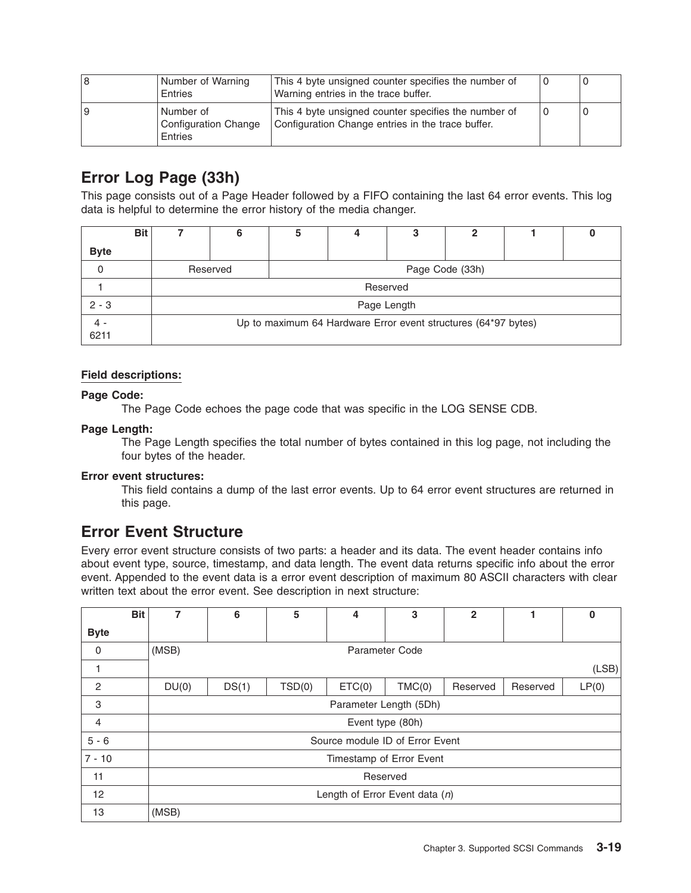| 8 | Number of Warning Entries | This 4 byte unsigned counter specifies the number of Warning entries in the trace buffer. | 0 | 0 |
|---|---|---|---|---|
| 9 | Number of Configuration Change Entries | This 4 byte unsigned counter specifies the number of Configuration Change entries in the trace buffer. | 0 | 0 |

## Error Log Page (33h)

This page consists out of a Page Header followed by a FIFO containing the last 64 error events. This log data is helpful to determine the error history of the media changer.

| Bit / Byte | 7 | 6 | 5 | 4 | 3 | 2 | 1 | 0 |
|---|---|---|---|---|---|---|---|---|
| 0 | Reserved | | Page Code (33h) | | | | | |
| 1 | Reserved | | | | | | | |
| 2 - 3 | Page Length | | | | | | | |
| 4 - 6211 | Up to maximum 64 Hardware Error event structures (64*97 bytes) | | | | | | | |

**Field descriptions:**

**Page Code:**
The Page Code echoes the page code that was specific in the LOG SENSE CDB.

**Page Length:**
The Page Length specifies the total number of bytes contained in this log page, not including the four bytes of the header.

**Error event structures:**
This field contains a dump of the last error events. Up to 64 error event structures are returned in this page.

## Error Event Structure

Every error event structure consists of two parts: a header and its data. The event header contains info about event type, source, timestamp, and data length. The event data returns specific info about the error event. Appended to the event data is a error event description of maximum 80 ASCII characters with clear written text about the error event. See description in next structure:

| Bit / Byte | 7 | 6 | 5 | 4 | 3 | 2 | 1 | 0 |
|---|---|---|---|---|---|---|---|---|
| 0 | (MSB) Parameter Code | | | | | | | |
| 1 | | | | | | | | (LSB) |
| 2 | DU(0) | DS(1) | TSD(0) | ETC(0) | TMC(0) | Reserved | Reserved | LP(0) |
| 3 | Parameter Length (5Dh) | | | | | | | |
| 4 | Event type (80h) | | | | | | | |
| 5 - 6 | Source module ID of Error Event | | | | | | | |
| 7 - 10 | Timestamp of Error Event | | | | | | | |
| 11 | Reserved | | | | | | | |
| 12 | Length of Error Event data (*n*) | | | | | | | |
| 13 | (MSB) | | | | | | | |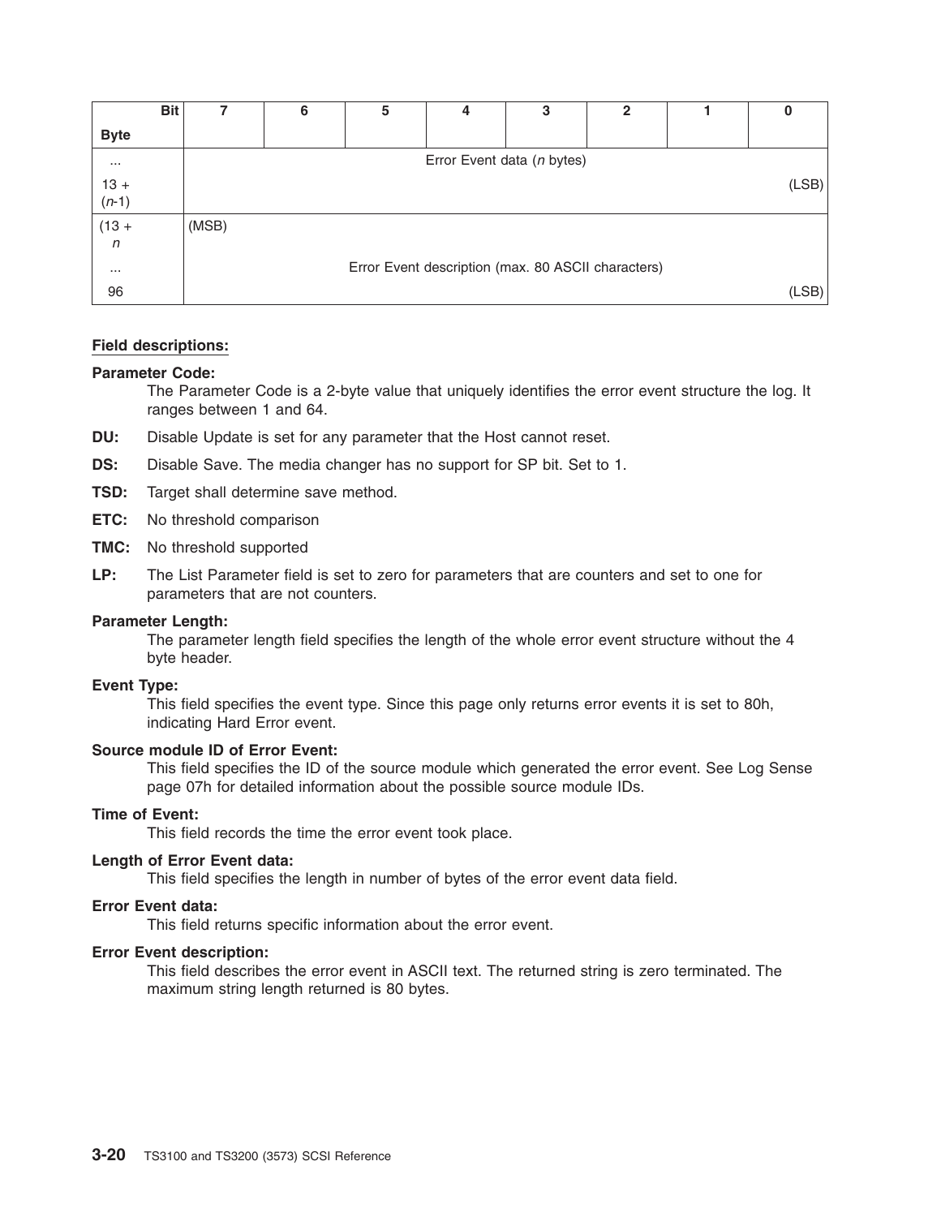| Bit / Byte | 7 | 6 | 5 | 4 | 3 | 2 | 1 | 0 |
|---|---|---|---|---|---|---|---|---|
| ... | Error Event data (*n* bytes) | | | | | | | |
| 13 + (*n*-1) | | | | | | | | (LSB) |
| (13 + *n* | (MSB) | | | | | | | |
| ... | Error Event description (max. 80 ASCII characters) | | | | | | | |
| 96 | | | | | | | | (LSB) |

**Field descriptions:**

**Parameter Code:**
The Parameter Code is a 2-byte value that uniquely identifies the error event structure the log. It ranges between 1 and 64.

**DU:** Disable Update is set for any parameter that the Host cannot reset.

**DS:** Disable Save. The media changer has no support for SP bit. Set to 1.

**TSD:** Target shall determine save method.

**ETC:** No threshold comparison

**TMC:** No threshold supported

**LP:** The List Parameter field is set to zero for parameters that are counters and set to one for parameters that are not counters.

**Parameter Length:**
The parameter length field specifies the length of the whole error event structure without the 4 byte header.

**Event Type:**
This field specifies the event type. Since this page only returns error events it is set to 80h, indicating Hard Error event.

**Source module ID of Error Event:**
This field specifies the ID of the source module which generated the error event. See Log Sense page 07h for detailed information about the possible source module IDs.

**Time of Event:**
This field records the time the error event took place.

**Length of Error Event data:**
This field specifies the length in number of bytes of the error event data field.

**Error Event data:**
This field returns specific information about the error event.

**Error Event description:**
This field describes the error event in ASCII text. The returned string is zero terminated. The maximum string length returned is 80 bytes.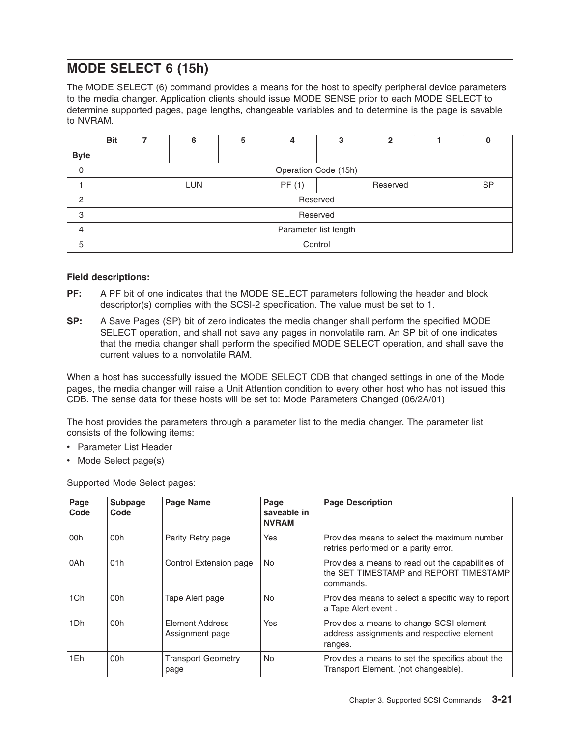## MODE SELECT 6 (15h)

The MODE SELECT (6) command provides a means for the host to specify peripheral device parameters to the media changer. Application clients should issue MODE SENSE prior to each MODE SELECT to determine supported pages, page lengths, changeable variables and to determine is the page is savable to NVRAM.

| Byte \ Bit | 7 | 6 | 5 | 4 | 3 | 2 | 1 | 0 |
|---|---|---|---|---|---|---|---|---|
| 0 | Operation Code (15h) | | | | | | | |
| 1 | LUN | | | PF (1) | Reserved | | | SP |
| 2 | Reserved | | | | | | | |
| 3 | Reserved | | | | | | | |
| 4 | Parameter list length | | | | | | | |
| 5 | Control | | | | | | | |

**Field descriptions:**

**PF:** A PF bit of one indicates that the MODE SELECT parameters following the header and block descriptor(s) complies with the SCSI-2 specification. The value must be set to 1.

**SP:** A Save Pages (SP) bit of zero indicates the media changer shall perform the specified MODE SELECT operation, and shall not save any pages in nonvolatile ram. An SP bit of one indicates that the media changer shall perform the specified MODE SELECT operation, and shall save the current values to a nonvolatile RAM.

When a host has successfully issued the MODE SELECT CDB that changed settings in one of the Mode pages, the media changer will raise a Unit Attention condition to every other host who has not issued this CDB. The sense data for these hosts will be set to: Mode Parameters Changed (06/2A/01)

The host provides the parameters through a parameter list to the media changer. The parameter list consists of the following items:

- Parameter List Header
- Mode Select page(s)

Supported Mode Select pages:

| Page Code | Subpage Code | Page Name | Page saveable in NVRAM | Page Description |
|---|---|---|---|---|
| 00h | 00h | Parity Retry page | Yes | Provides means to select the maximum number retries performed on a parity error. |
| 0Ah | 01h | Control Extension page | No | Provides a means to read out the capabilities of the SET TIMESTAMP and REPORT TIMESTAMP commands. |
| 1Ch | 00h | Tape Alert page | No | Provides means to select a specific way to report a Tape Alert event . |
| 1Dh | 00h | Element Address Assignment page | Yes | Provides a means to change SCSI element address assignments and respective element ranges. |
| 1Eh | 00h | Transport Geometry page | No | Provides a means to set the specifics about the Transport Element. (not changeable). |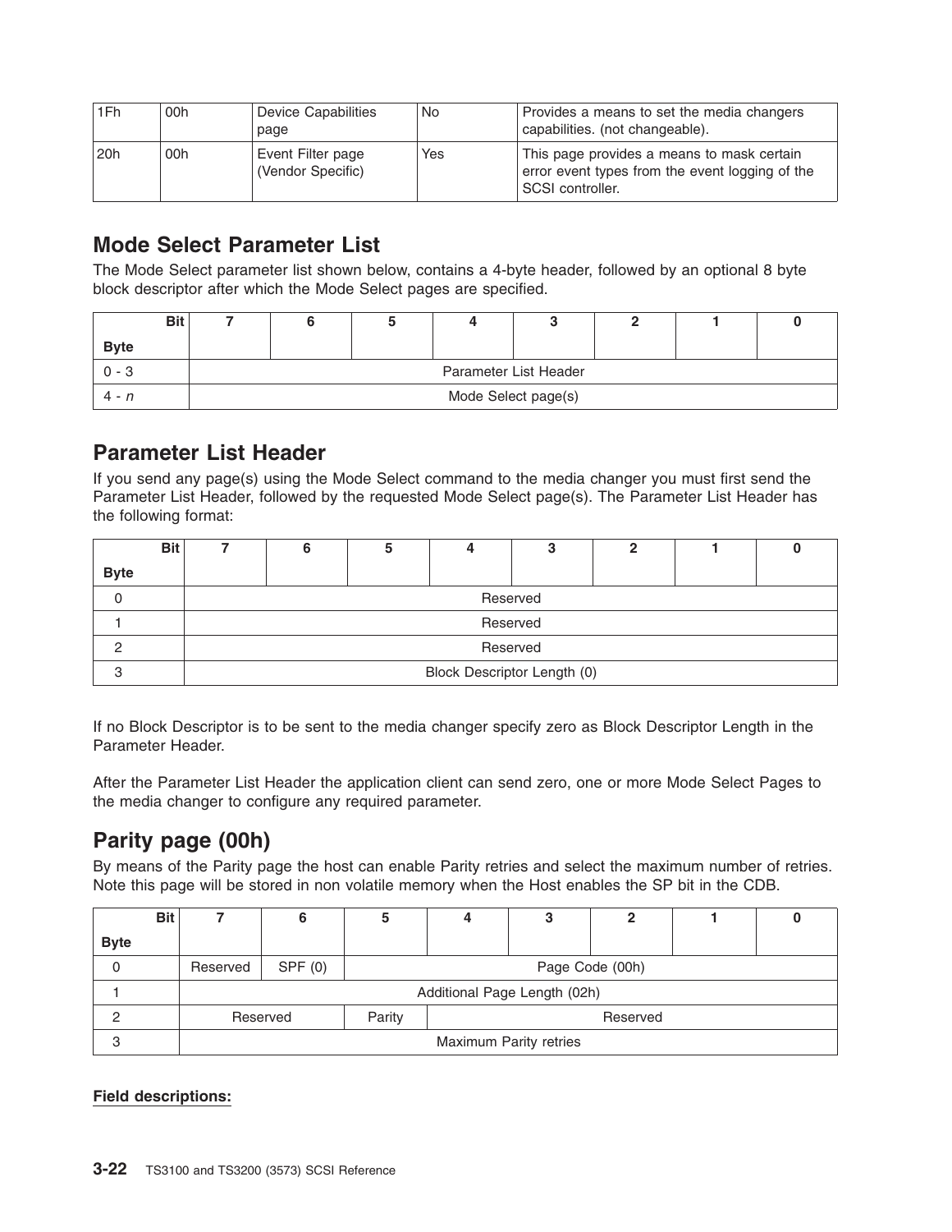| 1Fh | 00h | Device Capabilities page | No | Provides a means to set the media changers capabilities. (not changeable). |
|---|---|---|---|---|
| 20h | 00h | Event Filter page (Vendor Specific) | Yes | This page provides a means to mask certain error event types from the event logging of the SCSI controller. |

## Mode Select Parameter List

The Mode Select parameter list shown below, contains a 4-byte header, followed by an optional 8 byte block descriptor after which the Mode Select pages are specified.

| Byte \ Bit | 7 | 6 | 5 | 4 | 3 | 2 | 1 | 0 |
|---|---|---|---|---|---|---|---|---|
| 0 - 3 | Parameter List Header | | | | | | | |
| 4 - *n* | Mode Select page(s) | | | | | | | |

## Parameter List Header

If you send any page(s) using the Mode Select command to the media changer you must first send the Parameter List Header, followed by the requested Mode Select page(s). The Parameter List Header has the following format:

| Byte \ Bit | 7 | 6 | 5 | 4 | 3 | 2 | 1 | 0 |
|---|---|---|---|---|---|---|---|---|
| 0 | Reserved | | | | | | | |
| 1 | Reserved | | | | | | | |
| 2 | Reserved | | | | | | | |
| 3 | Block Descriptor Length (0) | | | | | | | |

If no Block Descriptor is to be sent to the media changer specify zero as Block Descriptor Length in the Parameter Header.

After the Parameter List Header the application client can send zero, one or more Mode Select Pages to the media changer to configure any required parameter.

## Parity page (00h)

By means of the Parity page the host can enable Parity retries and select the maximum number of retries. Note this page will be stored in non volatile memory when the Host enables the SP bit in the CDB.

| Byte \ Bit | 7 | 6 | 5 | 4 | 3 | 2 | 1 | 0 |
|---|---|---|---|---|---|---|---|---|
| 0 | Reserved | SPF (0) | Page Code (00h) | | | | | |
| 1 | Additional Page Length (02h) | | | | | | | |
| 2 | Reserved | | Parity | Reserved | | | | |
| 3 | Maximum Parity retries | | | | | | | |

**Field descriptions:**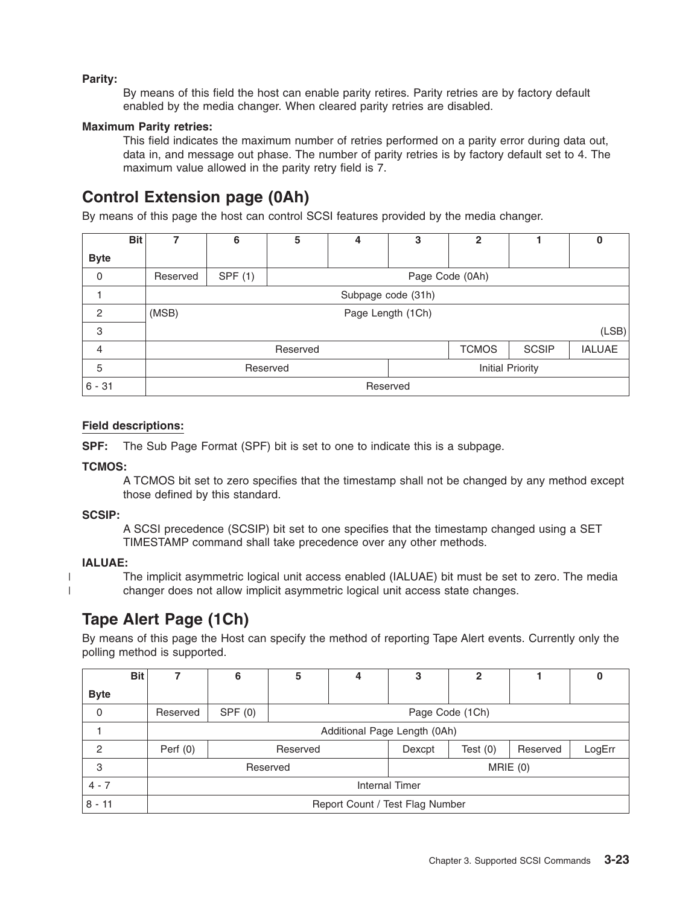**Parity:**

By means of this field the host can enable parity retires. Parity retries are by factory default enabled by the media changer. When cleared parity retries are disabled.

**Maximum Parity retries:**

This field indicates the maximum number of retries performed on a parity error during data out, data in, and message out phase. The number of parity retries is by factory default set to 4. The maximum value allowed in the parity retry field is 7.

## Control Extension page (0Ah)

By means of this page the host can control SCSI features provided by the media changer.

| Byte \ Bit | 7 | 6 | 5 | 4 | 3 | 2 | 1 | 0 |
|---|---|---|---|---|---|---|---|---|
| 0 | Reserved | SPF (1) | Page Code (0Ah) | | | | | |
| 1 | Subpage code (31h) | | | | | | | |
| 2 | (MSB) | Page Length (1Ch) | | | | | | |
| 3 | | | | | | | | (LSB) |
| 4 | Reserved | | | | | TCMOS | SCSIP | IALUAE |
| 5 | Reserved | | | | Initial Priority | | | |
| 6 - 31 | Reserved | | | | | | | |

**Field descriptions:**

**SPF:** The Sub Page Format (SPF) bit is set to one to indicate this is a subpage.

**TCMOS:**

A TCMOS bit set to zero specifies that the timestamp shall not be changed by any method except those defined by this standard.

**SCSIP:**

A SCSI precedence (SCSIP) bit set to one specifies that the timestamp changed using a SET TIMESTAMP command shall take precedence over any other methods.

**IALUAE:**

The implicit asymmetric logical unit access enabled (IALUAE) bit must be set to zero. The media changer does not allow implicit asymmetric logical unit access state changes.

## Tape Alert Page (1Ch)

By means of this page the Host can specify the method of reporting Tape Alert events. Currently only the polling method is supported.

| Byte \ Bit | 7 | 6 | 5 | 4 | 3 | 2 | 1 | 0 |
|---|---|---|---|---|---|---|---|---|
| 0 | Reserved | SPF (0) | Page Code (1Ch) | | | | | |
| 1 | Additional Page Length (0Ah) | | | | | | | |
| 2 | Perf (0) | Reserved | | | Dexcpt | Test (0) | Reserved | LogErr |
| 3 | Reserved | | | | MRIE (0) | | | |
| 4 - 7 | Internal Timer | | | | | | | |
| 8 - 11 | Report Count / Test Flag Number | | | | | | | |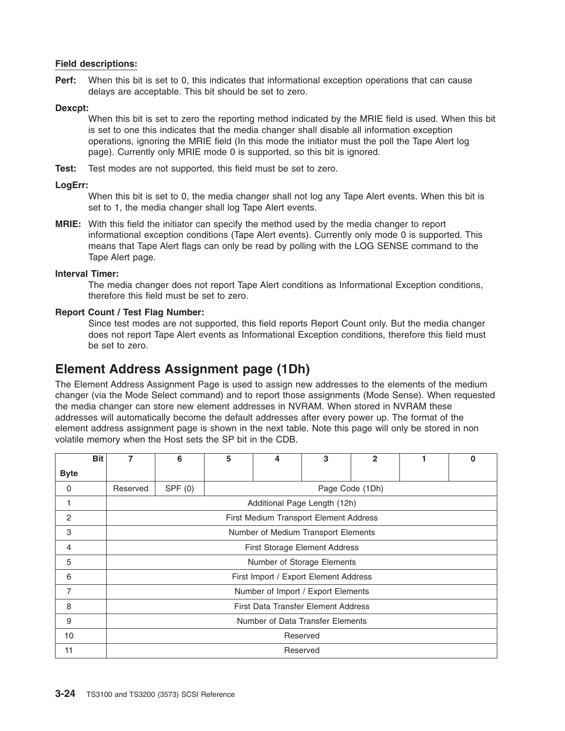**Field descriptions:**

**Perf:** When this bit is set to 0, this indicates that informational exception operations that can cause delays are acceptable. This bit should be set to zero.

**Dexcpt:**
When this bit is set to zero the reporting method indicated by the MRIE field is used. When this bit is set to one this indicates that the media changer shall disable all information exception operations, ignoring the MRIE field (In this mode the initiator must the poll the Tape Alert log page). Currently only MRIE mode 0 is supported, so this bit is ignored.

**Test:** Test modes are not supported, this field must be set to zero.

**LogErr:**
When this bit is set to 0, the media changer shall not log any Tape Alert events. When this bit is set to 1, the media changer shall log Tape Alert events.

**MRIE:** With this field the initiator can specify the method used by the media changer to report informational exception conditions (Tape Alert events). Currently only mode 0 is supported. This means that Tape Alert flags can only be read by polling with the LOG SENSE command to the Tape Alert page.

**Interval Timer:**
The media changer does not report Tape Alert conditions as Informational Exception conditions, therefore this field must be set to zero.

**Report Count / Test Flag Number:**
Since test modes are not supported, this field reports Report Count only. But the media changer does not report Tape Alert events as Informational Exception conditions, therefore this field must be set to zero.

## Element Address Assignment page (1Dh)

The Element Address Assignment Page is used to assign new addresses to the elements of the medium changer (via the Mode Select command) and to report those assignments (Mode Sense). When requested the media changer can store new element addresses in NVRAM. When stored in NVRAM these addresses will automatically become the default addresses after every power up. The format of the element address assignment page is shown in the next table. Note this page will only be stored in non volatile memory when the Host sets the SP bit in the CDB.

| Byte \ Bit | 7 | 6 | 5 | 4 | 3 | 2 | 1 | 0 |
|---|---|---|---|---|---|---|---|---|
| 0 | Reserved | SPF (0) | Page Code (1Dh) | | | | | |
| 1 | Additional Page Length (12h) | | | | | | | |
| 2 | First Medium Transport Element Address | | | | | | | |
| 3 | Number of Medium Transport Elements | | | | | | | |
| 4 | First Storage Element Address | | | | | | | |
| 5 | Number of Storage Elements | | | | | | | |
| 6 | First Import / Export Element Address | | | | | | | |
| 7 | Number of Import / Export Elements | | | | | | | |
| 8 | First Data Transfer Element Address | | | | | | | |
| 9 | Number of Data Transfer Elements | | | | | | | |
| 10 | Reserved | | | | | | | |
| 11 | Reserved | | | | | | | |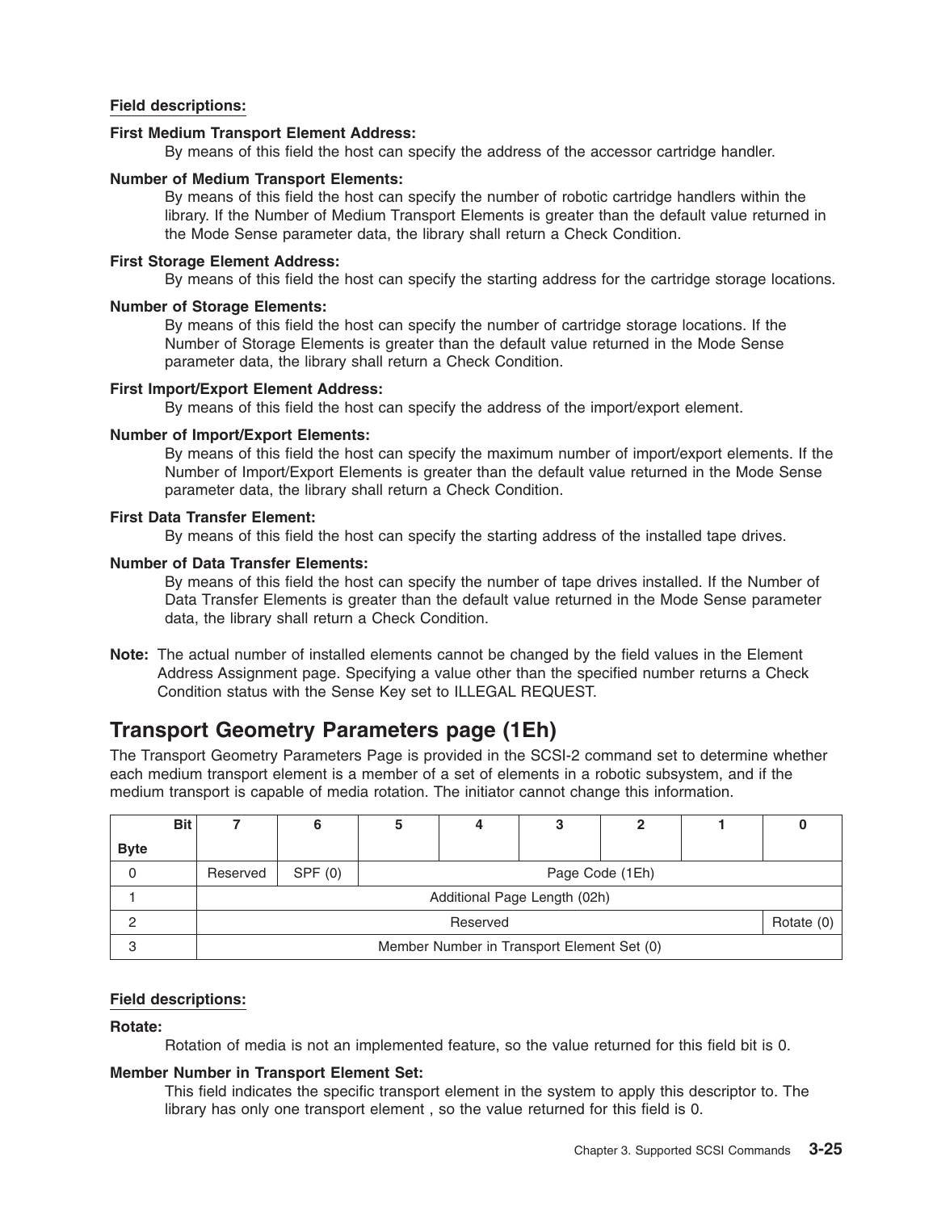**Field descriptions:**

**First Medium Transport Element Address:**
By means of this field the host can specify the address of the accessor cartridge handler.

**Number of Medium Transport Elements:**
By means of this field the host can specify the number of robotic cartridge handlers within the library. If the Number of Medium Transport Elements is greater than the default value returned in the Mode Sense parameter data, the library shall return a Check Condition.

**First Storage Element Address:**
By means of this field the host can specify the starting address for the cartridge storage locations.

**Number of Storage Elements:**
By means of this field the host can specify the number of cartridge storage locations. If the Number of Storage Elements is greater than the default value returned in the Mode Sense parameter data, the library shall return a Check Condition.

**First Import/Export Element Address:**
By means of this field the host can specify the address of the import/export element.

**Number of Import/Export Elements:**
By means of this field the host can specify the maximum number of import/export elements. If the Number of Import/Export Elements is greater than the default value returned in the Mode Sense parameter data, the library shall return a Check Condition.

**First Data Transfer Element:**
By means of this field the host can specify the starting address of the installed tape drives.

**Number of Data Transfer Elements:**
By means of this field the host can specify the number of tape drives installed. If the Number of Data Transfer Elements is greater than the default value returned in the Mode Sense parameter data, the library shall return a Check Condition.

**Note:** The actual number of installed elements cannot be changed by the field values in the Element Address Assignment page. Specifying a value other than the specified number returns a Check Condition status with the Sense Key set to ILLEGAL REQUEST.

## Transport Geometry Parameters page (1Eh)

The Transport Geometry Parameters Page is provided in the SCSI-2 command set to determine whether each medium transport element is a member of a set of elements in a robotic subsystem, and if the medium transport is capable of media rotation. The initiator cannot change this information.

| Bit / Byte | 7 | 6 | 5 | 4 | 3 | 2 | 1 | 0 |
|---|---|---|---|---|---|---|---|---|
| 0 | Reserved | SPF (0) | Page Code (1Eh) | | | | | |
| 1 | Additional Page Length (02h) | | | | | | | |
| 2 | Reserved | | | | | | | Rotate (0) |
| 3 | Member Number in Transport Element Set (0) | | | | | | | |

**Field descriptions:**

**Rotate:**
Rotation of media is not an implemented feature, so the value returned for this field bit is 0.

**Member Number in Transport Element Set:**
This field indicates the specific transport element in the system to apply this descriptor to. The library has only one transport element , so the value returned for this field is 0.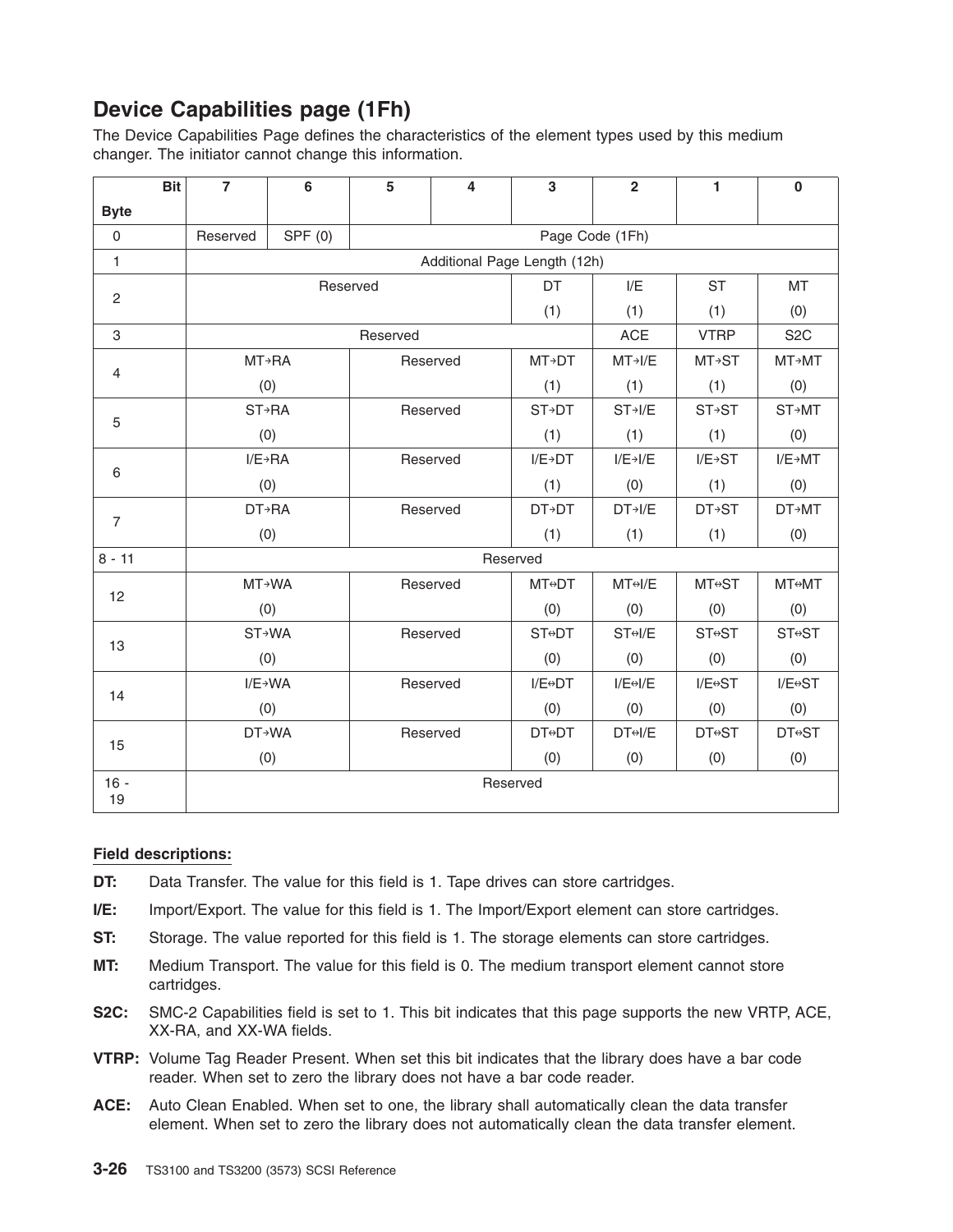## Device Capabilities page (1Fh)

The Device Capabilities Page defines the characteristics of the element types used by this medium changer. The initiator cannot change this information.

| Byte \ Bit | 7 | 6 | 5 | 4 | 3 | 2 | 1 | 0 |
|---|---|---|---|---|---|---|---|---|
| 0 | Reserved | SPF (0) | Page Code (1Fh) | | | | | |
| 1 | Additional Page Length (12h) | | | | | | | |
| 2 | Reserved | | | | DT (1) | I/E (1) | ST (1) | MT (0) |
| 3 | Reserved | | | | | ACE | VTRP | S2C |
| 4 | MT→RA (0) | | Reserved | | MT→DT (1) | MT→I/E (1) | MT→ST (1) | MT→MT (0) |
| 5 | ST→RA (0) | | Reserved | | ST→DT (1) | ST→I/E (1) | ST→ST (1) | ST→MT (0) |
| 6 | I/E→RA (0) | | Reserved | | I/E→DT (1) | I/E→I/E (0) | I/E→ST (1) | I/E→MT (0) |
| 7 | DT→RA (0) | | Reserved | | DT→DT (1) | DT→I/E (1) | DT→ST (1) | DT→MT (0) |
| 8 - 11 | Reserved | | | | | | | |
| 12 | MT→WA (0) | | Reserved | | MT⇔DT (0) | MT⇔I/E (0) | MT⇔ST (0) | MT⇔MT (0) |
| 13 | ST→WA (0) | | Reserved | | ST⇔DT (0) | ST⇔I/E (0) | ST⇔ST (0) | ST⇔ST (0) |
| 14 | I/E→WA (0) | | Reserved | | I/E⇔DT (0) | I/E⇔I/E (0) | I/E⇔ST (0) | I/E⇔ST (0) |
| 15 | DT→WA (0) | | Reserved | | DT⇔DT (0) | DT⇔I/E (0) | DT⇔ST (0) | DT⇔ST (0) |
| 16 - 19 | Reserved | | | | | | | |

**Field descriptions:**

**DT:** Data Transfer. The value for this field is 1. Tape drives can store cartridges.

**I/E:** Import/Export. The value for this field is 1. The Import/Export element can store cartridges.

**ST:** Storage. The value reported for this field is 1. The storage elements can store cartridges.

**MT:** Medium Transport. The value for this field is 0. The medium transport element cannot store cartridges.

**S2C:** SMC-2 Capabilities field is set to 1. This bit indicates that this page supports the new VRTP, ACE, XX-RA, and XX-WA fields.

**VTRP:** Volume Tag Reader Present. When set this bit indicates that the library does have a bar code reader. When set to zero the library does not have a bar code reader.

**ACE:** Auto Clean Enabled. When set to one, the library shall automatically clean the data transfer element. When set to zero the library does not automatically clean the data transfer element.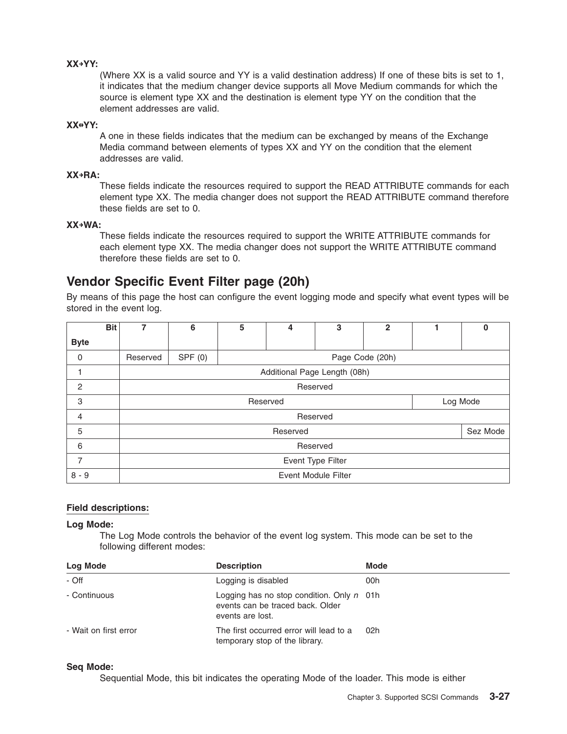**XX→YY:**

(Where XX is a valid source and YY is a valid destination address) If one of these bits is set to 1, it indicates that the medium changer device supports all Move Medium commands for which the source is element type XX and the destination is element type YY on the condition that the element addresses are valid.

**XX⇔YY:**

A one in these fields indicates that the medium can be exchanged by means of the Exchange Media command between elements of types XX and YY on the condition that the element addresses are valid.

**XX→RA:**

These fields indicate the resources required to support the READ ATTRIBUTE commands for each element type XX. The media changer does not support the READ ATTRIBUTE command therefore these fields are set to 0.

**XX→WA:**

These fields indicate the resources required to support the WRITE ATTRIBUTE commands for each element type XX. The media changer does not support the WRITE ATTRIBUTE command therefore these fields are set to 0.

## Vendor Specific Event Filter page (20h)

By means of this page the host can configure the event logging mode and specify what event types will be stored in the event log.

| Byte \ Bit | 7 | 6 | 5 | 4 | 3 | 2 | 1 | 0 |
|---|---|---|---|---|---|---|---|---|
| 0 | Reserved | SPF (0) | Page Code (20h) | | | | | |
| 1 | Additional Page Length (08h) | | | | | | | |
| 2 | Reserved | | | | | | | |
| 3 | Reserved | | | | | | Log Mode | |
| 4 | Reserved | | | | | | | |
| 5 | Reserved | | | | | | | Sez Mode |
| 6 | Reserved | | | | | | | |
| 7 | Event Type Filter | | | | | | | |
| 8 - 9 | Event Module Filter | | | | | | | |

**Field descriptions:**

**Log Mode:**

The Log Mode controls the behavior of the event log system. This mode can be set to the following different modes:

| Log Mode | Description | Mode |
|---|---|---|
| - Off | Logging is disabled | 00h |
| - Continuous | Logging has no stop condition. Only *n* events can be traced back. Older events are lost. | 01h |
| - Wait on first error | The first occurred error will lead to a temporary stop of the library. | 02h |

**Seq Mode:**

Sequential Mode, this bit indicates the operating Mode of the loader. This mode is either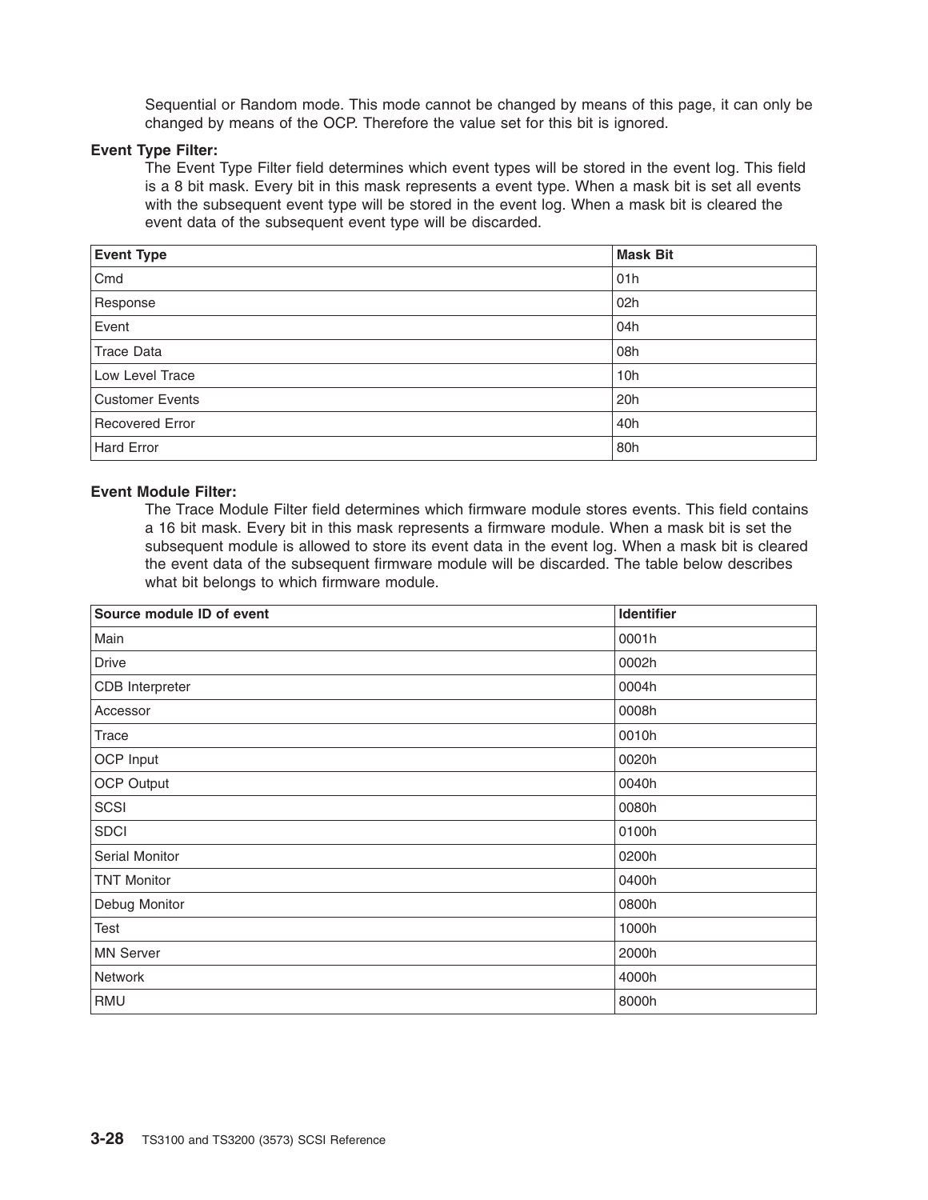Sequential or Random mode. This mode cannot be changed by means of this page, it can only be changed by means of the OCP. Therefore the value set for this bit is ignored.

**Event Type Filter:**
The Event Type Filter field determines which event types will be stored in the event log. This field is a 8 bit mask. Every bit in this mask represents a event type. When a mask bit is set all events with the subsequent event type will be stored in the event log. When a mask bit is cleared the event data of the subsequent event type will be discarded.

| Event Type | Mask Bit |
|---|---|
| Cmd | 01h |
| Response | 02h |
| Event | 04h |
| Trace Data | 08h |
| Low Level Trace | 10h |
| Customer Events | 20h |
| Recovered Error | 40h |
| Hard Error | 80h |

**Event Module Filter:**
The Trace Module Filter field determines which firmware module stores events. This field contains a 16 bit mask. Every bit in this mask represents a firmware module. When a mask bit is set the subsequent module is allowed to store its event data in the event log. When a mask bit is cleared the event data of the subsequent firmware module will be discarded. The table below describes what bit belongs to which firmware module.

| Source module ID of event | Identifier |
|---|---|
| Main | 0001h |
| Drive | 0002h |
| CDB Interpreter | 0004h |
| Accessor | 0008h |
| Trace | 0010h |
| OCP Input | 0020h |
| OCP Output | 0040h |
| SCSI | 0080h |
| SDCI | 0100h |
| Serial Monitor | 0200h |
| TNT Monitor | 0400h |
| Debug Monitor | 0800h |
| Test | 1000h |
| MN Server | 2000h |
| Network | 4000h |
| RMU | 8000h |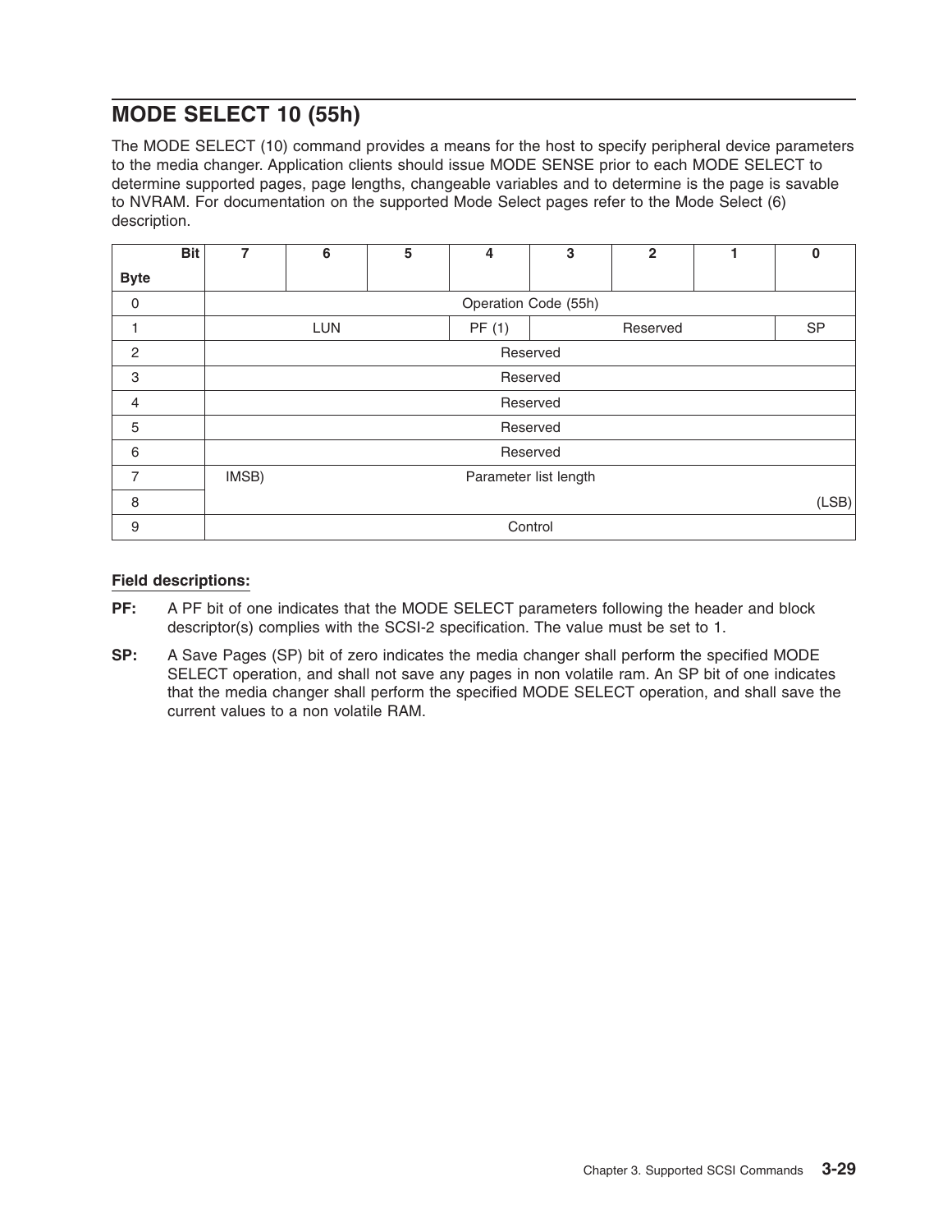## MODE SELECT 10 (55h)

The MODE SELECT (10) command provides a means for the host to specify peripheral device parameters to the media changer. Application clients should issue MODE SENSE prior to each MODE SELECT to determine supported pages, page lengths, changeable variables and to determine is the page is savable to NVRAM. For documentation on the supported Mode Select pages refer to the Mode Select (6) description.

| Byte \ Bit | 7 | 6 | 5 | 4 | 3 | 2 | 1 | 0 |
|---|---|---|---|---|---|---|---|---|
| 0 | Operation Code (55h) | | | | | | | |
| 1 | LUN | | | PF (1) | Reserved | | | SP |
| 2 | Reserved | | | | | | | |
| 3 | Reserved | | | | | | | |
| 4 | Reserved | | | | | | | |
| 5 | Reserved | | | | | | | |
| 6 | Reserved | | | | | | | |
| 7 | IMSB) Parameter list length | | | | | | | |
| 8 | | | | | | | | (LSB) |
| 9 | Control | | | | | | | |

**Field descriptions:**

**PF:** A PF bit of one indicates that the MODE SELECT parameters following the header and block descriptor(s) complies with the SCSI-2 specification. The value must be set to 1.

**SP:** A Save Pages (SP) bit of zero indicates the media changer shall perform the specified MODE SELECT operation, and shall not save any pages in non volatile ram. An SP bit of one indicates that the media changer shall perform the specified MODE SELECT operation, and shall save the current values to a non volatile RAM.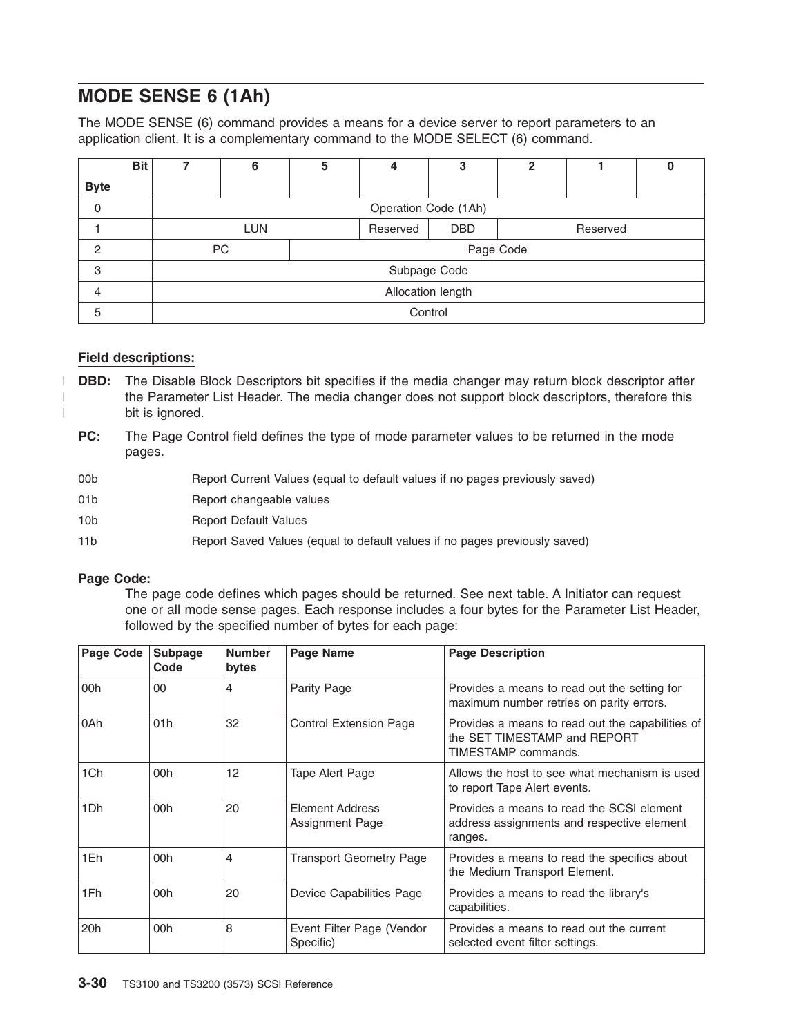## MODE SENSE 6 (1Ah)

The MODE SENSE (6) command provides a means for a device server to report parameters to an application client. It is a complementary command to the MODE SELECT (6) command.

| Byte \ Bit | 7 | 6 | 5 | 4 | 3 | 2 | 1 | 0 |
|---|---|---|---|---|---|---|---|---|
| 0 | Operation Code (1Ah) | | | | | | | |
| 1 | LUN | | | Reserved | DBD | Reserved | | |
| 2 | PC | | Page Code | | | | | |
| 3 | Subpage Code | | | | | | | |
| 4 | Allocation length | | | | | | | |
| 5 | Control | | | | | | | |

**Field descriptions:**

**DBD:** The Disable Block Descriptors bit specifies if the media changer may return block descriptor after the Parameter List Header. The media changer does not support block descriptors, therefore this bit is ignored.

**PC:** The Page Control field defines the type of mode parameter values to be returned in the mode pages.

| | |
|---|---|
| 00b | Report Current Values (equal to default values if no pages previously saved) |
| 01b | Report changeable values |
| 10b | Report Default Values |
| 11b | Report Saved Values (equal to default values if no pages previously saved) |

**Page Code:**
The page code defines which pages should be returned. See next table. A Initiator can request one or all mode sense pages. Each response includes a four bytes for the Parameter List Header, followed by the specified number of bytes for each page:

| Page Code | Subpage Code | Number bytes | Page Name | Page Description |
|---|---|---|---|---|
| 00h | 00 | 4 | Parity Page | Provides a means to read out the setting for maximum number retries on parity errors. |
| 0Ah | 01h | 32 | Control Extension Page | Provides a means to read out the capabilities of the SET TIMESTAMP and REPORT TIMESTAMP commands. |
| 1Ch | 00h | 12 | Tape Alert Page | Allows the host to see what mechanism is used to report Tape Alert events. |
| 1Dh | 00h | 20 | Element Address Assignment Page | Provides a means to read the SCSI element address assignments and respective element ranges. |
| 1Eh | 00h | 4 | Transport Geometry Page | Provides a means to read the specifics about the Medium Transport Element. |
| 1Fh | 00h | 20 | Device Capabilities Page | Provides a means to read the library's capabilities. |
| 20h | 00h | 8 | Event Filter Page (Vendor Specific) | Provides a means to read out the current selected event filter settings. |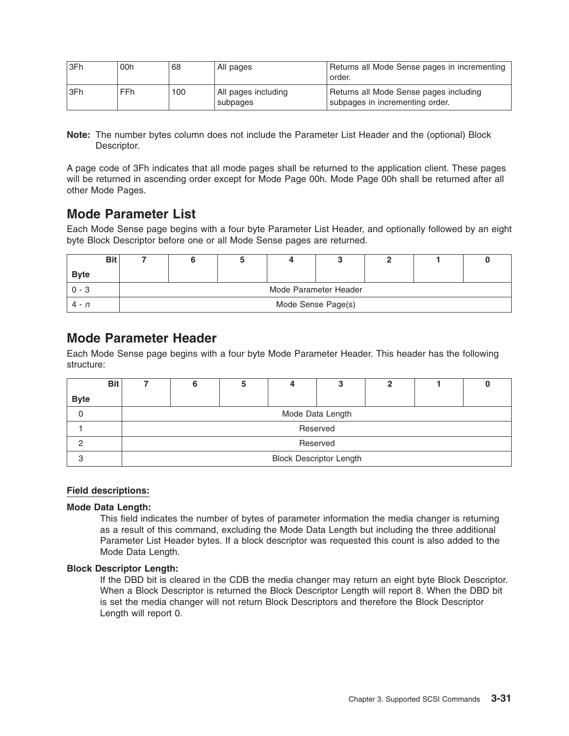| 3Fh | 00h | 68 | All pages | Returns all Mode Sense pages in incrementing order. |
|---|---|---|---|---|
| 3Fh | FFh | 100 | All pages including subpages | Returns all Mode Sense pages including subpages in incrementing order. |

**Note:** The number bytes column does not include the Parameter List Header and the (optional) Block Descriptor.

A page code of 3Fh indicates that all mode pages shall be returned to the application client. These pages will be returned in ascending order except for Mode Page 00h. Mode Page 00h shall be returned after all other Mode Pages.

## Mode Parameter List

Each Mode Sense page begins with a four byte Parameter List Header, and optionally followed by an eight byte Block Descriptor before one or all Mode Sense pages are returned.

| Byte \ Bit | 7 | 6 | 5 | 4 | 3 | 2 | 1 | 0 |
|---|---|---|---|---|---|---|---|---|
| 0 - 3 | Mode Parameter Header | | | | | | | |
| 4 - *n* | Mode Sense Page(s) | | | | | | | |

## Mode Parameter Header

Each Mode Sense page begins with a four byte Mode Parameter Header. This header has the following structure:

| Byte \ Bit | 7 | 6 | 5 | 4 | 3 | 2 | 1 | 0 |
|---|---|---|---|---|---|---|---|---|
| 0 | Mode Data Length | | | | | | | |
| 1 | Reserved | | | | | | | |
| 2 | Reserved | | | | | | | |
| 3 | Block Descriptor Length | | | | | | | |

**Field descriptions:**

**Mode Data Length:**
This field indicates the number of bytes of parameter information the media changer is returning as a result of this command, excluding the Mode Data Length but including the three additional Parameter List Header bytes. If a block descriptor was requested this count is also added to the Mode Data Length.

**Block Descriptor Length:**
If the DBD bit is cleared in the CDB the media changer may return an eight byte Block Descriptor. When a Block Descriptor is returned the Block Descriptor Length will report 8. When the DBD bit is set the media changer will not return Block Descriptors and therefore the Block Descriptor Length will report 0.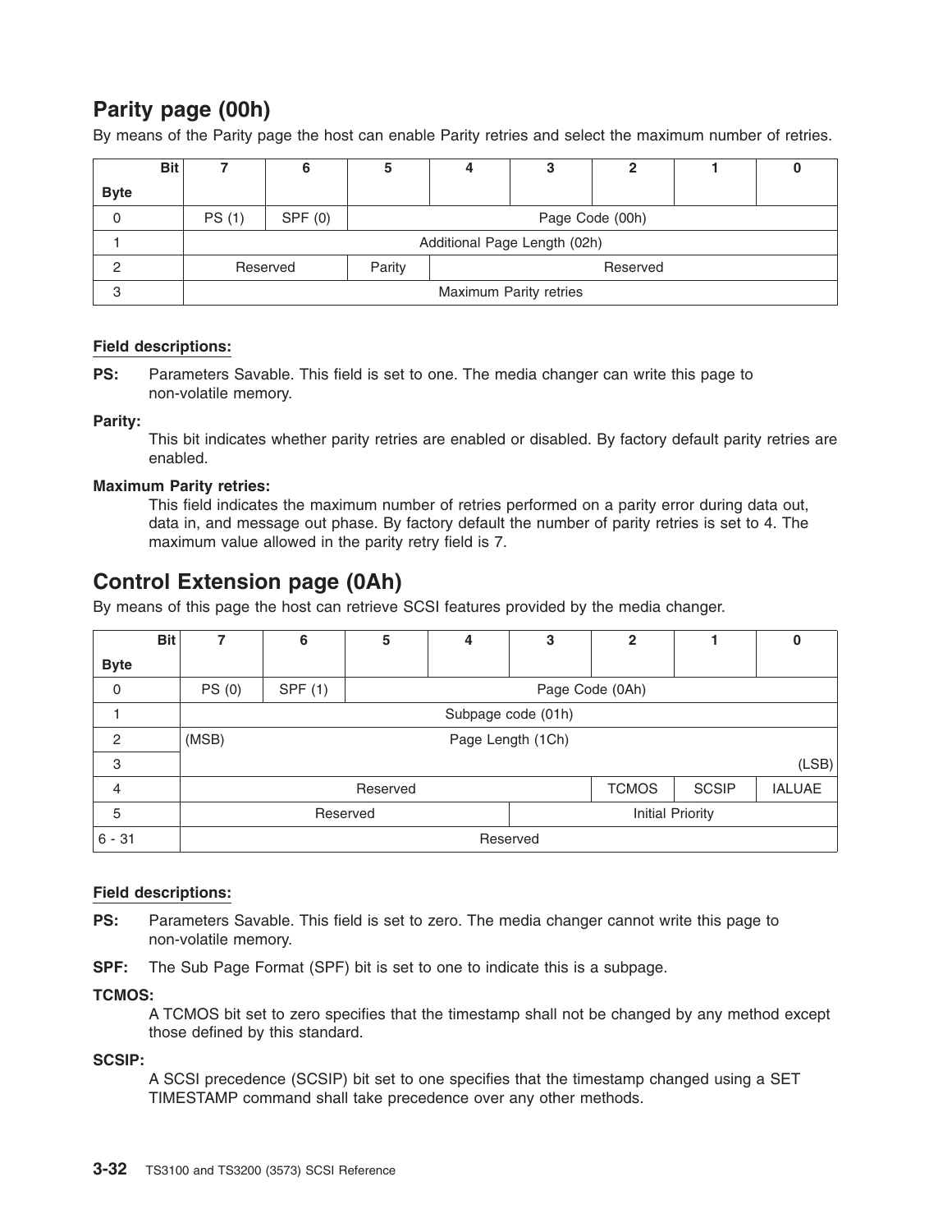## Parity page (00h)

By means of the Parity page the host can enable Parity retries and select the maximum number of retries.

| Byte \ Bit | 7 | 6 | 5 | 4 | 3 | 2 | 1 | 0 |
|---|---|---|---|---|---|---|---|---|
| 0 | PS (1) | SPF (0) | Page Code (00h) | | | | | |
| 1 | Additional Page Length (02h) | | | | | | | |
| 2 | Reserved | | Parity | Reserved | | | | |
| 3 | Maximum Parity retries | | | | | | | |

**Field descriptions:**

**PS:** Parameters Savable. This field is set to one. The media changer can write this page to non-volatile memory.

**Parity:**
This bit indicates whether parity retries are enabled or disabled. By factory default parity retries are enabled.

**Maximum Parity retries:**
This field indicates the maximum number of retries performed on a parity error during data out, data in, and message out phase. By factory default the number of parity retries is set to 4. The maximum value allowed in the parity retry field is 7.

## Control Extension page (0Ah)

By means of this page the host can retrieve SCSI features provided by the media changer.

| Byte \ Bit | 7 | 6 | 5 | 4 | 3 | 2 | 1 | 0 |
|---|---|---|---|---|---|---|---|---|
| 0 | PS (0) | SPF (1) | Page Code (0Ah) | | | | | |
| 1 | Subpage code (01h) | | | | | | | |
| 2 | (MSB) | Page Length (1Ch) | | | | | | |
| 3 | | | | | | | | (LSB) |
| 4 | Reserved | | | | | TCMOS | SCSIP | IALUAE |
| 5 | Reserved | | | | Initial Priority | | | |
| 6 - 31 | Reserved | | | | | | | |

**Field descriptions:**

**PS:** Parameters Savable. This field is set to zero. The media changer cannot write this page to non-volatile memory.

**SPF:** The Sub Page Format (SPF) bit is set to one to indicate this is a subpage.

**TCMOS:**
A TCMOS bit set to zero specifies that the timestamp shall not be changed by any method except those defined by this standard.

**SCSIP:**
A SCSI precedence (SCSIP) bit set to one specifies that the timestamp changed using a SET TIMESTAMP command shall take precedence over any other methods.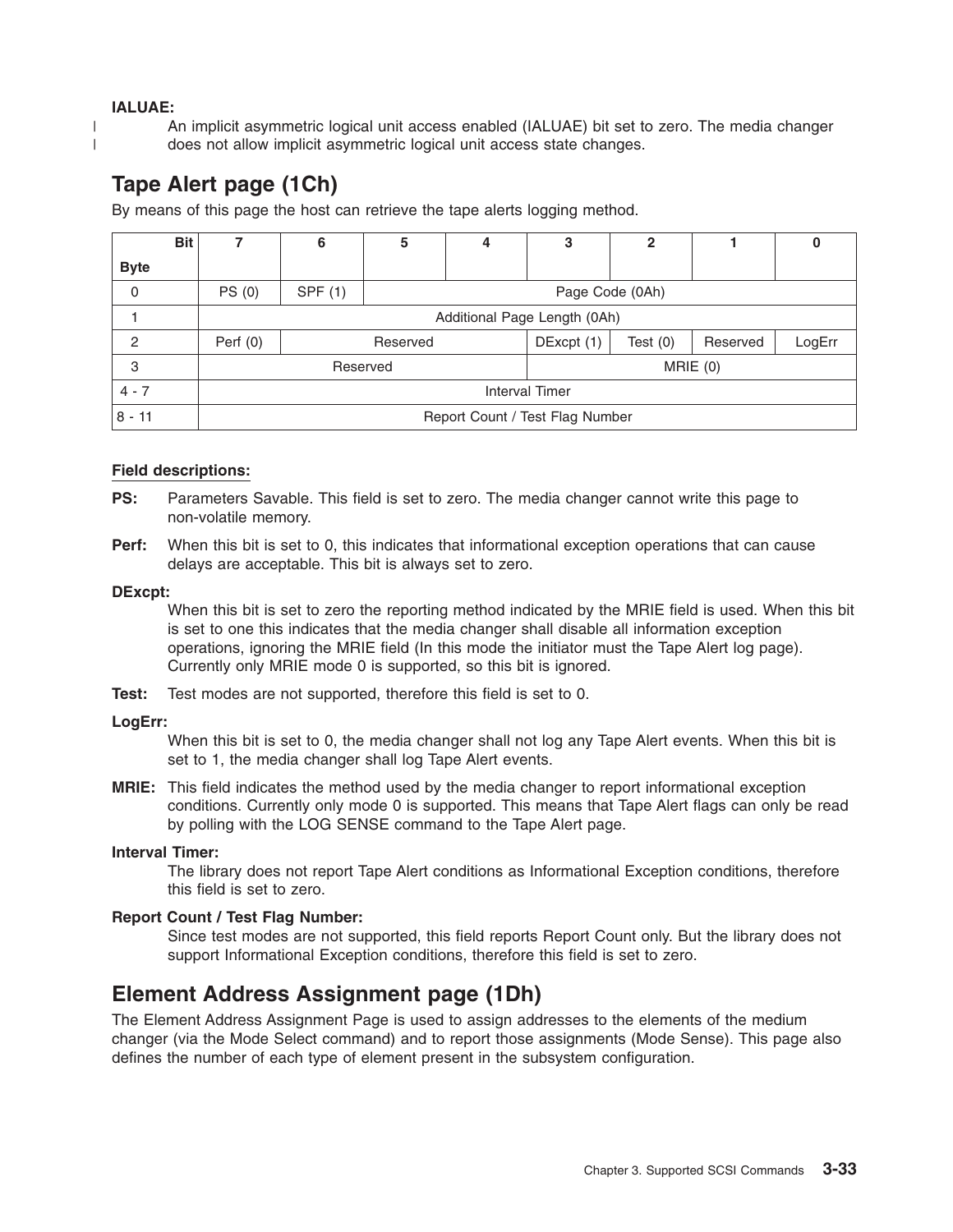**IALUAE:**

An implicit asymmetric logical unit access enabled (IALUAE) bit set to zero. The media changer does not allow implicit asymmetric logical unit access state changes.

## Tape Alert page (1Ch)

By means of this page the host can retrieve the tape alerts logging method.

| Byte \ Bit | 7 | 6 | 5 | 4 | 3 | 2 | 1 | 0 |
|---|---|---|---|---|---|---|---|---|
| 0 | PS (0) | SPF (1) | Page Code (0Ah) | | | | | |
| 1 | Additional Page Length (0Ah) | | | | | | | |
| 2 | Perf (0) | Reserved | | | DExcpt (1) | Test (0) | Reserved | LogErr |
| 3 | Reserved | | | | MRIE (0) | | | |
| 4 - 7 | Interval Timer | | | | | | | |
| 8 - 11 | Report Count / Test Flag Number | | | | | | | |

**Field descriptions:**

**PS:** Parameters Savable. This field is set to zero. The media changer cannot write this page to non-volatile memory.

**Perf:** When this bit is set to 0, this indicates that informational exception operations that can cause delays are acceptable. This bit is always set to zero.

**DExcpt:**
When this bit is set to zero the reporting method indicated by the MRIE field is used. When this bit is set to one this indicates that the media changer shall disable all information exception operations, ignoring the MRIE field (In this mode the initiator must the Tape Alert log page). Currently only MRIE mode 0 is supported, so this bit is ignored.

**Test:** Test modes are not supported, therefore this field is set to 0.

**LogErr:**
When this bit is set to 0, the media changer shall not log any Tape Alert events. When this bit is set to 1, the media changer shall log Tape Alert events.

**MRIE:** This field indicates the method used by the media changer to report informational exception conditions. Currently only mode 0 is supported. This means that Tape Alert flags can only be read by polling with the LOG SENSE command to the Tape Alert page.

**Interval Timer:**
The library does not report Tape Alert conditions as Informational Exception conditions, therefore this field is set to zero.

**Report Count / Test Flag Number:**
Since test modes are not supported, this field reports Report Count only. But the library does not support Informational Exception conditions, therefore this field is set to zero.

## Element Address Assignment page (1Dh)

The Element Address Assignment Page is used to assign addresses to the elements of the medium changer (via the Mode Select command) and to report those assignments (Mode Sense). This page also defines the number of each type of element present in the subsystem configuration.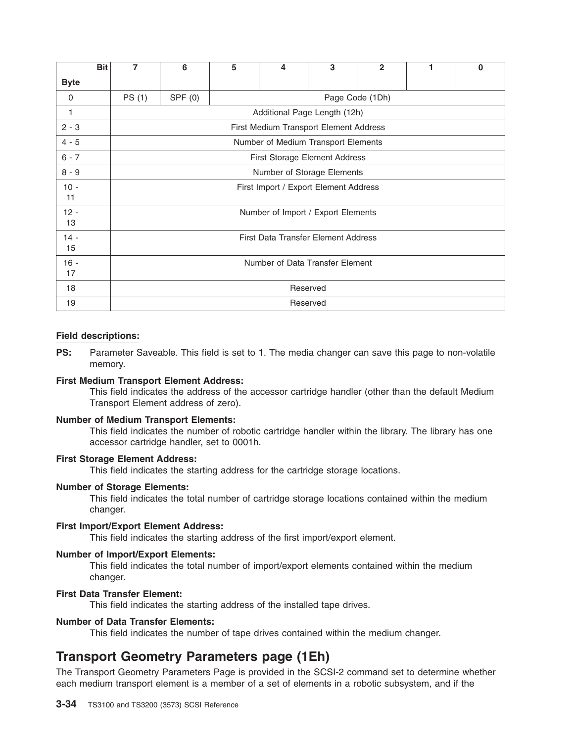| Byte \ Bit | 7 | 6 | 5 | 4 | 3 | 2 | 1 | 0 |
|---|---|---|---|---|---|---|---|---|
| 0 | PS (1) | SPF (0) | Page Code (1Dh) | | | | | |
| 1 | Additional Page Length (12h) | | | | | | | |
| 2 - 3 | First Medium Transport Element Address | | | | | | | |
| 4 - 5 | Number of Medium Transport Elements | | | | | | | |
| 6 - 7 | First Storage Element Address | | | | | | | |
| 8 - 9 | Number of Storage Elements | | | | | | | |
| 10 - 11 | First Import / Export Element Address | | | | | | | |
| 12 - 13 | Number of Import / Export Elements | | | | | | | |
| 14 - 15 | First Data Transfer Element Address | | | | | | | |
| 16 - 17 | Number of Data Transfer Element | | | | | | | |
| 18 | Reserved | | | | | | | |
| 19 | Reserved | | | | | | | |

**Field descriptions:**

**PS:** Parameter Saveable. This field is set to 1. The media changer can save this page to non-volatile memory.

**First Medium Transport Element Address:**
This field indicates the address of the accessor cartridge handler (other than the default Medium Transport Element address of zero).

**Number of Medium Transport Elements:**
This field indicates the number of robotic cartridge handler within the library. The library has one accessor cartridge handler, set to 0001h.

**First Storage Element Address:**
This field indicates the starting address for the cartridge storage locations.

**Number of Storage Elements:**
This field indicates the total number of cartridge storage locations contained within the medium changer.

**First Import/Export Element Address:**
This field indicates the starting address of the first import/export element.

**Number of Import/Export Elements:**
This field indicates the total number of import/export elements contained within the medium changer.

**First Data Transfer Element:**
This field indicates the starting address of the installed tape drives.

**Number of Data Transfer Elements:**
This field indicates the number of tape drives contained within the medium changer.

## Transport Geometry Parameters page (1Eh)

The Transport Geometry Parameters Page is provided in the SCSI-2 command set to determine whether each medium transport element is a member of a set of elements in a robotic subsystem, and if the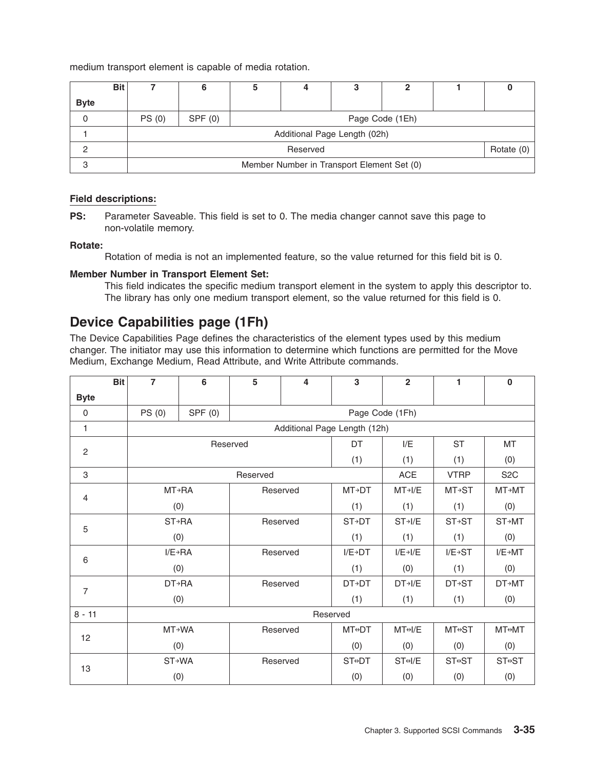medium transport element is capable of media rotation.

| Byte \ Bit | 7 | 6 | 5 | 4 | 3 | 2 | 1 | 0 |
|---|---|---|---|---|---|---|---|---|
| 0 | PS (0) | SPF (0) | Page Code (1Eh) | | | | | |
| 1 | Additional Page Length (02h) | | | | | | | |
| 2 | Reserved | | | | | | | Rotate (0) |
| 3 | Member Number in Transport Element Set (0) | | | | | | | |

**Field descriptions:**

**PS:** Parameter Saveable. This field is set to 0. The media changer cannot save this page to non-volatile memory.

**Rotate:**
Rotation of media is not an implemented feature, so the value returned for this field bit is 0.

**Member Number in Transport Element Set:**
This field indicates the specific medium transport element in the system to apply this descriptor to. The library has only one medium transport element, so the value returned for this field is 0.

## Device Capabilities page (1Fh)

The Device Capabilities Page defines the characteristics of the element types used by this medium changer. The initiator may use this information to determine which functions are permitted for the Move Medium, Exchange Medium, Read Attribute, and Write Attribute commands.

| Byte \ Bit | 7 | 6 | 5 | 4 | 3 | 2 | 1 | 0 |
|---|---|---|---|---|---|---|---|---|
| 0 | PS (0) | SPF (0) | Page Code (1Fh) | | | | | |
| 1 | Additional Page Length (12h) | | | | | | | |
| 2 | Reserved | | | | DT (1) | I/E (1) | ST (1) | MT (0) |
| 3 | Reserved | | | | | ACE | VTRP | S2C |
| 4 | MT→RA (0) | | Reserved | | MT→DT (1) | MT→I/E (1) | MT→ST (1) | MT→MT (0) |
| 5 | ST→RA (0) | | Reserved | | ST→DT (1) | ST→I/E (1) | ST→ST (1) | ST→MT (0) |
| 6 | I/E→RA (0) | | Reserved | | I/E→DT (1) | I/E→I/E (0) | I/E→ST (1) | I/E→MT (0) |
| 7 | DT→RA (0) | | Reserved | | DT→DT (1) | DT→I/E (1) | DT→ST (1) | DT→MT (0) |
| 8 - 11 | Reserved | | | | | | | |
| 12 | MT→WA (0) | | Reserved | | MT⇔DT (0) | MT⇔I/E (0) | MT⇔ST (0) | MT⇔MT (0) |
| 13 | ST→WA (0) | | Reserved | | ST⇔DT (0) | ST⇔I/E (0) | ST⇔ST (0) | ST⇔ST (0) |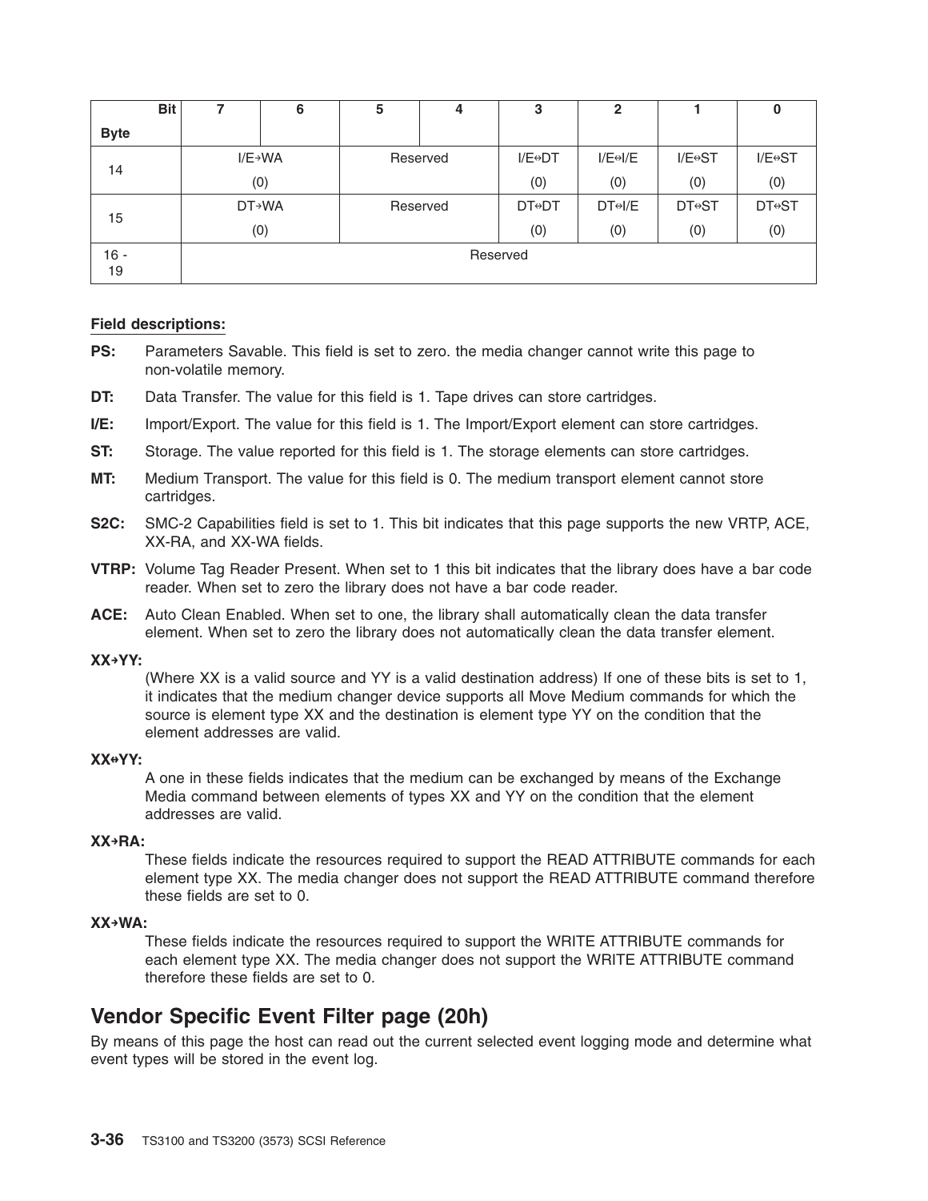| Bit<br>Byte | 7 | 6 | 5 | 4 | 3 | 2 | 1 | 0 |
|---|---|---|---|---|---|---|---|---|
| 14 | I/E→WA<br>(0) | | Reserved | | I/E⇔DT<br>(0) | I/E⇔I/E<br>(0) | I/E⇔ST<br>(0) | I/E⇔ST<br>(0) |
| 15 | DT→WA<br>(0) | | Reserved | | DT⇔DT<br>(0) | DT⇔I/E<br>(0) | DT⇔ST<br>(0) | DT⇔ST<br>(0) |
| 16 - 19 | Reserved | | | | | | | |

**Field descriptions:**

**PS:** Parameters Savable. This field is set to zero. the media changer cannot write this page to non-volatile memory.

**DT:** Data Transfer. The value for this field is 1. Tape drives can store cartridges.

**I/E:** Import/Export. The value for this field is 1. The Import/Export element can store cartridges.

**ST:** Storage. The value reported for this field is 1. The storage elements can store cartridges.

**MT:** Medium Transport. The value for this field is 0. The medium transport element cannot store cartridges.

**S2C:** SMC-2 Capabilities field is set to 1. This bit indicates that this page supports the new VRTP, ACE, XX-RA, and XX-WA fields.

**VTRP:** Volume Tag Reader Present. When set to 1 this bit indicates that the library does have a bar code reader. When set to zero the library does not have a bar code reader.

**ACE:** Auto Clean Enabled. When set to one, the library shall automatically clean the data transfer element. When set to zero the library does not automatically clean the data transfer element.

**XX→YY:**
(Where XX is a valid source and YY is a valid destination address) If one of these bits is set to 1, it indicates that the medium changer device supports all Move Medium commands for which the source is element type XX and the destination is element type YY on the condition that the element addresses are valid.

**XX⇔YY:**
A one in these fields indicates that the medium can be exchanged by means of the Exchange Media command between elements of types XX and YY on the condition that the element addresses are valid.

**XX→RA:**
These fields indicate the resources required to support the READ ATTRIBUTE commands for each element type XX. The media changer does not support the READ ATTRIBUTE command therefore these fields are set to 0.

**XX→WA:**
These fields indicate the resources required to support the WRITE ATTRIBUTE commands for each element type XX. The media changer does not support the WRITE ATTRIBUTE command therefore these fields are set to 0.

## Vendor Specific Event Filter page (20h)

By means of this page the host can read out the current selected event logging mode and determine what event types will be stored in the event log.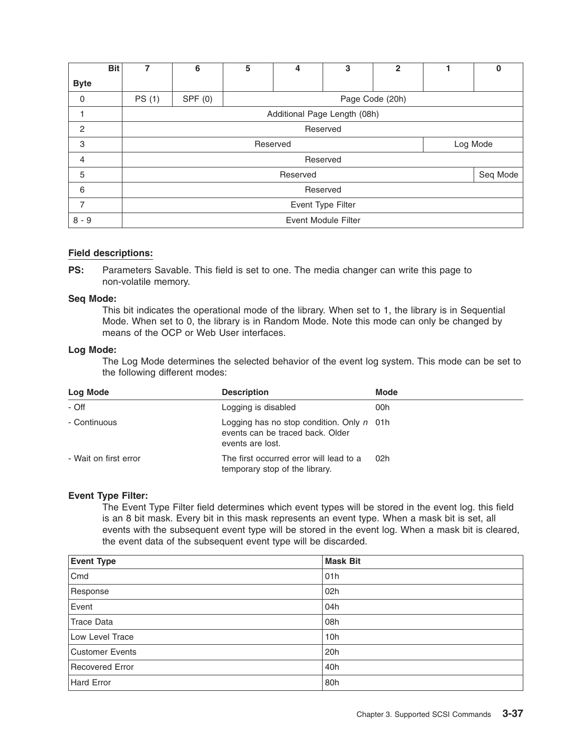| Bit<br>Byte | 7 | 6 | 5 | 4 | 3 | 2 | 1 | 0 |
|---|---|---|---|---|---|---|---|---|
| 0 | PS (1) | SPF (0) | Page Code (20h) | | | | | |
| 1 | Additional Page Length (08h) | | | | | | | |
| 2 | Reserved | | | | | | | |
| 3 | Reserved | | | | | | Log Mode | |
| 4 | Reserved | | | | | | | |
| 5 | Reserved | | | | | | | Seq Mode |
| 6 | Reserved | | | | | | | |
| 7 | Event Type Filter | | | | | | | |
| 8 - 9 | Event Module Filter | | | | | | | |

**Field descriptions:**

**PS:** Parameters Savable. This field is set to one. The media changer can write this page to non-volatile memory.

**Seq Mode:**
This bit indicates the operational mode of the library. When set to 1, the library is in Sequential Mode. When set to 0, the library is in Random Mode. Note this mode can only be changed by means of the OCP or Web User interfaces.

**Log Mode:**
The Log Mode determines the selected behavior of the event log system. This mode can be set to the following different modes:

| Log Mode | Description | Mode |
|---|---|---|
| - Off | Logging is disabled | 00h |
| - Continuous | Logging has no stop condition. Only *n* events can be traced back. Older events are lost. | 01h |
| - Wait on first error | The first occurred error will lead to a temporary stop of the library. | 02h |

**Event Type Filter:**
The Event Type Filter field determines which event types will be stored in the event log. this field is an 8 bit mask. Every bit in this mask represents an event type. When a mask bit is set, all events with the subsequent event type will be stored in the event log. When a mask bit is cleared, the event data of the subsequent event type will be discarded.

| Event Type | Mask Bit |
|---|---|
| Cmd | 01h |
| Response | 02h |
| Event | 04h |
| Trace Data | 08h |
| Low Level Trace | 10h |
| Customer Events | 20h |
| Recovered Error | 40h |
| Hard Error | 80h |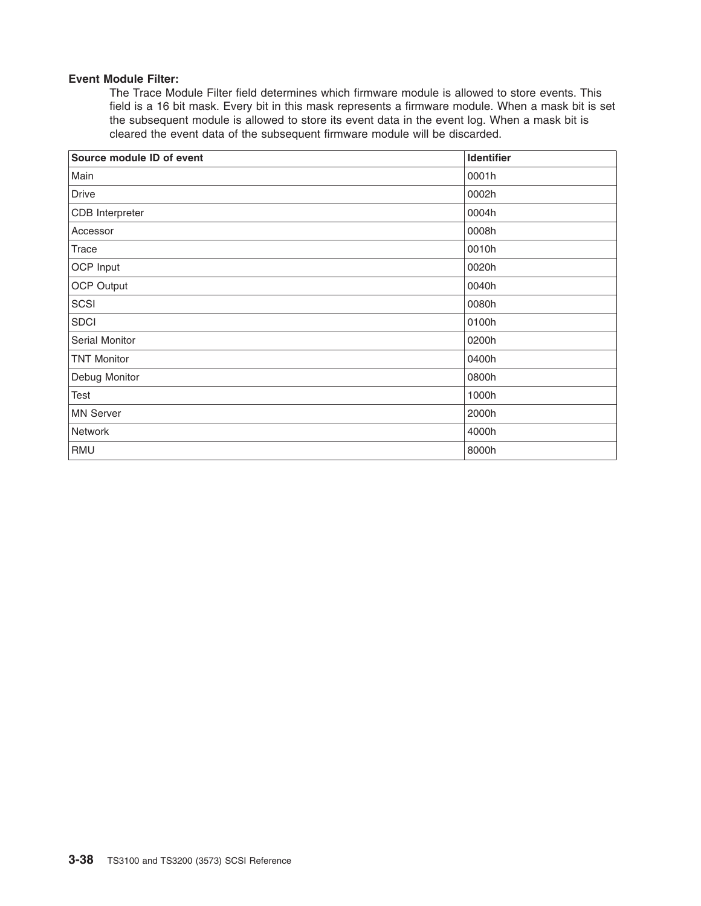**Event Module Filter:**

The Trace Module Filter field determines which firmware module is allowed to store events. This field is a 16 bit mask. Every bit in this mask represents a firmware module. When a mask bit is set the subsequent module is allowed to store its event data in the event log. When a mask bit is cleared the event data of the subsequent firmware module will be discarded.

| Source module ID of event | Identifier |
| --- | --- |
| Main | 0001h |
| Drive | 0002h |
| CDB Interpreter | 0004h |
| Accessor | 0008h |
| Trace | 0010h |
| OCP Input | 0020h |
| OCP Output | 0040h |
| SCSI | 0080h |
| SDCI | 0100h |
| Serial Monitor | 0200h |
| TNT Monitor | 0400h |
| Debug Monitor | 0800h |
| Test | 1000h |
| MN Server | 2000h |
| Network | 4000h |
| RMU | 8000h |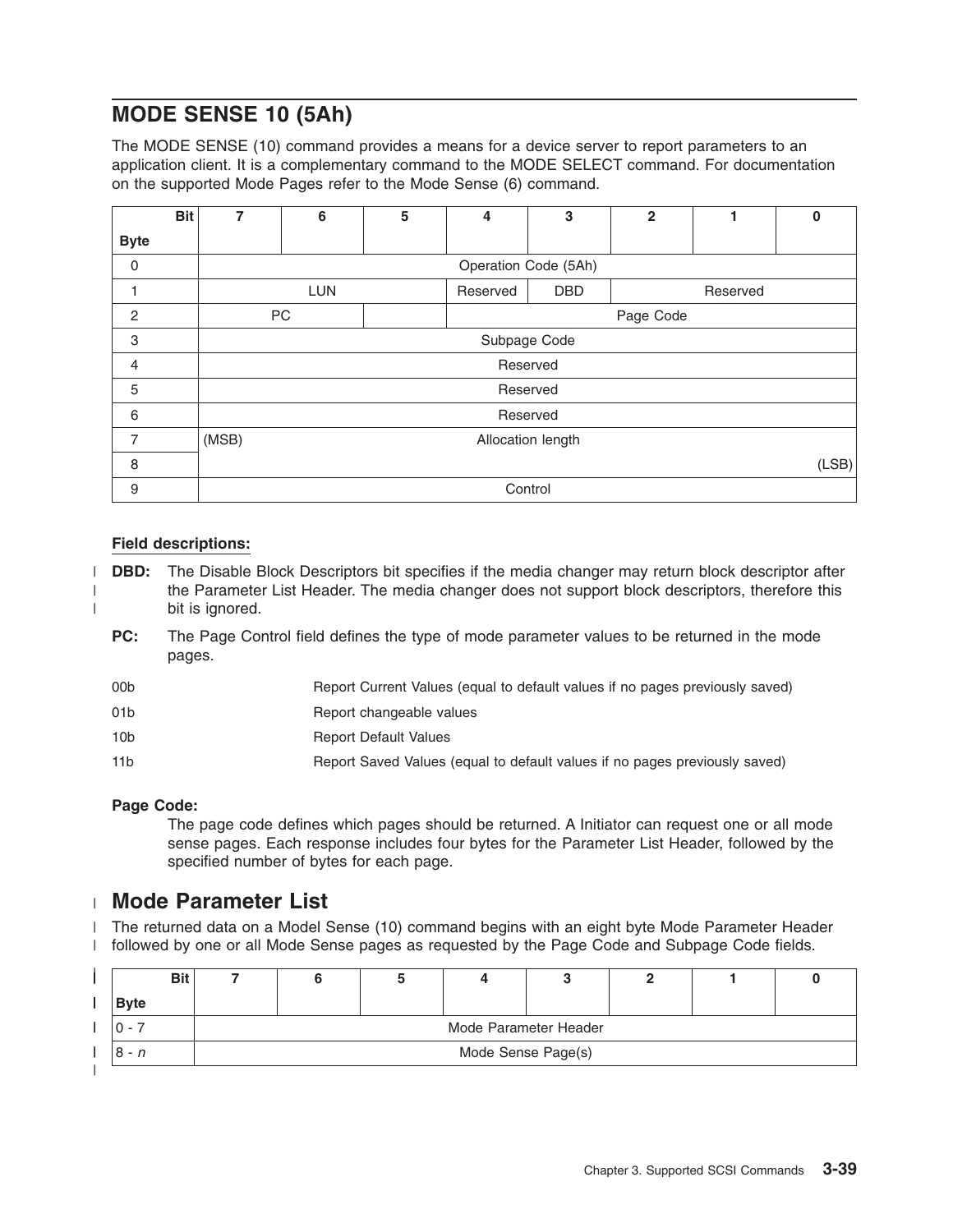## MODE SENSE 10 (5Ah)

The MODE SENSE (10) command provides a means for a device server to report parameters to an application client. It is a complementary command to the MODE SELECT command. For documentation on the supported Mode Pages refer to the Mode Sense (6) command.

| Byte \ Bit | 7 | 6 | 5 | 4 | 3 | 2 | 1 | 0 |
|---|---|---|---|---|---|---|---|---|
| 0 | Operation Code (5Ah) | | | | | | | |
| 1 | LUN | | | Reserved | DBD | Reserved | | |
| 2 | PC | | | Page Code | | | | |
| 3 | Subpage Code | | | | | | | |
| 4 | Reserved | | | | | | | |
| 5 | Reserved | | | | | | | |
| 6 | Reserved | | | | | | | |
| 7 | (MSB) Allocation length | | | | | | | |
| 8 | (LSB) | | | | | | | |
| 9 | Control | | | | | | | |

**Field descriptions:**

**DBD:** The Disable Block Descriptors bit specifies if the media changer may return block descriptor after the Parameter List Header. The media changer does not support block descriptors, therefore this bit is ignored.

**PC:** The Page Control field defines the type of mode parameter values to be returned in the mode pages.

| | |
|---|---|
| 00b | Report Current Values (equal to default values if no pages previously saved) |
| 01b | Report changeable values |
| 10b | Report Default Values |
| 11b | Report Saved Values (equal to default values if no pages previously saved) |

**Page Code:**
The page code defines which pages should be returned. A Initiator can request one or all mode sense pages. Each response includes four bytes for the Parameter List Header, followed by the specified number of bytes for each page.

## Mode Parameter List

The returned data on a Model Sense (10) command begins with an eight byte Mode Parameter Header followed by one or all Mode Sense pages as requested by the Page Code and Subpage Code fields.

| Byte \ Bit | 7 | 6 | 5 | 4 | 3 | 2 | 1 | 0 |
|---|---|---|---|---|---|---|---|---|
| 0 - 7 | Mode Parameter Header | | | | | | | |
| 8 - *n* | Mode Sense Page(s) | | | | | | | |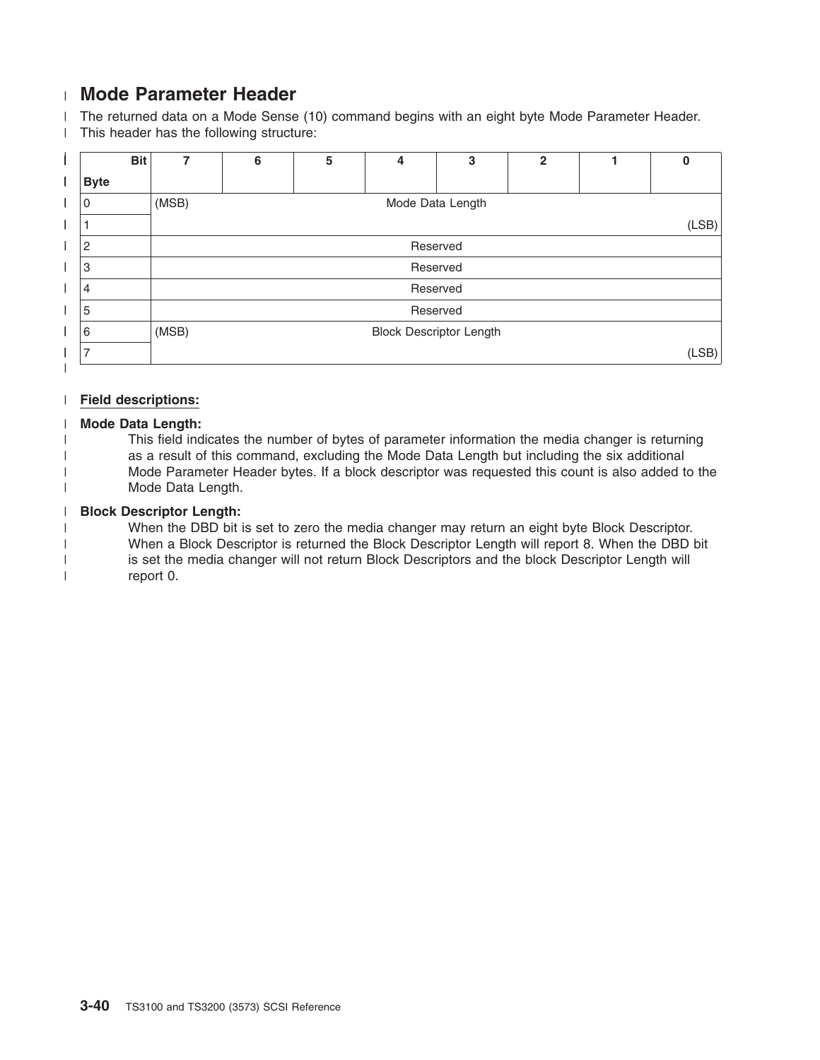## Mode Parameter Header

The returned data on a Mode Sense (10) command begins with an eight byte Mode Parameter Header. This header has the following structure:

| Byte \ Bit | 7 | 6 | 5 | 4 | 3 | 2 | 1 | 0 |
|---|---|---|---|---|---|---|---|---|
| 0 | (MSB) | | | Mode Data Length | | | | |
| 1 | | | | | | | | (LSB) |
| 2 | | | | Reserved | | | | |
| 3 | | | | Reserved | | | | |
| 4 | | | | Reserved | | | | |
| 5 | | | | Reserved | | | | |
| 6 | (MSB) | | | Block Descriptor Length | | | | |
| 7 | | | | | | | | (LSB) |

**Field descriptions:**

**Mode Data Length:**
This field indicates the number of bytes of parameter information the media changer is returning as a result of this command, excluding the Mode Data Length but including the six additional Mode Parameter Header bytes. If a block descriptor was requested this count is also added to the Mode Data Length.

**Block Descriptor Length:**
When the DBD bit is set to zero the media changer may return an eight byte Block Descriptor. When a Block Descriptor is returned the Block Descriptor Length will report 8. When the DBD bit is set the media changer will not return Block Descriptors and the block Descriptor Length will report 0.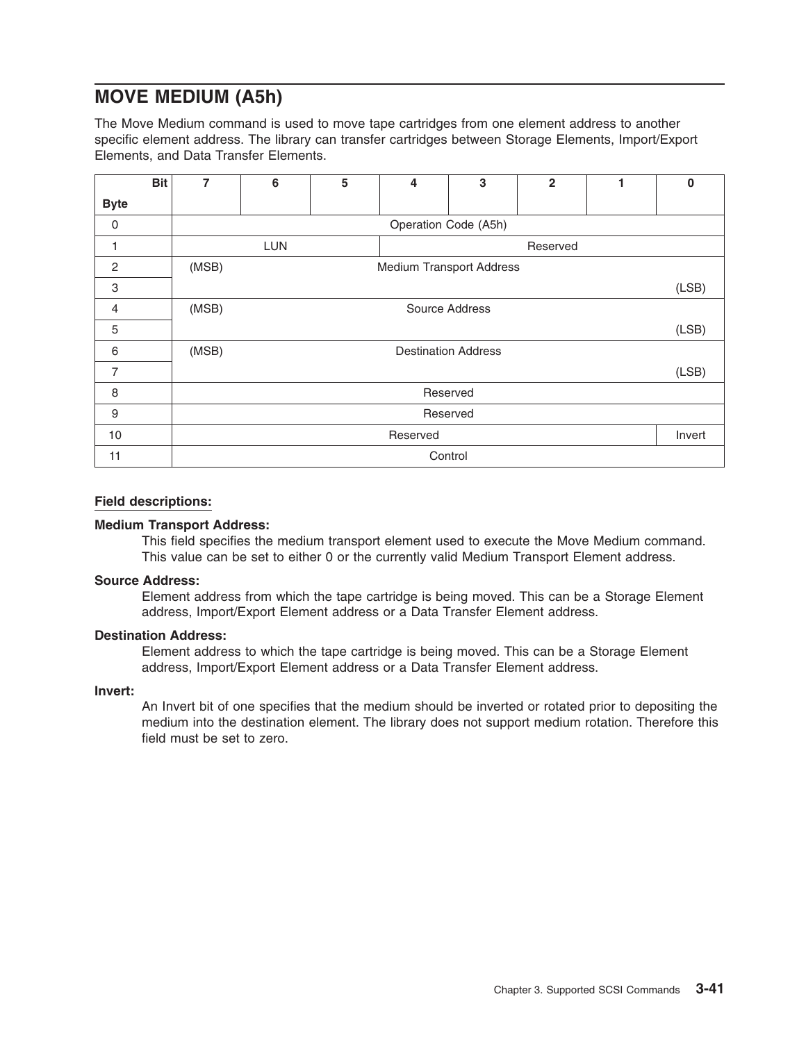## MOVE MEDIUM (A5h)

The Move Medium command is used to move tape cartridges from one element address to another specific element address. The library can transfer cartridges between Storage Elements, Import/Export Elements, and Data Transfer Elements.

| Byte \ Bit | 7 | 6 | 5 | 4 | 3 | 2 | 1 | 0 |
|---|---|---|---|---|---|---|---|---|
| 0 | Operation Code (A5h) | | | | | | | |
| 1 | LUN | | | Reserved | | | | |
| 2 | (MSB) | Medium Transport Address | | | | | | |
| 3 | | | | | | | | (LSB) |
| 4 | (MSB) | Source Address | | | | | | |
| 5 | | | | | | | | (LSB) |
| 6 | (MSB) | Destination Address | | | | | | |
| 7 | | | | | | | | (LSB) |
| 8 | Reserved | | | | | | | |
| 9 | Reserved | | | | | | | |
| 10 | Reserved | | | | | | | Invert |
| 11 | Control | | | | | | | |

**Field descriptions:**

**Medium Transport Address:**
This field specifies the medium transport element used to execute the Move Medium command. This value can be set to either 0 or the currently valid Medium Transport Element address.

**Source Address:**
Element address from which the tape cartridge is being moved. This can be a Storage Element address, Import/Export Element address or a Data Transfer Element address.

**Destination Address:**
Element address to which the tape cartridge is being moved. This can be a Storage Element address, Import/Export Element address or a Data Transfer Element address.

**Invert:**
An Invert bit of one specifies that the medium should be inverted or rotated prior to depositing the medium into the destination element. The library does not support medium rotation. Therefore this field must be set to zero.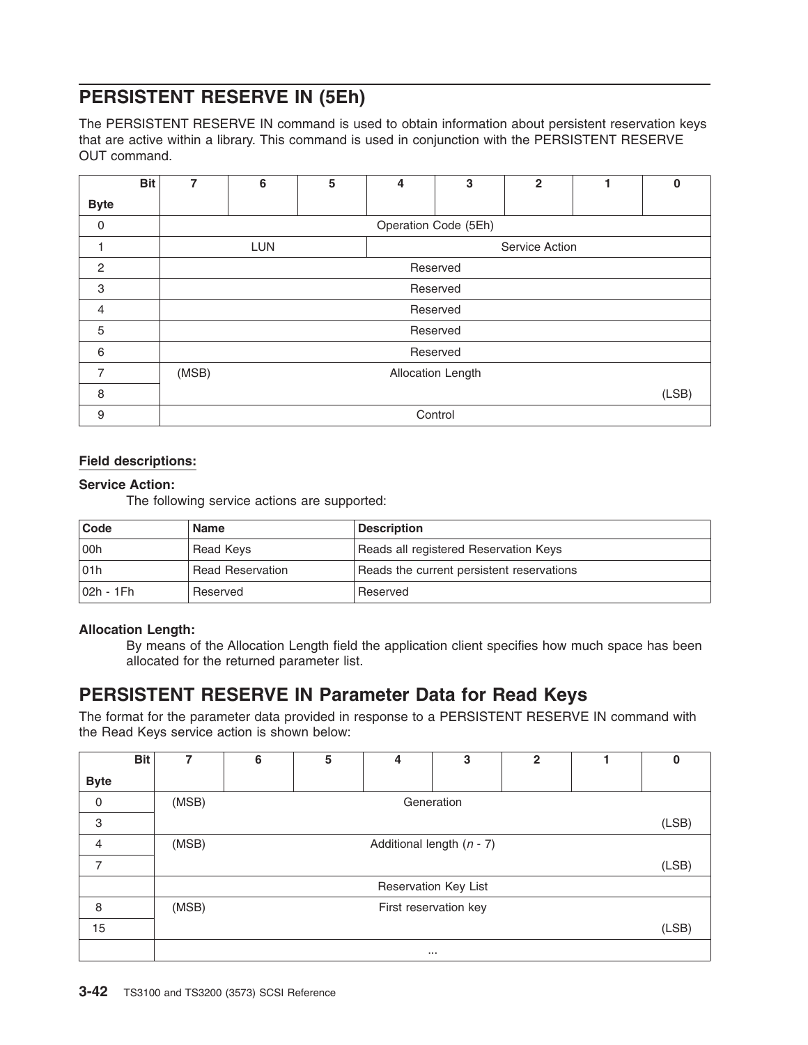## PERSISTENT RESERVE IN (5Eh)

The PERSISTENT RESERVE IN command is used to obtain information about persistent reservation keys that are active within a library. This command is used in conjunction with the PERSISTENT RESERVE OUT command.

| Byte \ Bit | 7 | 6 | 5 | 4 | 3 | 2 | 1 | 0 |
|---|---|---|---|---|---|---|---|---|
| 0 | Operation Code (5Eh) | | | | | | | |
| 1 | LUN | | | Service Action | | | | |
| 2 | Reserved | | | | | | | |
| 3 | Reserved | | | | | | | |
| 4 | Reserved | | | | | | | |
| 5 | Reserved | | | | | | | |
| 6 | Reserved | | | | | | | |
| 7 | (MSB) | | | Allocation Length | | | | |
| 8 | | | | | | | | (LSB) |
| 9 | Control | | | | | | | |

**Field descriptions:**

**Service Action:**
The following service actions are supported:

| Code | Name | Description |
|---|---|---|
| 00h | Read Keys | Reads all registered Reservation Keys |
| 01h | Read Reservation | Reads the current persistent reservations |
| 02h - 1Fh | Reserved | Reserved |

**Allocation Length:**
By means of the Allocation Length field the application client specifies how much space has been allocated for the returned parameter list.

## PERSISTENT RESERVE IN Parameter Data for Read Keys

The format for the parameter data provided in response to a PERSISTENT RESERVE IN command with the Read Keys service action is shown below:

| Byte \ Bit | 7 | 6 | 5 | 4 | 3 | 2 | 1 | 0 |
|---|---|---|---|---|---|---|---|---|
| 0 | (MSB) | | | Generation | | | | |
| 3 | | | | | | | | (LSB) |
| 4 | (MSB) | | | Additional length (*n* - 7) | | | | |
| 7 | | | | | | | | (LSB) |
| | Reservation Key List | | | | | | | |
| 8 | (MSB) | | | First reservation key | | | | |
| 15 | | | | | | | | (LSB) |
| | ... | | | | | | | |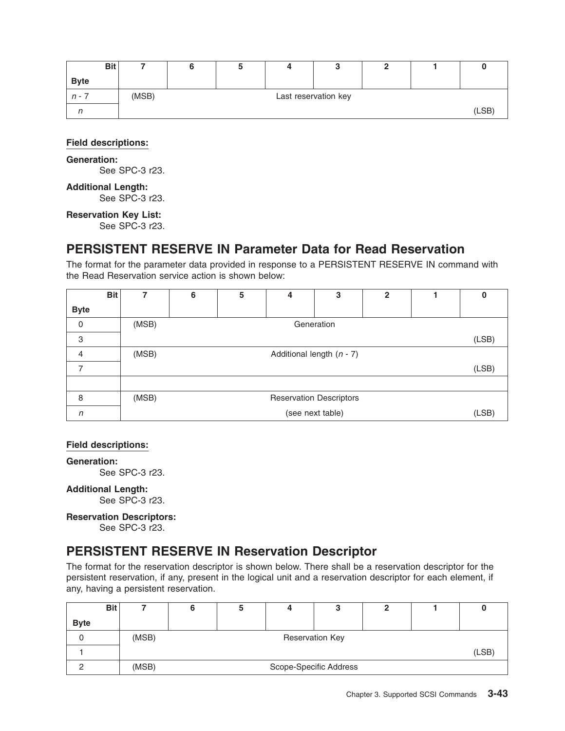| Bit<br>Byte | 7 | 6 | 5 | 4 | 3 | 2 | 1 | 0 |
|---|---|---|---|---|---|---|---|---|
| *n* - 7 | (MSB) | | | Last reservation key | | | | |
| *n* | | | | | | | | (LSB) |

**Field descriptions:**

**Generation:**
See SPC-3 r23.

**Additional Length:**
See SPC-3 r23.

**Reservation Key List:**
See SPC-3 r23.

## PERSISTENT RESERVE IN Parameter Data for Read Reservation

The format for the parameter data provided in response to a PERSISTENT RESERVE IN command with the Read Reservation service action is shown below:

| Bit<br>Byte | 7 | 6 | 5 | 4 | 3 | 2 | 1 | 0 |
|---|---|---|---|---|---|---|---|---|
| 0 | (MSB) | | | Generation | | | | |
| 3 | | | | | | | | (LSB) |
| 4 | (MSB) | | | Additional length (*n* - 7) | | | | |
| 7 | | | | | | | | (LSB) |
| | | | | | | | | |
| 8 | (MSB) | | | Reservation Descriptors | | | | |
| *n* | | | | (see next table) | | | | (LSB) |

**Field descriptions:**

**Generation:**
See SPC-3 r23.

**Additional Length:**
See SPC-3 r23.

**Reservation Descriptors:**
See SPC-3 r23.

## PERSISTENT RESERVE IN Reservation Descriptor

The format for the reservation descriptor is shown below. There shall be a reservation descriptor for the persistent reservation, if any, present in the logical unit and a reservation descriptor for each element, if any, having a persistent reservation.

| Bit<br>Byte | 7 | 6 | 5 | 4 | 3 | 2 | 1 | 0 |
|---|---|---|---|---|---|---|---|---|
| 0 | (MSB) | | | Reservation Key | | | | |
| 1 | | | | | | | | (LSB) |
| 2 | (MSB) | | | Scope-Specific Address | | | | |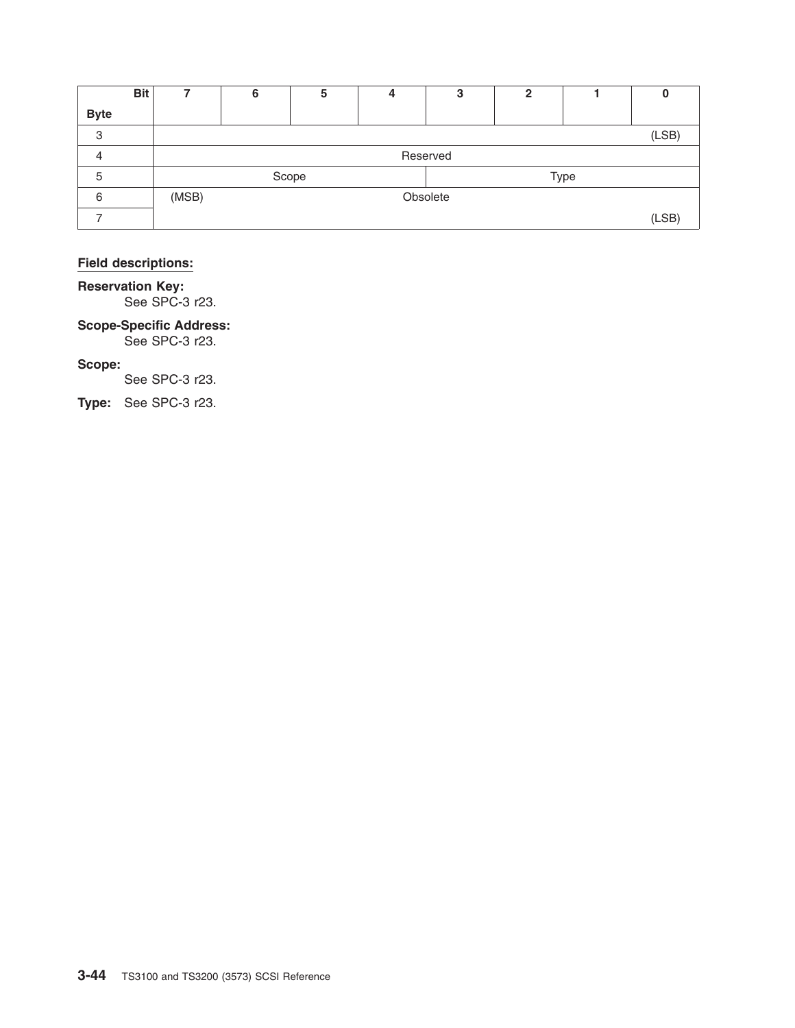| Bit<br>Byte | 7 | 6 | 5 | 4 | 3 | 2 | 1 | 0 |
|---|---|---|---|---|---|---|---|---|
| 3 | | | | | | | | (LSB) |
| 4 | Reserved | | | | | | | |
| 5 | Scope | | | | Type | | | |
| 6 | (MSB) | | | Obsolete | | | | |
| 7 | | | | | | | | (LSB) |

**Field descriptions:**

**Reservation Key:**
See SPC-3 r23.

**Scope-Specific Address:**
See SPC-3 r23.

**Scope:**
See SPC-3 r23.

**Type:** See SPC-3 r23.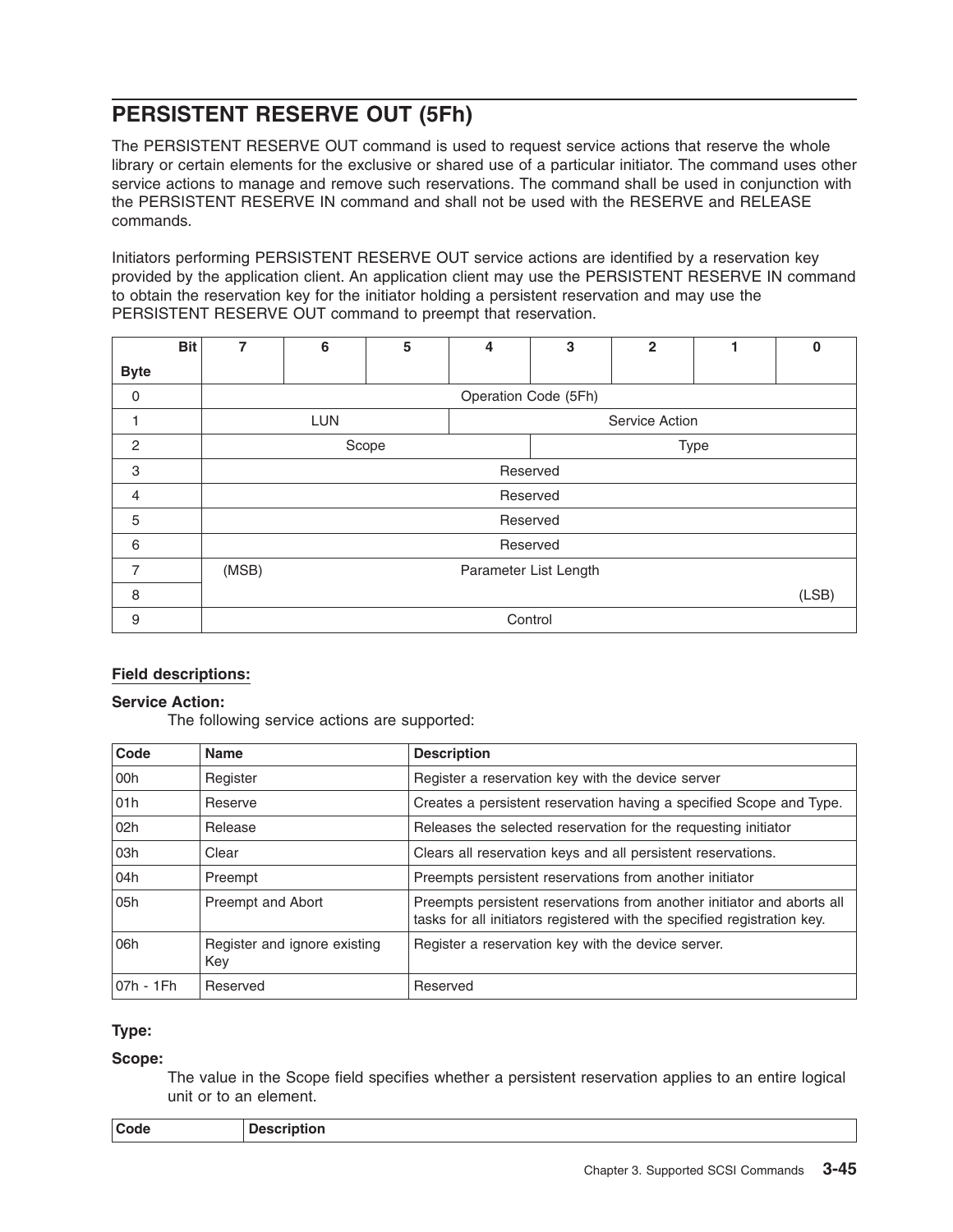## PERSISTENT RESERVE OUT (5Fh)

The PERSISTENT RESERVE OUT command is used to request service actions that reserve the whole library or certain elements for the exclusive or shared use of a particular initiator. The command uses other service actions to manage and remove such reservations. The command shall be used in conjunction with the PERSISTENT RESERVE IN command and shall not be used with the RESERVE and RELEASE commands.

Initiators performing PERSISTENT RESERVE OUT service actions are identified by a reservation key provided by the application client. An application client may use the PERSISTENT RESERVE IN command to obtain the reservation key for the initiator holding a persistent reservation and may use the PERSISTENT RESERVE OUT command to preempt that reservation.

| Byte \ Bit | 7 | 6 | 5 | 4 | 3 | 2 | 1 | 0 |
|---|---|---|---|---|---|---|---|---|
| 0 | Operation Code (5Fh) | | | | | | | |
| 1 | LUN | | | Service Action | | | | |
| 2 | Scope | | | | Type | | | |
| 3 | Reserved | | | | | | | |
| 4 | Reserved | | | | | | | |
| 5 | Reserved | | | | | | | |
| 6 | Reserved | | | | | | | |
| 7 | (MSB) | | | Parameter List Length | | | | |
| 8 | | | | | | | | (LSB) |
| 9 | Control | | | | | | | |

**Field descriptions:**

**Service Action:**

The following service actions are supported:

| Code | Name | Description |
|---|---|---|
| 00h | Register | Register a reservation key with the device server |
| 01h | Reserve | Creates a persistent reservation having a specified Scope and Type. |
| 02h | Release | Releases the selected reservation for the requesting initiator |
| 03h | Clear | Clears all reservation keys and all persistent reservations. |
| 04h | Preempt | Preempts persistent reservations from another initiator |
| 05h | Preempt and Abort | Preempts persistent reservations from another initiator and aborts all tasks for all initiators registered with the specified registration key. |
| 06h | Register and ignore existing Key | Register a reservation key with the device server. |
| 07h - 1Fh | Reserved | Reserved |

**Type:**

**Scope:**

The value in the Scope field specifies whether a persistent reservation applies to an entire logical unit or to an element.

| Code | Description |
|---|---|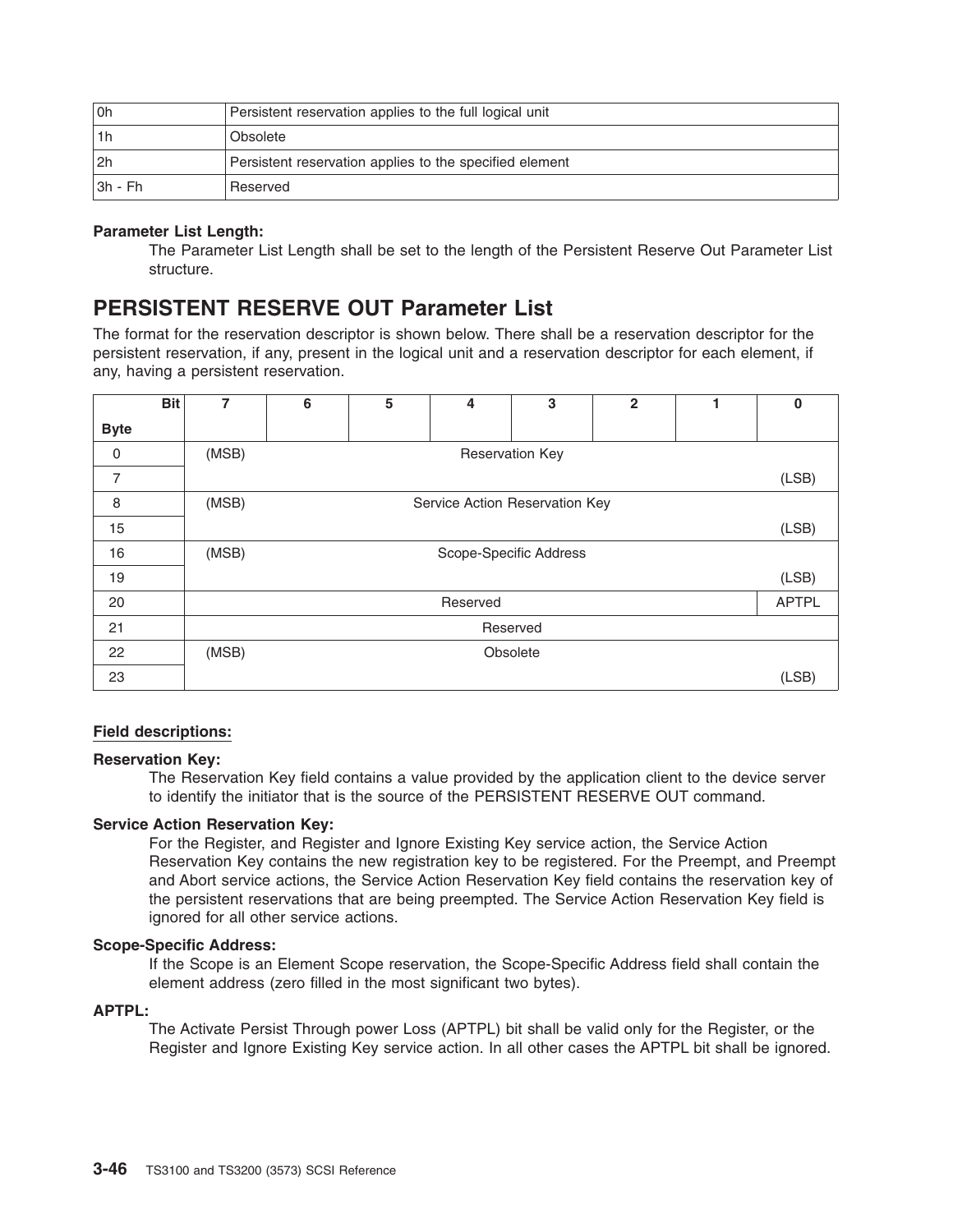| 0h | Persistent reservation applies to the full logical unit |
|---|---|
| 1h | Obsolete |
| 2h | Persistent reservation applies to the specified element |
| 3h - Fh | Reserved |

**Parameter List Length:**
The Parameter List Length shall be set to the length of the Persistent Reserve Out Parameter List structure.

## PERSISTENT RESERVE OUT Parameter List

The format for the reservation descriptor is shown below. There shall be a reservation descriptor for the persistent reservation, if any, present in the logical unit and a reservation descriptor for each element, if any, having a persistent reservation.

| Byte \ Bit | 7 | 6 | 5 | 4 | 3 | 2 | 1 | 0 |
|---|---|---|---|---|---|---|---|---|
| 0 | (MSB) | | | Reservation Key | | | | |
| 7 | | | | | | | | (LSB) |
| 8 | (MSB) | | | Service Action Reservation Key | | | | |
| 15 | | | | | | | | (LSB) |
| 16 | (MSB) | | | Scope-Specific Address | | | | |
| 19 | | | | | | | | (LSB) |
| 20 | | | | Reserved | | | | APTPL |
| 21 | | | | Reserved | | | | |
| 22 | (MSB) | | | Obsolete | | | | |
| 23 | | | | | | | | (LSB) |

**Field descriptions:**

**Reservation Key:**
The Reservation Key field contains a value provided by the application client to the device server to identify the initiator that is the source of the PERSISTENT RESERVE OUT command.

**Service Action Reservation Key:**
For the Register, and Register and Ignore Existing Key service action, the Service Action Reservation Key contains the new registration key to be registered. For the Preempt, and Preempt and Abort service actions, the Service Action Reservation Key field contains the reservation key of the persistent reservations that are being preempted. The Service Action Reservation Key field is ignored for all other service actions.

**Scope-Specific Address:**
If the Scope is an Element Scope reservation, the Scope-Specific Address field shall contain the element address (zero filled in the most significant two bytes).

**APTPL:**
The Activate Persist Through power Loss (APTPL) bit shall be valid only for the Register, or the Register and Ignore Existing Key service action. In all other cases the APTPL bit shall be ignored.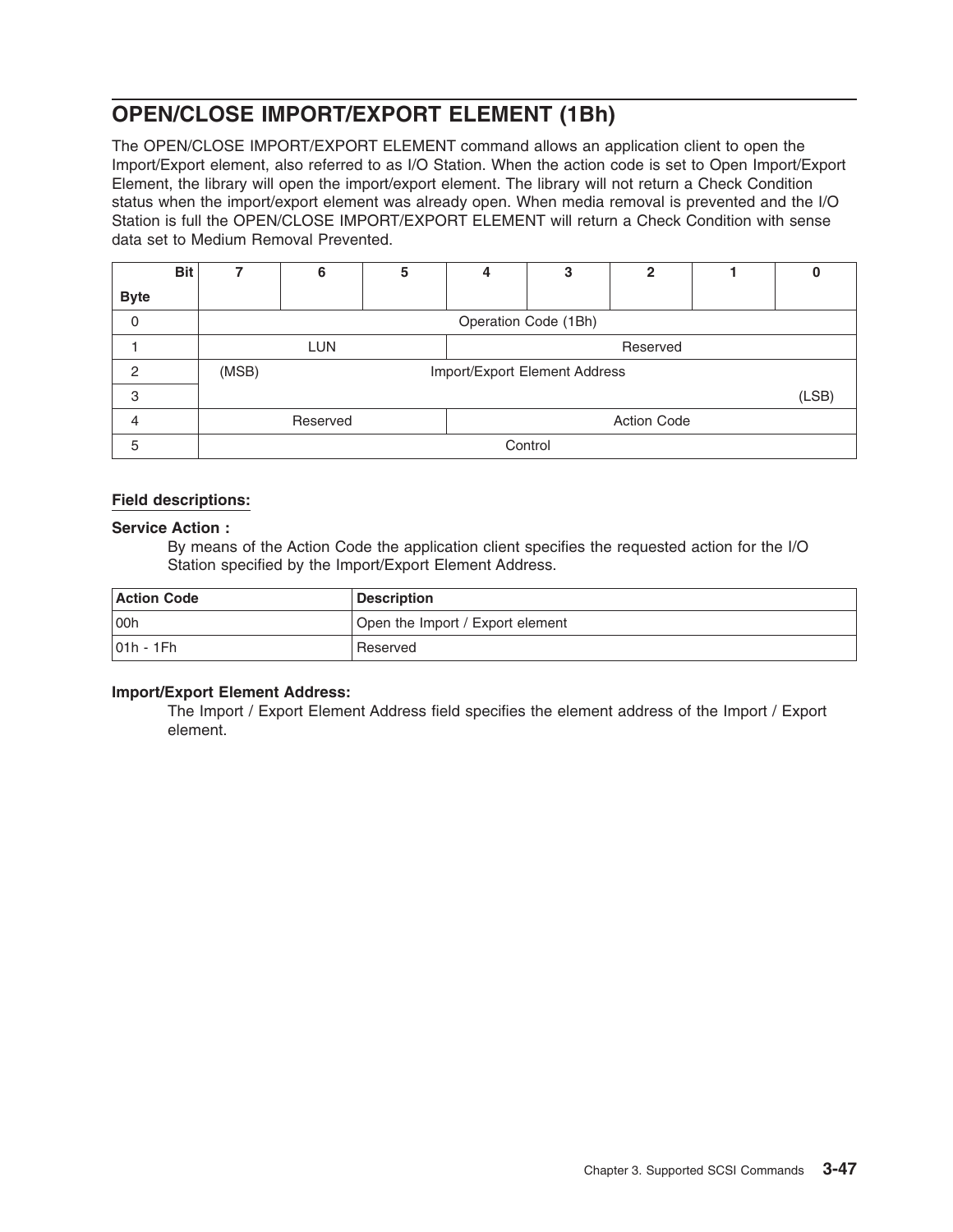## OPEN/CLOSE IMPORT/EXPORT ELEMENT (1Bh)

The OPEN/CLOSE IMPORT/EXPORT ELEMENT command allows an application client to open the Import/Export element, also referred to as I/O Station. When the action code is set to Open Import/Export Element, the library will open the import/export element. The library will not return a Check Condition status when the import/export element was already open. When media removal is prevented and the I/O Station is full the OPEN/CLOSE IMPORT/EXPORT ELEMENT will return a Check Condition with sense data set to Medium Removal Prevented.

| Byte \ Bit | 7 | 6 | 5 | 4 | 3 | 2 | 1 | 0 |
|---|---|---|---|---|---|---|---|---|
| 0 | Operation Code (1Bh) | | | | | | | |
| 1 | LUN | | | Reserved | | | | |
| 2 | (MSB) | Import/Export Element Address | | | | | | |
| 3 | | | | | | | | (LSB) |
| 4 | Reserved | | | Action Code | | | | |
| 5 | Control | | | | | | | |

**Field descriptions:**

**Service Action :**
By means of the Action Code the application client specifies the requested action for the I/O Station specified by the Import/Export Element Address.

| Action Code | Description |
|---|---|
| 00h | Open the Import / Export element |
| 01h - 1Fh | Reserved |

**Import/Export Element Address:**
The Import / Export Element Address field specifies the element address of the Import / Export element.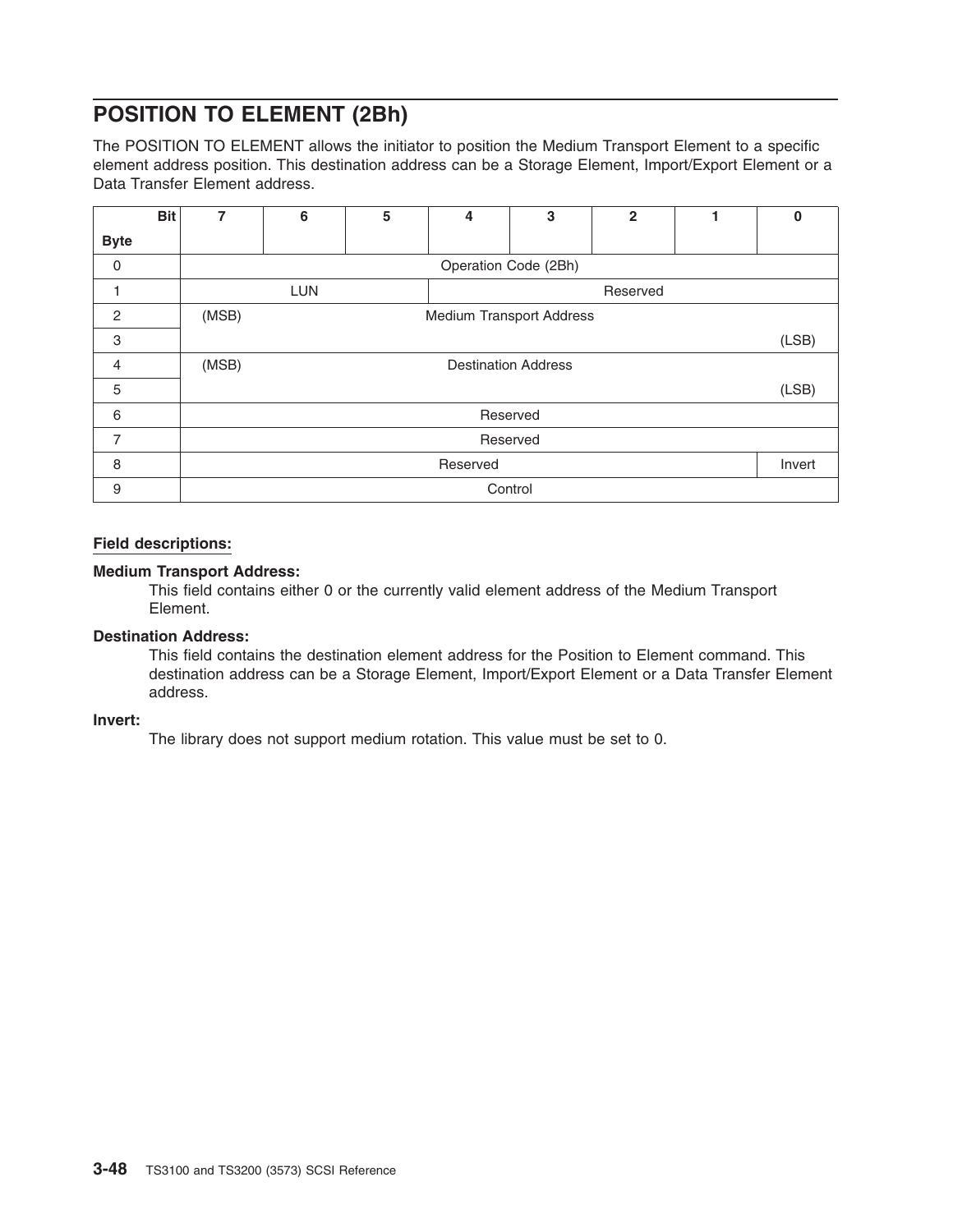## POSITION TO ELEMENT (2Bh)

The POSITION TO ELEMENT allows the initiator to position the Medium Transport Element to a specific element address position. This destination address can be a Storage Element, Import/Export Element or a Data Transfer Element address.

| Byte \ Bit | 7 | 6 | 5 | 4 | 3 | 2 | 1 | 0 |
|---|---|---|---|---|---|---|---|---|
| 0 | Operation Code (2Bh) | | | | | | | |
| 1 | LUN | | | Reserved | | | | |
| 2 | (MSB) Medium Transport Address | | | | | | | |
| 3 | | | | | | | | (LSB) |
| 4 | (MSB) Destination Address | | | | | | | |
| 5 | | | | | | | | (LSB) |
| 6 | Reserved | | | | | | | |
| 7 | Reserved | | | | | | | |
| 8 | Reserved | | | | | | | Invert |
| 9 | Control | | | | | | | |

**Field descriptions:**

**Medium Transport Address:**
This field contains either 0 or the currently valid element address of the Medium Transport Element.

**Destination Address:**
This field contains the destination element address for the Position to Element command. This destination address can be a Storage Element, Import/Export Element or a Data Transfer Element address.

**Invert:**
The library does not support medium rotation. This value must be set to 0.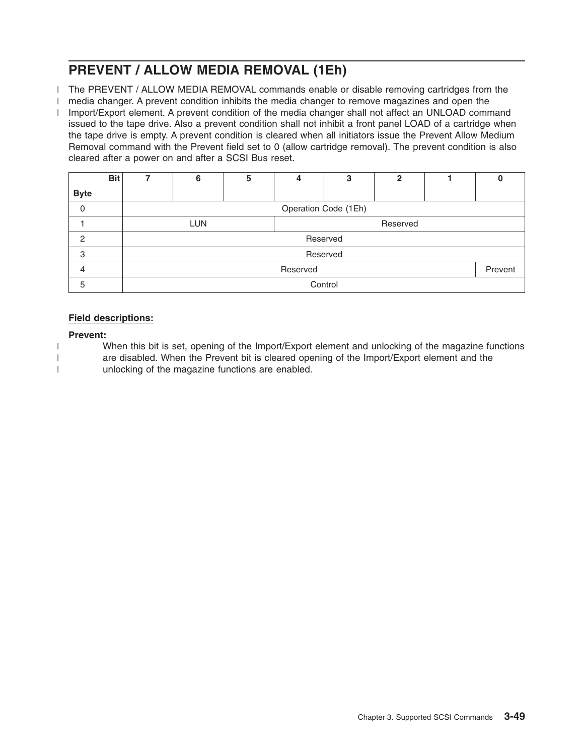## PREVENT / ALLOW MEDIA REMOVAL (1Eh)

The PREVENT / ALLOW MEDIA REMOVAL commands enable or disable removing cartridges from the media changer. A prevent condition inhibits the media changer to remove magazines and open the Import/Export element. A prevent condition of the media changer shall not affect an UNLOAD command issued to the tape drive. Also a prevent condition shall not inhibit a front panel LOAD of a cartridge when the tape drive is empty. A prevent condition is cleared when all initiators issue the Prevent Allow Medium Removal command with the Prevent field set to 0 (allow cartridge removal). The prevent condition is also cleared after a power on and after a SCSI Bus reset.

| Byte \ Bit | 7 | 6 | 5 | 4 | 3 | 2 | 1 | 0 |
|---|---|---|---|---|---|---|---|---|
| 0 | Operation Code (1Eh) | | | | | | | |
| 1 | LUN | | | Reserved | | | | |
| 2 | Reserved | | | | | | | |
| 3 | Reserved | | | | | | | |
| 4 | Reserved | | | | | | | Prevent |
| 5 | Control | | | | | | | |

**Field descriptions:**

**Prevent:**
When this bit is set, opening of the Import/Export element and unlocking of the magazine functions are disabled. When the Prevent bit is cleared opening of the Import/Export element and the unlocking of the magazine functions are enabled.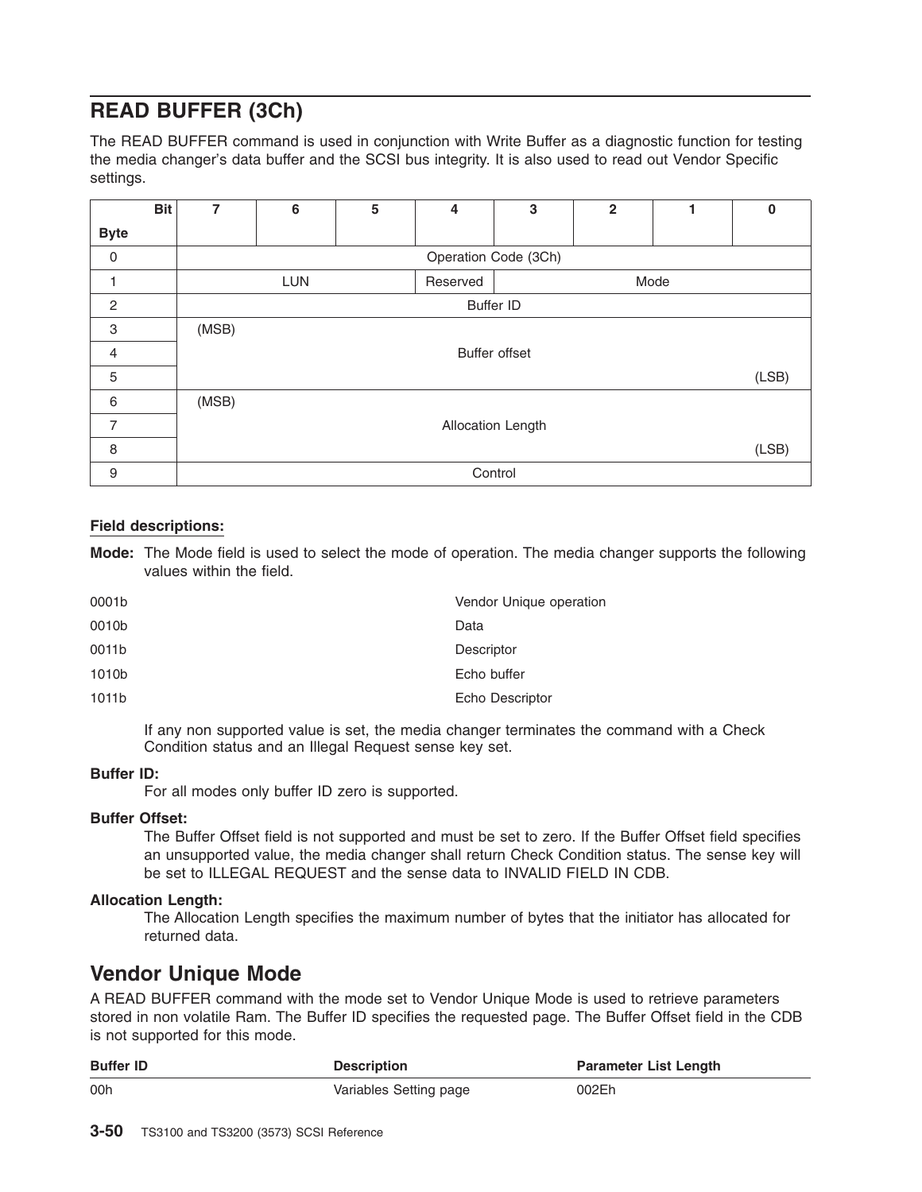## READ BUFFER (3Ch)

The READ BUFFER command is used in conjunction with Write Buffer as a diagnostic function for testing the media changer's data buffer and the SCSI bus integrity. It is also used to read out Vendor Specific settings.

| Byte \ Bit | 7 | 6 | 5 | 4 | 3 | 2 | 1 | 0 |
|---|---|---|---|---|---|---|---|---|
| 0 | Operation Code (3Ch) | | | | | | | |
| 1 | LUN | | | Reserved | Mode | | | |
| 2 | Buffer ID | | | | | | | |
| 3 | (MSB) | | | | | | | |
| 4 | Buffer offset | | | | | | | |
| 5 | | | | | | | | (LSB) |
| 6 | (MSB) | | | | | | | |
| 7 | Allocation Length | | | | | | | |
| 8 | | | | | | | | (LSB) |
| 9 | Control | | | | | | | |

**Field descriptions:**

**Mode:** The Mode field is used to select the mode of operation. The media changer supports the following values within the field.

| | |
|---|---|
| 0001b | Vendor Unique operation |
| 0010b | Data |
| 0011b | Descriptor |
| 1010b | Echo buffer |
| 1011b | Echo Descriptor |

If any non supported value is set, the media changer terminates the command with a Check Condition status and an Illegal Request sense key set.

**Buffer ID:**
For all modes only buffer ID zero is supported.

**Buffer Offset:**
The Buffer Offset field is not supported and must be set to zero. If the Buffer Offset field specifies an unsupported value, the media changer shall return Check Condition status. The sense key will be set to ILLEGAL REQUEST and the sense data to INVALID FIELD IN CDB.

**Allocation Length:**
The Allocation Length specifies the maximum number of bytes that the initiator has allocated for returned data.

## Vendor Unique Mode

A READ BUFFER command with the mode set to Vendor Unique Mode is used to retrieve parameters stored in non volatile Ram. The Buffer ID specifies the requested page. The Buffer Offset field in the CDB is not supported for this mode.

| Buffer ID | Description | Parameter List Length |
|---|---|---|
| 00h | Variables Setting page | 002Eh |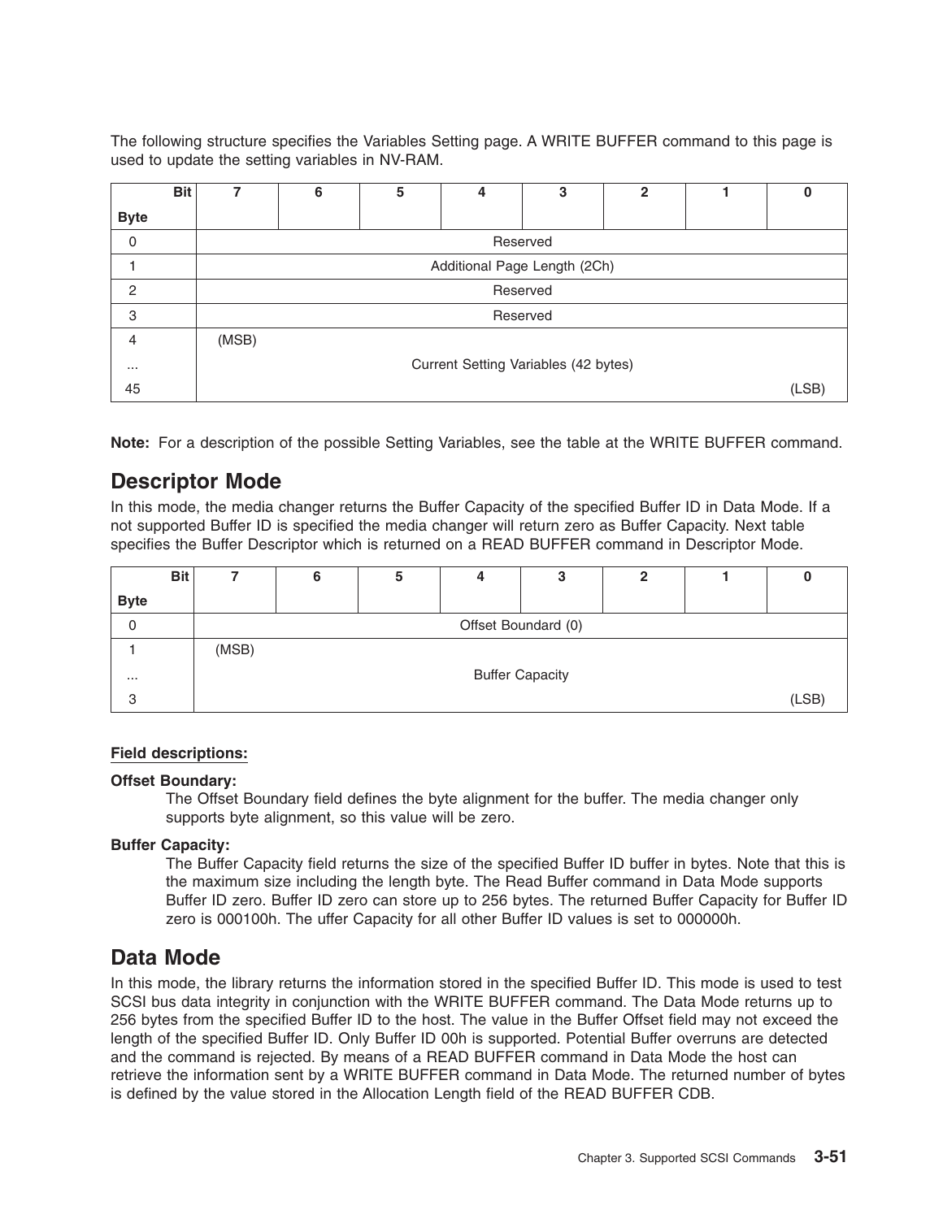The following structure specifies the Variables Setting page. A WRITE BUFFER command to this page is used to update the setting variables in NV-RAM.

| Byte \ Bit | 7 | 6 | 5 | 4 | 3 | 2 | 1 | 0 |
|---|---|---|---|---|---|---|---|---|
| 0 | Reserved | | | | | | | |
| 1 | Additional Page Length (2Ch) | | | | | | | |
| 2 | Reserved | | | | | | | |
| 3 | Reserved | | | | | | | |
| 4 | (MSB) | | | | | | | |
| ... | Current Setting Variables (42 bytes) | | | | | | | |
| 45 | | | | | | | | (LSB) |

**Note:** For a description of the possible Setting Variables, see the table at the WRITE BUFFER command.

## Descriptor Mode

In this mode, the media changer returns the Buffer Capacity of the specified Buffer ID in Data Mode. If a not supported Buffer ID is specified the media changer will return zero as Buffer Capacity. Next table specifies the Buffer Descriptor which is returned on a READ BUFFER command in Descriptor Mode.

| Byte \ Bit | 7 | 6 | 5 | 4 | 3 | 2 | 1 | 0 |
|---|---|---|---|---|---|---|---|---|
| 0 | Offset Boundard (0) | | | | | | | |
| 1 | (MSB) | | | | | | | |
| ... | Buffer Capacity | | | | | | | |
| 3 | | | | | | | | (LSB) |

**Field descriptions:**

**Offset Boundary:**
The Offset Boundary field defines the byte alignment for the buffer. The media changer only supports byte alignment, so this value will be zero.

**Buffer Capacity:**
The Buffer Capacity field returns the size of the specified Buffer ID buffer in bytes. Note that this is the maximum size including the length byte. The Read Buffer command in Data Mode supports Buffer ID zero. Buffer ID zero can store up to 256 bytes. The returned Buffer Capacity for Buffer ID zero is 000100h. The uffer Capacity for all other Buffer ID values is set to 000000h.

## Data Mode

In this mode, the library returns the information stored in the specified Buffer ID. This mode is used to test SCSI bus data integrity in conjunction with the WRITE BUFFER command. The Data Mode returns up to 256 bytes from the specified Buffer ID to the host. The value in the Buffer Offset field may not exceed the length of the specified Buffer ID. Only Buffer ID 00h is supported. Potential Buffer overruns are detected and the command is rejected. By means of a READ BUFFER command in Data Mode the host can retrieve the information sent by a WRITE BUFFER command in Data Mode. The returned number of bytes is defined by the value stored in the Allocation Length field of the READ BUFFER CDB.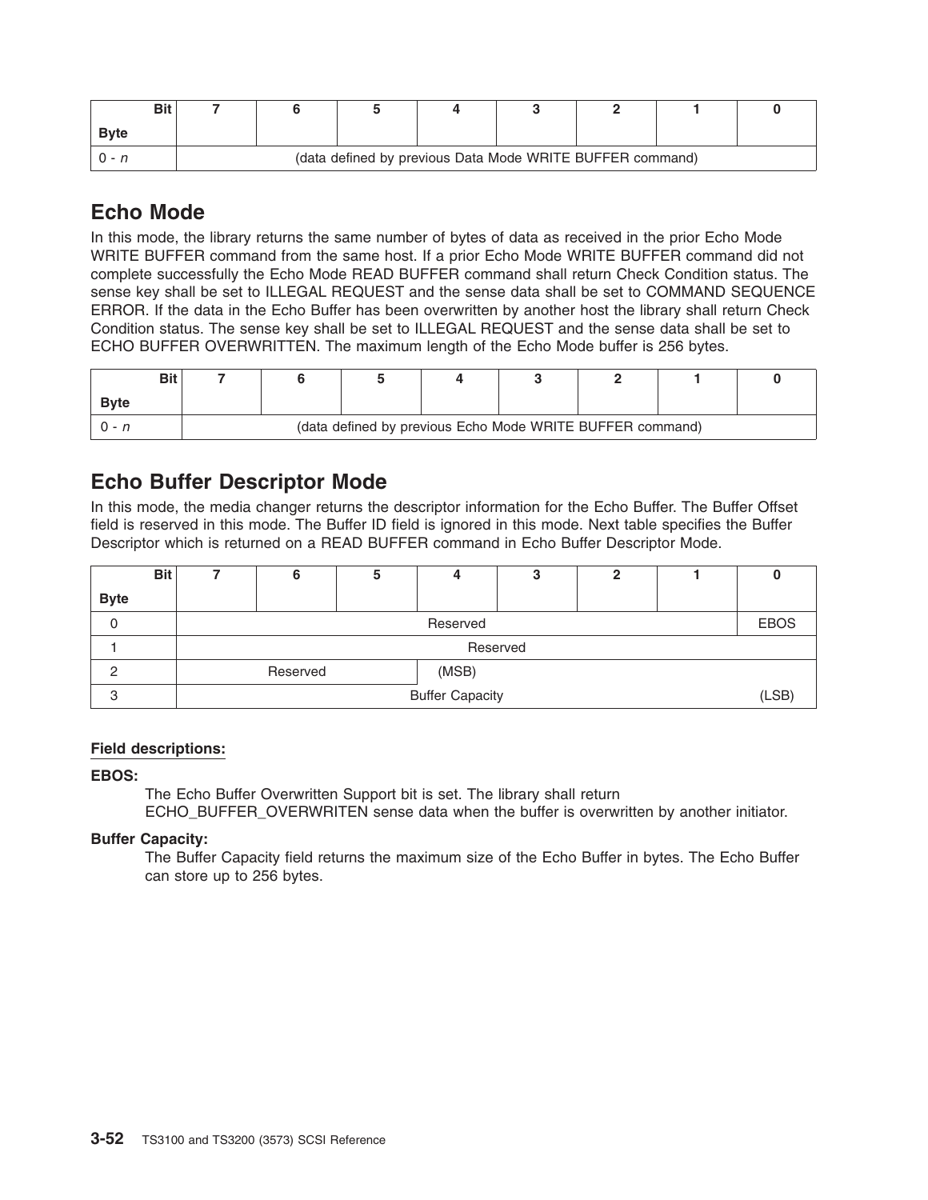| Byte \ Bit | 7 | 6 | 5 | 4 | 3 | 2 | 1 | 0 |
|---|---|---|---|---|---|---|---|---|
| 0 - *n* | (data defined by previous Data Mode WRITE BUFFER command) | | | | | | | |

## Echo Mode

In this mode, the library returns the same number of bytes of data as received in the prior Echo Mode WRITE BUFFER command from the same host. If a prior Echo Mode WRITE BUFFER command did not complete successfully the Echo Mode READ BUFFER command shall return Check Condition status. The sense key shall be set to ILLEGAL REQUEST and the sense data shall be set to COMMAND SEQUENCE ERROR. If the data in the Echo Buffer has been overwritten by another host the library shall return Check Condition status. The sense key shall be set to ILLEGAL REQUEST and the sense data shall be set to ECHO BUFFER OVERWRITTEN. The maximum length of the Echo Mode buffer is 256 bytes.

| Byte \ Bit | 7 | 6 | 5 | 4 | 3 | 2 | 1 | 0 |
|---|---|---|---|---|---|---|---|---|
| 0 - *n* | (data defined by previous Echo Mode WRITE BUFFER command) | | | | | | | |

## Echo Buffer Descriptor Mode

In this mode, the media changer returns the descriptor information for the Echo Buffer. The Buffer Offset field is reserved in this mode. The Buffer ID field is ignored in this mode. Next table specifies the Buffer Descriptor which is returned on a READ BUFFER command in Echo Buffer Descriptor Mode.

| Byte \ Bit | 7 | 6 | 5 | 4 | 3 | 2 | 1 | 0 |
|---|---|---|---|---|---|---|---|---|
| 0 | Reserved | | | | | | | EBOS |
| 1 | Reserved | | | | | | | |
| 2 | Reserved | | | (MSB) | | | | |
| 3 | Buffer Capacity | | | | | | | (LSB) |

**Field descriptions:**

**EBOS:**

The Echo Buffer Overwritten Support bit is set. The library shall return ECHO_BUFFER_OVERWRITEN sense data when the buffer is overwritten by another initiator.

**Buffer Capacity:**

The Buffer Capacity field returns the maximum size of the Echo Buffer in bytes. The Echo Buffer can store up to 256 bytes.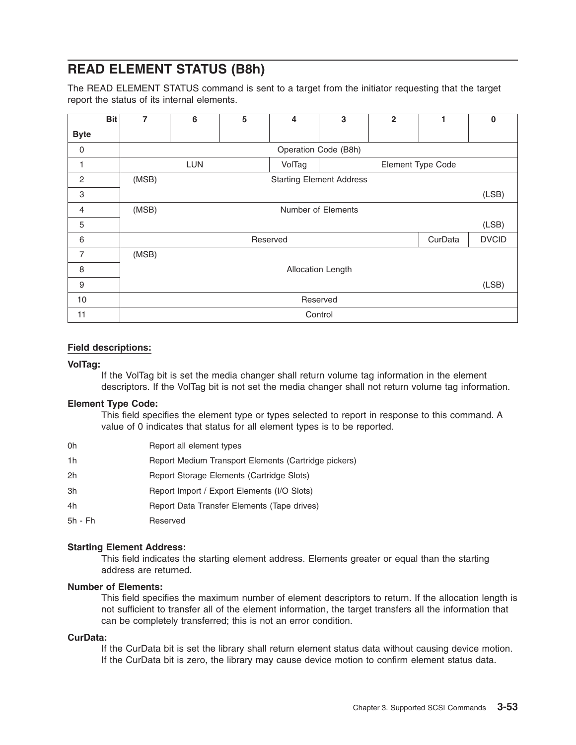## READ ELEMENT STATUS (B8h)

The READ ELEMENT STATUS command is sent to a target from the initiator requesting that the target report the status of its internal elements.

| Byte \ Bit | 7 | 6 | 5 | 4 | 3 | 2 | 1 | 0 |
|---|---|---|---|---|---|---|---|---|
| 0 | Operation Code (B8h) | | | | | | | |
| 1 | LUN | | | VolTag | Element Type Code | | | |
| 2 | (MSB) | Starting Element Address | | | | | | |
| 3 | | | | | | | | (LSB) |
| 4 | (MSB) | Number of Elements | | | | | | |
| 5 | | | | | | | | (LSB) |
| 6 | Reserved | | | | | | CurData | DVCID |
| 7 | (MSB) | Allocation Length | | | | | | |
| 8 | | | | | | | | |
| 9 | | | | | | | | (LSB) |
| 10 | Reserved | | | | | | | |
| 11 | Control | | | | | | | |

**Field descriptions:**

**VolTag:**

If the VolTag bit is set the media changer shall return volume tag information in the element descriptors. If the VolTag bit is not set the media changer shall not return volume tag information.

**Element Type Code:**

This field specifies the element type or types selected to report in response to this command. A value of 0 indicates that status for all element types is to be reported.

| | |
|---|---|
| 0h | Report all element types |
| 1h | Report Medium Transport Elements (Cartridge pickers) |
| 2h | Report Storage Elements (Cartridge Slots) |
| 3h | Report Import / Export Elements (I/O Slots) |
| 4h | Report Data Transfer Elements (Tape drives) |
| 5h - Fh | Reserved |

**Starting Element Address:**

This field indicates the starting element address. Elements greater or equal than the starting address are returned.

**Number of Elements:**

This field specifies the maximum number of element descriptors to return. If the allocation length is not sufficient to transfer all of the element information, the target transfers all the information that can be completely transferred; this is not an error condition.

**CurData:**

If the CurData bit is set the library shall return element status data without causing device motion. If the CurData bit is zero, the library may cause device motion to confirm element status data.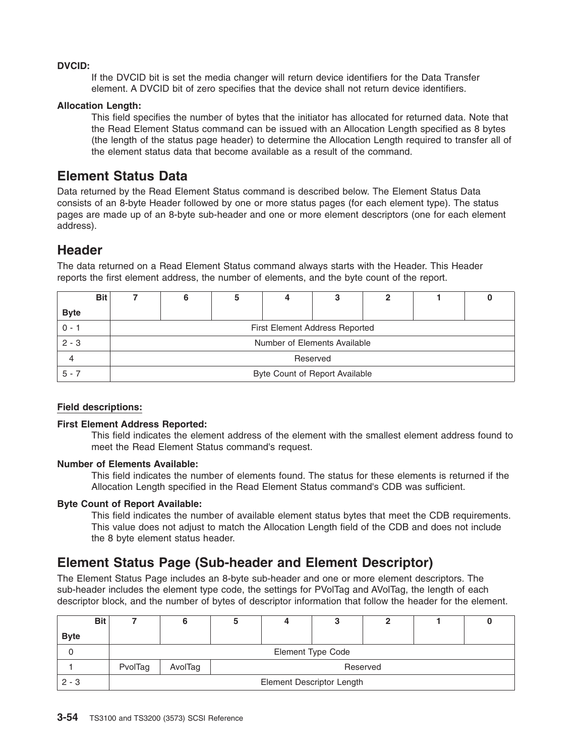**DVCID:**

If the DVCID bit is set the media changer will return device identifiers for the Data Transfer element. A DVCID bit of zero specifies that the device shall not return device identifiers.

**Allocation Length:**

This field specifies the number of bytes that the initiator has allocated for returned data. Note that the Read Element Status command can be issued with an Allocation Length specified as 8 bytes (the length of the status page header) to determine the Allocation Length required to transfer all of the element status data that become available as a result of the command.

## Element Status Data

Data returned by the Read Element Status command is described below. The Element Status Data consists of an 8-byte Header followed by one or more status pages (for each element type). The status pages are made up of an 8-byte sub-header and one or more element descriptors (one for each element address).

## Header

The data returned on a Read Element Status command always starts with the Header. This Header reports the first element address, the number of elements, and the byte count of the report.

| Byte \ Bit | 7 | 6 | 5 | 4 | 3 | 2 | 1 | 0 |
|---|---|---|---|---|---|---|---|---|
| 0 - 1 | First Element Address Reported | | | | | | | |
| 2 - 3 | Number of Elements Available | | | | | | | |
| 4 | Reserved | | | | | | | |
| 5 - 7 | Byte Count of Report Available | | | | | | | |

**Field descriptions:**

**First Element Address Reported:**

This field indicates the element address of the element with the smallest element address found to meet the Read Element Status command's request.

**Number of Elements Available:**

This field indicates the number of elements found. The status for these elements is returned if the Allocation Length specified in the Read Element Status command's CDB was sufficient.

**Byte Count of Report Available:**

This field indicates the number of available element status bytes that meet the CDB requirements. This value does not adjust to match the Allocation Length field of the CDB and does not include the 8 byte element status header.

## Element Status Page (Sub-header and Element Descriptor)

The Element Status Page includes an 8-byte sub-header and one or more element descriptors. The sub-header includes the element type code, the settings for PVolTag and AVolTag, the length of each descriptor block, and the number of bytes of descriptor information that follow the header for the element.

| Byte \ Bit | 7 | 6 | 5 | 4 | 3 | 2 | 1 | 0 |
|---|---|---|---|---|---|---|---|---|
| 0 | Element Type Code | | | | | | | |
| 1 | PvolTag | AvolTag | Reserved | | | | | |
| 2 - 3 | Element Descriptor Length | | | | | | | |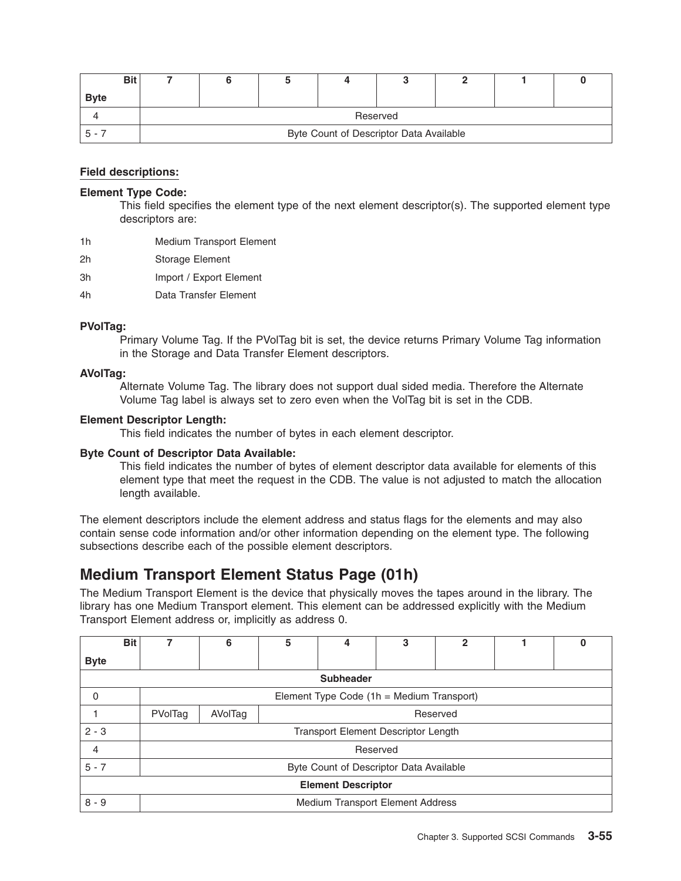| Bit<br>Byte | 7 | 6 | 5 | 4 | 3 | 2 | 1 | 0 |
|---|---|---|---|---|---|---|---|---|
| 4 | Reserved | | | | | | | |
| 5 - 7 | Byte Count of Descriptor Data Available | | | | | | | |

**Field descriptions:**

**Element Type Code:**
This field specifies the element type of the next element descriptor(s). The supported element type descriptors are:

| | |
|---|---|
| 1h | Medium Transport Element |
| 2h | Storage Element |
| 3h | Import / Export Element |
| 4h | Data Transfer Element |

**PVolTag:**
Primary Volume Tag. If the PVolTag bit is set, the device returns Primary Volume Tag information in the Storage and Data Transfer Element descriptors.

**AVolTag:**
Alternate Volume Tag. The library does not support dual sided media. Therefore the Alternate Volume Tag label is always set to zero even when the VolTag bit is set in the CDB.

**Element Descriptor Length:**
This field indicates the number of bytes in each element descriptor.

**Byte Count of Descriptor Data Available:**
This field indicates the number of bytes of element descriptor data available for elements of this element type that meet the request in the CDB. The value is not adjusted to match the allocation length available.

The element descriptors include the element address and status flags for the elements and may also contain sense code information and/or other information depending on the element type. The following subsections describe each of the possible element descriptors.

## Medium Transport Element Status Page (01h)

The Medium Transport Element is the device that physically moves the tapes around in the library. The library has one Medium Transport element. This element can be addressed explicitly with the Medium Transport Element address or, implicitly as address 0.

| Bit<br>Byte | 7 | 6 | 5 | 4 | 3 | 2 | 1 | 0 |
|---|---|---|---|---|---|---|---|---|
| **Subheader** | | | | | | | | |
| 0 | Element Type Code (1h = Medium Transport) | | | | | | | |
| 1 | PVolTag | AVolTag | Reserved | | | | | |
| 2 - 3 | Transport Element Descriptor Length | | | | | | | |
| 4 | Reserved | | | | | | | |
| 5 - 7 | Byte Count of Descriptor Data Available | | | | | | | |
| **Element Descriptor** | | | | | | | | |
| 8 - 9 | Medium Transport Element Address | | | | | | | |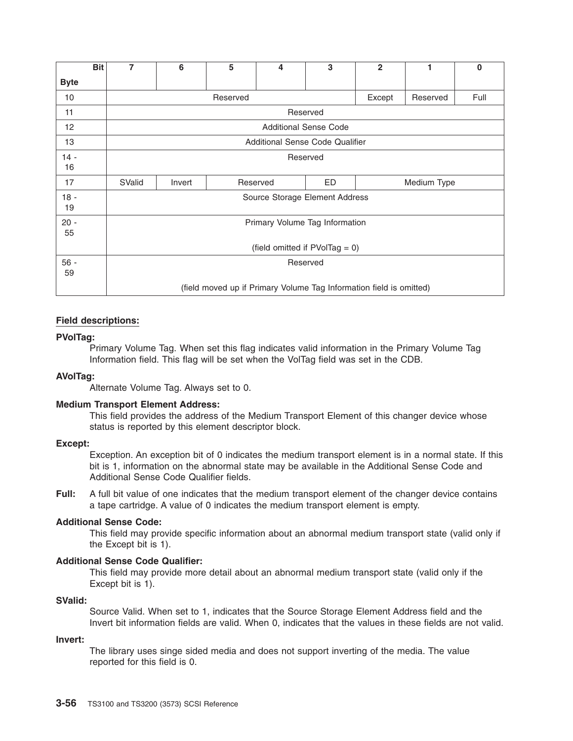| Byte \ Bit | 7 | 6 | 5 | 4 | 3 | 2 | 1 | 0 |
|---|---|---|---|---|---|---|---|---|
| 10 | Reserved | | | | | Except | Reserved | Full |
| 11 | Reserved | | | | | | | |
| 12 | Additional Sense Code | | | | | | | |
| 13 | Additional Sense Code Qualifier | | | | | | | |
| 14 - 16 | Reserved | | | | | | | |
| 17 | SValid | Invert | Reserved | | ED | Medium Type | | |
| 18 - 19 | Source Storage Element Address | | | | | | | |
| 20 - 55 | Primary Volume Tag Information (field omitted if PVolTag = 0) | | | | | | | |
| 56 - 59 | Reserved (field moved up if Primary Volume Tag Information field is omitted) | | | | | | | |

**Field descriptions:**

**PVolTag:**
Primary Volume Tag. When set this flag indicates valid information in the Primary Volume Tag Information field. This flag will be set when the VolTag field was set in the CDB.

**AVolTag:**
Alternate Volume Tag. Always set to 0.

**Medium Transport Element Address:**
This field provides the address of the Medium Transport Element of this changer device whose status is reported by this element descriptor block.

**Except:**
Exception. An exception bit of 0 indicates the medium transport element is in a normal state. If this bit is 1, information on the abnormal state may be available in the Additional Sense Code and Additional Sense Code Qualifier fields.

**Full:** A full bit value of one indicates that the medium transport element of the changer device contains a tape cartridge. A value of 0 indicates the medium transport element is empty.

**Additional Sense Code:**
This field may provide specific information about an abnormal medium transport state (valid only if the Except bit is 1).

**Additional Sense Code Qualifier:**
This field may provide more detail about an abnormal medium transport state (valid only if the Except bit is 1).

**SValid:**
Source Valid. When set to 1, indicates that the Source Storage Element Address field and the Invert bit information fields are valid. When 0, indicates that the values in these fields are not valid.

**Invert:**
The library uses singe sided media and does not support inverting of the media. The value reported for this field is 0.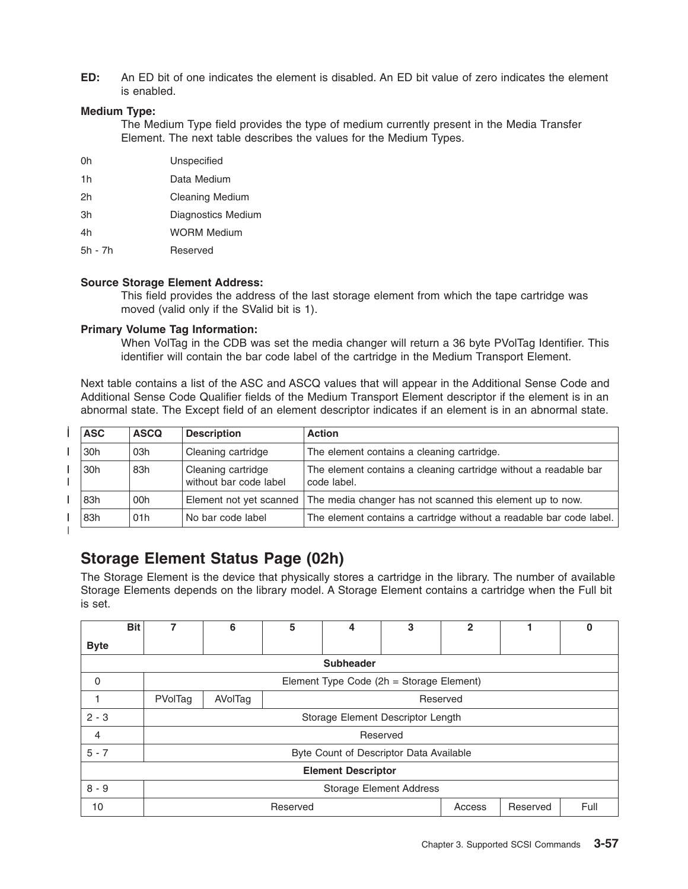**ED:** An ED bit of one indicates the element is disabled. An ED bit value of zero indicates the element is enabled.

**Medium Type:**
The Medium Type field provides the type of medium currently present in the Media Transfer Element. The next table describes the values for the Medium Types.

| | |
|---|---|
| 0h | Unspecified |
| 1h | Data Medium |
| 2h | Cleaning Medium |
| 3h | Diagnostics Medium |
| 4h | WORM Medium |
| 5h - 7h | Reserved |

**Source Storage Element Address:**
This field provides the address of the last storage element from which the tape cartridge was moved (valid only if the SValid bit is 1).

**Primary Volume Tag Information:**
When VolTag in the CDB was set the media changer will return a 36 byte PVolTag Identifier. This identifier will contain the bar code label of the cartridge in the Medium Transport Element.

Next table contains a list of the ASC and ASCQ values that will appear in the Additional Sense Code and Additional Sense Code Qualifier fields of the Medium Transport Element descriptor if the element is in an abnormal state. The Except field of an element descriptor indicates if an element is in an abnormal state.

| ASC | ASCQ | Description | Action |
|---|---|---|---|
| 30h | 03h | Cleaning cartridge | The element contains a cleaning cartridge. |
| 30h | 83h | Cleaning cartridge without bar code label | The element contains a cleaning cartridge without a readable bar code label. |
| 83h | 00h | Element not yet scanned | The media changer has not scanned this element up to now. |
| 83h | 01h | No bar code label | The element contains a cartridge without a readable bar code label. |

## Storage Element Status Page (02h)

The Storage Element is the device that physically stores a cartridge in the library. The number of available Storage Elements depends on the library model. A Storage Element contains a cartridge when the Full bit is set.

| Byte \ Bit | 7 | 6 | 5 | 4 | 3 | 2 | 1 | 0 |
|---|---|---|---|---|---|---|---|---|
| **Subheader** | | | | | | | | |
| 0 | Element Type Code (2h = Storage Element) | | | | | | | |
| 1 | PVolTag | AVolTag | Reserved | | | | | |
| 2 - 3 | Storage Element Descriptor Length | | | | | | | |
| 4 | Reserved | | | | | | | |
| 5 - 7 | Byte Count of Descriptor Data Available | | | | | | | |
| **Element Descriptor** | | | | | | | | |
| 8 - 9 | Storage Element Address | | | | | | | |
| 10 | Reserved | | | | | Access | Reserved | Full |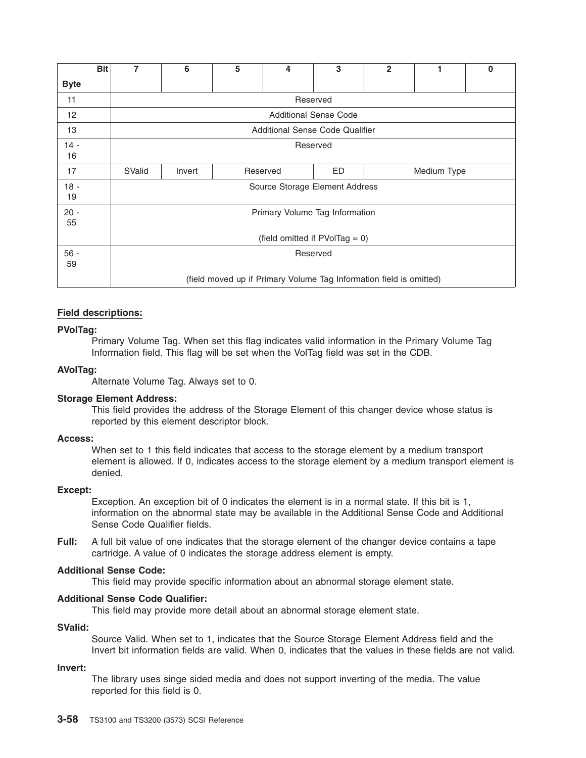| Byte \ Bit | 7 | 6 | 5 | 4 | 3 | 2 | 1 | 0 |
|---|---|---|---|---|---|---|---|---|
| 11 | Reserved | | | | | | | |
| 12 | Additional Sense Code | | | | | | | |
| 13 | Additional Sense Code Qualifier | | | | | | | |
| 14 - 16 | Reserved | | | | | | | |
| 17 | SValid | Invert | Reserved | | ED | Medium Type | | |
| 18 - 19 | Source Storage Element Address | | | | | | | |
| 20 - 55 | Primary Volume Tag Information (field omitted if PVolTag = 0) | | | | | | | |
| 56 - 59 | Reserved (field moved up if Primary Volume Tag Information field is omitted) | | | | | | | |

**Field descriptions:**

**PVolTag:**
Primary Volume Tag. When set this flag indicates valid information in the Primary Volume Tag Information field. This flag will be set when the VolTag field was set in the CDB.

**AVolTag:**
Alternate Volume Tag. Always set to 0.

**Storage Element Address:**
This field provides the address of the Storage Element of this changer device whose status is reported by this element descriptor block.

**Access:**
When set to 1 this field indicates that access to the storage element by a medium transport element is allowed. If 0, indicates access to the storage element by a medium transport element is denied.

**Except:**
Exception. An exception bit of 0 indicates the element is in a normal state. If this bit is 1, information on the abnormal state may be available in the Additional Sense Code and Additional Sense Code Qualifier fields.

**Full:** A full bit value of one indicates that the storage element of the changer device contains a tape cartridge. A value of 0 indicates the storage address element is empty.

**Additional Sense Code:**
This field may provide specific information about an abnormal storage element state.

**Additional Sense Code Qualifier:**
This field may provide more detail about an abnormal storage element state.

**SValid:**
Source Valid. When set to 1, indicates that the Source Storage Element Address field and the Invert bit information fields are valid. When 0, indicates that the values in these fields are not valid.

**Invert:**
The library uses singe sided media and does not support inverting of the media. The value reported for this field is 0.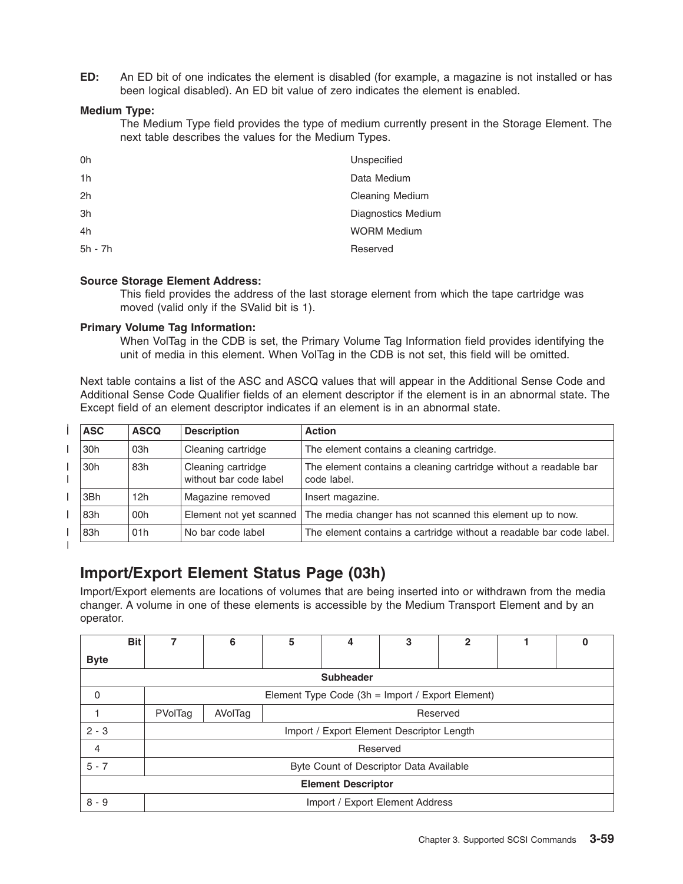**ED:** An ED bit of one indicates the element is disabled (for example, a magazine is not installed or has been logical disabled). An ED bit value of zero indicates the element is enabled.

**Medium Type:**
The Medium Type field provides the type of medium currently present in the Storage Element. The next table describes the values for the Medium Types.

| | |
|---|---|
| 0h | Unspecified |
| 1h | Data Medium |
| 2h | Cleaning Medium |
| 3h | Diagnostics Medium |
| 4h | WORM Medium |
| 5h - 7h | Reserved |

**Source Storage Element Address:**
This field provides the address of the last storage element from which the tape cartridge was moved (valid only if the SValid bit is 1).

**Primary Volume Tag Information:**
When VolTag in the CDB is set, the Primary Volume Tag Information field provides identifying the unit of media in this element. When VolTag in the CDB is not set, this field will be omitted.

Next table contains a list of the ASC and ASCQ values that will appear in the Additional Sense Code and Additional Sense Code Qualifier fields of an element descriptor if the element is in an abnormal state. The Except field of an element descriptor indicates if an element is in an abnormal state.

| ASC | ASCQ | Description | Action |
|---|---|---|---|
| 30h | 03h | Cleaning cartridge | The element contains a cleaning cartridge. |
| 30h | 83h | Cleaning cartridge without bar code label | The element contains a cleaning cartridge without a readable bar code label. |
| 3Bh | 12h | Magazine removed | Insert magazine. |
| 83h | 00h | Element not yet scanned | The media changer has not scanned this element up to now. |
| 83h | 01h | No bar code label | The element contains a cartridge without a readable bar code label. |

## Import/Export Element Status Page (03h)

Import/Export elements are locations of volumes that are being inserted into or withdrawn from the media changer. A volume in one of these elements is accessible by the Medium Transport Element and by an operator.

| Byte \ Bit | 7 | 6 | 5 | 4 | 3 | 2 | 1 | 0 |
|---|---|---|---|---|---|---|---|---|
| **Subheader** | | | | | | | | |
| 0 | Element Type Code (3h = Import / Export Element) | | | | | | | |
| 1 | PVolTag | AVolTag | Reserved | | | | | |
| 2 - 3 | Import / Export Element Descriptor Length | | | | | | | |
| 4 | Reserved | | | | | | | |
| 5 - 7 | Byte Count of Descriptor Data Available | | | | | | | |
| **Element Descriptor** | | | | | | | | |
| 8 - 9 | Import / Export Element Address | | | | | | | |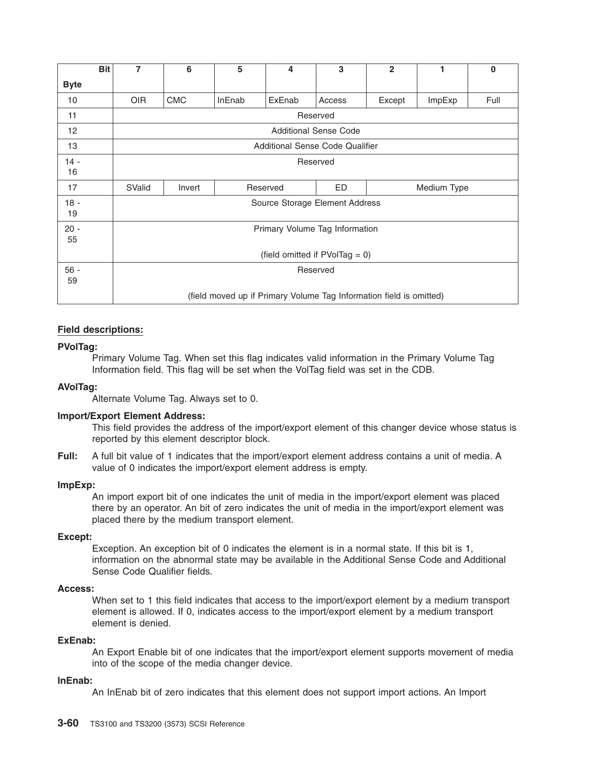| Bit<br>Byte | 7 | 6 | 5 | 4 | 3 | 2 | 1 | 0 |
|---|---|---|---|---|---|---|---|---|
| 10 | OIR | CMC | InEnab | ExEnab | Access | Except | ImpExp | Full |
| 11 | Reserved | | | | | | | |
| 12 | Additional Sense Code | | | | | | | |
| 13 | Additional Sense Code Qualifier | | | | | | | |
| 14 - 16 | Reserved | | | | | | | |
| 17 | SValid | Invert | Reserved | | ED | Medium Type | | |
| 18 - 19 | Source Storage Element Address | | | | | | | |
| 20 - 55 | Primary Volume Tag Information<br><br>(field omitted if PVolTag = 0) | | | | | | | |
| 56 - 59 | Reserved<br><br>(field moved up if Primary Volume Tag Information field is omitted) | | | | | | | |

**Field descriptions:**

**PVolTag:**
Primary Volume Tag. When set this flag indicates valid information in the Primary Volume Tag Information field. This flag will be set when the VolTag field was set in the CDB.

**AVolTag:**
Alternate Volume Tag. Always set to 0.

**Import/Export Element Address:**
This field provides the address of the import/export element of this changer device whose status is reported by this element descriptor block.

**Full:** A full bit value of 1 indicates that the import/export element address contains a unit of media. A value of 0 indicates the import/export element address is empty.

**ImpExp:**
An import export bit of one indicates the unit of media in the import/export element was placed there by an operator. An bit of zero indicates the unit of media in the import/export element was placed there by the medium transport element.

**Except:**
Exception. An exception bit of 0 indicates the element is in a normal state. If this bit is 1, information on the abnormal state may be available in the Additional Sense Code and Additional Sense Code Qualifier fields.

**Access:**
When set to 1 this field indicates that access to the import/export element by a medium transport element is allowed. If 0, indicates access to the import/export element by a medium transport element is denied.

**ExEnab:**
An Export Enable bit of one indicates that the import/export element supports movement of media into of the scope of the media changer device.

**InEnab:**
An InEnab bit of zero indicates that this element does not support import actions. An Import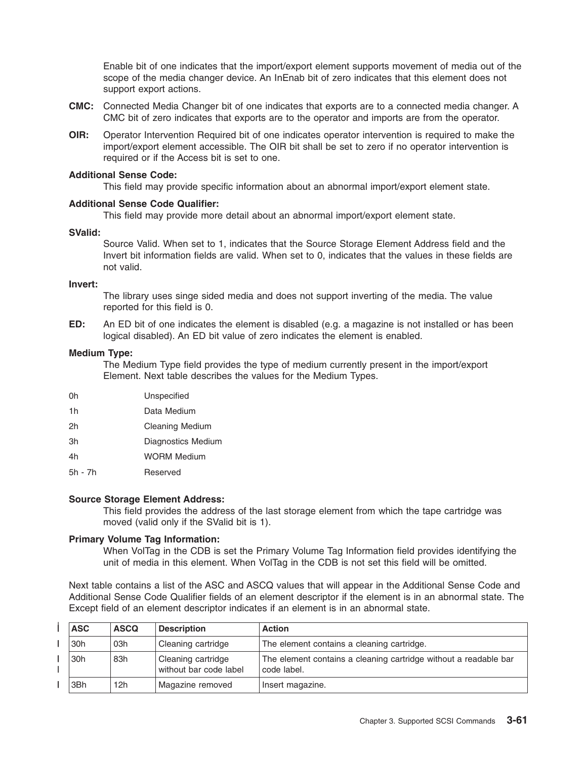Enable bit of one indicates that the import/export element supports movement of media out of the scope of the media changer device. An InEnab bit of zero indicates that this element does not support export actions.

**CMC:** Connected Media Changer bit of one indicates that exports are to a connected media changer. A CMC bit of zero indicates that exports are to the operator and imports are from the operator.

**OIR:** Operator Intervention Required bit of one indicates operator intervention is required to make the import/export element accessible. The OIR bit shall be set to zero if no operator intervention is required or if the Access bit is set to one.

**Additional Sense Code:**
This field may provide specific information about an abnormal import/export element state.

**Additional Sense Code Qualifier:**
This field may provide more detail about an abnormal import/export element state.

**SValid:**
Source Valid. When set to 1, indicates that the Source Storage Element Address field and the Invert bit information fields are valid. When set to 0, indicates that the values in these fields are not valid.

**Invert:**
The library uses singe sided media and does not support inverting of the media. The value reported for this field is 0.

**ED:** An ED bit of one indicates the element is disabled (e.g. a magazine is not installed or has been logical disabled). An ED bit value of zero indicates the element is enabled.

**Medium Type:**
The Medium Type field provides the type of medium currently present in the import/export Element. Next table describes the values for the Medium Types.

| | |
|---|---|
| 0h | Unspecified |
| 1h | Data Medium |
| 2h | Cleaning Medium |
| 3h | Diagnostics Medium |
| 4h | WORM Medium |
| 5h - 7h | Reserved |

**Source Storage Element Address:**
This field provides the address of the last storage element from which the tape cartridge was moved (valid only if the SValid bit is 1).

**Primary Volume Tag Information:**
When VolTag in the CDB is set the Primary Volume Tag Information field provides identifying the unit of media in this element. When VolTag in the CDB is not set this field will be omitted.

Next table contains a list of the ASC and ASCQ values that will appear in the Additional Sense Code and Additional Sense Code Qualifier fields of an element descriptor if the element is in an abnormal state. The Except field of an element descriptor indicates if an element is in an abnormal state.

| ASC | ASCQ | Description | Action |
|---|---|---|---|
| 30h | 03h | Cleaning cartridge | The element contains a cleaning cartridge. |
| 30h | 83h | Cleaning cartridge without bar code label | The element contains a cleaning cartridge without a readable bar code label. |
| 3Bh | 12h | Magazine removed | Insert magazine. |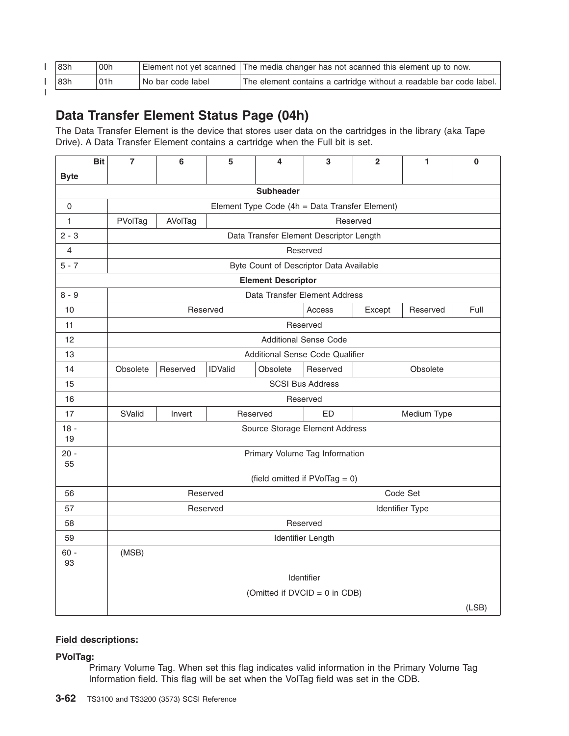| 83h | 00h | Element not yet scanned | The media changer has not scanned this element up to now. |
|---|---|---|---|
| 83h | 01h | No bar code label | The element contains a cartridge without a readable bar code label. |

## Data Transfer Element Status Page (04h)

The Data Transfer Element is the device that stores user data on the cartridges in the library (aka Tape Drive). A Data Transfer Element contains a cartridge when the Full bit is set.

| Byte \ Bit | 7 | 6 | 5 | 4 | 3 | 2 | 1 | 0 |
|---|---|---|---|---|---|---|---|---|
| **Subheader** | | | | | | | | |
| 0 | Element Type Code (4h = Data Transfer Element) | | | | | | | |
| 1 | PVolTag | AVolTag | Reserved | | | | | |
| 2 - 3 | Data Transfer Element Descriptor Length | | | | | | | |
| 4 | Reserved | | | | | | | |
| 5 - 7 | Byte Count of Descriptor Data Available | | | | | | | |
| **Element Descriptor** | | | | | | | | |
| 8 - 9 | Data Transfer Element Address | | | | | | | |
| 10 | Reserved | | | | Access | Except | Reserved | Full |
| 11 | Reserved | | | | | | | |
| 12 | Additional Sense Code | | | | | | | |
| 13 | Additional Sense Code Qualifier | | | | | | | |
| 14 | Obsolete | Reserved | IDValid | Obsolete | Reserved | Obsolete | | |
| 15 | SCSI Bus Address | | | | | | | |
| 16 | Reserved | | | | | | | |
| 17 | SValid | Invert | Reserved | | ED | Medium Type | | |
| 18 - 19 | Source Storage Element Address | | | | | | | |
| 20 - 55 | Primary Volume Tag Information (field omitted if PVolTag = 0) | | | | | | | |
| 56 | Reserved | | | | Code Set | | | |
| 57 | Reserved | | | | Identifier Type | | | |
| 58 | Reserved | | | | | | | |
| 59 | Identifier Length | | | | | | | |
| 60 - 93 | (MSB) Identifier (Omitted if DVCID = 0 in CDB) (LSB) | | | | | | | |

**Field descriptions:**

**PVolTag:**
Primary Volume Tag. When set this flag indicates valid information in the Primary Volume Tag Information field. This flag will be set when the VolTag field was set in the CDB.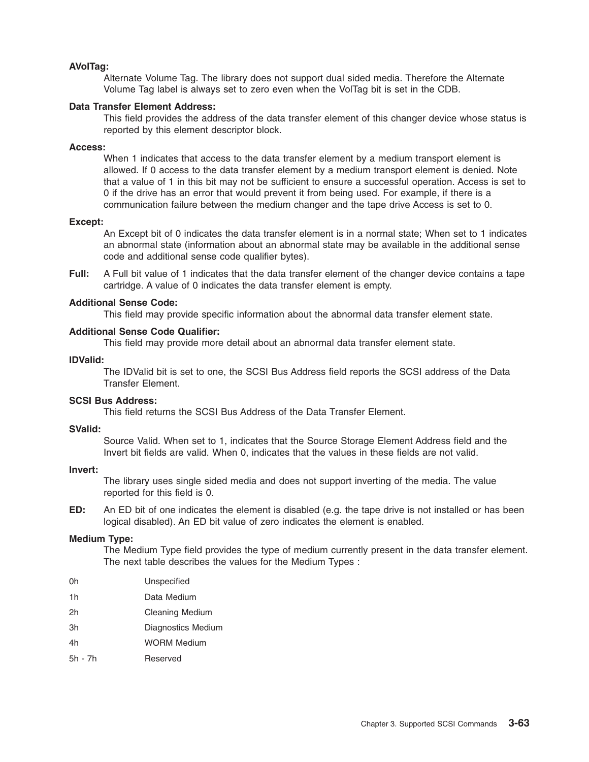**AVolTag:**
Alternate Volume Tag. The library does not support dual sided media. Therefore the Alternate Volume Tag label is always set to zero even when the VolTag bit is set in the CDB.

**Data Transfer Element Address:**
This field provides the address of the data transfer element of this changer device whose status is reported by this element descriptor block.

**Access:**
When 1 indicates that access to the data transfer element by a medium transport element is allowed. If 0 access to the data transfer element by a medium transport element is denied. Note that a value of 1 in this bit may not be sufficient to ensure a successful operation. Access is set to 0 if the drive has an error that would prevent it from being used. For example, if there is a communication failure between the medium changer and the tape drive Access is set to 0.

**Except:**
An Except bit of 0 indicates the data transfer element is in a normal state; When set to 1 indicates an abnormal state (information about an abnormal state may be available in the additional sense code and additional sense code qualifier bytes).

**Full:** A Full bit value of 1 indicates that the data transfer element of the changer device contains a tape cartridge. A value of 0 indicates the data transfer element is empty.

**Additional Sense Code:**
This field may provide specific information about the abnormal data transfer element state.

**Additional Sense Code Qualifier:**
This field may provide more detail about an abnormal data transfer element state.

**IDValid:**
The IDValid bit is set to one, the SCSI Bus Address field reports the SCSI address of the Data Transfer Element.

**SCSI Bus Address:**
This field returns the SCSI Bus Address of the Data Transfer Element.

**SValid:**
Source Valid. When set to 1, indicates that the Source Storage Element Address field and the Invert bit fields are valid. When 0, indicates that the values in these fields are not valid.

**Invert:**
The library uses single sided media and does not support inverting of the media. The value reported for this field is 0.

**ED:** An ED bit of one indicates the element is disabled (e.g. the tape drive is not installed or has been logical disabled). An ED bit value of zero indicates the element is enabled.

**Medium Type:**
The Medium Type field provides the type of medium currently present in the data transfer element. The next table describes the values for the Medium Types :

| | |
|---|---|
| 0h | Unspecified |
| 1h | Data Medium |
| 2h | Cleaning Medium |
| 3h | Diagnostics Medium |
| 4h | WORM Medium |
| 5h - 7h | Reserved |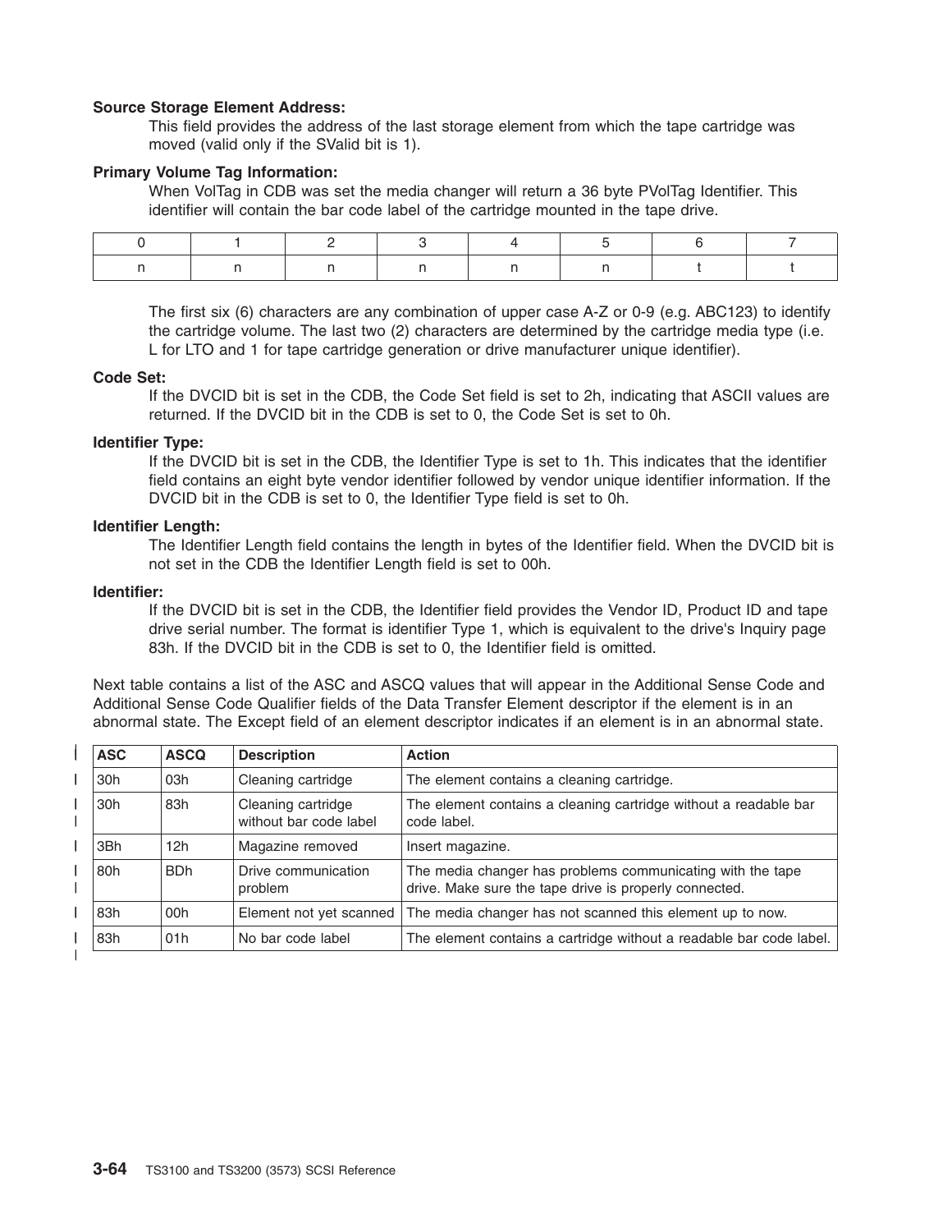**Source Storage Element Address:**

This field provides the address of the last storage element from which the tape cartridge was moved (valid only if the SValid bit is 1).

**Primary Volume Tag Information:**

When VolTag in CDB was set the media changer will return a 36 byte PVolTag Identifier. This identifier will contain the bar code label of the cartridge mounted in the tape drive.

| 0 | 1 | 2 | 3 | 4 | 5 | 6 | 7 |
|---|---|---|---|---|---|---|---|
| n | n | n | n | n | n | t | t |

The first six (6) characters are any combination of upper case A-Z or 0-9 (e.g. ABC123) to identify the cartridge volume. The last two (2) characters are determined by the cartridge media type (i.e. L for LTO and 1 for tape cartridge generation or drive manufacturer unique identifier).

**Code Set:**

If the DVCID bit is set in the CDB, the Code Set field is set to 2h, indicating that ASCII values are returned. If the DVCID bit in the CDB is set to 0, the Code Set is set to 0h.

**Identifier Type:**

If the DVCID bit is set in the CDB, the Identifier Type is set to 1h. This indicates that the identifier field contains an eight byte vendor identifier followed by vendor unique identifier information. If the DVCID bit in the CDB is set to 0, the Identifier Type field is set to 0h.

**Identifier Length:**

The Identifier Length field contains the length in bytes of the Identifier field. When the DVCID bit is not set in the CDB the Identifier Length field is set to 00h.

**Identifier:**

If the DVCID bit is set in the CDB, the Identifier field provides the Vendor ID, Product ID and tape drive serial number. The format is identifier Type 1, which is equivalent to the drive's Inquiry page 83h. If the DVCID bit in the CDB is set to 0, the Identifier field is omitted.

Next table contains a list of the ASC and ASCQ values that will appear in the Additional Sense Code and Additional Sense Code Qualifier fields of the Data Transfer Element descriptor if the element is in an abnormal state. The Except field of an element descriptor indicates if an element is in an abnormal state.

| ASC | ASCQ | Description | Action |
|---|---|---|---|
| 30h | 03h | Cleaning cartridge | The element contains a cleaning cartridge. |
| 30h | 83h | Cleaning cartridge without bar code label | The element contains a cleaning cartridge without a readable bar code label. |
| 3Bh | 12h | Magazine removed | Insert magazine. |
| 80h | BDh | Drive communication problem | The media changer has problems communicating with the tape drive. Make sure the tape drive is properly connected. |
| 83h | 00h | Element not yet scanned | The media changer has not scanned this element up to now. |
| 83h | 01h | No bar code label | The element contains a cartridge without a readable bar code label. |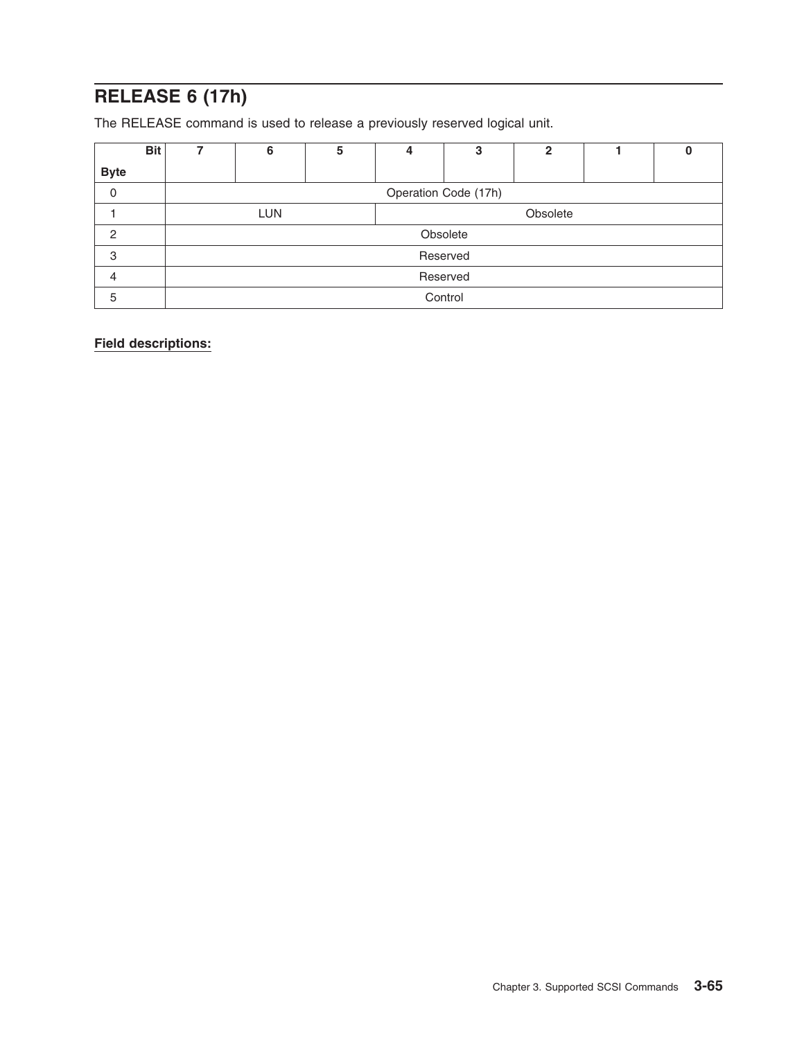## RELEASE 6 (17h)

The RELEASE command is used to release a previously reserved logical unit.

| Byte \ Bit | 7 | 6 | 5 | 4 | 3 | 2 | 1 | 0 |
|---|---|---|---|---|---|---|---|---|
| 0 | Operation Code (17h) | | | | | | | |
| 1 | LUN | | | Obsolete | | | | |
| 2 | Obsolete | | | | | | | |
| 3 | Reserved | | | | | | | |
| 4 | Reserved | | | | | | | |
| 5 | Control | | | | | | | |

**Field descriptions:**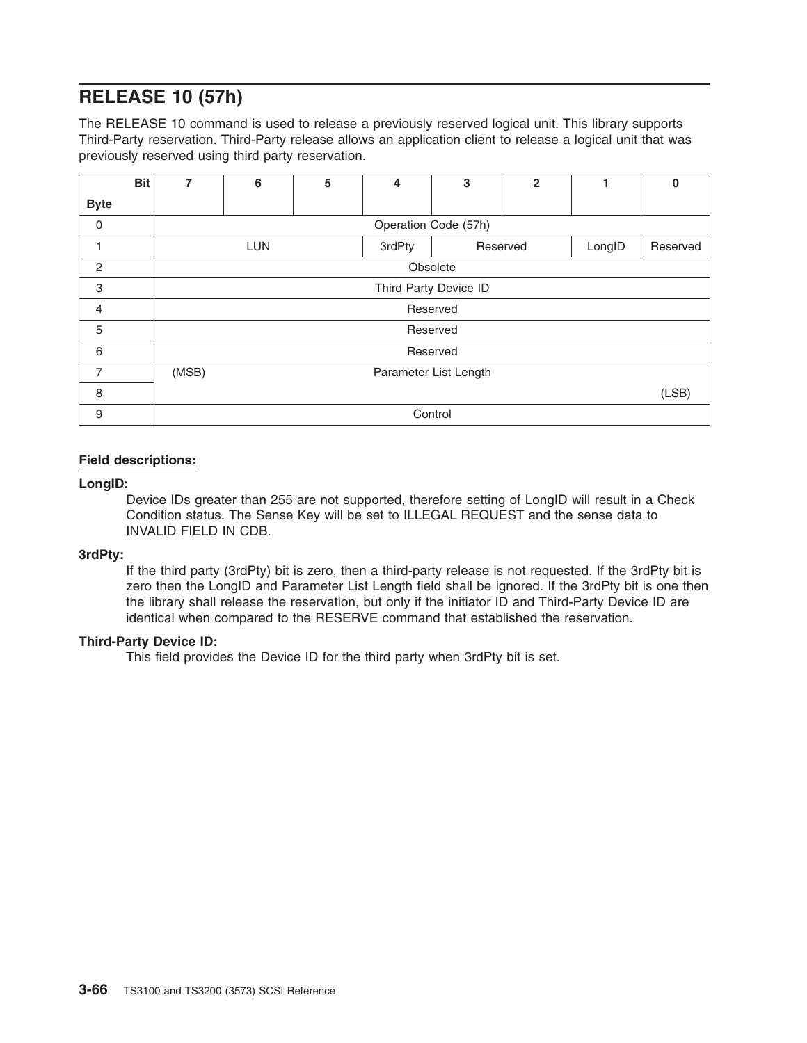## RELEASE 10 (57h)

The RELEASE 10 command is used to release a previously reserved logical unit. This library supports Third-Party reservation. Third-Party release allows an application client to release a logical unit that was previously reserved using third party reservation.

| Byte \ Bit | 7 | 6 | 5 | 4 | 3 | 2 | 1 | 0 |
|---|---|---|---|---|---|---|---|---|
| 0 | Operation Code (57h) | | | | | | | |
| 1 | LUN | | | 3rdPty | Reserved | | LongID | Reserved |
| 2 | Obsolete | | | | | | | |
| 3 | Third Party Device ID | | | | | | | |
| 4 | Reserved | | | | | | | |
| 5 | Reserved | | | | | | | |
| 6 | Reserved | | | | | | | |
| 7 | (MSB) | Parameter List Length | | | | | | |
| 8 | | | | | | | | (LSB) |
| 9 | Control | | | | | | | |

**Field descriptions:**

**LongID:**
Device IDs greater than 255 are not supported, therefore setting of LongID will result in a Check Condition status. The Sense Key will be set to ILLEGAL REQUEST and the sense data to INVALID FIELD IN CDB.

**3rdPty:**
If the third party (3rdPty) bit is zero, then a third-party release is not requested. If the 3rdPty bit is zero then the LongID and Parameter List Length field shall be ignored. If the 3rdPty bit is one then the library shall release the reservation, but only if the initiator ID and Third-Party Device ID are identical when compared to the RESERVE command that established the reservation.

**Third-Party Device ID:**
This field provides the Device ID for the third party when 3rdPty bit is set.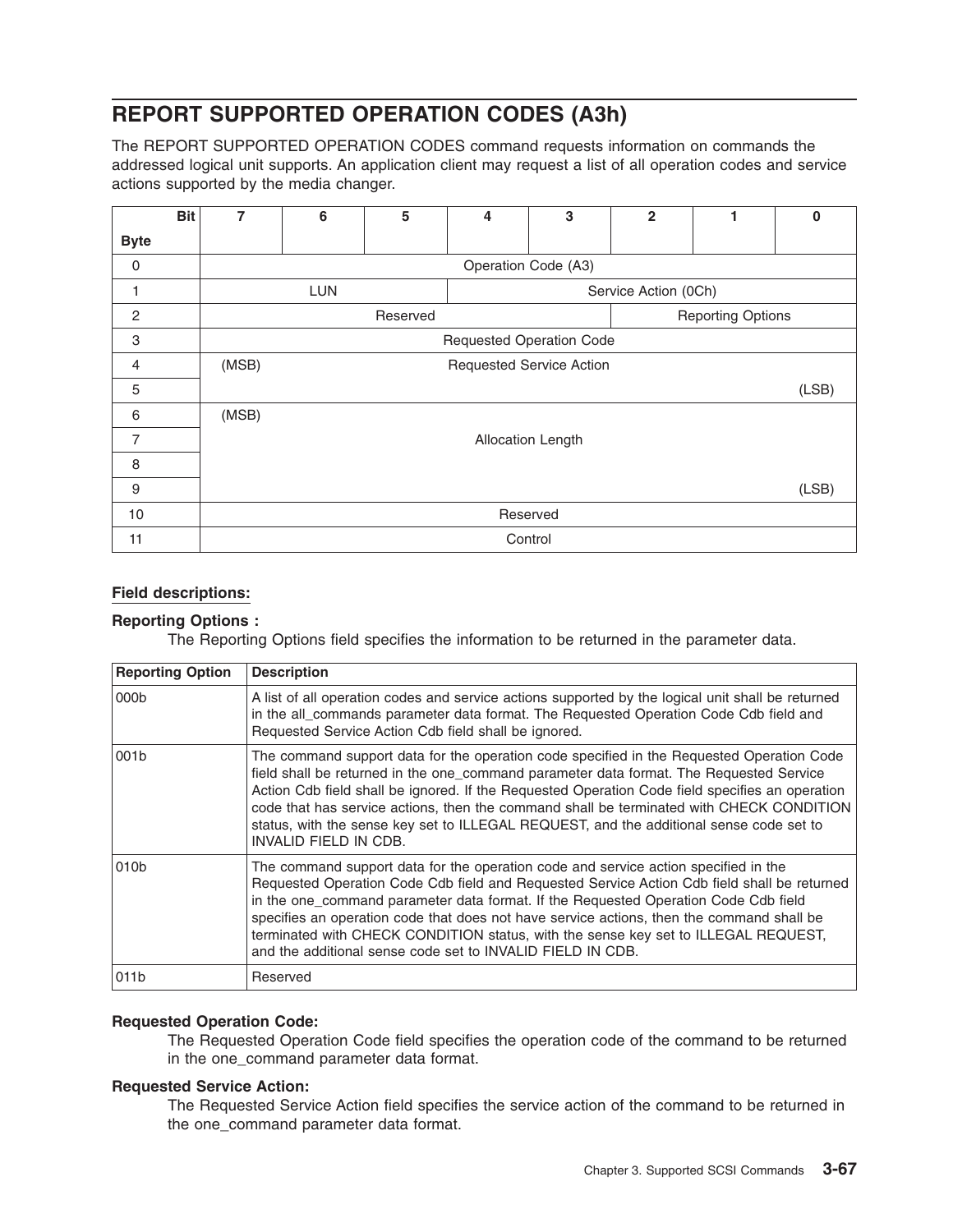## REPORT SUPPORTED OPERATION CODES (A3h)

The REPORT SUPPORTED OPERATION CODES command requests information on commands the addressed logical unit supports. An application client may request a list of all operation codes and service actions supported by the media changer.

| Byte \ Bit | 7 | 6 | 5 | 4 | 3 | 2 | 1 | 0 |
|---|---|---|---|---|---|---|---|---|
| 0 | Operation Code (A3) | | | | | | | |
| 1 | LUN | | | Service Action (0Ch) | | | | |
| 2 | Reserved | | | | | Reporting Options | | |
| 3 | Requested Operation Code | | | | | | | |
| 4 | (MSB) | Requested Service Action | | | | | | |
| 5 | | | | | | | | (LSB) |
| 6 | (MSB) | | | | | | | |
| 7 | Allocation Length | | | | | | | |
| 8 | | | | | | | | |
| 9 | | | | | | | | (LSB) |
| 10 | Reserved | | | | | | | |
| 11 | Control | | | | | | | |

**Field descriptions:**

**Reporting Options :**
The Reporting Options field specifies the information to be returned in the parameter data.

| Reporting Option | Description |
|---|---|
| 000b | A list of all operation codes and service actions supported by the logical unit shall be returned in the all_commands parameter data format. The Requested Operation Code Cdb field and Requested Service Action Cdb field shall be ignored. |
| 001b | The command support data for the operation code specified in the Requested Operation Code field shall be returned in the one_command parameter data format. The Requested Service Action Cdb field shall be ignored. If the Requested Operation Code field specifies an operation code that has service actions, then the command shall be terminated with CHECK CONDITION status, with the sense key set to ILLEGAL REQUEST, and the additional sense code set to INVALID FIELD IN CDB. |
| 010b | The command support data for the operation code and service action specified in the Requested Operation Code Cdb field and Requested Service Action Cdb field shall be returned in the one_command parameter data format. If the Requested Operation Code Cdb field specifies an operation code that does not have service actions, then the command shall be terminated with CHECK CONDITION status, with the sense key set to ILLEGAL REQUEST, and the additional sense code set to INVALID FIELD IN CDB. |
| 011b | Reserved |

**Requested Operation Code:**
The Requested Operation Code field specifies the operation code of the command to be returned in the one_command parameter data format.

**Requested Service Action:**
The Requested Service Action field specifies the service action of the command to be returned in the one_command parameter data format.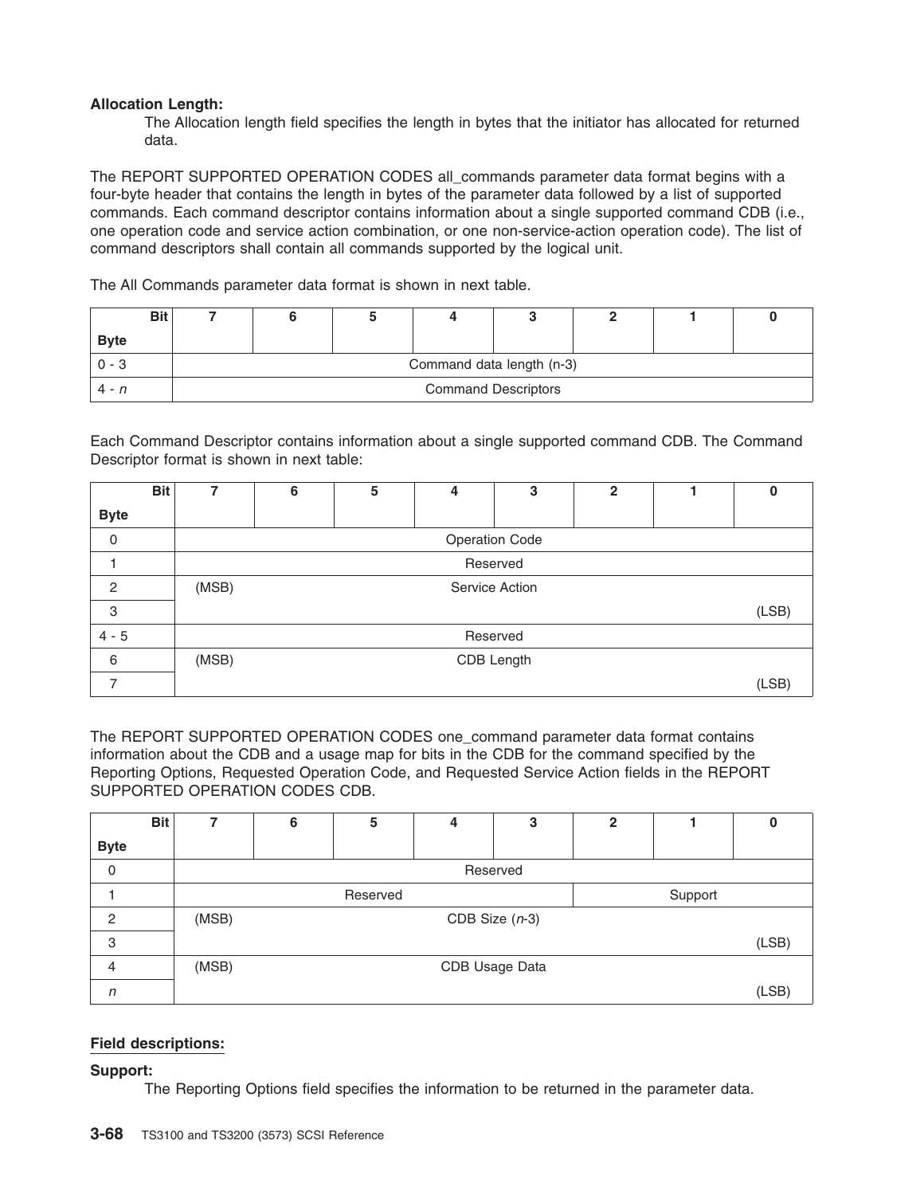**Allocation Length:**

The Allocation length field specifies the length in bytes that the initiator has allocated for returned data.

The REPORT SUPPORTED OPERATION CODES all_commands parameter data format begins with a four-byte header that contains the length in bytes of the parameter data followed by a list of supported commands. Each command descriptor contains information about a single supported command CDB (i.e., one operation code and service action combination, or one non-service-action operation code). The list of command descriptors shall contain all commands supported by the logical unit.

The All Commands parameter data format is shown in next table.

| Byte \ Bit | 7 | 6 | 5 | 4 | 3 | 2 | 1 | 0 |
|---|---|---|---|---|---|---|---|---|
| 0 - 3 | Command data length (n-3) | | | | | | | |
| 4 - *n* | Command Descriptors | | | | | | | |

Each Command Descriptor contains information about a single supported command CDB. The Command Descriptor format is shown in next table:

| Byte \ Bit | 7 | 6 | 5 | 4 | 3 | 2 | 1 | 0 |
|---|---|---|---|---|---|---|---|---|
| 0 | Operation Code | | | | | | | |
| 1 | Reserved | | | | | | | |
| 2 | (MSB) | Service Action | | | | | | |
| 3 | | | | | | | | (LSB) |
| 4 - 5 | Reserved | | | | | | | |
| 6 | (MSB) | CDB Length | | | | | | |
| 7 | | | | | | | | (LSB) |

The REPORT SUPPORTED OPERATION CODES one_command parameter data format contains information about the CDB and a usage map for bits in the CDB for the command specified by the Reporting Options, Requested Operation Code, and Requested Service Action fields in the REPORT SUPPORTED OPERATION CODES CDB.

| Byte \ Bit | 7 | 6 | 5 | 4 | 3 | 2 | 1 | 0 |
|---|---|---|---|---|---|---|---|---|
| 0 | Reserved | | | | | | | |
| 1 | Reserved | | | | | Support | | |
| 2 | (MSB) | CDB Size (*n*-3) | | | | | | |
| 3 | | | | | | | | (LSB) |
| 4 | (MSB) | CDB Usage Data | | | | | | |
| *n* | | | | | | | | (LSB) |

**Field descriptions:**

**Support:**

The Reporting Options field specifies the information to be returned in the parameter data.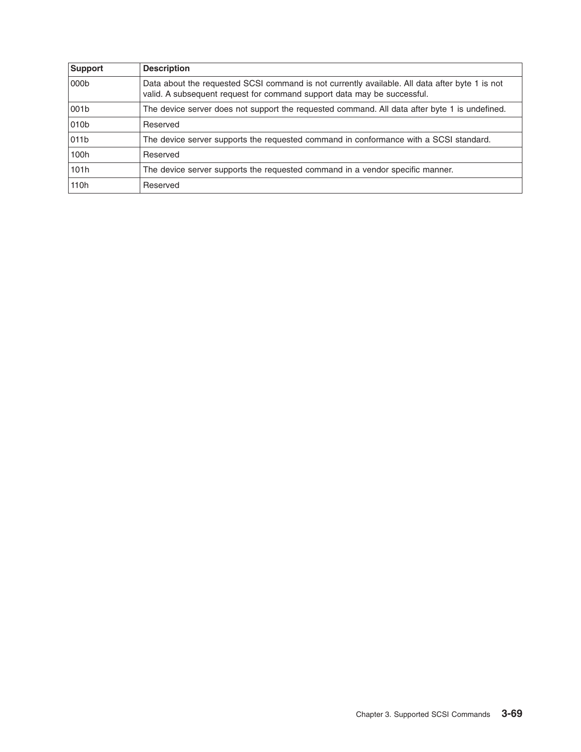| Support | Description |
| --- | --- |
| 000b | Data about the requested SCSI command is not currently available. All data after byte 1 is not valid. A subsequent request for command support data may be successful. |
| 001b | The device server does not support the requested command. All data after byte 1 is undefined. |
| 010b | Reserved |
| 011b | The device server supports the requested command in conformance with a SCSI standard. |
| 100h | Reserved |
| 101h | The device server supports the requested command in a vendor specific manner. |
| 110h | Reserved |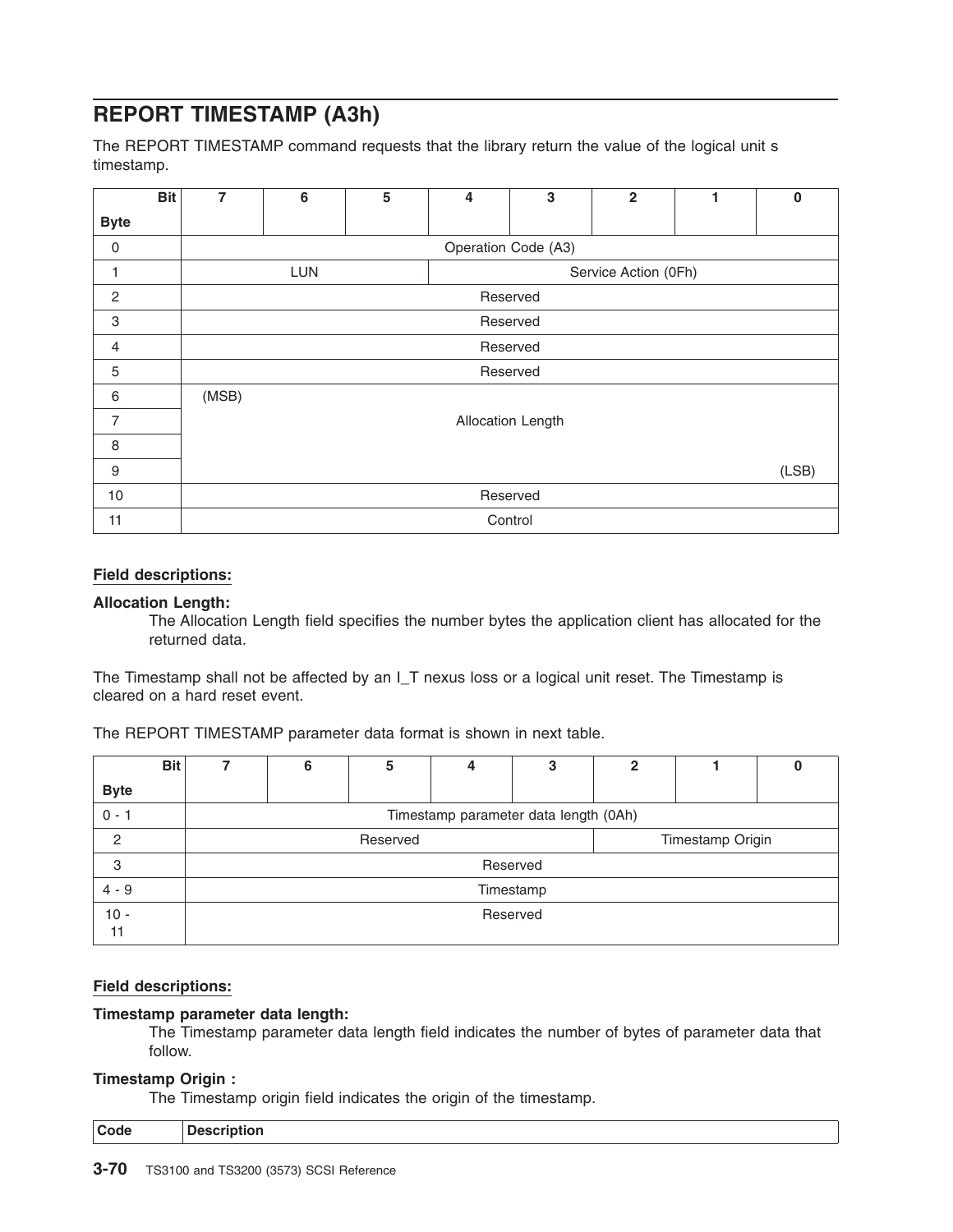## REPORT TIMESTAMP (A3h)

The REPORT TIMESTAMP command requests that the library return the value of the logical unit s timestamp.

| Byte \ Bit | 7 | 6 | 5 | 4 | 3 | 2 | 1 | 0 |
|---|---|---|---|---|---|---|---|---|
| 0 | Operation Code (A3) | | | | | | | |
| 1 | LUN | | | Service Action (0Fh) | | | | |
| 2 | Reserved | | | | | | | |
| 3 | Reserved | | | | | | | |
| 4 | Reserved | | | | | | | |
| 5 | Reserved | | | | | | | |
| 6 | (MSB) | | | | | | | |
| 7 | Allocation Length | | | | | | | |
| 8 | | | | | | | | |
| 9 | | | | | | | | (LSB) |
| 10 | Reserved | | | | | | | |
| 11 | Control | | | | | | | |

**Field descriptions:**

**Allocation Length:**
The Allocation Length field specifies the number bytes the application client has allocated for the returned data.

The Timestamp shall not be affected by an I_T nexus loss or a logical unit reset. The Timestamp is cleared on a hard reset event.

The REPORT TIMESTAMP parameter data format is shown in next table.

| Byte \ Bit | 7 | 6 | 5 | 4 | 3 | 2 | 1 | 0 |
|---|---|---|---|---|---|---|---|---|
| 0 - 1 | Timestamp parameter data length (0Ah) | | | | | | | |
| 2 | Reserved | | | | | Timestamp Origin | | |
| 3 | Reserved | | | | | | | |
| 4 - 9 | Timestamp | | | | | | | |
| 10 - 11 | Reserved | | | | | | | |

**Field descriptions:**

**Timestamp parameter data length:**
The Timestamp parameter data length field indicates the number of bytes of parameter data that follow.

**Timestamp Origin :**
The Timestamp origin field indicates the origin of the timestamp.

| Code | Description |
|---|---|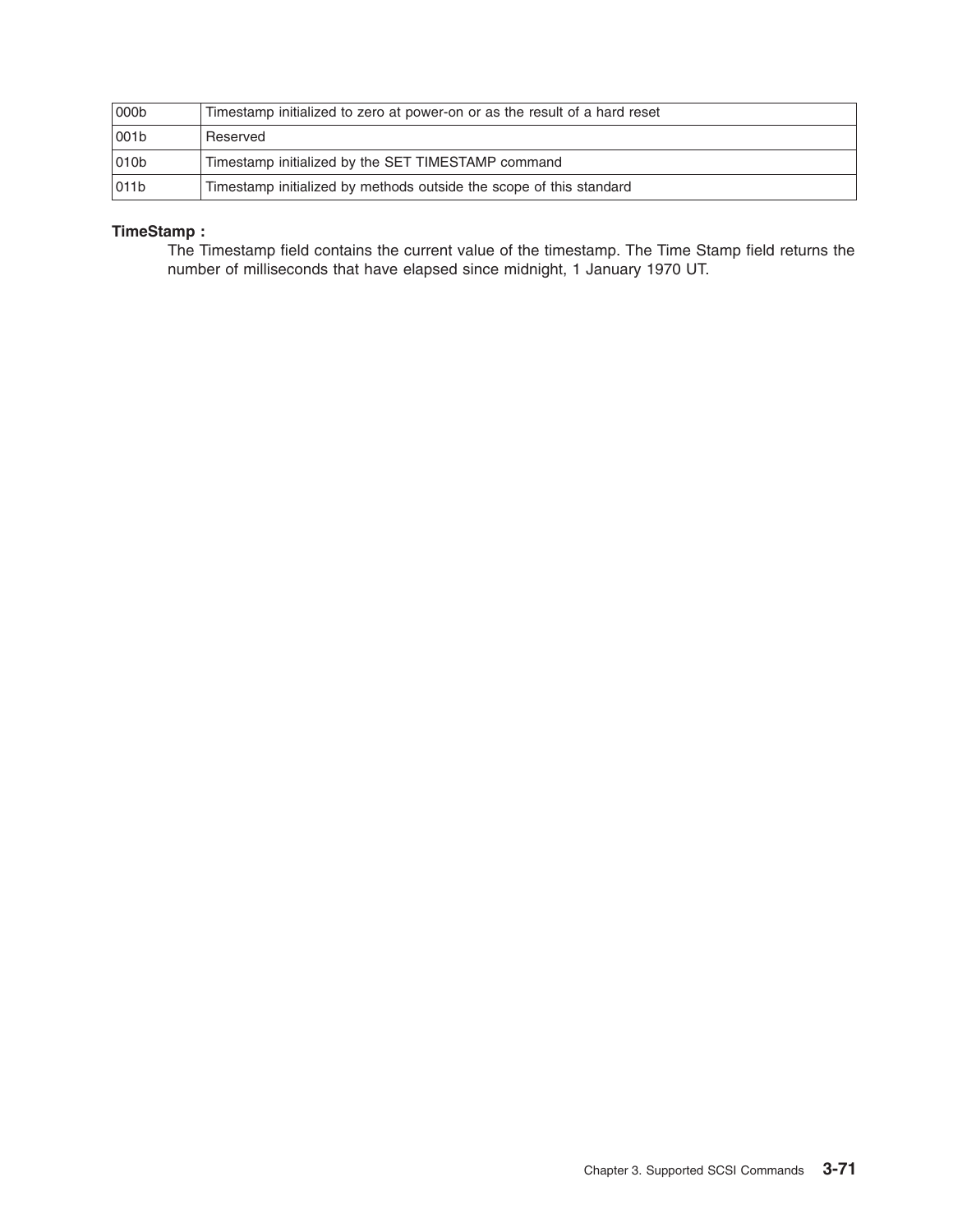| | |
|---|---|
| 000b | Timestamp initialized to zero at power-on or as the result of a hard reset |
| 001b | Reserved |
| 010b | Timestamp initialized by the SET TIMESTAMP command |
| 011b | Timestamp initialized by methods outside the scope of this standard |

**TimeStamp :**

The Timestamp field contains the current value of the timestamp. The Time Stamp field returns the number of milliseconds that have elapsed since midnight, 1 January 1970 UT.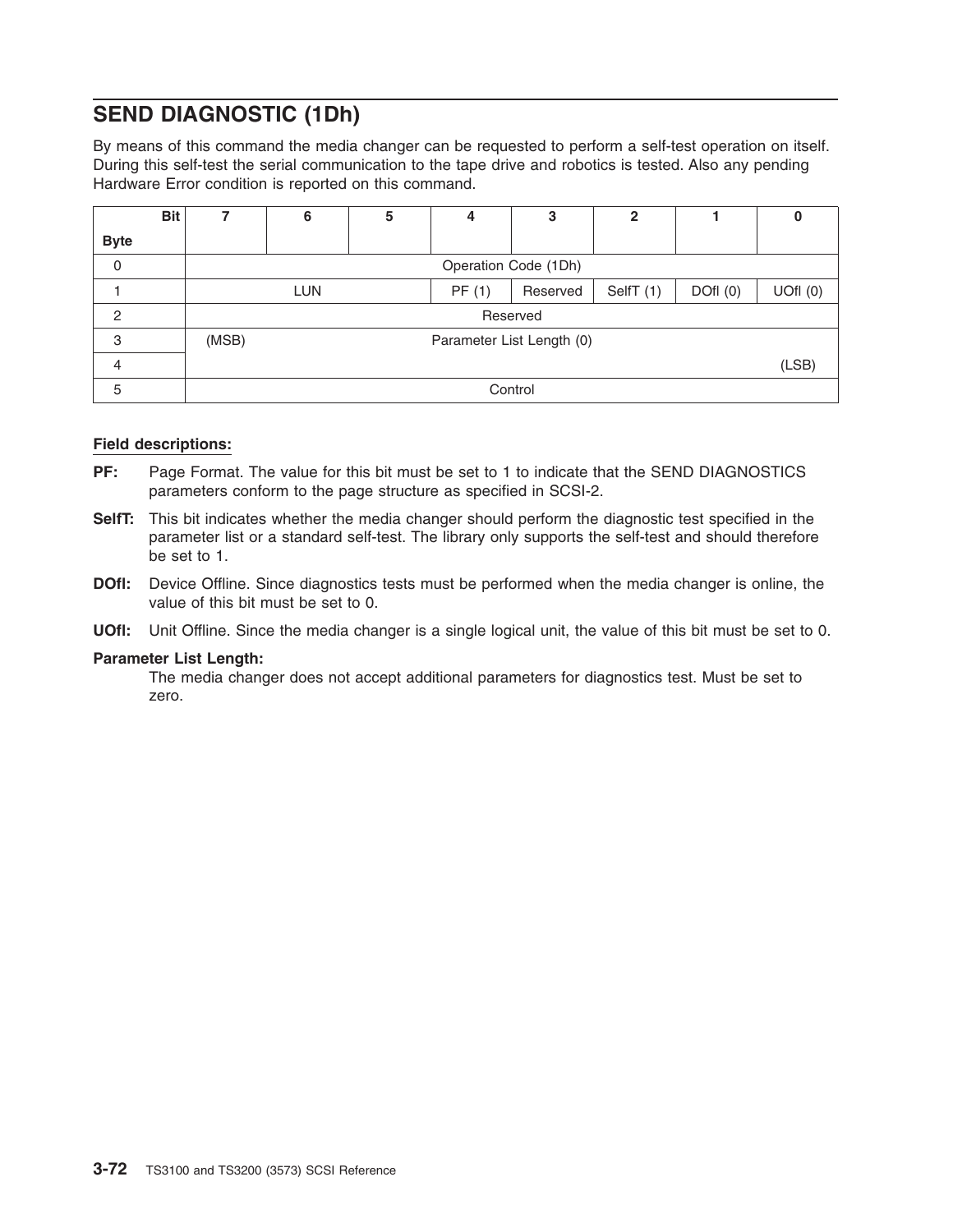## SEND DIAGNOSTIC (1Dh)

By means of this command the media changer can be requested to perform a self-test operation on itself. During this self-test the serial communication to the tape drive and robotics is tested. Also any pending Hardware Error condition is reported on this command.

| Byte \ Bit | 7 | 6 | 5 | 4 | 3 | 2 | 1 | 0 |
|---|---|---|---|---|---|---|---|---|
| 0 | Operation Code (1Dh) | | | | | | | |
| 1 | LUN | | | PF (1) | Reserved | SelfT (1) | DOfl (0) | UOfl (0) |
| 2 | Reserved | | | | | | | |
| 3 | (MSB) | Parameter List Length (0) | | | | | | |
| 4 | | | | | | | | (LSB) |
| 5 | Control | | | | | | | |

**Field descriptions:**

**PF:** Page Format. The value for this bit must be set to 1 to indicate that the SEND DIAGNOSTICS parameters conform to the page structure as specified in SCSI-2.

**SelfT:** This bit indicates whether the media changer should perform the diagnostic test specified in the parameter list or a standard self-test. The library only supports the self-test and should therefore be set to 1.

**DOfl:** Device Offline. Since diagnostics tests must be performed when the media changer is online, the value of this bit must be set to 0.

**UOfl:** Unit Offline. Since the media changer is a single logical unit, the value of this bit must be set to 0.

**Parameter List Length:**
The media changer does not accept additional parameters for diagnostics test. Must be set to zero.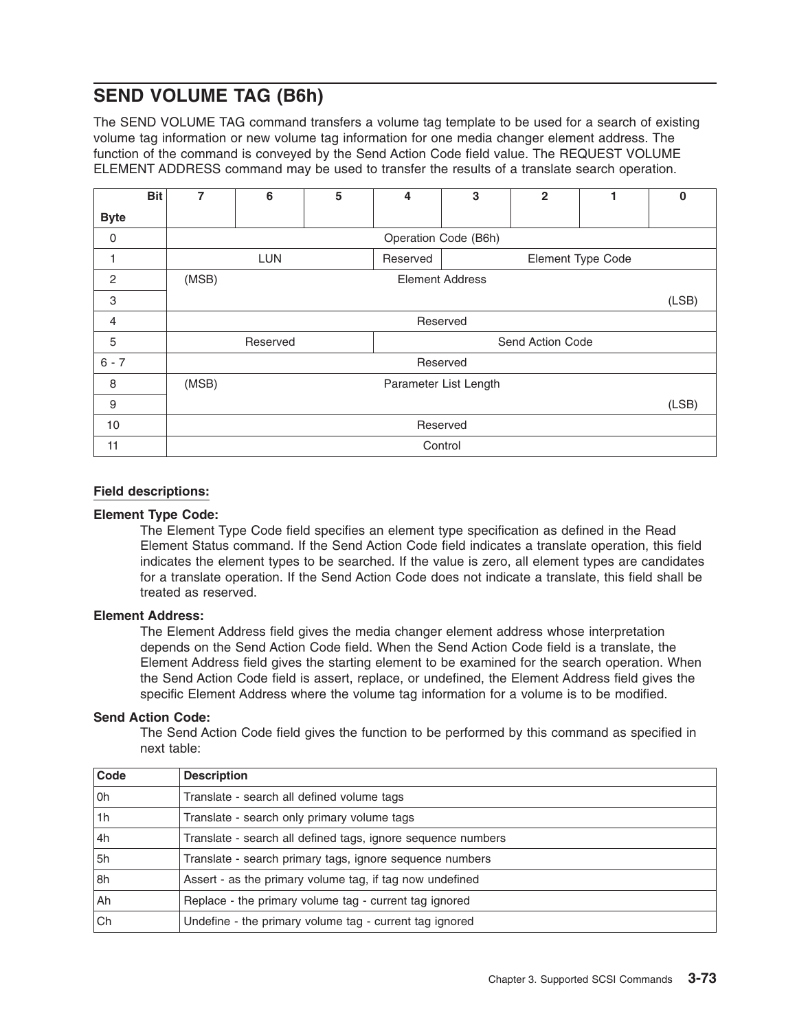## SEND VOLUME TAG (B6h)

The SEND VOLUME TAG command transfers a volume tag template to be used for a search of existing volume tag information or new volume tag information for one media changer element address. The function of the command is conveyed by the Send Action Code field value. The REQUEST VOLUME ELEMENT ADDRESS command may be used to transfer the results of a translate search operation.

| Byte \ Bit | 7 | 6 | 5 | 4 | 3 | 2 | 1 | 0 |
|---|---|---|---|---|---|---|---|---|
| 0 | Operation Code (B6h) | | | | | | | |
| 1 | LUN | | | Reserved | Element Type Code | | | |
| 2 | (MSB) Element Address | | | | | | | |
| 3 | | | | | | | | (LSB) |
| 4 | Reserved | | | | | | | |
| 5 | Reserved | | | | Send Action Code | | | |
| 6 - 7 | Reserved | | | | | | | |
| 8 | (MSB) Parameter List Length | | | | | | | |
| 9 | | | | | | | | (LSB) |
| 10 | Reserved | | | | | | | |
| 11 | Control | | | | | | | |

**Field descriptions:**

**Element Type Code:**
The Element Type Code field specifies an element type specification as defined in the Read Element Status command. If the Send Action Code field indicates a translate operation, this field indicates the element types to be searched. If the value is zero, all element types are candidates for a translate operation. If the Send Action Code does not indicate a translate, this field shall be treated as reserved.

**Element Address:**
The Element Address field gives the media changer element address whose interpretation depends on the Send Action Code field. When the Send Action Code field is a translate, the Element Address field gives the starting element to be examined for the search operation. When the Send Action Code field is assert, replace, or undefined, the Element Address field gives the specific Element Address where the volume tag information for a volume is to be modified.

**Send Action Code:**
The Send Action Code field gives the function to be performed by this command as specified in next table:

| Code | Description |
|---|---|
| 0h | Translate - search all defined volume tags |
| 1h | Translate - search only primary volume tags |
| 4h | Translate - search all defined tags, ignore sequence numbers |
| 5h | Translate - search primary tags, ignore sequence numbers |
| 8h | Assert - as the primary volume tag, if tag now undefined |
| Ah | Replace - the primary volume tag - current tag ignored |
| Ch | Undefine - the primary volume tag - current tag ignored |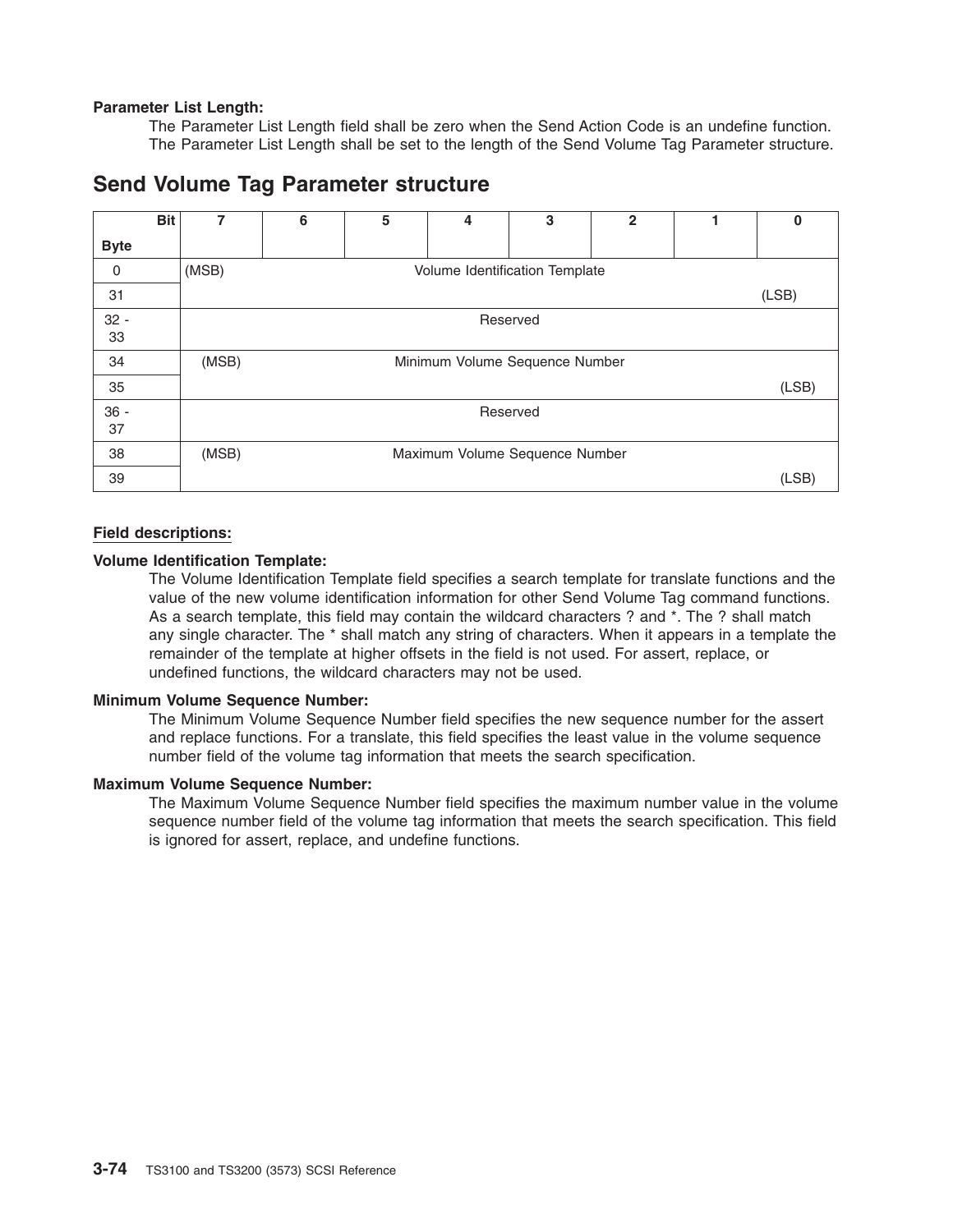**Parameter List Length:**

The Parameter List Length field shall be zero when the Send Action Code is an undefine function. The Parameter List Length shall be set to the length of the Send Volume Tag Parameter structure.

## Send Volume Tag Parameter structure

| Byte \ Bit | 7 | 6 | 5 | 4 | 3 | 2 | 1 | 0 |
|---|---|---|---|---|---|---|---|---|
| 0 | (MSB) | | | Volume Identification Template | | | | |
| 31 | | | | | | | | (LSB) |
| 32 - 33 | | | | Reserved | | | | |
| 34 | (MSB) | | | Minimum Volume Sequence Number | | | | |
| 35 | | | | | | | | (LSB) |
| 36 - 37 | | | | Reserved | | | | |
| 38 | (MSB) | | | Maximum Volume Sequence Number | | | | |
| 39 | | | | | | | | (LSB) |

**Field descriptions:**

**Volume Identification Template:**

The Volume Identification Template field specifies a search template for translate functions and the value of the new volume identification information for other Send Volume Tag command functions. As a search template, this field may contain the wildcard characters ? and *. The ? shall match any single character. The * shall match any string of characters. When it appears in a template the remainder of the template at higher offsets in the field is not used. For assert, replace, or undefined functions, the wildcard characters may not be used.

**Minimum Volume Sequence Number:**

The Minimum Volume Sequence Number field specifies the new sequence number for the assert and replace functions. For a translate, this field specifies the least value in the volume sequence number field of the volume tag information that meets the search specification.

**Maximum Volume Sequence Number:**

The Maximum Volume Sequence Number field specifies the maximum number value in the volume sequence number field of the volume tag information that meets the search specification. This field is ignored for assert, replace, and undefine functions.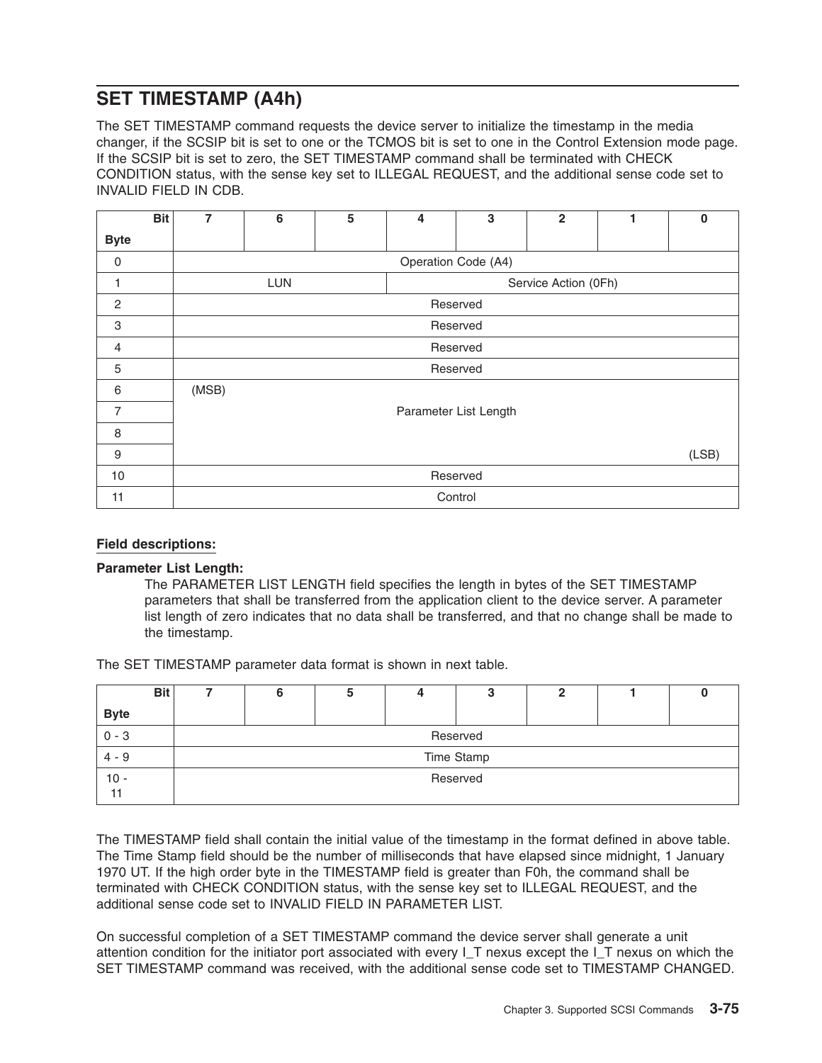## SET TIMESTAMP (A4h)

The SET TIMESTAMP command requests the device server to initialize the timestamp in the media changer, if the SCSIP bit is set to one or the TCMOS bit is set to one in the Control Extension mode page. If the SCSIP bit is set to zero, the SET TIMESTAMP command shall be terminated with CHECK CONDITION status, with the sense key set to ILLEGAL REQUEST, and the additional sense code set to INVALID FIELD IN CDB.

| Byte \ Bit | 7 | 6 | 5 | 4 | 3 | 2 | 1 | 0 |
|---|---|---|---|---|---|---|---|---|
| 0 | Operation Code (A4) | | | | | | | |
| 1 | LUN | | | Service Action (0Fh) | | | | |
| 2 | Reserved | | | | | | | |
| 3 | Reserved | | | | | | | |
| 4 | Reserved | | | | | | | |
| 5 | Reserved | | | | | | | |
| 6 | (MSB) | | | | | | | |
| 7 | Parameter List Length | | | | | | | |
| 8 | | | | | | | | |
| 9 | | | | | | | | (LSB) |
| 10 | Reserved | | | | | | | |
| 11 | Control | | | | | | | |

### Field descriptions:

**Parameter List Length:**

The PARAMETER LIST LENGTH field specifies the length in bytes of the SET TIMESTAMP parameters that shall be transferred from the application client to the device server. A parameter list length of zero indicates that no data shall be transferred, and that no change shall be made to the timestamp.

The SET TIMESTAMP parameter data format is shown in next table.

| Byte \ Bit | 7 | 6 | 5 | 4 | 3 | 2 | 1 | 0 |
|---|---|---|---|---|---|---|---|---|
| 0 - 3 | Reserved | | | | | | | |
| 4 - 9 | Time Stamp | | | | | | | |
| 10 - 11 | Reserved | | | | | | | |

The TIMESTAMP field shall contain the initial value of the timestamp in the format defined in above table. The Time Stamp field should be the number of milliseconds that have elapsed since midnight, 1 January 1970 UT. If the high order byte in the TIMESTAMP field is greater than F0h, the command shall be terminated with CHECK CONDITION status, with the sense key set to ILLEGAL REQUEST, and the additional sense code set to INVALID FIELD IN PARAMETER LIST.

On successful completion of a SET TIMESTAMP command the device server shall generate a unit attention condition for the initiator port associated with every I_T nexus except the I_T nexus on which the SET TIMESTAMP command was received, with the additional sense code set to TIMESTAMP CHANGED.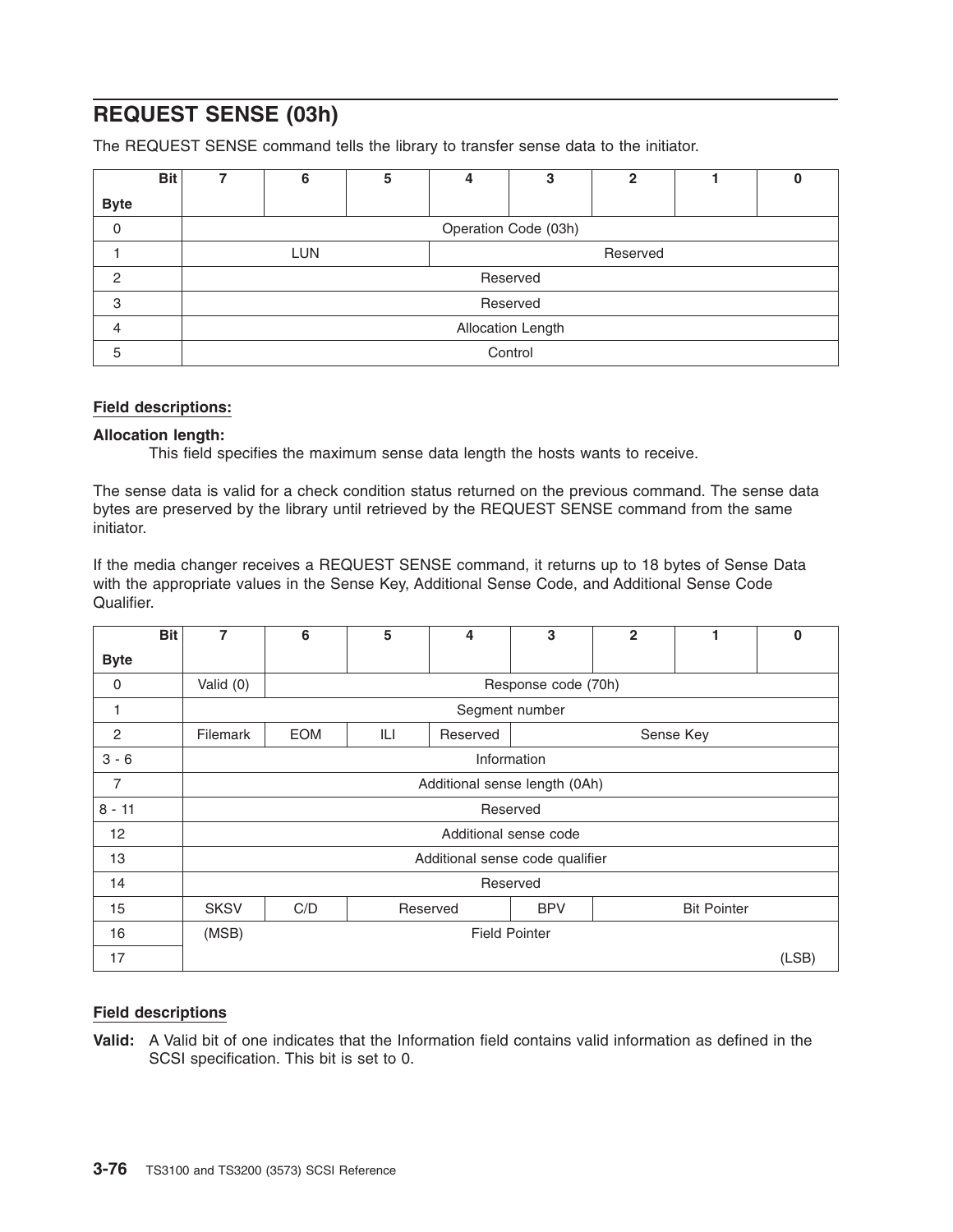## REQUEST SENSE (03h)

The REQUEST SENSE command tells the library to transfer sense data to the initiator.

| Bit / Byte | 7 | 6 | 5 | 4 | 3 | 2 | 1 | 0 |
|---|---|---|---|---|---|---|---|---|
| 0 | Operation Code (03h) | | | | | | | |
| 1 | LUN | | | Reserved | | | | |
| 2 | Reserved | | | | | | | |
| 3 | Reserved | | | | | | | |
| 4 | Allocation Length | | | | | | | |
| 5 | Control | | | | | | | |

**Field descriptions:**

**Allocation length:**
This field specifies the maximum sense data length the hosts wants to receive.

The sense data is valid for a check condition status returned on the previous command. The sense data bytes are preserved by the library until retrieved by the REQUEST SENSE command from the same initiator.

If the media changer receives a REQUEST SENSE command, it returns up to 18 bytes of Sense Data with the appropriate values in the Sense Key, Additional Sense Code, and Additional Sense Code Qualifier.

| Bit / Byte | 7 | 6 | 5 | 4 | 3 | 2 | 1 | 0 |
|---|---|---|---|---|---|---|---|---|
| 0 | Valid (0) | Response code (70h) | | | | | | |
| 1 | Segment number | | | | | | | |
| 2 | Filemark | EOM | ILI | Reserved | Sense Key | | | |
| 3 - 6 | Information | | | | | | | |
| 7 | Additional sense length (0Ah) | | | | | | | |
| 8 - 11 | Reserved | | | | | | | |
| 12 | Additional sense code | | | | | | | |
| 13 | Additional sense code qualifier | | | | | | | |
| 14 | Reserved | | | | | | | |
| 15 | SKSV | C/D | Reserved | | BPV | Bit Pointer | | |
| 16 | (MSB) | Field Pointer | | | | | | |
| 17 | | | | | | | | (LSB) |

**Field descriptions**

**Valid:** A Valid bit of one indicates that the Information field contains valid information as defined in the SCSI specification. This bit is set to 0.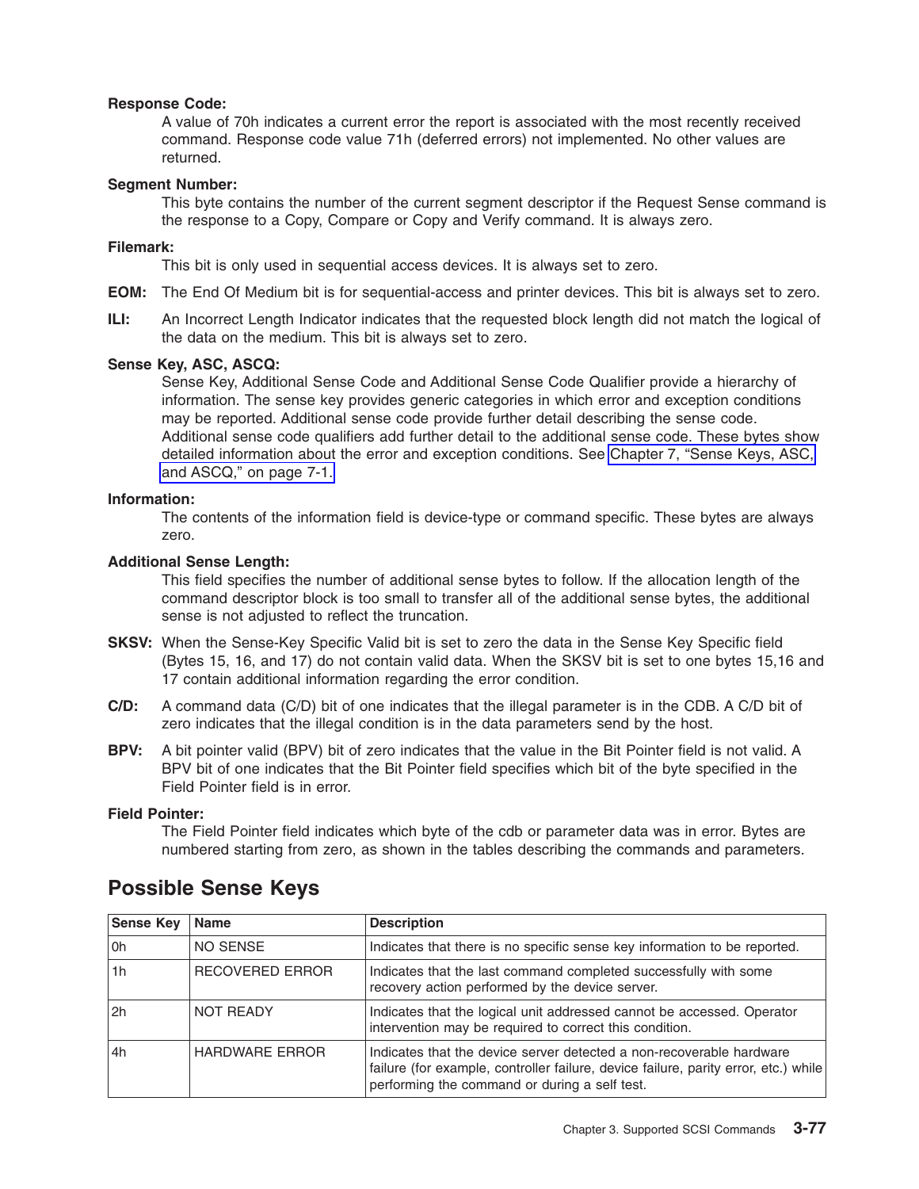**Response Code:**
A value of 70h indicates a current error the report is associated with the most recently received command. Response code value 71h (deferred errors) not implemented. No other values are returned.

**Segment Number:**
This byte contains the number of the current segment descriptor if the Request Sense command is the response to a Copy, Compare or Copy and Verify command. It is always zero.

**Filemark:**
This bit is only used in sequential access devices. It is always set to zero.

**EOM:** The End Of Medium bit is for sequential-access and printer devices. This bit is always set to zero.

**ILI:** An Incorrect Length Indicator indicates that the requested block length did not match the logical of the data on the medium. This bit is always set to zero.

**Sense Key, ASC, ASCQ:**
Sense Key, Additional Sense Code and Additional Sense Code Qualifier provide a hierarchy of information. The sense key provides generic categories in which error and exception conditions may be reported. Additional sense code provide further detail describing the sense code. Additional sense code qualifiers add further detail to the additional sense code. These bytes show detailed information about the error and exception conditions. See Chapter 7, "Sense Keys, ASC, and ASCQ," on page 7-1.

**Information:**
The contents of the information field is device-type or command specific. These bytes are always zero.

**Additional Sense Length:**
This field specifies the number of additional sense bytes to follow. If the allocation length of the command descriptor block is too small to transfer all of the additional sense bytes, the additional sense is not adjusted to reflect the truncation.

**SKSV:** When the Sense-Key Specific Valid bit is set to zero the data in the Sense Key Specific field (Bytes 15, 16, and 17) do not contain valid data. When the SKSV bit is set to one bytes 15,16 and 17 contain additional information regarding the error condition.

**C/D:** A command data (C/D) bit of one indicates that the illegal parameter is in the CDB. A C/D bit of zero indicates that the illegal condition is in the data parameters send by the host.

**BPV:** A bit pointer valid (BPV) bit of zero indicates that the value in the Bit Pointer field is not valid. A BPV bit of one indicates that the Bit Pointer field specifies which bit of the byte specified in the Field Pointer field is in error.

**Field Pointer:**
The Field Pointer field indicates which byte of the cdb or parameter data was in error. Bytes are numbered starting from zero, as shown in the tables describing the commands and parameters.

## Possible Sense Keys

| Sense Key | Name | Description |
|---|---|---|
| 0h | NO SENSE | Indicates that there is no specific sense key information to be reported. |
| 1h | RECOVERED ERROR | Indicates that the last command completed successfully with some recovery action performed by the device server. |
| 2h | NOT READY | Indicates that the logical unit addressed cannot be accessed. Operator intervention may be required to correct this condition. |
| 4h | HARDWARE ERROR | Indicates that the device server detected a non-recoverable hardware failure (for example, controller failure, device failure, parity error, etc.) while performing the command or during a self test. |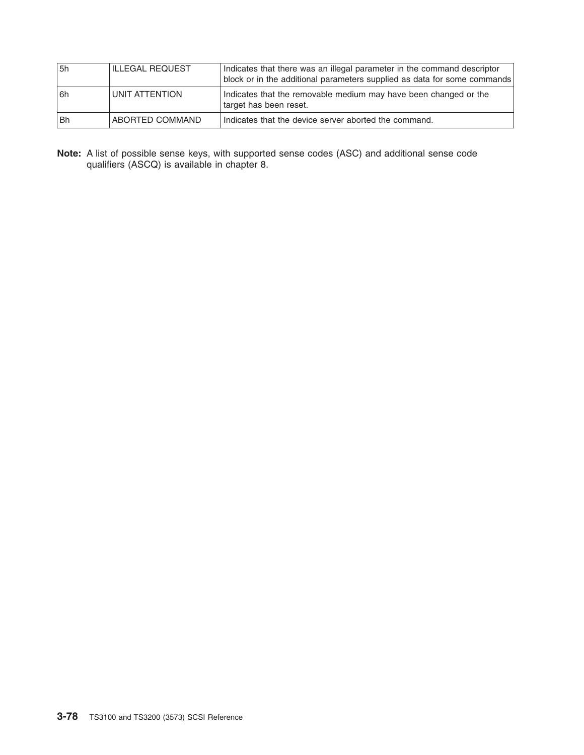| | | |
|---|---|---|
| 5h | ILLEGAL REQUEST | Indicates that there was an illegal parameter in the command descriptor block or in the additional parameters supplied as data for some commands |
| 6h | UNIT ATTENTION | Indicates that the removable medium may have been changed or the target has been reset. |
| Bh | ABORTED COMMAND | Indicates that the device server aborted the command. |

**Note:** A list of possible sense keys, with supported sense codes (ASC) and additional sense code qualifiers (ASCQ) is available in chapter 8.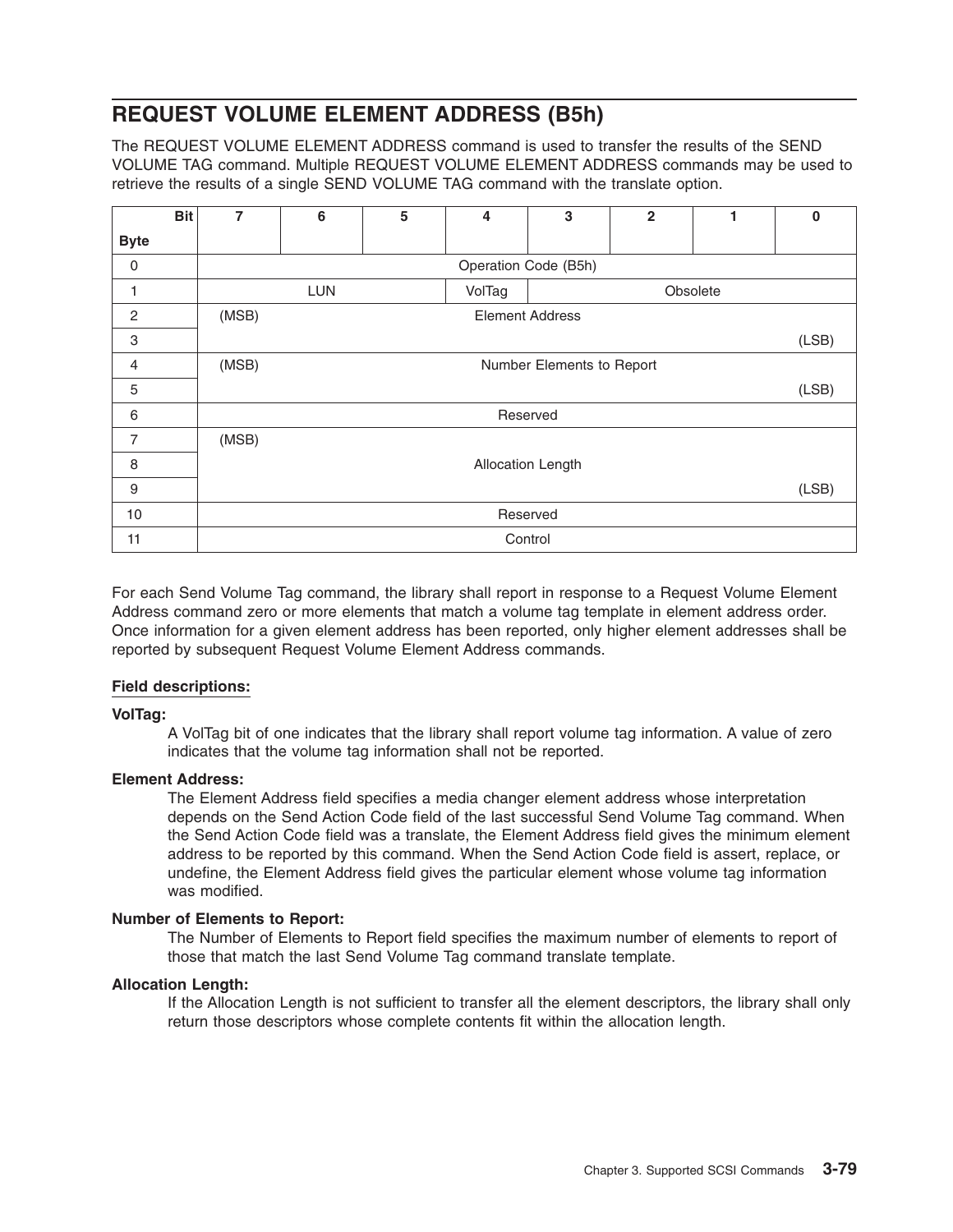## REQUEST VOLUME ELEMENT ADDRESS (B5h)

The REQUEST VOLUME ELEMENT ADDRESS command is used to transfer the results of the SEND VOLUME TAG command. Multiple REQUEST VOLUME ELEMENT ADDRESS commands may be used to retrieve the results of a single SEND VOLUME TAG command with the translate option.

| Byte \ Bit | 7 | 6 | 5 | 4 | 3 | 2 | 1 | 0 |
|---|---|---|---|---|---|---|---|---|
| 0 | Operation Code (B5h) | | | | | | | |
| 1 | LUN | | | VolTag | Obsolete | | | |
| 2 | (MSB) | Element Address | | | | | | |
| 3 | | | | | | | | (LSB) |
| 4 | (MSB) | Number Elements to Report | | | | | | |
| 5 | | | | | | | | (LSB) |
| 6 | Reserved | | | | | | | |
| 7 | (MSB) | | | | | | | |
| 8 | Allocation Length | | | | | | | |
| 9 | | | | | | | | (LSB) |
| 10 | Reserved | | | | | | | |
| 11 | Control | | | | | | | |

For each Send Volume Tag command, the library shall report in response to a Request Volume Element Address command zero or more elements that match a volume tag template in element address order. Once information for a given element address has been reported, only higher element addresses shall be reported by subsequent Request Volume Element Address commands.

**Field descriptions:**

**VolTag:**
A VolTag bit of one indicates that the library shall report volume tag information. A value of zero indicates that the volume tag information shall not be reported.

**Element Address:**
The Element Address field specifies a media changer element address whose interpretation depends on the Send Action Code field of the last successful Send Volume Tag command. When the Send Action Code field was a translate, the Element Address field gives the minimum element address to be reported by this command. When the Send Action Code field is assert, replace, or undefine, the Element Address field gives the particular element whose volume tag information was modified.

**Number of Elements to Report:**
The Number of Elements to Report field specifies the maximum number of elements to report of those that match the last Send Volume Tag command translate template.

**Allocation Length:**
If the Allocation Length is not sufficient to transfer all the element descriptors, the library shall only return those descriptors whose complete contents fit within the allocation length.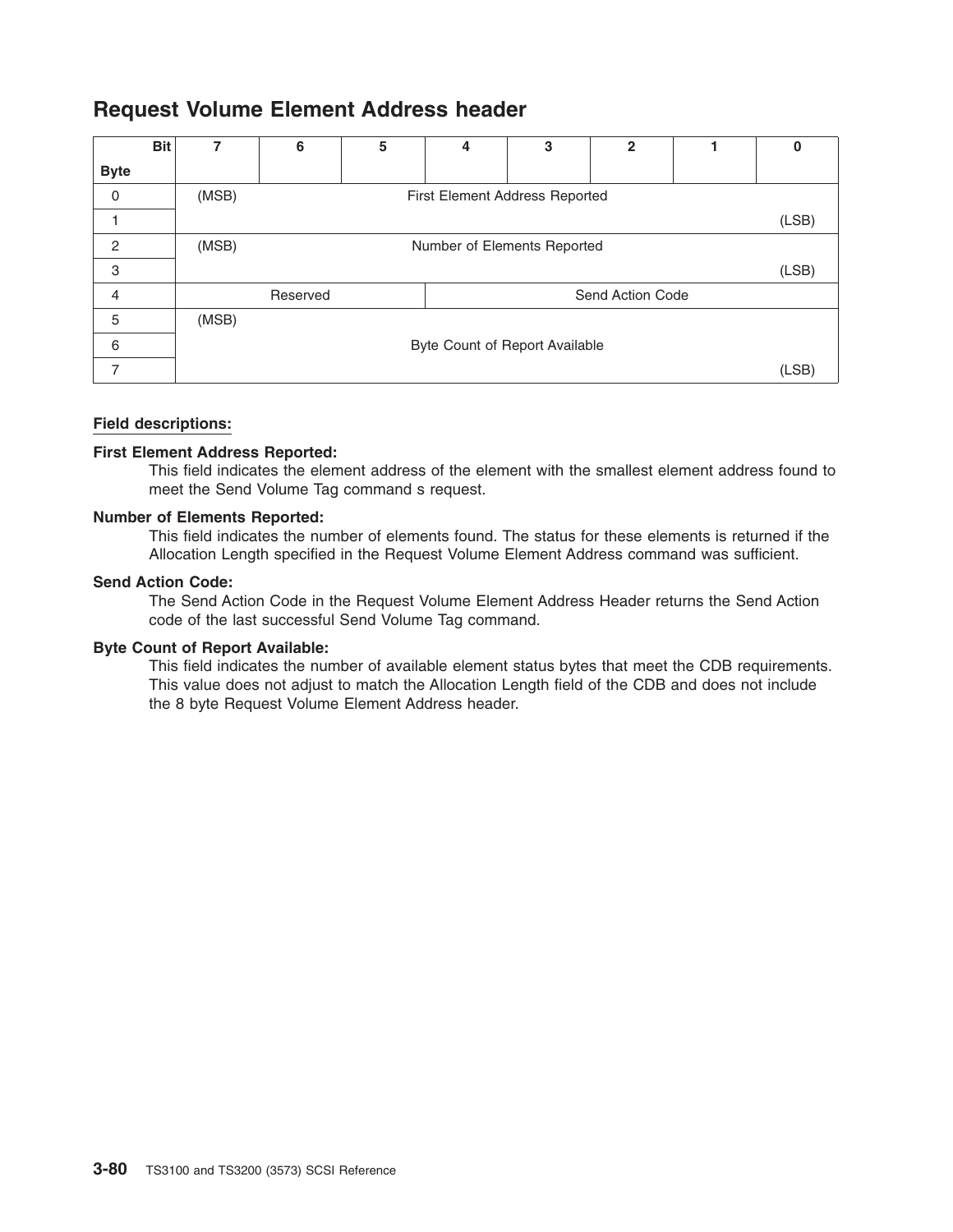## Request Volume Element Address header

| Byte \ Bit | 7 | 6 | 5 | 4 | 3 | 2 | 1 | 0 |
|---|---|---|---|---|---|---|---|---|
| 0 | (MSB) | | | First Element Address Reported | | | | |
| 1 | | | | | | | | (LSB) |
| 2 | (MSB) | | | Number of Elements Reported | | | | |
| 3 | | | | | | | | (LSB) |
| 4 | Reserved | | | | Send Action Code | | | |
| 5 | (MSB) | | | | | | | |
| 6 | | | | Byte Count of Report Available | | | | |
| 7 | | | | | | | | (LSB) |

**Field descriptions:**

**First Element Address Reported:**
This field indicates the element address of the element with the smallest element address found to meet the Send Volume Tag command s request.

**Number of Elements Reported:**
This field indicates the number of elements found. The status for these elements is returned if the Allocation Length specified in the Request Volume Element Address command was sufficient.

**Send Action Code:**
The Send Action Code in the Request Volume Element Address Header returns the Send Action code of the last successful Send Volume Tag command.

**Byte Count of Report Available:**
This field indicates the number of available element status bytes that meet the CDB requirements. This value does not adjust to match the Allocation Length field of the CDB and does not include the 8 byte Request Volume Element Address header.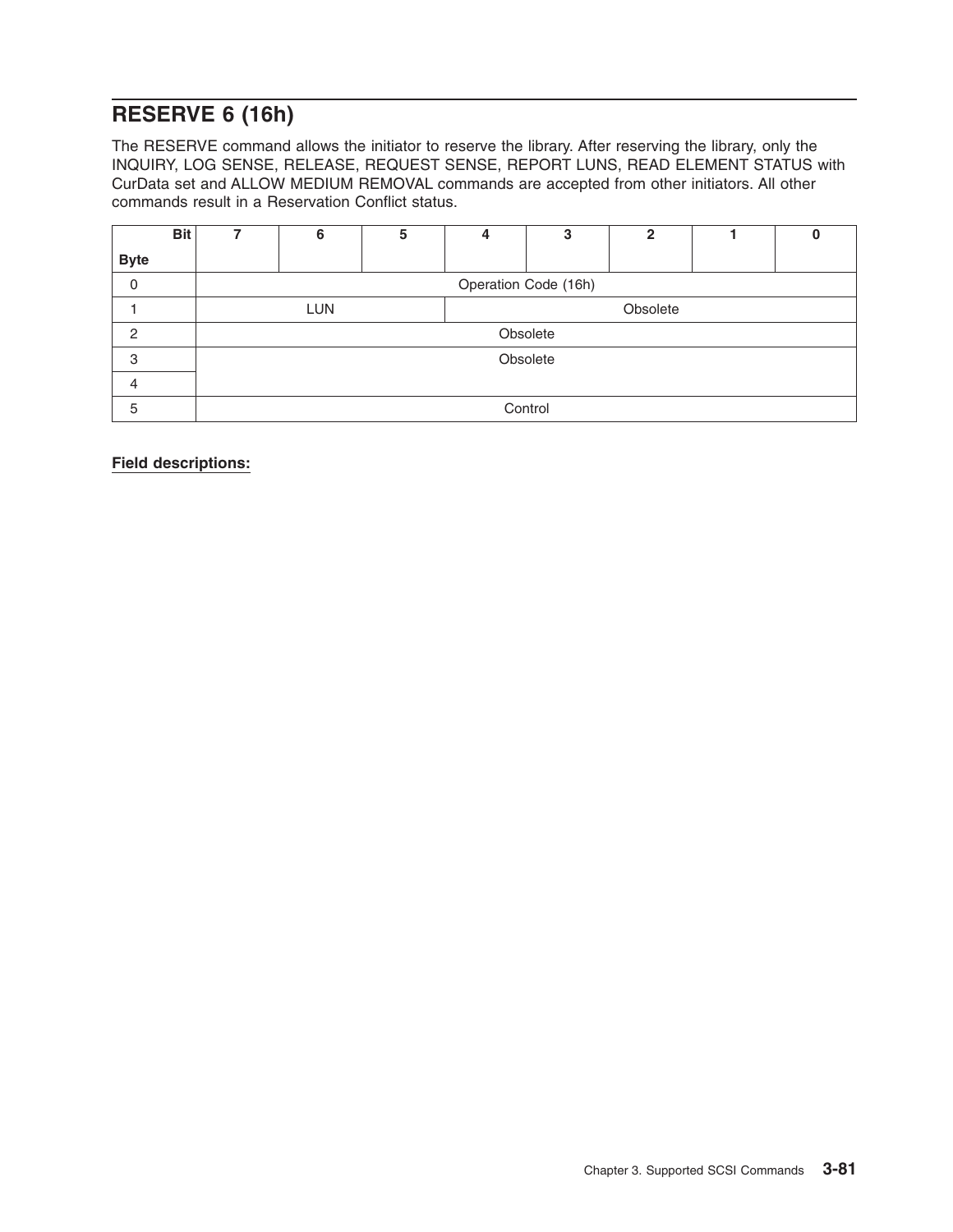## RESERVE 6 (16h)

The RESERVE command allows the initiator to reserve the library. After reserving the library, only the INQUIRY, LOG SENSE, RELEASE, REQUEST SENSE, REPORT LUNS, READ ELEMENT STATUS with CurData set and ALLOW MEDIUM REMOVAL commands are accepted from other initiators. All other commands result in a Reservation Conflict status.

| Byte \ Bit | 7 | 6 | 5 | 4 | 3 | 2 | 1 | 0 |
|---|---|---|---|---|---|---|---|---|
| 0 | Operation Code (16h) | | | | | | | |
| 1 | LUN | | | Obsolete | | | | |
| 2 | Obsolete | | | | | | | |
| 3 | Obsolete | | | | | | | |
| 4 | | | | | | | | |
| 5 | Control | | | | | | | |

**Field descriptions:**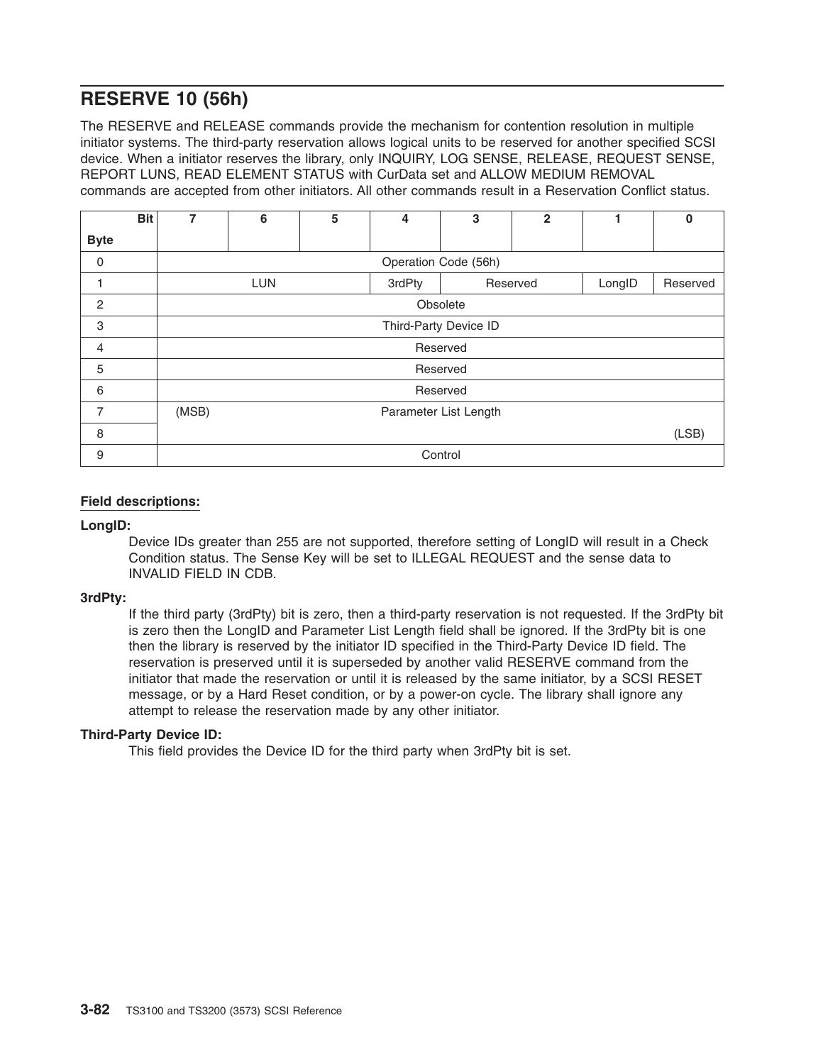## RESERVE 10 (56h)

The RESERVE and RELEASE commands provide the mechanism for contention resolution in multiple initiator systems. The third-party reservation allows logical units to be reserved for another specified SCSI device. When a initiator reserves the library, only INQUIRY, LOG SENSE, RELEASE, REQUEST SENSE, REPORT LUNS, READ ELEMENT STATUS with CurData set and ALLOW MEDIUM REMOVAL commands are accepted from other initiators. All other commands result in a Reservation Conflict status.

| Byte \ Bit | 7 | 6 | 5 | 4 | 3 | 2 | 1 | 0 |
|---|---|---|---|---|---|---|---|---|
| 0 | Operation Code (56h) | | | | | | | |
| 1 | LUN | | | 3rdPty | Reserved | | LongID | Reserved |
| 2 | Obsolete | | | | | | | |
| 3 | Third-Party Device ID | | | | | | | |
| 4 | Reserved | | | | | | | |
| 5 | Reserved | | | | | | | |
| 6 | Reserved | | | | | | | |
| 7 | (MSB) | Parameter List Length | | | | | | |
| 8 | | | | | | | | (LSB) |
| 9 | Control | | | | | | | |

**Field descriptions:**

**LongID:**
Device IDs greater than 255 are not supported, therefore setting of LongID will result in a Check Condition status. The Sense Key will be set to ILLEGAL REQUEST and the sense data to INVALID FIELD IN CDB.

**3rdPty:**
If the third party (3rdPty) bit is zero, then a third-party reservation is not requested. If the 3rdPty bit is zero then the LongID and Parameter List Length field shall be ignored. If the 3rdPty bit is one then the library is reserved by the initiator ID specified in the Third-Party Device ID field. The reservation is preserved until it is superseded by another valid RESERVE command from the initiator that made the reservation or until it is released by the same initiator, by a SCSI RESET message, or by a Hard Reset condition, or by a power-on cycle. The library shall ignore any attempt to release the reservation made by any other initiator.

**Third-Party Device ID:**
This field provides the Device ID for the third party when 3rdPty bit is set.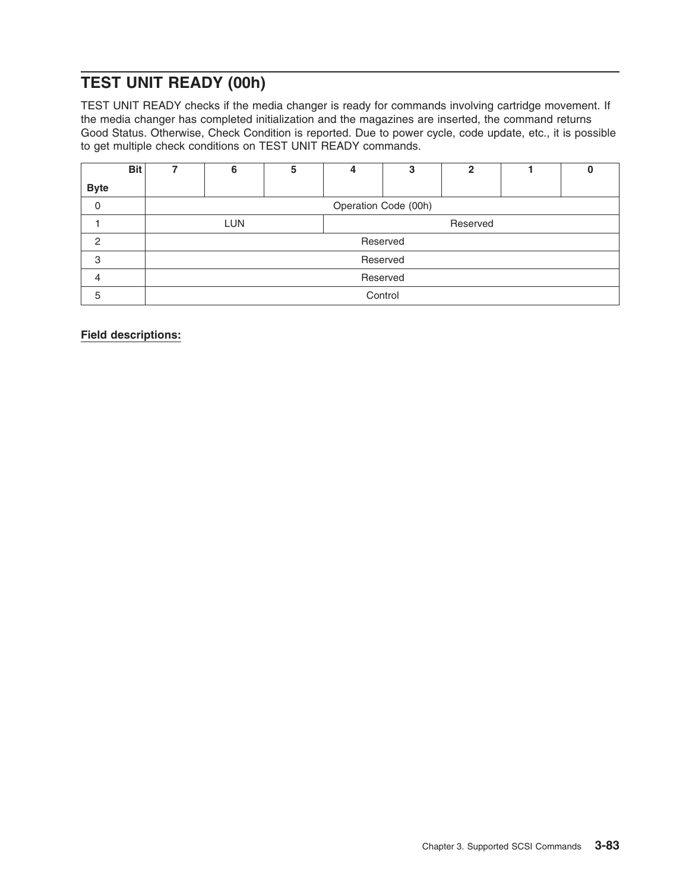## TEST UNIT READY (00h)

TEST UNIT READY checks if the media changer is ready for commands involving cartridge movement. If the media changer has completed initialization and the magazines are inserted, the command returns Good Status. Otherwise, Check Condition is reported. Due to power cycle, code update, etc., it is possible to get multiple check conditions on TEST UNIT READY commands.

| Byte \ Bit | 7 | 6 | 5 | 4 | 3 | 2 | 1 | 0 |
|---|---|---|---|---|---|---|---|---|
| 0 | Operation Code (00h) | | | | | | | |
| 1 | LUN | | | Reserved | | | | |
| 2 | Reserved | | | | | | | |
| 3 | Reserved | | | | | | | |
| 4 | Reserved | | | | | | | |
| 5 | Control | | | | | | | |

**Field descriptions:**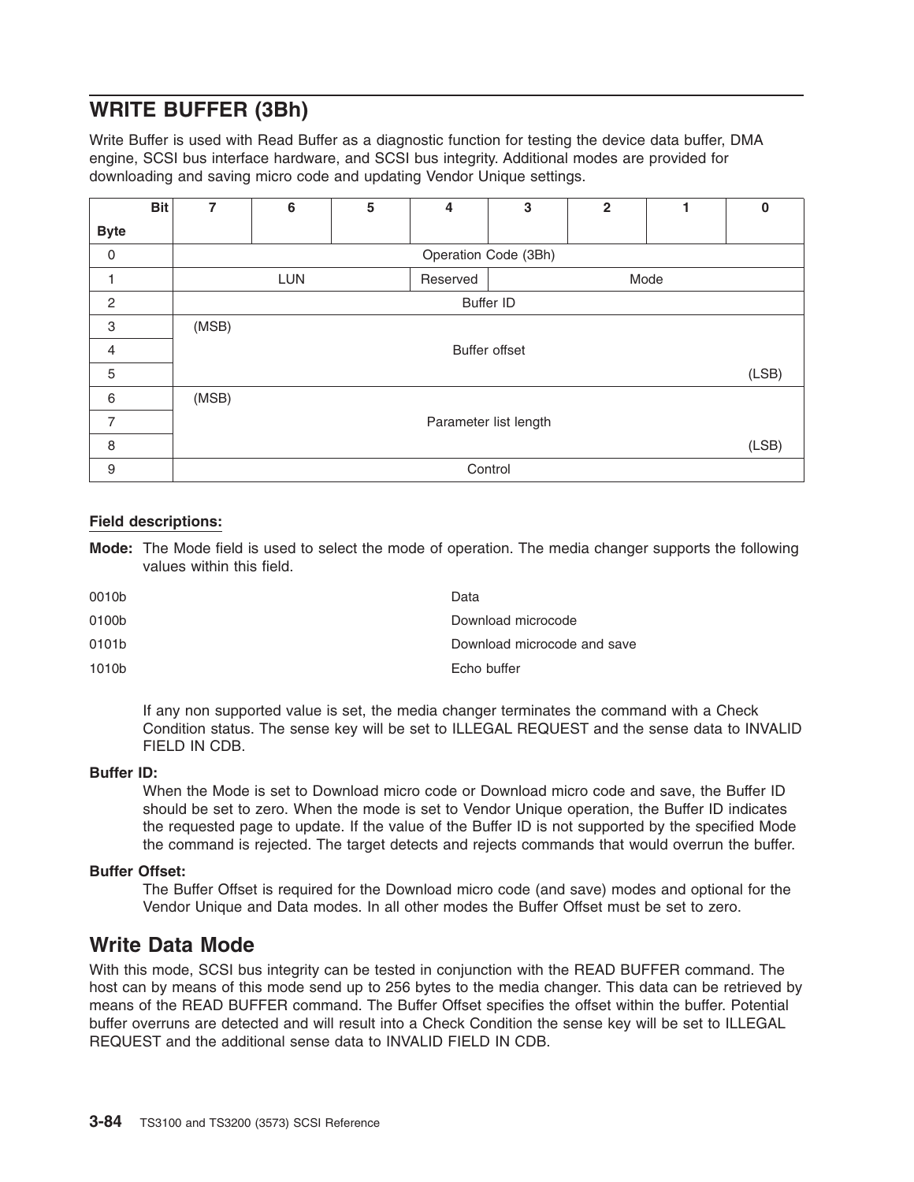## WRITE BUFFER (3Bh)

Write Buffer is used with Read Buffer as a diagnostic function for testing the device data buffer, DMA engine, SCSI bus interface hardware, and SCSI bus integrity. Additional modes are provided for downloading and saving micro code and updating Vendor Unique settings.

| Byte \ Bit | 7 | 6 | 5 | 4 | 3 | 2 | 1 | 0 |
|---|---|---|---|---|---|---|---|---|
| 0 | Operation Code (3Bh) | | | | | | | |
| 1 | LUN | | | Reserved | Mode | | | |
| 2 | Buffer ID | | | | | | | |
| 3 | (MSB) | | | | | | | |
| 4 | Buffer offset | | | | | | | |
| 5 | | | | | | | | (LSB) |
| 6 | (MSB) | | | | | | | |
| 7 | Parameter list length | | | | | | | |
| 8 | | | | | | | | (LSB) |
| 9 | Control | | | | | | | |

**Field descriptions:**

**Mode:** The Mode field is used to select the mode of operation. The media changer supports the following values within this field.

| | |
|---|---|
| 0010b | Data |
| 0100b | Download microcode |
| 0101b | Download microcode and save |
| 1010b | Echo buffer |

If any non supported value is set, the media changer terminates the command with a Check Condition status. The sense key will be set to ILLEGAL REQUEST and the sense data to INVALID FIELD IN CDB.

**Buffer ID:**
When the Mode is set to Download micro code or Download micro code and save, the Buffer ID should be set to zero. When the mode is set to Vendor Unique operation, the Buffer ID indicates the requested page to update. If the value of the Buffer ID is not supported by the specified Mode the command is rejected. The target detects and rejects commands that would overrun the buffer.

**Buffer Offset:**
The Buffer Offset is required for the Download micro code (and save) modes and optional for the Vendor Unique and Data modes. In all other modes the Buffer Offset must be set to zero.

## Write Data Mode

With this mode, SCSI bus integrity can be tested in conjunction with the READ BUFFER command. The host can by means of this mode send up to 256 bytes to the media changer. This data can be retrieved by means of the READ BUFFER command. The Buffer Offset specifies the offset within the buffer. Potential buffer overruns are detected and will result into a Check Condition the sense key will be set to ILLEGAL REQUEST and the additional sense data to INVALID FIELD IN CDB.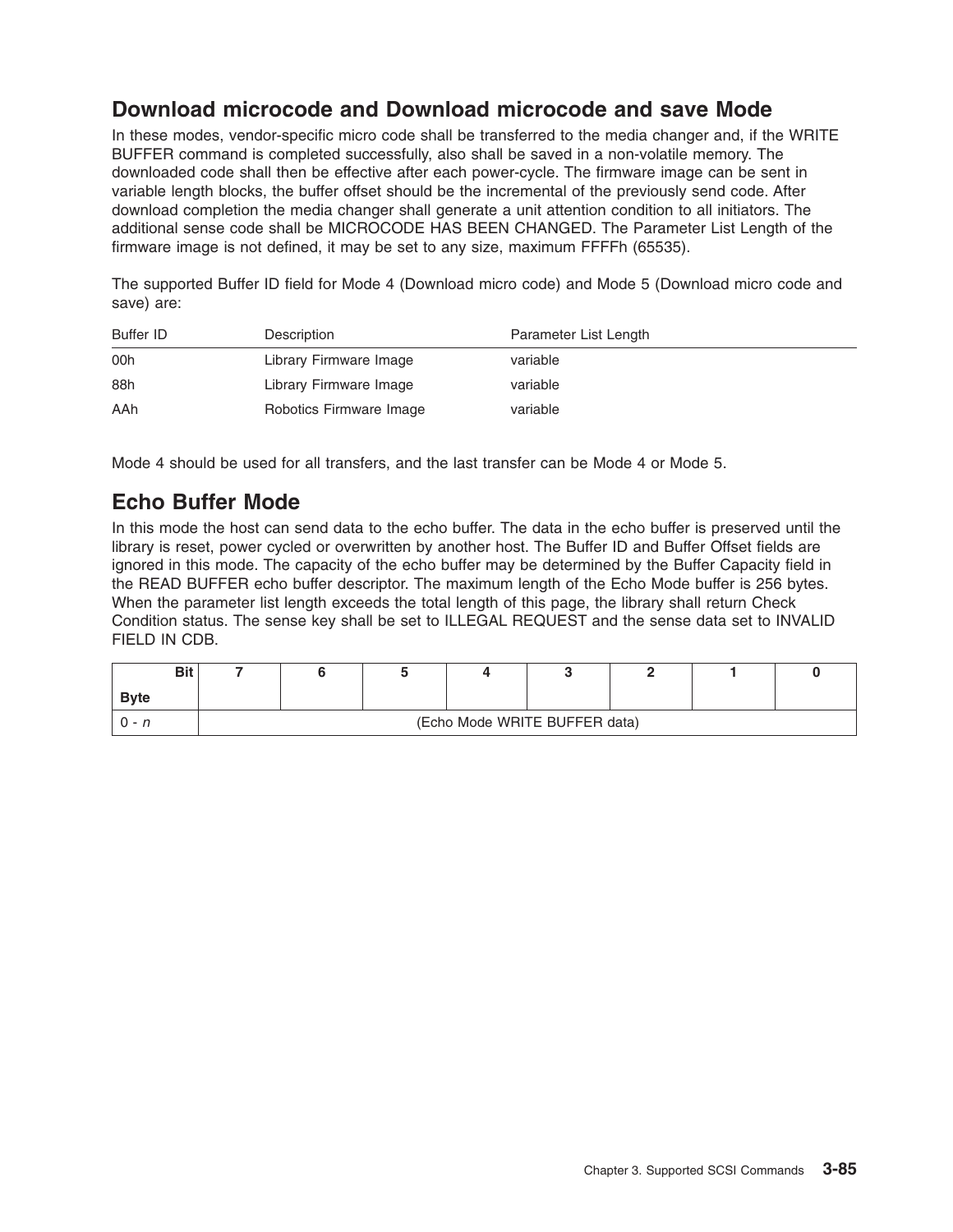## Download microcode and Download microcode and save Mode

In these modes, vendor-specific micro code shall be transferred to the media changer and, if the WRITE BUFFER command is completed successfully, also shall be saved in a non-volatile memory. The downloaded code shall then be effective after each power-cycle. The firmware image can be sent in variable length blocks, the buffer offset should be the incremental of the previously send code. After download completion the media changer shall generate a unit attention condition to all initiators. The additional sense code shall be MICROCODE HAS BEEN CHANGED. The Parameter List Length of the firmware image is not defined, it may be set to any size, maximum FFFFh (65535).

The supported Buffer ID field for Mode 4 (Download micro code) and Mode 5 (Download micro code and save) are:

| Buffer ID | Description | Parameter List Length |
|---|---|---|
| 00h | Library Firmware Image | variable |
| 88h | Library Firmware Image | variable |
| AAh | Robotics Firmware Image | variable |

Mode 4 should be used for all transfers, and the last transfer can be Mode 4 or Mode 5.

## Echo Buffer Mode

In this mode the host can send data to the echo buffer. The data in the echo buffer is preserved until the library is reset, power cycled or overwritten by another host. The Buffer ID and Buffer Offset fields are ignored in this mode. The capacity of the echo buffer may be determined by the Buffer Capacity field in the READ BUFFER echo buffer descriptor. The maximum length of the Echo Mode buffer is 256 bytes. When the parameter list length exceeds the total length of this page, the library shall return Check Condition status. The sense key shall be set to ILLEGAL REQUEST and the sense data set to INVALID FIELD IN CDB.

| Bit / Byte | 7 | 6 | 5 | 4 | 3 | 2 | 1 | 0 |
|---|---|---|---|---|---|---|---|---|
| 0 - *n* | (Echo Mode WRITE BUFFER data) | | | | | | | |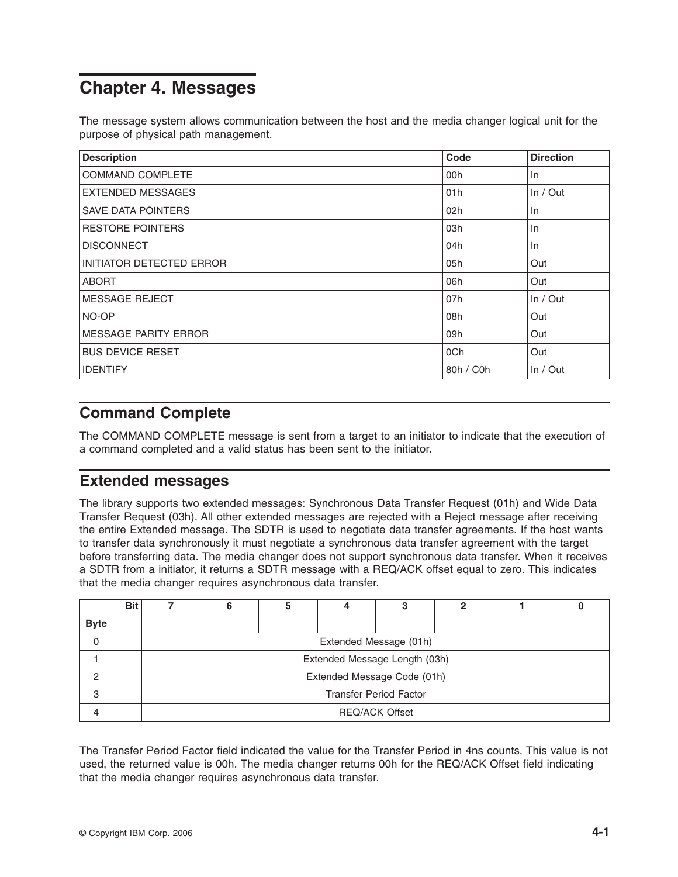# Chapter 4. Messages

The message system allows communication between the host and the media changer logical unit for the purpose of physical path management.

| Description | Code | Direction |
|---|---|---|
| COMMAND COMPLETE | 00h | In |
| EXTENDED MESSAGES | 01h | In / Out |
| SAVE DATA POINTERS | 02h | In |
| RESTORE POINTERS | 03h | In |
| DISCONNECT | 04h | In |
| INITIATOR DETECTED ERROR | 05h | Out |
| ABORT | 06h | Out |
| MESSAGE REJECT | 07h | In / Out |
| NO-OP | 08h | Out |
| MESSAGE PARITY ERROR | 09h | Out |
| BUS DEVICE RESET | 0Ch | Out |
| IDENTIFY | 80h / C0h | In / Out |

## Command Complete

The COMMAND COMPLETE message is sent from a target to an initiator to indicate that the execution of a command completed and a valid status has been sent to the initiator.

## Extended messages

The library supports two extended messages: Synchronous Data Transfer Request (01h) and Wide Data Transfer Request (03h). All other extended messages are rejected with a Reject message after receiving the entire Extended message. The SDTR is used to negotiate data transfer agreements. If the host wants to transfer data synchronously it must negotiate a synchronous data transfer agreement with the target before transferring data. The media changer does not support synchronous data transfer. When it receives a SDTR from a initiator, it returns a SDTR message with a REQ/ACK offset equal to zero. This indicates that the media changer requires asynchronous data transfer.

| Byte \ Bit | 7 | 6 | 5 | 4 | 3 | 2 | 1 | 0 |
|---|---|---|---|---|---|---|---|---|
| 0 | Extended Message (01h) | | | | | | | |
| 1 | Extended Message Length (03h) | | | | | | | |
| 2 | Extended Message Code (01h) | | | | | | | |
| 3 | Transfer Period Factor | | | | | | | |
| 4 | REQ/ACK Offset | | | | | | | |

The Transfer Period Factor field indicated the value for the Transfer Period in 4ns counts. This value is not used, the returned value is 00h. The media changer returns 00h for the REQ/ACK Offset field indicating that the media changer requires asynchronous data transfer.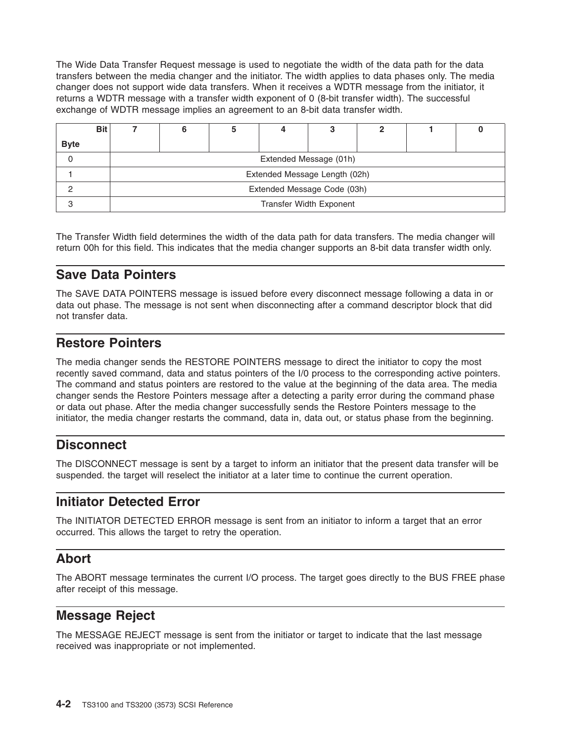The Wide Data Transfer Request message is used to negotiate the width of the data path for the data transfers between the media changer and the initiator. The width applies to data phases only. The media changer does not support wide data transfers. When it receives a WDTR message from the initiator, it returns a WDTR message with a transfer width exponent of 0 (8-bit transfer width). The successful exchange of WDTR message implies an agreement to an 8-bit data transfer width.

| Byte \ Bit | 7 | 6 | 5 | 4 | 3 | 2 | 1 | 0 |
|---|---|---|---|---|---|---|---|---|
| 0 | Extended Message (01h) | | | | | | | |
| 1 | Extended Message Length (02h) | | | | | | | |
| 2 | Extended Message Code (03h) | | | | | | | |
| 3 | Transfer Width Exponent | | | | | | | |

The Transfer Width field determines the width of the data path for data transfers. The media changer will return 00h for this field. This indicates that the media changer supports an 8-bit data transfer width only.

## Save Data Pointers

The SAVE DATA POINTERS message is issued before every disconnect message following a data in or data out phase. The message is not sent when disconnecting after a command descriptor block that did not transfer data.

## Restore Pointers

The media changer sends the RESTORE POINTERS message to direct the initiator to copy the most recently saved command, data and status pointers of the I/0 process to the corresponding active pointers. The command and status pointers are restored to the value at the beginning of the data area. The media changer sends the Restore Pointers message after a detecting a parity error during the command phase or data out phase. After the media changer successfully sends the Restore Pointers message to the initiator, the media changer restarts the command, data in, data out, or status phase from the beginning.

## Disconnect

The DISCONNECT message is sent by a target to inform an initiator that the present data transfer will be suspended. the target will reselect the initiator at a later time to continue the current operation.

## Initiator Detected Error

The INITIATOR DETECTED ERROR message is sent from an initiator to inform a target that an error occurred. This allows the target to retry the operation.

## Abort

The ABORT message terminates the current I/O process. The target goes directly to the BUS FREE phase after receipt of this message.

## Message Reject

The MESSAGE REJECT message is sent from the initiator or target to indicate that the last message received was inappropriate or not implemented.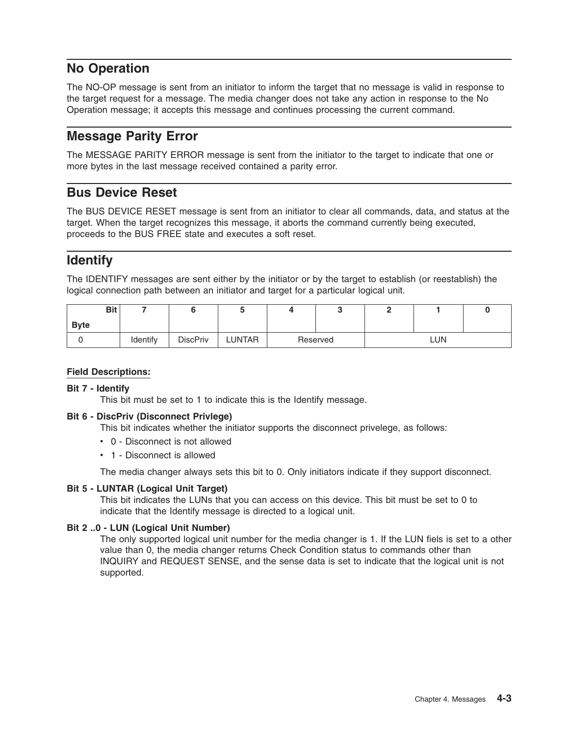## No Operation

The NO-OP message is sent from an initiator to inform the target that no message is valid in response to the target request for a message. The media changer does not take any action in response to the No Operation message; it accepts this message and continues processing the current command.

## Message Parity Error

The MESSAGE PARITY ERROR message is sent from the initiator to the target to indicate that one or more bytes in the last message received contained a parity error.

## Bus Device Reset

The BUS DEVICE RESET message is sent from an initiator to clear all commands, data, and status at the target. When the target recognizes this message, it aborts the command currently being executed, proceeds to the BUS FREE state and executes a soft reset.

## Identify

The IDENTIFY messages are sent either by the initiator or by the target to establish (or reestablish) the logical connection path between an initiator and target for a particular logical unit.

| Bit / Byte | 7 | 6 | 5 | 4 | 3 | 2 | 1 | 0 |
|---|---|---|---|---|---|---|---|---|
| 0 | Identify | DiscPriv | LUNTAR | Reserved | | LUN | | |

**Field Descriptions:**

**Bit 7 - Identify**
This bit must be set to 1 to indicate this is the Identify message.

**Bit 6 - DiscPriv (Disconnect Privlege)**
This bit indicates whether the initiator supports the disconnect privelege, as follows:

- 0 - Disconnect is not allowed
- 1 - Disconnect is allowed

The media changer always sets this bit to 0. Only initiators indicate if they support disconnect.

**Bit 5 - LUNTAR (Logical Unit Target)**
This bit indicates the LUNs that you can access on this device. This bit must be set to 0 to indicate that the Identify message is directed to a logical unit.

**Bit 2 ..0 - LUN (Logical Unit Number)**
The only supported logical unit number for the media changer is 1. If the LUN fiels is set to a other value than 0, the media changer returns Check Condition status to commands other than INQUIRY and REQUEST SENSE, and the sense data is set to indicate that the logical unit is not supported.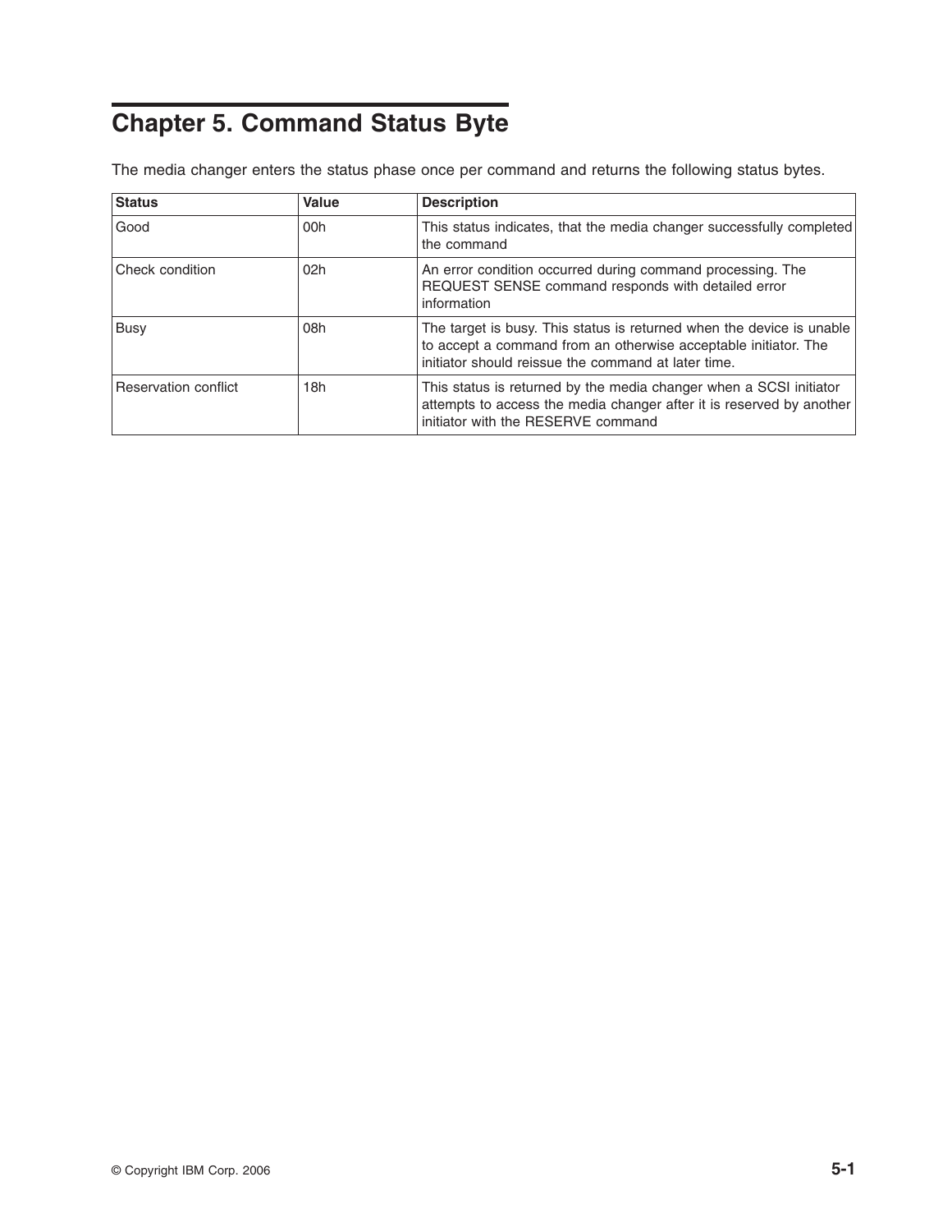# Chapter 5. Command Status Byte

The media changer enters the status phase once per command and returns the following status bytes.

| Status | Value | Description |
| --- | --- | --- |
| Good | 00h | This status indicates, that the media changer successfully completed the command |
| Check condition | 02h | An error condition occurred during command processing. The REQUEST SENSE command responds with detailed error information |
| Busy | 08h | The target is busy. This status is returned when the device is unable to accept a command from an otherwise acceptable initiator. The initiator should reissue the command at later time. |
| Reservation conflict | 18h | This status is returned by the media changer when a SCSI initiator attempts to access the media changer after it is reserved by another initiator with the RESERVE command |

© Copyright IBM Corp. 2006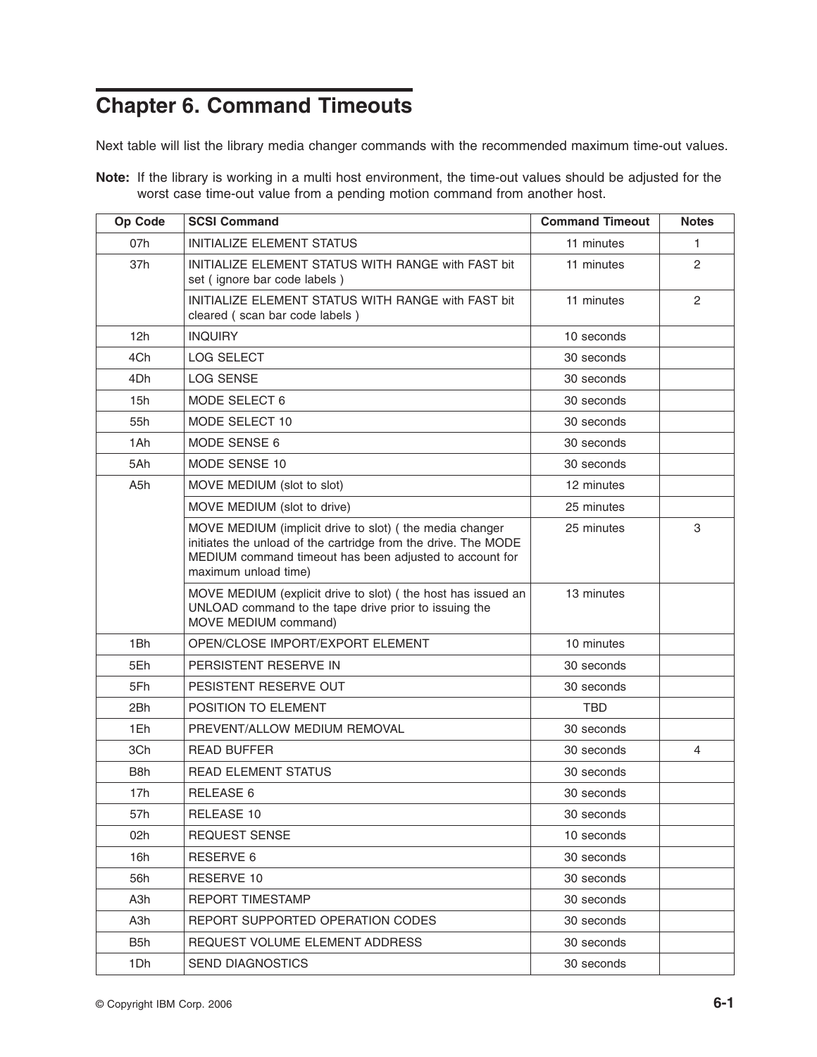# Chapter 6. Command Timeouts

Next table will list the library media changer commands with the recommended maximum time-out values.

**Note:** If the library is working in a multi host environment, the time-out values should be adjusted for the worst case time-out value from a pending motion command from another host.

| Op Code | SCSI Command | Command Timeout | Notes |
|---|---|---|---|
| 07h | INITIALIZE ELEMENT STATUS | 11 minutes | 1 |
| 37h | INITIALIZE ELEMENT STATUS WITH RANGE with FAST bit set ( ignore bar code labels ) | 11 minutes | 2 |
| | INITIALIZE ELEMENT STATUS WITH RANGE with FAST bit cleared ( scan bar code labels ) | 11 minutes | 2 |
| 12h | INQUIRY | 10 seconds | |
| 4Ch | LOG SELECT | 30 seconds | |
| 4Dh | LOG SENSE | 30 seconds | |
| 15h | MODE SELECT 6 | 30 seconds | |
| 55h | MODE SELECT 10 | 30 seconds | |
| 1Ah | MODE SENSE 6 | 30 seconds | |
| 5Ah | MODE SENSE 10 | 30 seconds | |
| A5h | MOVE MEDIUM (slot to slot) | 12 minutes | |
| | MOVE MEDIUM (slot to drive) | 25 minutes | |
| | MOVE MEDIUM (implicit drive to slot) ( the media changer initiates the unload of the cartridge from the drive. The MODE MEDIUM command timeout has been adjusted to account for maximum unload time) | 25 minutes | 3 |
| | MOVE MEDIUM (explicit drive to slot) ( the host has issued an UNLOAD command to the tape drive prior to issuing the MOVE MEDIUM command) | 13 minutes | |
| 1Bh | OPEN/CLOSE IMPORT/EXPORT ELEMENT | 10 minutes | |
| 5Eh | PERSISTENT RESERVE IN | 30 seconds | |
| 5Fh | PESISTENT RESERVE OUT | 30 seconds | |
| 2Bh | POSITION TO ELEMENT | TBD | |
| 1Eh | PREVENT/ALLOW MEDIUM REMOVAL | 30 seconds | |
| 3Ch | READ BUFFER | 30 seconds | 4 |
| B8h | READ ELEMENT STATUS | 30 seconds | |
| 17h | RELEASE 6 | 30 seconds | |
| 57h | RELEASE 10 | 30 seconds | |
| 02h | REQUEST SENSE | 10 seconds | |
| 16h | RESERVE 6 | 30 seconds | |
| 56h | RESERVE 10 | 30 seconds | |
| A3h | REPORT TIMESTAMP | 30 seconds | |
| A3h | REPORT SUPPORTED OPERATION CODES | 30 seconds | |
| B5h | REQUEST VOLUME ELEMENT ADDRESS | 30 seconds | |
| 1Dh | SEND DIAGNOSTICS | 30 seconds | |

© Copyright IBM Corp. 2006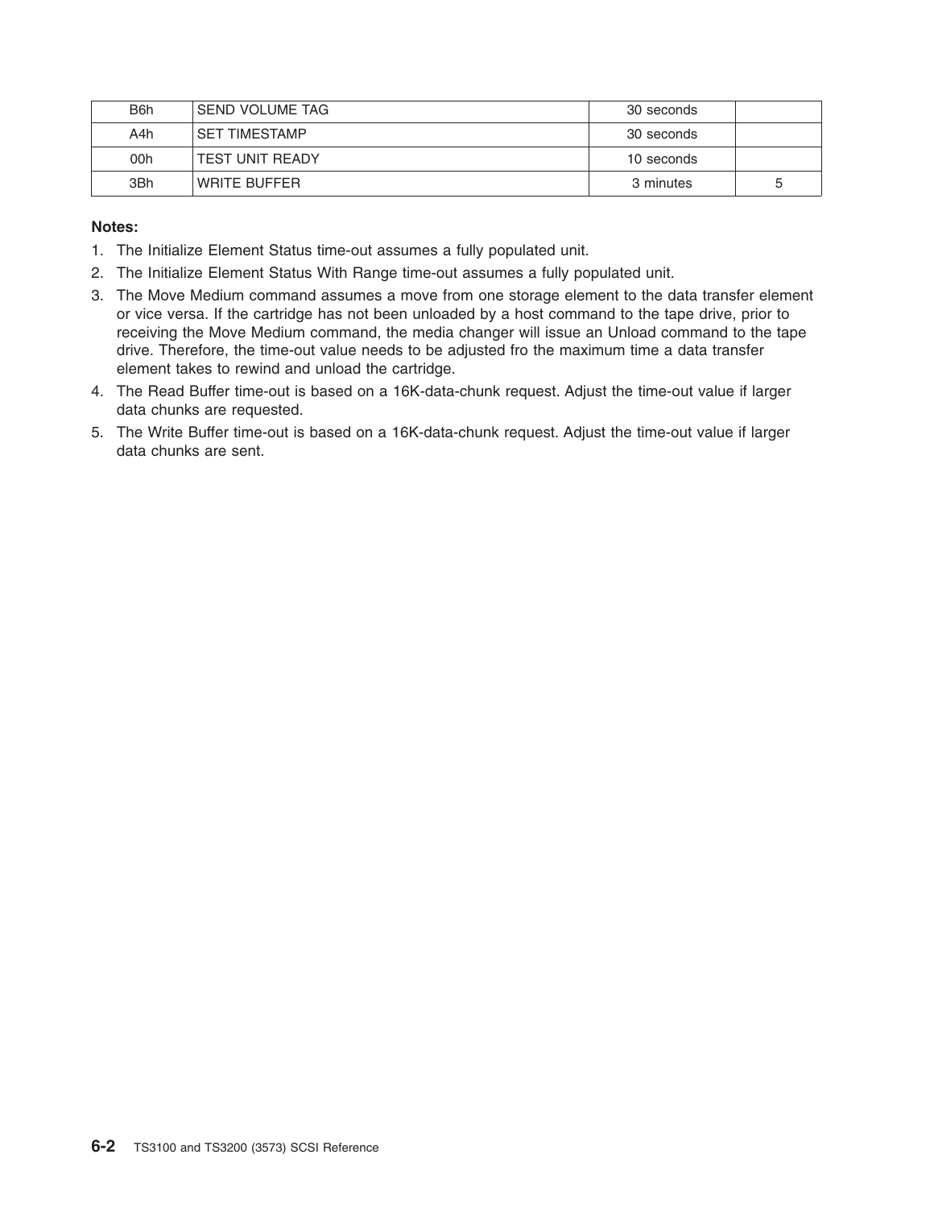| | | | |
|---|---|---|---|
| B6h | SEND VOLUME TAG | 30 seconds | |
| A4h | SET TIMESTAMP | 30 seconds | |
| 00h | TEST UNIT READY | 10 seconds | |
| 3Bh | WRITE BUFFER | 3 minutes | 5 |

**Notes:**

1. The Initialize Element Status time-out assumes a fully populated unit.
2. The Initialize Element Status With Range time-out assumes a fully populated unit.
3. The Move Medium command assumes a move from one storage element to the data transfer element or vice versa. If the cartridge has not been unloaded by a host command to the tape drive, prior to receiving the Move Medium command, the media changer will issue an Unload command to the tape drive. Therefore, the time-out value needs to be adjusted fro the maximum time a data transfer element takes to rewind and unload the cartridge.
4. The Read Buffer time-out is based on a 16K-data-chunk request. Adjust the time-out value if larger data chunks are requested.
5. The Write Buffer time-out is based on a 16K-data-chunk request. Adjust the time-out value if larger data chunks are sent.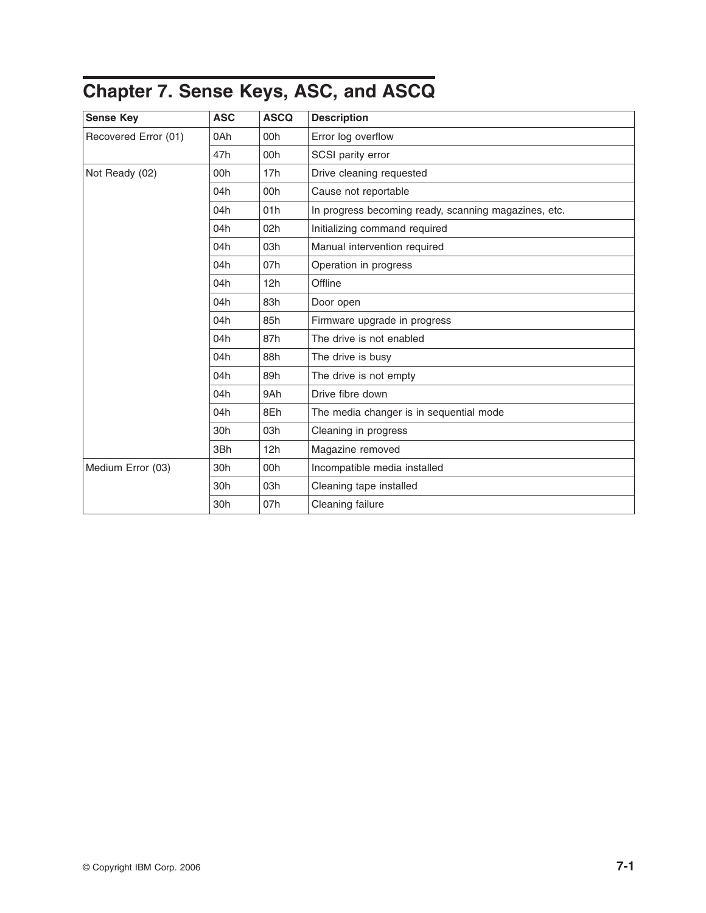# Chapter 7. Sense Keys, ASC, and ASCQ

| Sense Key | ASC | ASCQ | Description |
| --- | --- | --- | --- |
| Recovered Error (01) | 0Ah | 00h | Error log overflow |
| | 47h | 00h | SCSI parity error |
| Not Ready (02) | 00h | 17h | Drive cleaning requested |
| | 04h | 00h | Cause not reportable |
| | 04h | 01h | In progress becoming ready, scanning magazines, etc. |
| | 04h | 02h | Initializing command required |
| | 04h | 03h | Manual intervention required |
| | 04h | 07h | Operation in progress |
| | 04h | 12h | Offline |
| | 04h | 83h | Door open |
| | 04h | 85h | Firmware upgrade in progress |
| | 04h | 87h | The drive is not enabled |
| | 04h | 88h | The drive is busy |
| | 04h | 89h | The drive is not empty |
| | 04h | 9Ah | Drive fibre down |
| | 04h | 8Eh | The media changer is in sequential mode |
| | 30h | 03h | Cleaning in progress |
| | 3Bh | 12h | Magazine removed |
| Medium Error (03) | 30h | 00h | Incompatible media installed |
| | 30h | 03h | Cleaning tape installed |
| | 30h | 07h | Cleaning failure |

© Copyright IBM Corp. 2006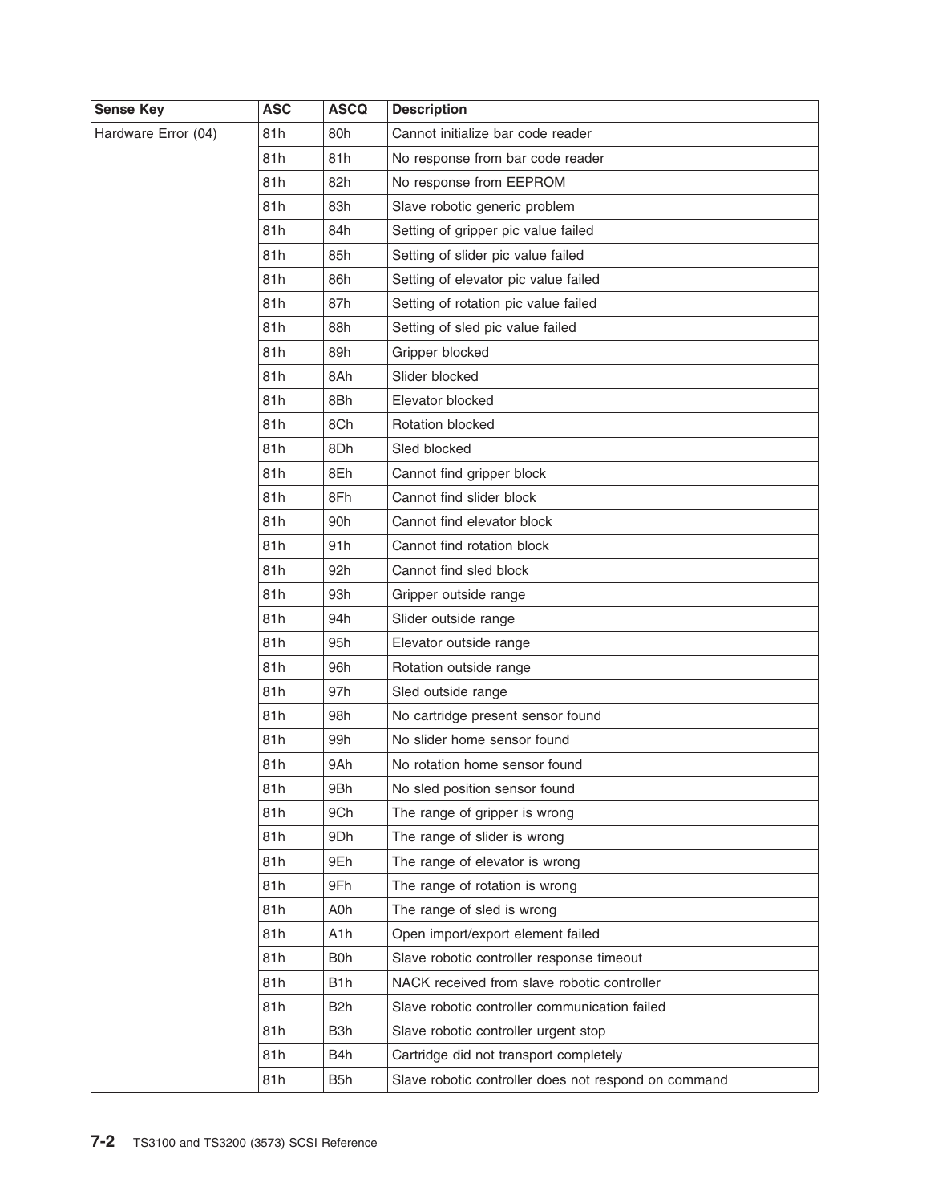| Sense Key | ASC | ASCQ | Description |
| --- | --- | --- | --- |
| Hardware Error (04) | 81h | 80h | Cannot initialize bar code reader |
| | 81h | 81h | No response from bar code reader |
| | 81h | 82h | No response from EEPROM |
| | 81h | 83h | Slave robotic generic problem |
| | 81h | 84h | Setting of gripper pic value failed |
| | 81h | 85h | Setting of slider pic value failed |
| | 81h | 86h | Setting of elevator pic value failed |
| | 81h | 87h | Setting of rotation pic value failed |
| | 81h | 88h | Setting of sled pic value failed |
| | 81h | 89h | Gripper blocked |
| | 81h | 8Ah | Slider blocked |
| | 81h | 8Bh | Elevator blocked |
| | 81h | 8Ch | Rotation blocked |
| | 81h | 8Dh | Sled blocked |
| | 81h | 8Eh | Cannot find gripper block |
| | 81h | 8Fh | Cannot find slider block |
| | 81h | 90h | Cannot find elevator block |
| | 81h | 91h | Cannot find rotation block |
| | 81h | 92h | Cannot find sled block |
| | 81h | 93h | Gripper outside range |
| | 81h | 94h | Slider outside range |
| | 81h | 95h | Elevator outside range |
| | 81h | 96h | Rotation outside range |
| | 81h | 97h | Sled outside range |
| | 81h | 98h | No cartridge present sensor found |
| | 81h | 99h | No slider home sensor found |
| | 81h | 9Ah | No rotation home sensor found |
| | 81h | 9Bh | No sled position sensor found |
| | 81h | 9Ch | The range of gripper is wrong |
| | 81h | 9Dh | The range of slider is wrong |
| | 81h | 9Eh | The range of elevator is wrong |
| | 81h | 9Fh | The range of rotation is wrong |
| | 81h | A0h | The range of sled is wrong |
| | 81h | A1h | Open import/export element failed |
| | 81h | B0h | Slave robotic controller response timeout |
| | 81h | B1h | NACK received from slave robotic controller |
| | 81h | B2h | Slave robotic controller communication failed |
| | 81h | B3h | Slave robotic controller urgent stop |
| | 81h | B4h | Cartridge did not transport completely |
| | 81h | B5h | Slave robotic controller does not respond on command |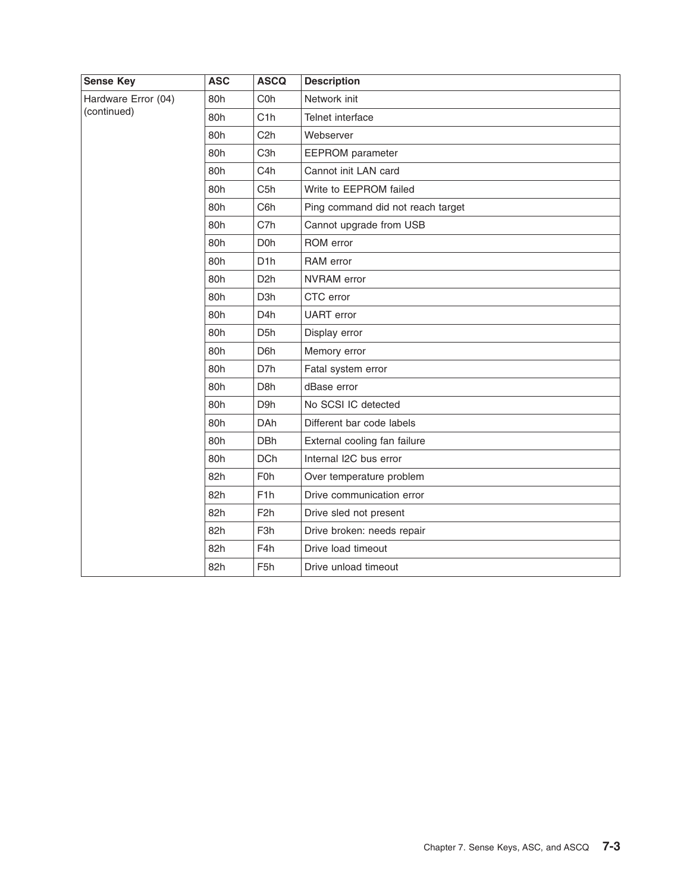| Sense Key | ASC | ASCQ | Description |
|---|---|---|---|
| Hardware Error (04) (continued) | 80h | C0h | Network init |
| | 80h | C1h | Telnet interface |
| | 80h | C2h | Webserver |
| | 80h | C3h | EEPROM parameter |
| | 80h | C4h | Cannot init LAN card |
| | 80h | C5h | Write to EEPROM failed |
| | 80h | C6h | Ping command did not reach target |
| | 80h | C7h | Cannot upgrade from USB |
| | 80h | D0h | ROM error |
| | 80h | D1h | RAM error |
| | 80h | D2h | NVRAM error |
| | 80h | D3h | CTC error |
| | 80h | D4h | UART error |
| | 80h | D5h | Display error |
| | 80h | D6h | Memory error |
| | 80h | D7h | Fatal system error |
| | 80h | D8h | dBase error |
| | 80h | D9h | No SCSI IC detected |
| | 80h | DAh | Different bar code labels |
| | 80h | DBh | External cooling fan failure |
| | 80h | DCh | Internal I2C bus error |
| | 82h | F0h | Over temperature problem |
| | 82h | F1h | Drive communication error |
| | 82h | F2h | Drive sled not present |
| | 82h | F3h | Drive broken: needs repair |
| | 82h | F4h | Drive load timeout |
| | 82h | F5h | Drive unload timeout |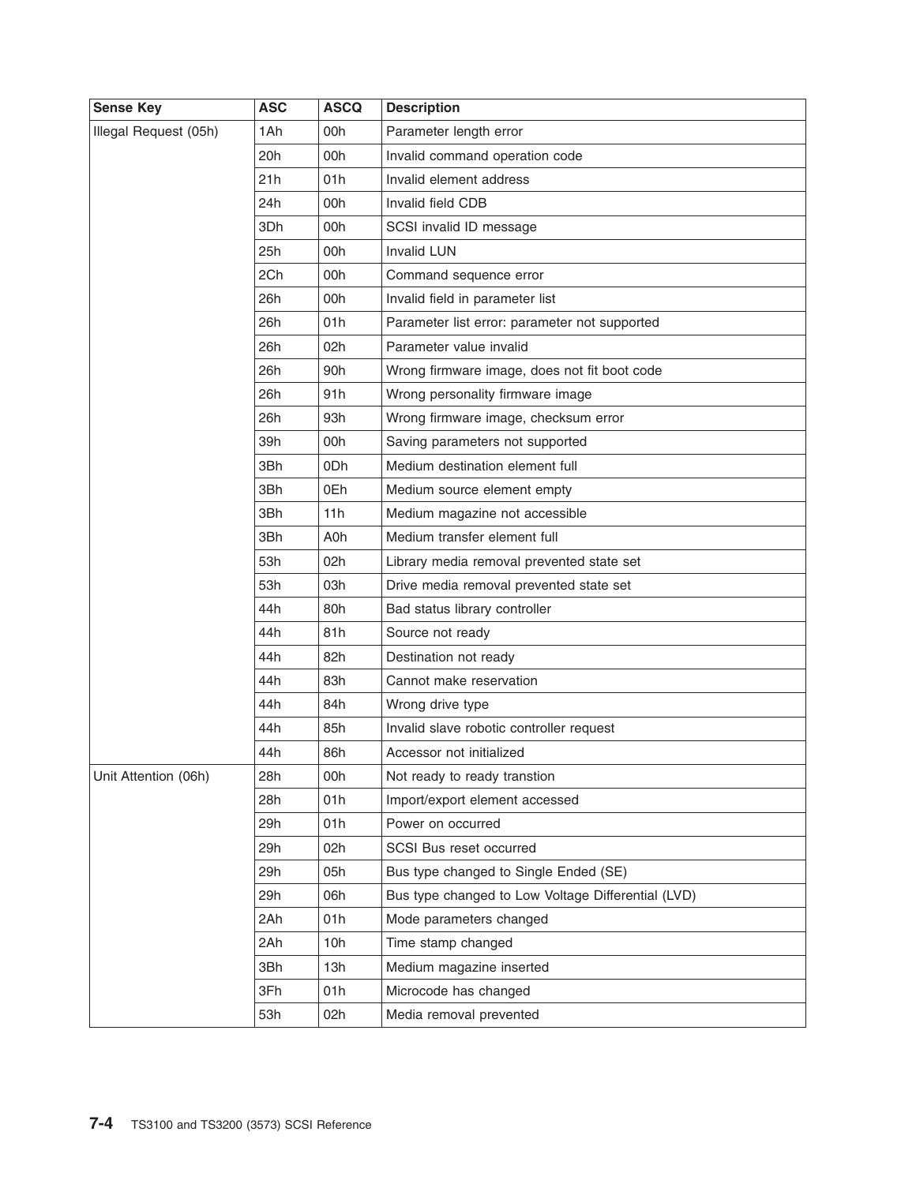| Sense Key | ASC | ASCQ | Description |
| --- | --- | --- | --- |
| Illegal Request (05h) | 1Ah | 00h | Parameter length error |
| | 20h | 00h | Invalid command operation code |
| | 21h | 01h | Invalid element address |
| | 24h | 00h | Invalid field CDB |
| | 3Dh | 00h | SCSI invalid ID message |
| | 25h | 00h | Invalid LUN |
| | 2Ch | 00h | Command sequence error |
| | 26h | 00h | Invalid field in parameter list |
| | 26h | 01h | Parameter list error: parameter not supported |
| | 26h | 02h | Parameter value invalid |
| | 26h | 90h | Wrong firmware image, does not fit boot code |
| | 26h | 91h | Wrong personality firmware image |
| | 26h | 93h | Wrong firmware image, checksum error |
| | 39h | 00h | Saving parameters not supported |
| | 3Bh | 0Dh | Medium destination element full |
| | 3Bh | 0Eh | Medium source element empty |
| | 3Bh | 11h | Medium magazine not accessible |
| | 3Bh | A0h | Medium transfer element full |
| | 53h | 02h | Library media removal prevented state set |
| | 53h | 03h | Drive media removal prevented state set |
| | 44h | 80h | Bad status library controller |
| | 44h | 81h | Source not ready |
| | 44h | 82h | Destination not ready |
| | 44h | 83h | Cannot make reservation |
| | 44h | 84h | Wrong drive type |
| | 44h | 85h | Invalid slave robotic controller request |
| | 44h | 86h | Accessor not initialized |
| Unit Attention (06h) | 28h | 00h | Not ready to ready transtion |
| | 28h | 01h | Import/export element accessed |
| | 29h | 01h | Power on occurred |
| | 29h | 02h | SCSI Bus reset occurred |
| | 29h | 05h | Bus type changed to Single Ended (SE) |
| | 29h | 06h | Bus type changed to Low Voltage Differential (LVD) |
| | 2Ah | 01h | Mode parameters changed |
| | 2Ah | 10h | Time stamp changed |
| | 3Bh | 13h | Medium magazine inserted |
| | 3Fh | 01h | Microcode has changed |
| | 53h | 02h | Media removal prevented |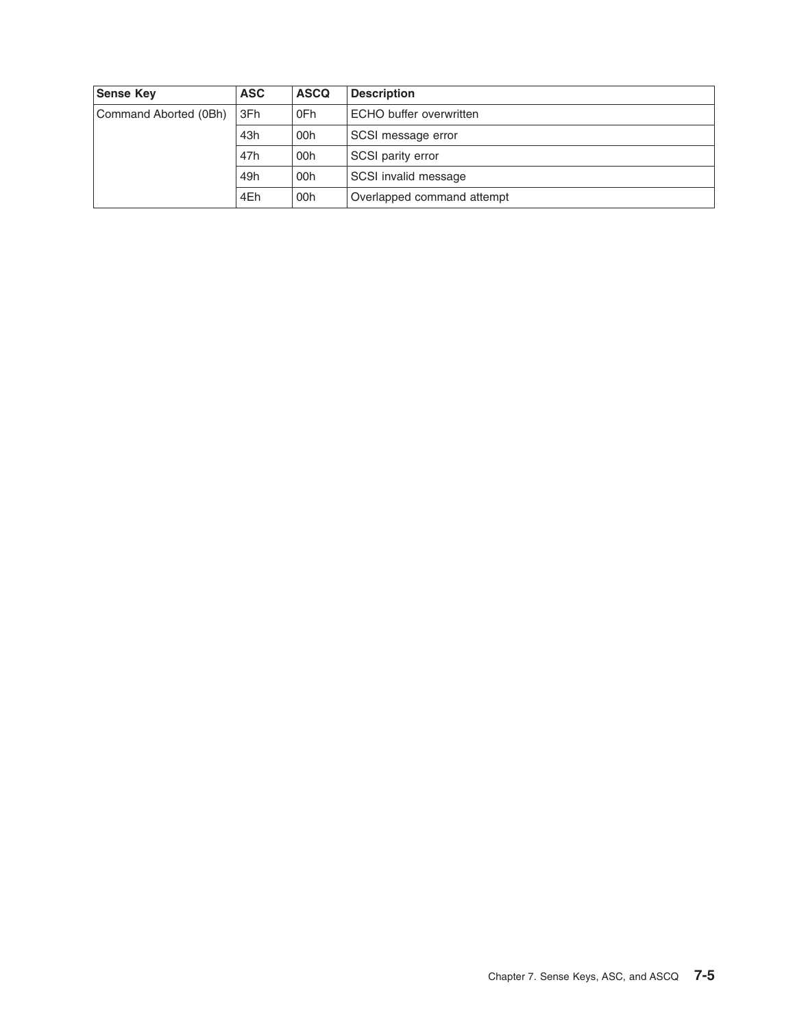| Sense Key | ASC | ASCQ | Description |
| --- | --- | --- | --- |
| Command Aborted (0Bh) | 3Fh | 0Fh | ECHO buffer overwritten |
| | 43h | 00h | SCSI message error |
| | 47h | 00h | SCSI parity error |
| | 49h | 00h | SCSI invalid message |
| | 4Eh | 00h | Overlapped command attempt |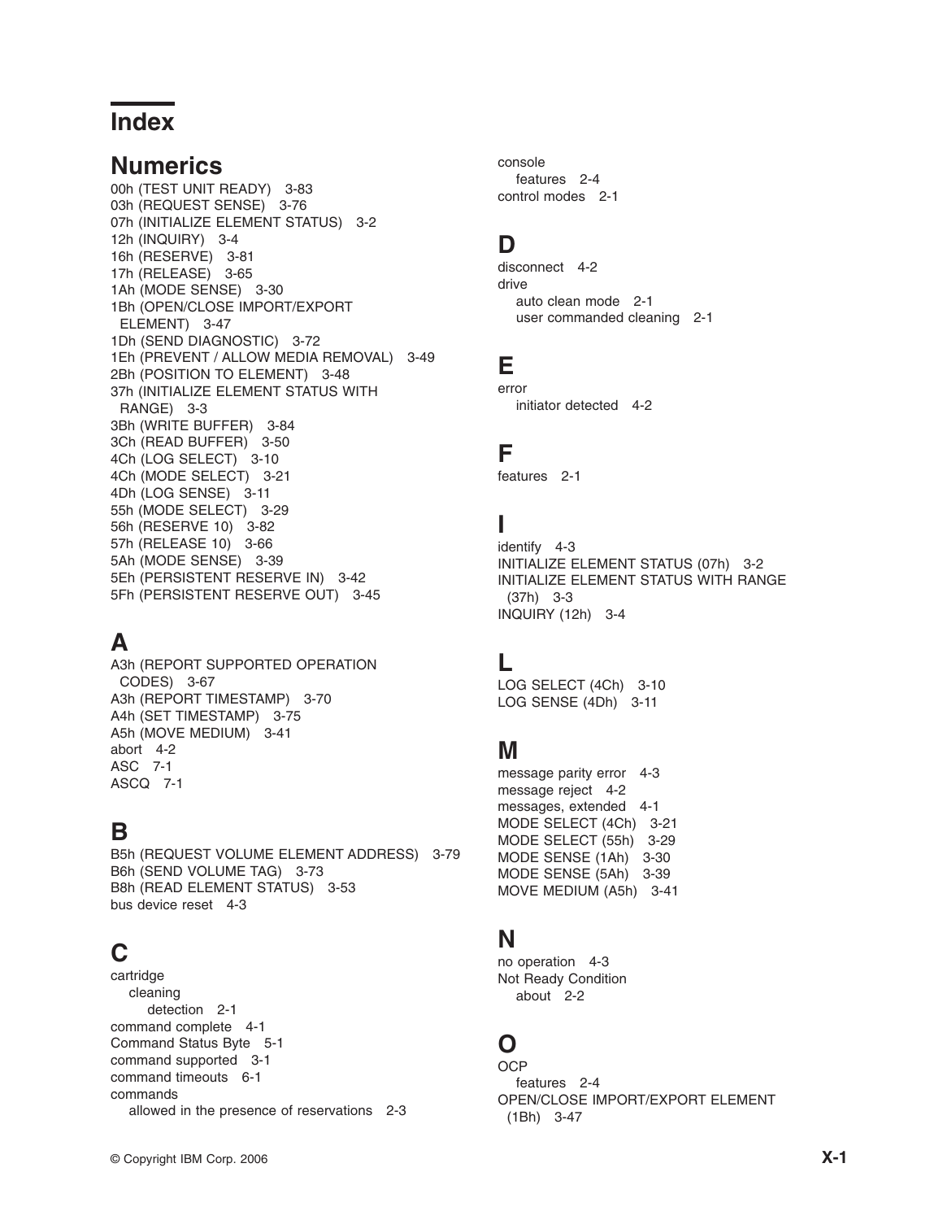# Index

## Numerics

00h (TEST UNIT READY) 3-83
03h (REQUEST SENSE) 3-76
07h (INITIALIZE ELEMENT STATUS) 3-2
12h (INQUIRY) 3-4
16h (RESERVE) 3-81
17h (RELEASE) 3-65
1Ah (MODE SENSE) 3-30
1Bh (OPEN/CLOSE IMPORT/EXPORT ELEMENT) 3-47
1Dh (SEND DIAGNOSTIC) 3-72
1Eh (PREVENT / ALLOW MEDIA REMOVAL) 3-49
2Bh (POSITION TO ELEMENT) 3-48
37h (INITIALIZE ELEMENT STATUS WITH RANGE) 3-3
3Bh (WRITE BUFFER) 3-84
3Ch (READ BUFFER) 3-50
4Ch (LOG SELECT) 3-10
4Ch (MODE SELECT) 3-21
4Dh (LOG SENSE) 3-11
55h (MODE SELECT) 3-29
56h (RESERVE 10) 3-82
57h (RELEASE 10) 3-66
5Ah (MODE SENSE) 3-39
5Eh (PERSISTENT RESERVE IN) 3-42
5Fh (PERSISTENT RESERVE OUT) 3-45

## A

A3h (REPORT SUPPORTED OPERATION CODES) 3-67
A3h (REPORT TIMESTAMP) 3-70
A4h (SET TIMESTAMP) 3-75
A5h (MOVE MEDIUM) 3-41
abort 4-2
ASC 7-1
ASCQ 7-1

## B

B5h (REQUEST VOLUME ELEMENT ADDRESS) 3-79
B6h (SEND VOLUME TAG) 3-73
B8h (READ ELEMENT STATUS) 3-53
bus device reset 4-3

## C

cartridge
- cleaning
  - detection 2-1

command complete 4-1
Command Status Byte 5-1
command supported 3-1
command timeouts 6-1
commands
- allowed in the presence of reservations 2-3

console
- features 2-4

control modes 2-1

## D

disconnect 4-2
drive
- auto clean mode 2-1
- user commanded cleaning 2-1

## E

error
- initiator detected 4-2

## F

features 2-1

## I

identify 4-3
INITIALIZE ELEMENT STATUS (07h) 3-2
INITIALIZE ELEMENT STATUS WITH RANGE (37h) 3-3
INQUIRY (12h) 3-4

## L

LOG SELECT (4Ch) 3-10
LOG SENSE (4Dh) 3-11

## M

message parity error 4-3
message reject 4-2
messages, extended 4-1
MODE SELECT (4Ch) 3-21
MODE SELECT (55h) 3-29
MODE SENSE (1Ah) 3-30
MODE SENSE (5Ah) 3-39
MOVE MEDIUM (A5h) 3-41

## N

no operation 4-3
Not Ready Condition
- about 2-2

## O

OCP
- features 2-4

OPEN/CLOSE IMPORT/EXPORT ELEMENT (1Bh) 3-47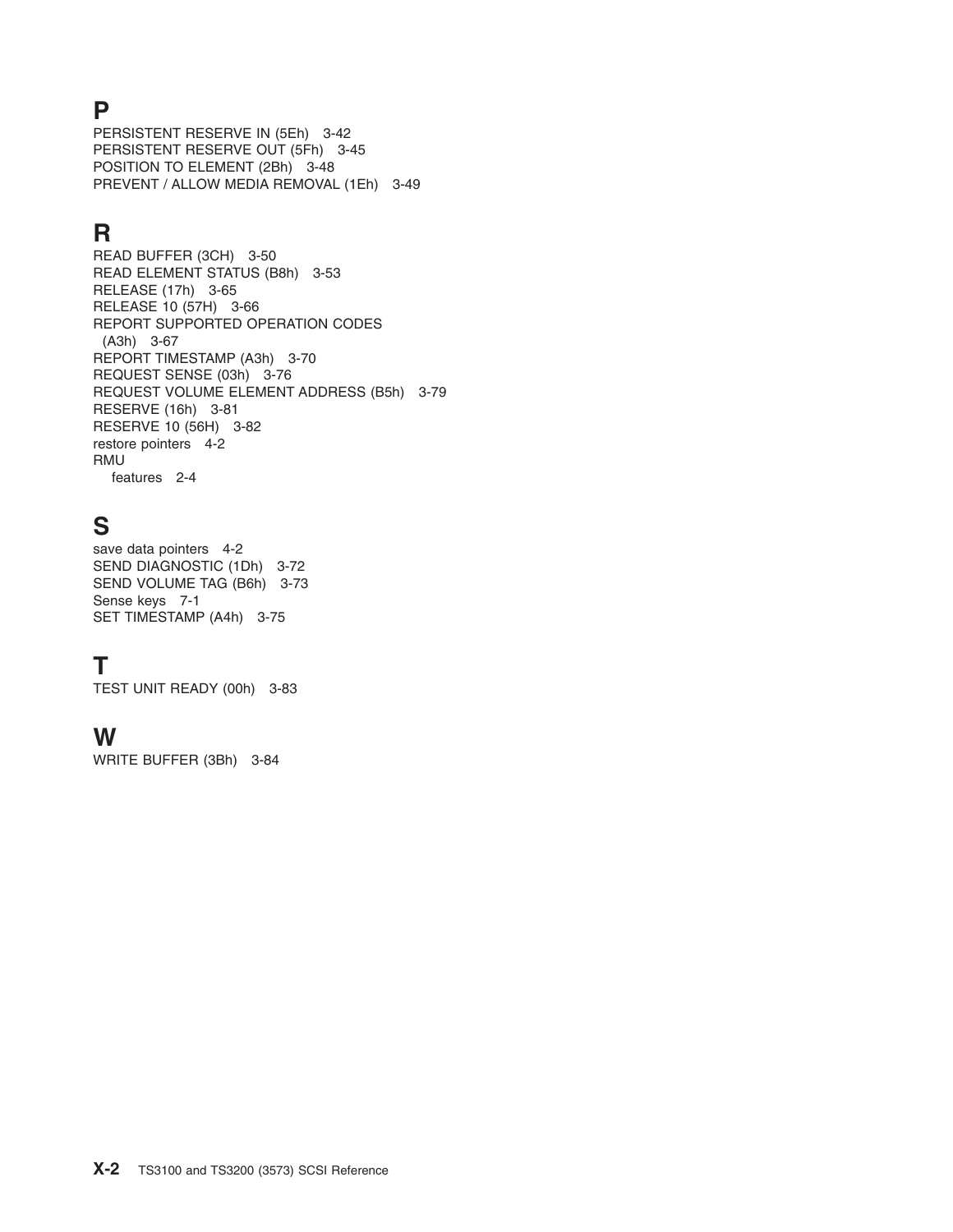## P

PERSISTENT RESERVE IN (5Eh) 3-42
PERSISTENT RESERVE OUT (5Fh) 3-45
POSITION TO ELEMENT (2Bh) 3-48
PREVENT / ALLOW MEDIA REMOVAL (1Eh) 3-49

## R

READ BUFFER (3CH) 3-50
READ ELEMENT STATUS (B8h) 3-53
RELEASE (17h) 3-65
RELEASE 10 (57H) 3-66
REPORT SUPPORTED OPERATION CODES (A3h) 3-67
REPORT TIMESTAMP (A3h) 3-70
REQUEST SENSE (03h) 3-76
REQUEST VOLUME ELEMENT ADDRESS (B5h) 3-79
RESERVE (16h) 3-81
RESERVE 10 (56H) 3-82
restore pointers 4-2
RMU
  features 2-4

## S

save data pointers 4-2
SEND DIAGNOSTIC (1Dh) 3-72
SEND VOLUME TAG (B6h) 3-73
Sense keys 7-1
SET TIMESTAMP (A4h) 3-75

## T

TEST UNIT READY (00h) 3-83

## W

WRITE BUFFER (3Bh) 3-84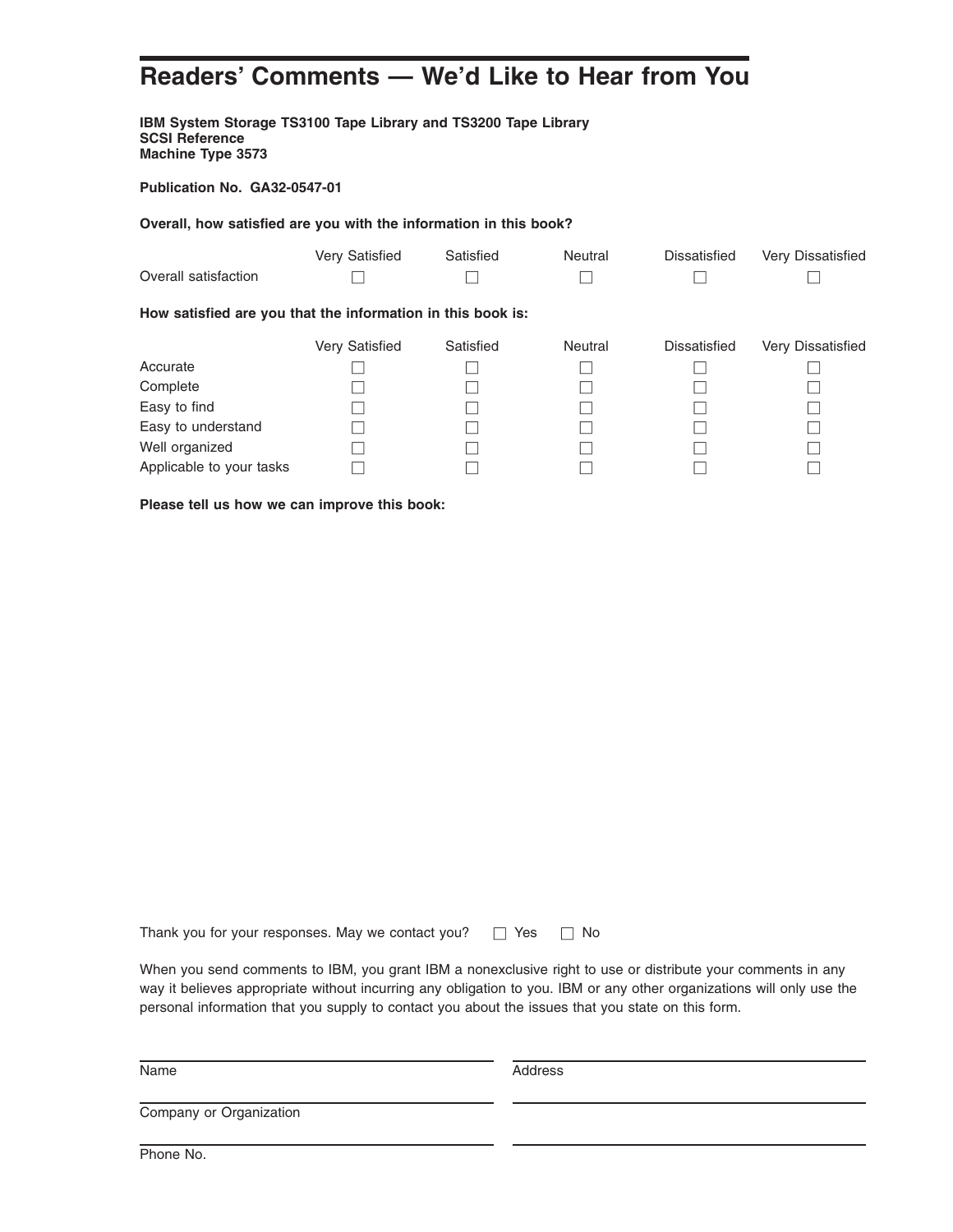# Readers' Comments — We'd Like to Hear from You

**IBM System Storage TS3100 Tape Library and TS3200 Tape Library**
**SCSI Reference**
**Machine Type 3573**

**Publication No. GA32-0547-01**

**Overall, how satisfied are you with the information in this book?**

| | Very Satisfied | Satisfied | Neutral | Dissatisfied | Very Dissatisfied |
|---|---|---|---|---|---|
| Overall satisfaction | ☐ | ☐ | ☐ | ☐ | ☐ |

**How satisfied are you that the information in this book is:**

| | Very Satisfied | Satisfied | Neutral | Dissatisfied | Very Dissatisfied |
|---|---|---|---|---|---|
| Accurate | ☐ | ☐ | ☐ | ☐ | ☐ |
| Complete | ☐ | ☐ | ☐ | ☐ | ☐ |
| Easy to find | ☐ | ☐ | ☐ | ☐ | ☐ |
| Easy to understand | ☐ | ☐ | ☐ | ☐ | ☐ |
| Well organized | ☐ | ☐ | ☐ | ☐ | ☐ |
| Applicable to your tasks | ☐ | ☐ | ☐ | ☐ | ☐ |

**Please tell us how we can improve this book:**

Thank you for your responses. May we contact you? ☐ Yes ☐ No

When you send comments to IBM, you grant IBM a nonexclusive right to use or distribute your comments in any way it believes appropriate without incurring any obligation to you. IBM or any other organizations will only use the personal information that you supply to contact you about the issues that you state on this form.

Name

Address

Company or Organization

Phone No.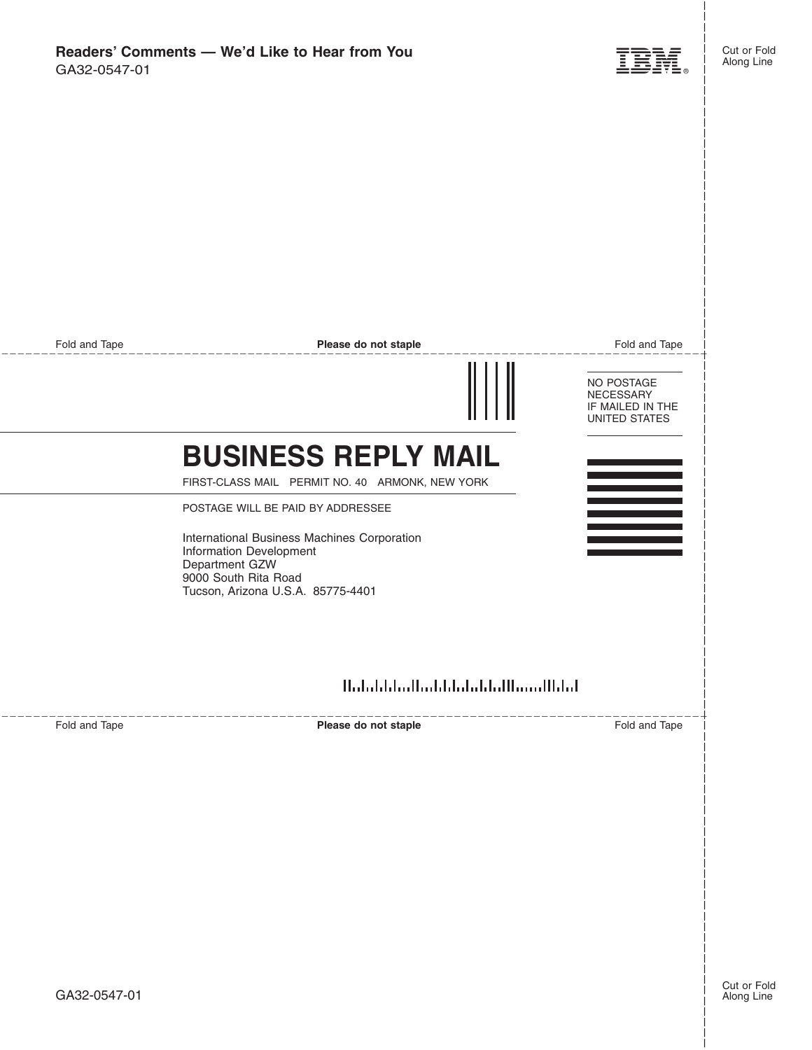**Readers' Comments — We'd Like to Hear from You**

GA32-0547-01

Cut or Fold Along Line

Fold and Tape | **Please do not staple** | Fold and Tape

NO POSTAGE NECESSARY IF MAILED IN THE UNITED STATES

# BUSINESS REPLY MAIL

FIRST-CLASS MAIL   PERMIT NO. 40   ARMONK, NEW YORK

POSTAGE WILL BE PAID BY ADDRESSEE

International Business Machines Corporation
Information Development
Department GZW
9000 South Rita Road
Tucson, Arizona U.S.A.  85775-4401

Fold and Tape | **Please do not staple** | Fold and Tape

GA32-0547-01

Cut or Fold Along Line